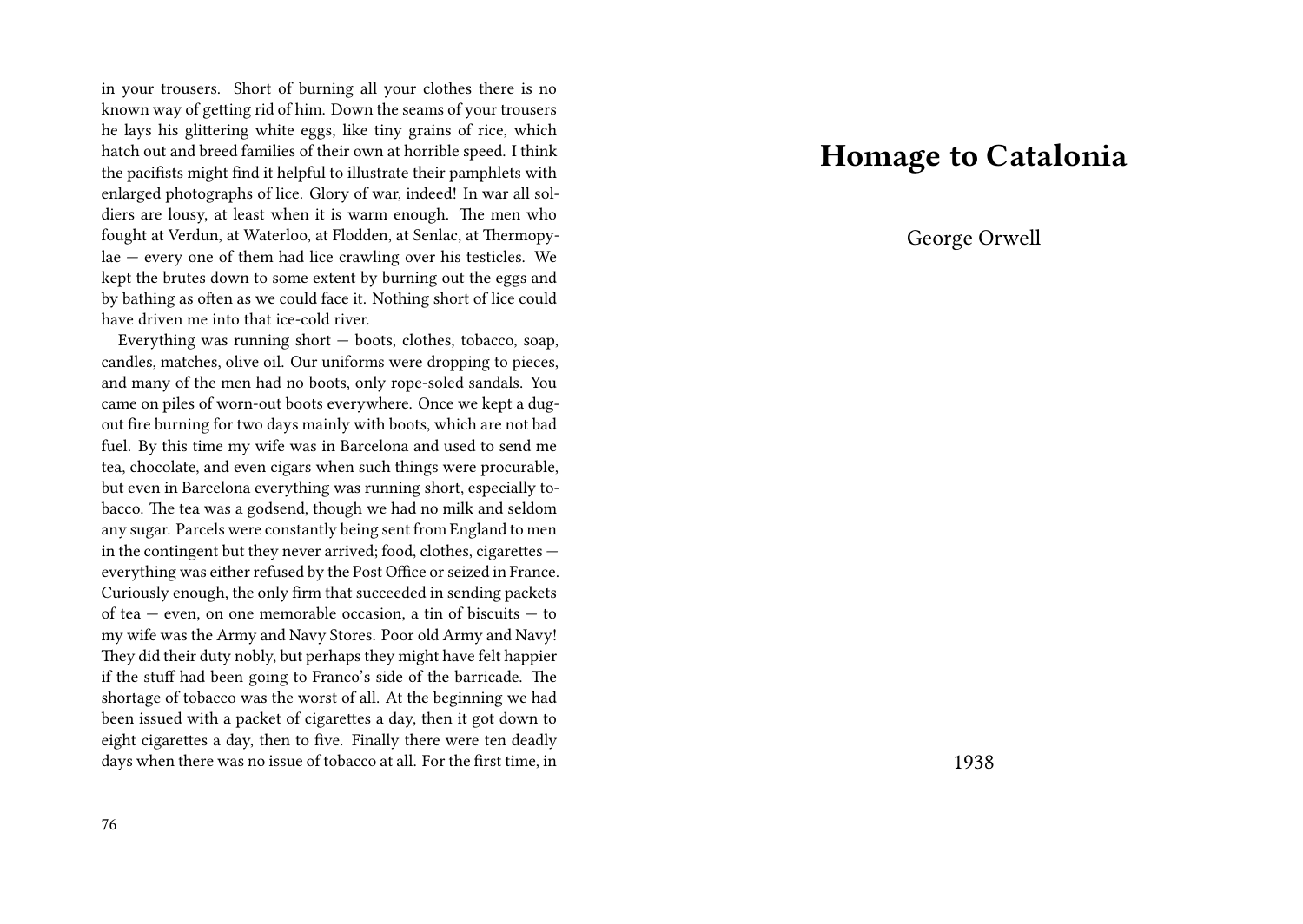in your trousers. Short of burning all your clothes there is no known way of getting rid of him. Down the seams of your trousers he lays his glittering white eggs, like tiny grains of rice, which hatch out and breed families of their own at horrible speed. I think the pacifists might find it helpful to illustrate their pamphlets with enlarged photographs of lice. Glory of war, indeed! In war all soldiers are lousy, at least when it is warm enough. The men who fought at Verdun, at Waterloo, at Flodden, at Senlac, at Thermopylae — every one of them had lice crawling over his testicles. We kept the brutes down to some extent by burning out the eggs and by bathing as often as we could face it. Nothing short of lice could have driven me into that ice-cold river.

Everything was running short — boots, clothes, tobacco, soap, candles, matches, olive oil. Our uniforms were dropping to pieces, and many of the men had no boots, only rope-soled sandals. You came on piles of worn-out boots everywhere. Once we kept a dug-out fire burning for two days mainly with boots, which are not bad fuel. By this time my wife was in Barcelona and used to send me tea, chocolate, and even cigars when such things were procurable, but even in Barcelona everything was running short, especially tobacco. The tea was a godsend, though we had no milk and seldom any sugar. Parcels were constantly being sent from England to men in the contingent but they never arrived; food, clothes, cigarettes — everything was either refused by the Post Office or seized in France. Curiously enough, the only firm that succeeded in sending packets of tea — even, on one memorable occasion, a tin of biscuits — to my wife was the Army and Navy Stores. Poor old Army and Navy! They did their duty nobly, but perhaps they might have felt happier if the stuff had been going to Franco's side of the barricade. The shortage of tobacco was the worst of all. At the beginning we had been issued with a packet of cigarettes a day, then it got down to eight cigarettes a day, then to five. Finally there were ten deadly days when there was no issue of tobacco at all. For the first time, in

# Homage to Catalonia

George Orwell

1938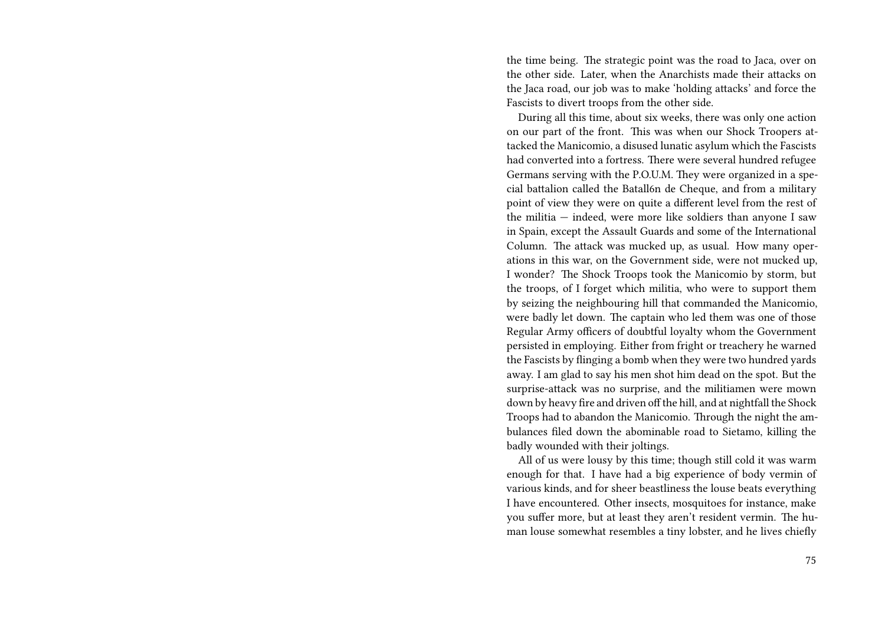the time being. The strategic point was the road to Jaca, over on the other side. Later, when the Anarchists made their attacks on the Jaca road, our job was to make 'holding attacks' and force the Fascists to divert troops from the other side.

During all this time, about six weeks, there was only one action on our part of the front. This was when our Shock Troopers attacked the Manicomio, a disused lunatic asylum which the Fascists had converted into a fortress. There were several hundred refugee Germans serving with the P.O.U.M. They were organized in a special battalion called the Batall6n de Cheque, and from a military point of view they were on quite a different level from the rest of the militia — indeed, were more like soldiers than anyone I saw in Spain, except the Assault Guards and some of the International Column. The attack was mucked up, as usual. How many operations in this war, on the Government side, were not mucked up, I wonder? The Shock Troops took the Manicomio by storm, but the troops, of I forget which militia, who were to support them by seizing the neighbouring hill that commanded the Manicomio, were badly let down. The captain who led them was one of those Regular Army officers of doubtful loyalty whom the Government persisted in employing. Either from fright or treachery he warned the Fascists by flinging a bomb when they were two hundred yards away. I am glad to say his men shot him dead on the spot. But the surprise-attack was no surprise, and the militiamen were mown down by heavy fire and driven off the hill, and at nightfall the Shock Troops had to abandon the Manicomio. Through the night the ambulances filed down the abominable road to Sietamo, killing the badly wounded with their joltings.

All of us were lousy by this time; though still cold it was warm enough for that. I have had a big experience of body vermin of various kinds, and for sheer beastliness the louse beats everything I have encountered. Other insects, mosquitoes for instance, make you suffer more, but at least they aren't resident vermin. The human louse somewhat resembles a tiny lobster, and he lives chiefly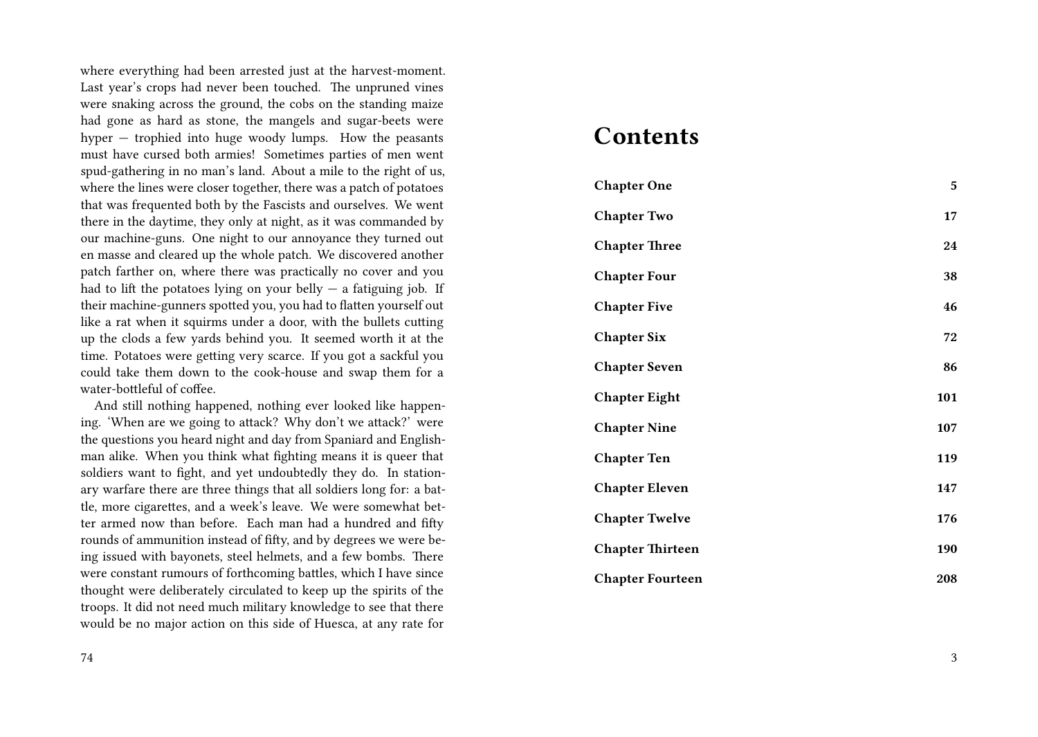where everything had been arrested just at the harvest-moment. Last year's crops had never been touched. The unpruned vines were snaking across the ground, the cobs on the standing maize had gone as hard as stone, the mangels and sugar-beets were hyper — trophied into huge woody lumps. How the peasants must have cursed both armies! Sometimes parties of men went spud-gathering in no man's land. About a mile to the right of us, where the lines were closer together, there was a patch of potatoes that was frequented both by the Fascists and ourselves. We went there in the daytime, they only at night, as it was commanded by our machine-guns. One night to our annoyance they turned out en masse and cleared up the whole patch. We discovered another patch farther on, where there was practically no cover and you had to lift the potatoes lying on your belly — a fatiguing job. If their machine-gunners spotted you, you had to flatten yourself out like a rat when it squirms under a door, with the bullets cutting up the clods a few yards behind you. It seemed worth it at the time. Potatoes were getting very scarce. If you got a sackful you could take them down to the cook-house and swap them for a water-bottleful of coffee.

And still nothing happened, nothing ever looked like happening. 'When are we going to attack? Why don't we attack?' were the questions you heard night and day from Spaniard and Englishman alike. When you think what fighting means it is queer that soldiers want to fight, and yet undoubtedly they do. In stationary warfare there are three things that all soldiers long for: a battle, more cigarettes, and a week's leave. We were somewhat better armed now than before. Each man had a hundred and fifty rounds of ammunition instead of fifty, and by degrees we were being issued with bayonets, steel helmets, and a few bombs. There were constant rumours of forthcoming battles, which I have since thought were deliberately circulated to keep up the spirits of the troops. It did not need much military knowledge to see that there would be no major action on this side of Huesca, at any rate for

# Contents

| | |
|---|---|
| **Chapter One** | **5** |
| **Chapter Two** | **17** |
| **Chapter Three** | **24** |
| **Chapter Four** | **38** |
| **Chapter Five** | **46** |
| **Chapter Six** | **72** |
| **Chapter Seven** | **86** |
| **Chapter Eight** | **101** |
| **Chapter Nine** | **107** |
| **Chapter Ten** | **119** |
| **Chapter Eleven** | **147** |
| **Chapter Twelve** | **176** |
| **Chapter Thirteen** | **190** |
| **Chapter Fourteen** | **208** |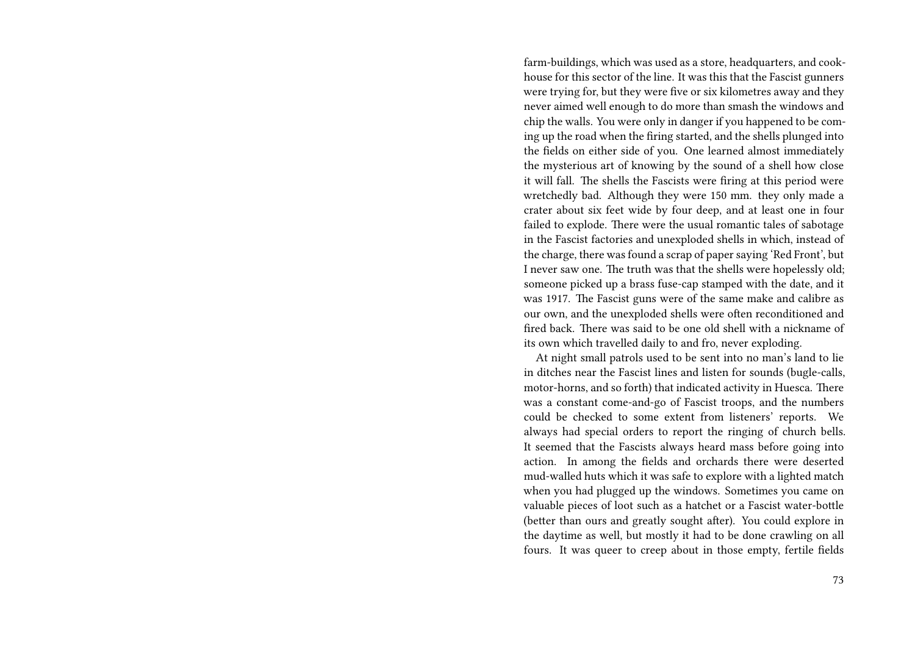farm-buildings, which was used as a store, headquarters, and cook-house for this sector of the line. It was this that the Fascist gunners were trying for, but they were five or six kilometres away and they never aimed well enough to do more than smash the windows and chip the walls. You were only in danger if you happened to be coming up the road when the firing started, and the shells plunged into the fields on either side of you. One learned almost immediately the mysterious art of knowing by the sound of a shell how close it will fall. The shells the Fascists were firing at this period were wretchedly bad. Although they were 150 mm. they only made a crater about six feet wide by four deep, and at least one in four failed to explode. There were the usual romantic tales of sabotage in the Fascist factories and unexploded shells in which, instead of the charge, there was found a scrap of paper saying 'Red Front', but I never saw one. The truth was that the shells were hopelessly old; someone picked up a brass fuse-cap stamped with the date, and it was 1917. The Fascist guns were of the same make and calibre as our own, and the unexploded shells were often reconditioned and fired back. There was said to be one old shell with a nickname of its own which travelled daily to and fro, never exploding.

At night small patrols used to be sent into no man's land to lie in ditches near the Fascist lines and listen for sounds (bugle-calls, motor-horns, and so forth) that indicated activity in Huesca. There was a constant come-and-go of Fascist troops, and the numbers could be checked to some extent from listeners' reports. We always had special orders to report the ringing of church bells. It seemed that the Fascists always heard mass before going into action. In among the fields and orchards there were deserted mud-walled huts which it was safe to explore with a lighted match when you had plugged up the windows. Sometimes you came on valuable pieces of loot such as a hatchet or a Fascist water-bottle (better than ours and greatly sought after). You could explore in the daytime as well, but mostly it had to be done crawling on all fours. It was queer to creep about in those empty, fertile fields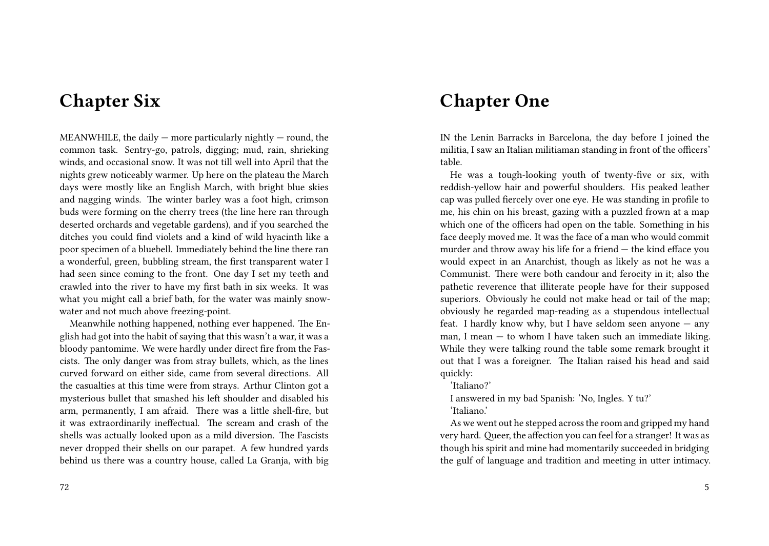# Chapter Six

MEANWHILE, the daily — more particularly nightly — round, the common task. Sentry-go, patrols, digging; mud, rain, shrieking winds, and occasional snow. It was not till well into April that the nights grew noticeably warmer. Up here on the plateau the March days were mostly like an English March, with bright blue skies and nagging winds. The winter barley was a foot high, crimson buds were forming on the cherry trees (the line here ran through deserted orchards and vegetable gardens), and if you searched the ditches you could find violets and a kind of wild hyacinth like a poor specimen of a bluebell. Immediately behind the line there ran a wonderful, green, bubbling stream, the first transparent water I had seen since coming to the front. One day I set my teeth and crawled into the river to have my first bath in six weeks. It was what you might call a brief bath, for the water was mainly snow-water and not much above freezing-point.

Meanwhile nothing happened, nothing ever happened. The English had got into the habit of saying that this wasn't a war, it was a bloody pantomime. We were hardly under direct fire from the Fascists. The only danger was from stray bullets, which, as the lines curved forward on either side, came from several directions. All the casualties at this time were from strays. Arthur Clinton got a mysterious bullet that smashed his left shoulder and disabled his arm, permanently, I am afraid. There was a little shell-fire, but it was extraordinarily ineffectual. The scream and crash of the shells was actually looked upon as a mild diversion. The Fascists never dropped their shells on our parapet. A few hundred yards behind us there was a country house, called La Granja, with big

# Chapter One

IN the Lenin Barracks in Barcelona, the day before I joined the militia, I saw an Italian militiaman standing in front of the officers' table.

He was a tough-looking youth of twenty-five or six, with reddish-yellow hair and powerful shoulders. His peaked leather cap was pulled fiercely over one eye. He was standing in profile to me, his chin on his breast, gazing with a puzzled frown at a map which one of the officers had open on the table. Something in his face deeply moved me. It was the face of a man who would commit murder and throw away his life for a friend — the kind efface you would expect in an Anarchist, though as likely as not he was a Communist. There were both candour and ferocity in it; also the pathetic reverence that illiterate people have for their supposed superiors. Obviously he could not make head or tail of the map; obviously he regarded map-reading as a stupendous intellectual feat. I hardly know why, but I have seldom seen anyone — any man, I mean — to whom I have taken such an immediate liking. While they were talking round the table some remark brought it out that I was a foreigner. The Italian raised his head and said quickly:

'Italiano?'

I answered in my bad Spanish: 'No, Ingles. Y tu?'

'Italiano.'

As we went out he stepped across the room and gripped my hand very hard. Queer, the affection you can feel for a stranger! It was as though his spirit and mine had momentarily succeeded in bridging the gulf of language and tradition and meeting in utter intimacy.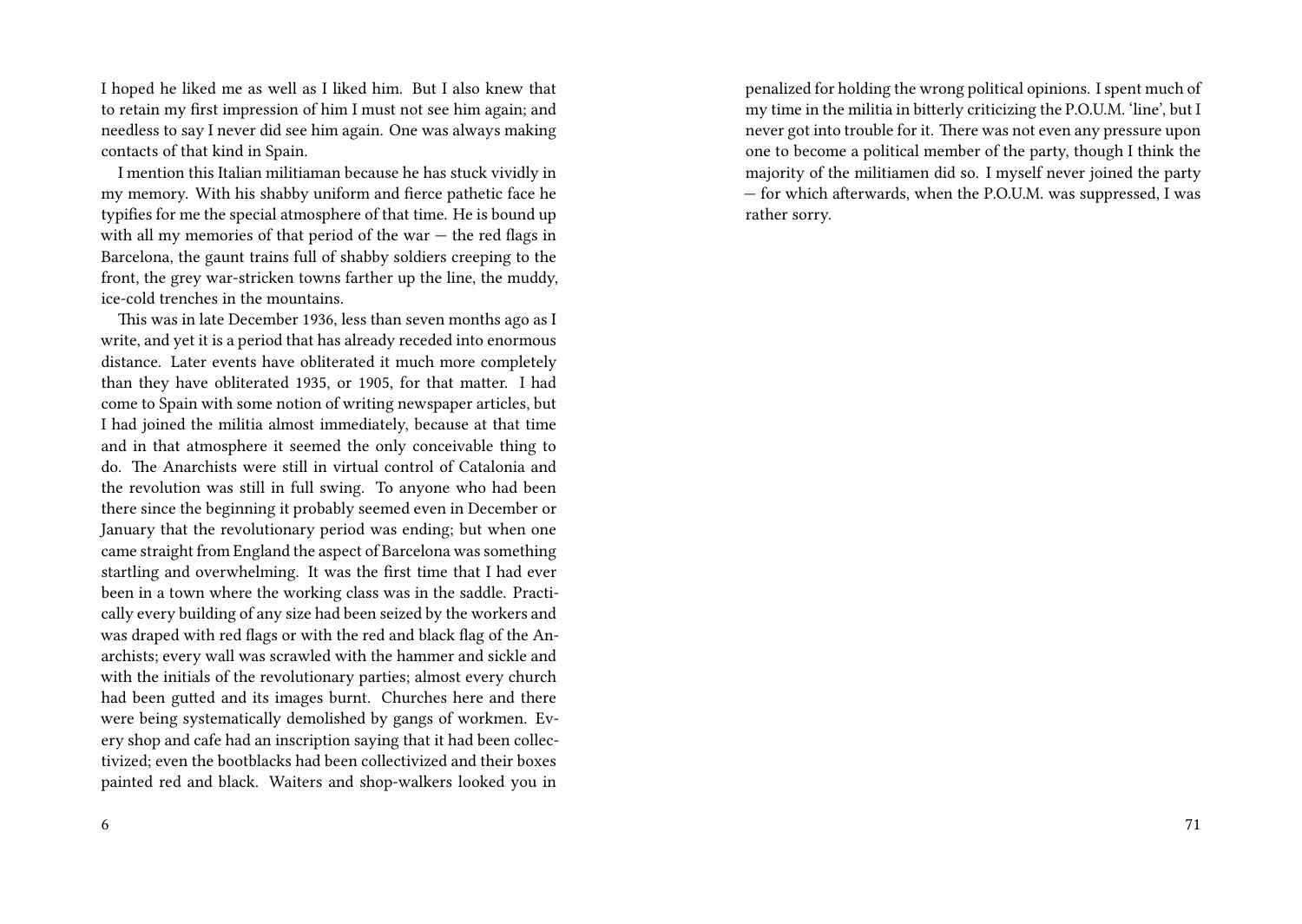I hoped he liked me as well as I liked him. But I also knew that to retain my first impression of him I must not see him again; and needless to say I never did see him again. One was always making contacts of that kind in Spain.

I mention this Italian militiaman because he has stuck vividly in my memory. With his shabby uniform and fierce pathetic face he typifies for me the special atmosphere of that time. He is bound up with all my memories of that period of the war — the red flags in Barcelona, the gaunt trains full of shabby soldiers creeping to the front, the grey war-stricken towns farther up the line, the muddy, ice-cold trenches in the mountains.

This was in late December 1936, less than seven months ago as I write, and yet it is a period that has already receded into enormous distance. Later events have obliterated it much more completely than they have obliterated 1935, or 1905, for that matter. I had come to Spain with some notion of writing newspaper articles, but I had joined the militia almost immediately, because at that time and in that atmosphere it seemed the only conceivable thing to do. The Anarchists were still in virtual control of Catalonia and the revolution was still in full swing. To anyone who had been there since the beginning it probably seemed even in December or January that the revolutionary period was ending; but when one came straight from England the aspect of Barcelona was something startling and overwhelming. It was the first time that I had ever been in a town where the working class was in the saddle. Practically every building of any size had been seized by the workers and was draped with red flags or with the red and black flag of the Anarchists; every wall was scrawled with the hammer and sickle and with the initials of the revolutionary parties; almost every church had been gutted and its images burnt. Churches here and there were being systematically demolished by gangs of workmen. Every shop and cafe had an inscription saying that it had been collectivized; even the bootblacks had been collectivized and their boxes painted red and black. Waiters and shop-walkers looked you in

penalized for holding the wrong political opinions. I spent much of my time in the militia in bitterly criticizing the P.O.U.M. 'line', but I never got into trouble for it. There was not even any pressure upon one to become a political member of the party, though I think the majority of the militiamen did so. I myself never joined the party — for which afterwards, when the P.O.U.M. was suppressed, I was rather sorry.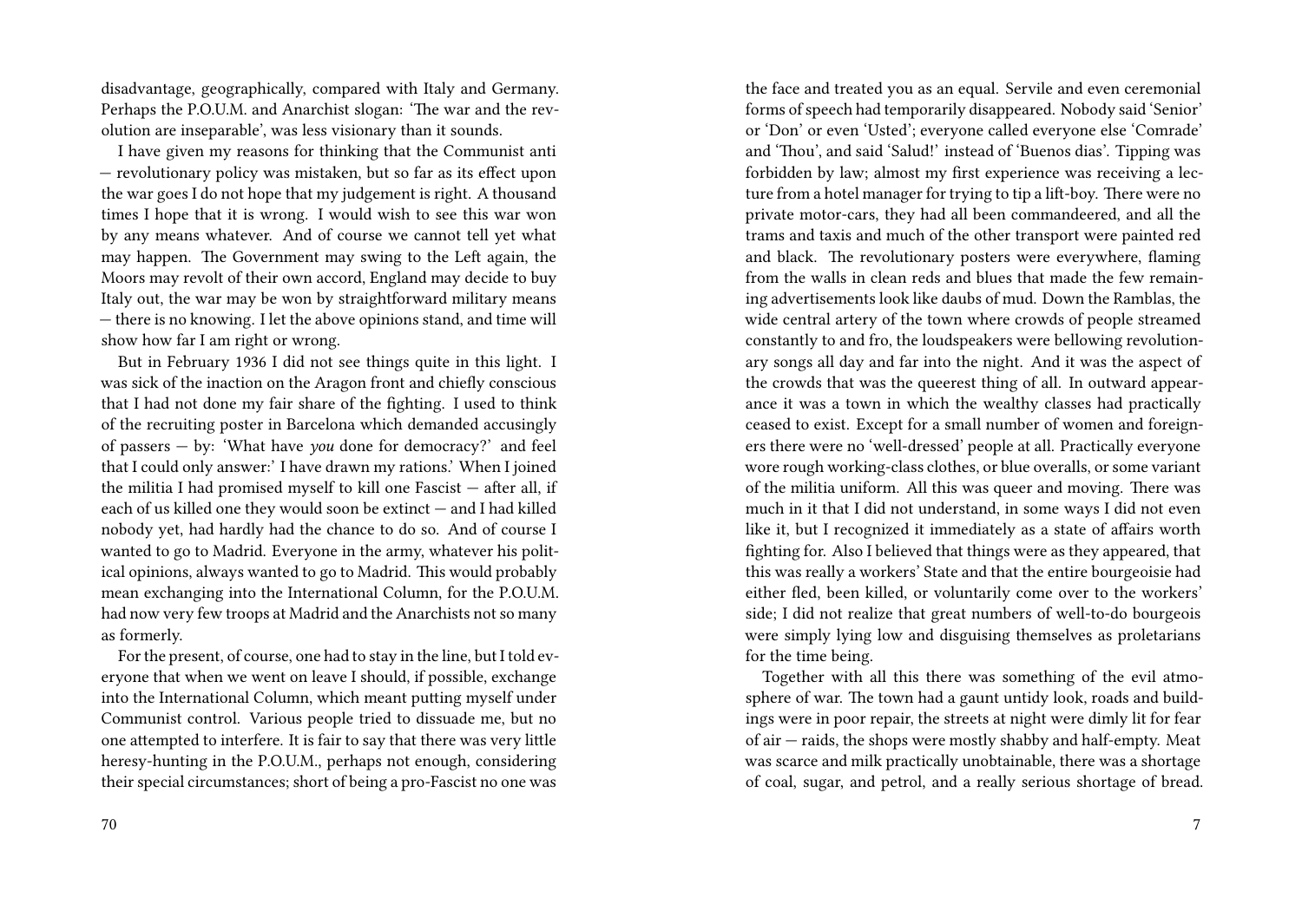disadvantage, geographically, compared with Italy and Germany. Perhaps the P.O.U.M. and Anarchist slogan: 'The war and the revolution are inseparable', was less visionary than it sounds.

I have given my reasons for thinking that the Communist anti — revolutionary policy was mistaken, but so far as its effect upon the war goes I do not hope that my judgement is right. A thousand times I hope that it is wrong. I would wish to see this war won by any means whatever. And of course we cannot tell yet what may happen. The Government may swing to the Left again, the Moors may revolt of their own accord, England may decide to buy Italy out, the war may be won by straightforward military means — there is no knowing. I let the above opinions stand, and time will show how far I am right or wrong.

But in February 1936 I did not see things quite in this light. I was sick of the inaction on the Aragon front and chiefly conscious that I had not done my fair share of the fighting. I used to think of the recruiting poster in Barcelona which demanded accusingly of passers — by: 'What have *you* done for democracy?' and feel that I could only answer:' I have drawn my rations.' When I joined the militia I had promised myself to kill one Fascist — after all, if each of us killed one they would soon be extinct — and I had killed nobody yet, had hardly had the chance to do so. And of course I wanted to go to Madrid. Everyone in the army, whatever his political opinions, always wanted to go to Madrid. This would probably mean exchanging into the International Column, for the P.O.U.M. had now very few troops at Madrid and the Anarchists not so many as formerly.

For the present, of course, one had to stay in the line, but I told everyone that when we went on leave I should, if possible, exchange into the International Column, which meant putting myself under Communist control. Various people tried to dissuade me, but no one attempted to interfere. It is fair to say that there was very little heresy-hunting in the P.O.U.M., perhaps not enough, considering their special circumstances; short of being a pro-Fascist no one was

the face and treated you as an equal. Servile and even ceremonial forms of speech had temporarily disappeared. Nobody said 'Senior' or 'Don' or even 'Usted'; everyone called everyone else 'Comrade' and 'Thou', and said 'Salud!' instead of 'Buenos dias'. Tipping was forbidden by law; almost my first experience was receiving a lecture from a hotel manager for trying to tip a lift-boy. There were no private motor-cars, they had all been commandeered, and all the trams and taxis and much of the other transport were painted red and black. The revolutionary posters were everywhere, flaming from the walls in clean reds and blues that made the few remaining advertisements look like daubs of mud. Down the Ramblas, the wide central artery of the town where crowds of people streamed constantly to and fro, the loudspeakers were bellowing revolutionary songs all day and far into the night. And it was the aspect of the crowds that was the queerest thing of all. In outward appearance it was a town in which the wealthy classes had practically ceased to exist. Except for a small number of women and foreigners there were no 'well-dressed' people at all. Practically everyone wore rough working-class clothes, or blue overalls, or some variant of the militia uniform. All this was queer and moving. There was much in it that I did not understand, in some ways I did not even like it, but I recognized it immediately as a state of affairs worth fighting for. Also I believed that things were as they appeared, that this was really a workers' State and that the entire bourgeoisie had either fled, been killed, or voluntarily come over to the workers' side; I did not realize that great numbers of well-to-do bourgeois were simply lying low and disguising themselves as proletarians for the time being.

Together with all this there was something of the evil atmosphere of war. The town had a gaunt untidy look, roads and buildings were in poor repair, the streets at night were dimly lit for fear of air — raids, the shops were mostly shabby and half-empty. Meat was scarce and milk practically unobtainable, there was a shortage of coal, sugar, and petrol, and a really serious shortage of bread.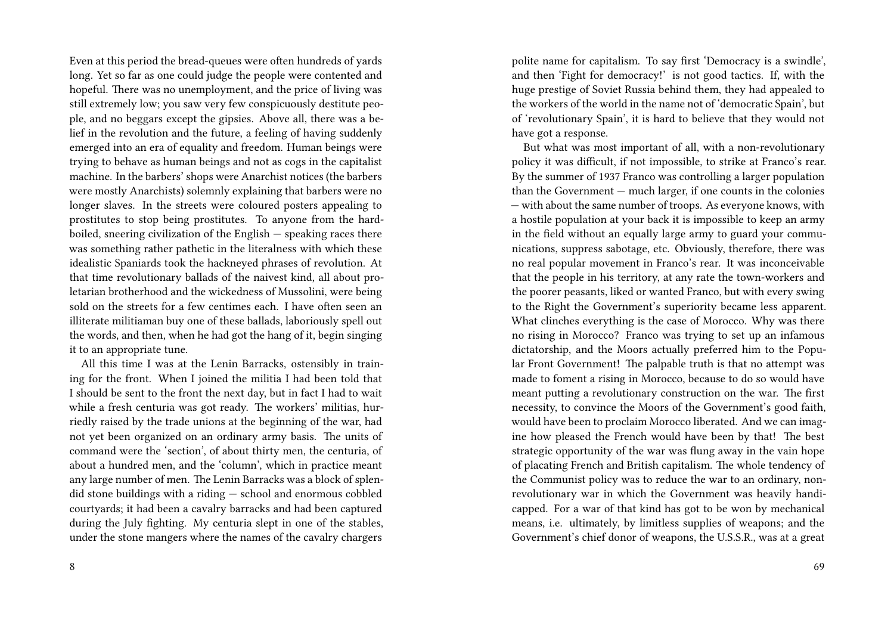Even at this period the bread-queues were often hundreds of yards long. Yet so far as one could judge the people were contented and hopeful. There was no unemployment, and the price of living was still extremely low; you saw very few conspicuously destitute people, and no beggars except the gipsies. Above all, there was a belief in the revolution and the future, a feeling of having suddenly emerged into an era of equality and freedom. Human beings were trying to behave as human beings and not as cogs in the capitalist machine. In the barbers' shops were Anarchist notices (the barbers were mostly Anarchists) solemnly explaining that barbers were no longer slaves. In the streets were coloured posters appealing to prostitutes to stop being prostitutes. To anyone from the hard-boiled, sneering civilization of the English — speaking races there was something rather pathetic in the literalness with which these idealistic Spaniards took the hackneyed phrases of revolution. At that time revolutionary ballads of the naivest kind, all about proletarian brotherhood and the wickedness of Mussolini, were being sold on the streets for a few centimes each. I have often seen an illiterate militiaman buy one of these ballads, laboriously spell out the words, and then, when he had got the hang of it, begin singing it to an appropriate tune.

All this time I was at the Lenin Barracks, ostensibly in training for the front. When I joined the militia I had been told that I should be sent to the front the next day, but in fact I had to wait while a fresh centuria was got ready. The workers' militias, hurriedly raised by the trade unions at the beginning of the war, had not yet been organized on an ordinary army basis. The units of command were the 'section', of about thirty men, the centuria, of about a hundred men, and the 'column', which in practice meant any large number of men. The Lenin Barracks was a block of splendid stone buildings with a riding — school and enormous cobbled courtyards; it had been a cavalry barracks and had been captured during the July fighting. My centuria slept in one of the stables, under the stone mangers where the names of the cavalry chargers

polite name for capitalism. To say first 'Democracy is a swindle', and then 'Fight for democracy!' is not good tactics. If, with the huge prestige of Soviet Russia behind them, they had appealed to the workers of the world in the name not of 'democratic Spain', but of 'revolutionary Spain', it is hard to believe that they would not have got a response.

But what was most important of all, with a non-revolutionary policy it was difficult, if not impossible, to strike at Franco's rear. By the summer of 1937 Franco was controlling a larger population than the Government — much larger, if one counts in the colonies — with about the same number of troops. As everyone knows, with a hostile population at your back it is impossible to keep an army in the field without an equally large army to guard your communications, suppress sabotage, etc. Obviously, therefore, there was no real popular movement in Franco's rear. It was inconceivable that the people in his territory, at any rate the town-workers and the poorer peasants, liked or wanted Franco, but with every swing to the Right the Government's superiority became less apparent. What clinches everything is the case of Morocco. Why was there no rising in Morocco? Franco was trying to set up an infamous dictatorship, and the Moors actually preferred him to the Popular Front Government! The palpable truth is that no attempt was made to foment a rising in Morocco, because to do so would have meant putting a revolutionary construction on the war. The first necessity, to convince the Moors of the Government's good faith, would have been to proclaim Morocco liberated. And we can imagine how pleased the French would have been by that! The best strategic opportunity of the war was flung away in the vain hope of placating French and British capitalism. The whole tendency of the Communist policy was to reduce the war to an ordinary, non-revolutionary war in which the Government was heavily handicapped. For a war of that kind has got to be won by mechanical means, i.e. ultimately, by limitless supplies of weapons; and the Government's chief donor of weapons, the U.S.S.R., was at a great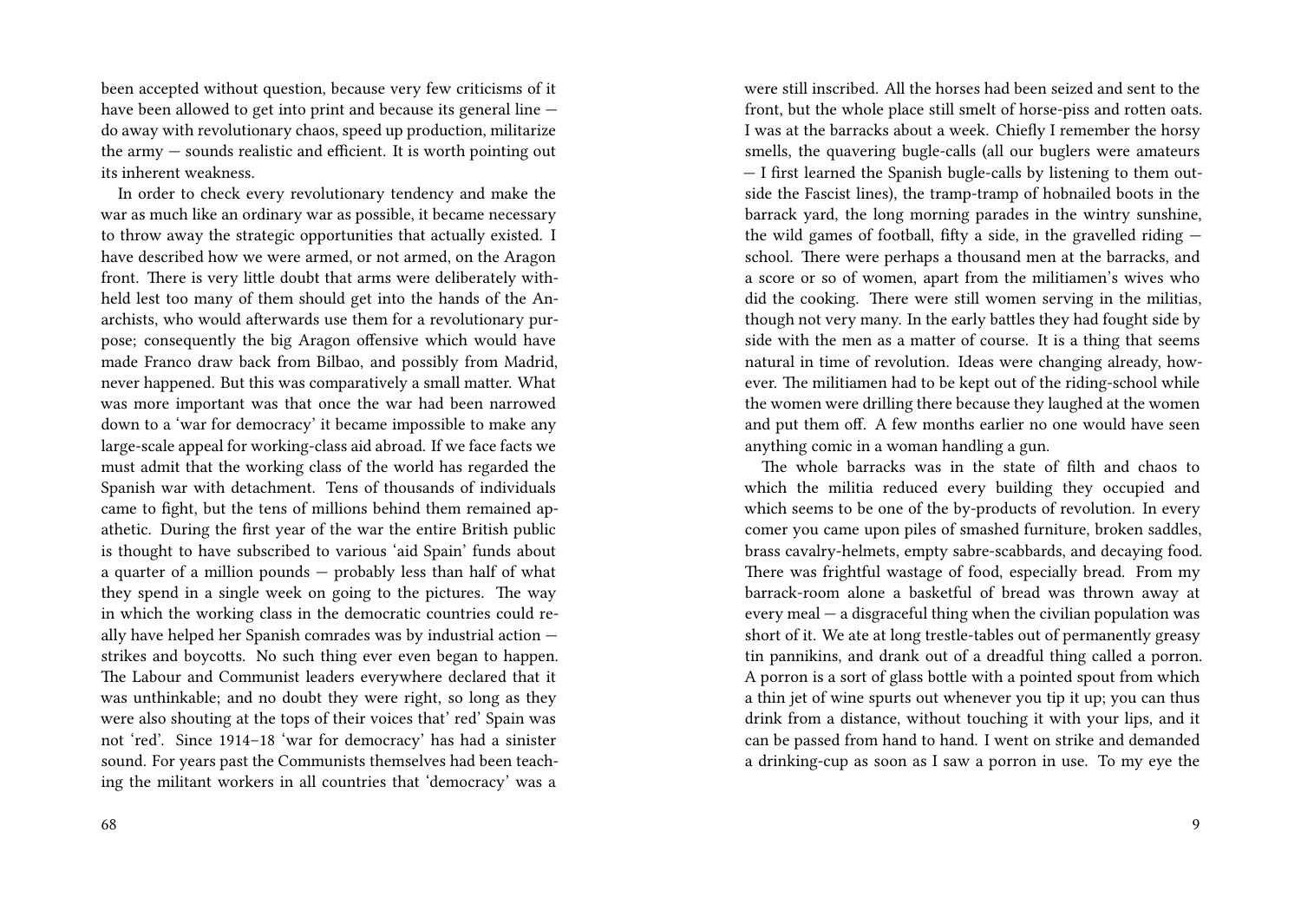been accepted without question, because very few criticisms of it have been allowed to get into print and because its general line — do away with revolutionary chaos, speed up production, militarize the army — sounds realistic and efficient. It is worth pointing out its inherent weakness.

In order to check every revolutionary tendency and make the war as much like an ordinary war as possible, it became necessary to throw away the strategic opportunities that actually existed. I have described how we were armed, or not armed, on the Aragon front. There is very little doubt that arms were deliberately withheld lest too many of them should get into the hands of the Anarchists, who would afterwards use them for a revolutionary purpose; consequently the big Aragon offensive which would have made Franco draw back from Bilbao, and possibly from Madrid, never happened. But this was comparatively a small matter. What was more important was that once the war had been narrowed down to a 'war for democracy' it became impossible to make any large-scale appeal for working-class aid abroad. If we face facts we must admit that the working class of the world has regarded the Spanish war with detachment. Tens of thousands of individuals came to fight, but the tens of millions behind them remained apathetic. During the first year of the war the entire British public is thought to have subscribed to various 'aid Spain' funds about a quarter of a million pounds — probably less than half of what they spend in a single week on going to the pictures. The way in which the working class in the democratic countries could really have helped her Spanish comrades was by industrial action — strikes and boycotts. No such thing ever even began to happen. The Labour and Communist leaders everywhere declared that it was unthinkable; and no doubt they were right, so long as they were also shouting at the tops of their voices that' red' Spain was not 'red'. Since 1914–18 'war for democracy' has had a sinister sound. For years past the Communists themselves had been teaching the militant workers in all countries that 'democracy' was a

were still inscribed. All the horses had been seized and sent to the front, but the whole place still smelt of horse-piss and rotten oats. I was at the barracks about a week. Chiefly I remember the horsy smells, the quavering bugle-calls (all our buglers were amateurs — I first learned the Spanish bugle-calls by listening to them outside the Fascist lines), the tramp-tramp of hobnailed boots in the barrack yard, the long morning parades in the wintry sunshine, the wild games of football, fifty a side, in the gravelled riding — school. There were perhaps a thousand men at the barracks, and a score or so of women, apart from the militiamen's wives who did the cooking. There were still women serving in the militias, though not very many. In the early battles they had fought side by side with the men as a matter of course. It is a thing that seems natural in time of revolution. Ideas were changing already, however. The militiamen had to be kept out of the riding-school while the women were drilling there because they laughed at the women and put them off. A few months earlier no one would have seen anything comic in a woman handling a gun.

The whole barracks was in the state of filth and chaos to which the militia reduced every building they occupied and which seems to be one of the by-products of revolution. In every comer you came upon piles of smashed furniture, broken saddles, brass cavalry-helmets, empty sabre-scabbards, and decaying food. There was frightful wastage of food, especially bread. From my barrack-room alone a basketful of bread was thrown away at every meal — a disgraceful thing when the civilian population was short of it. We ate at long trestle-tables out of permanently greasy tin pannikins, and drank out of a dreadful thing called a porron. A porron is a sort of glass bottle with a pointed spout from which a thin jet of wine spurts out whenever you tip it up; you can thus drink from a distance, without touching it with your lips, and it can be passed from hand to hand. I went on strike and demanded a drinking-cup as soon as I saw a porron in use. To my eye the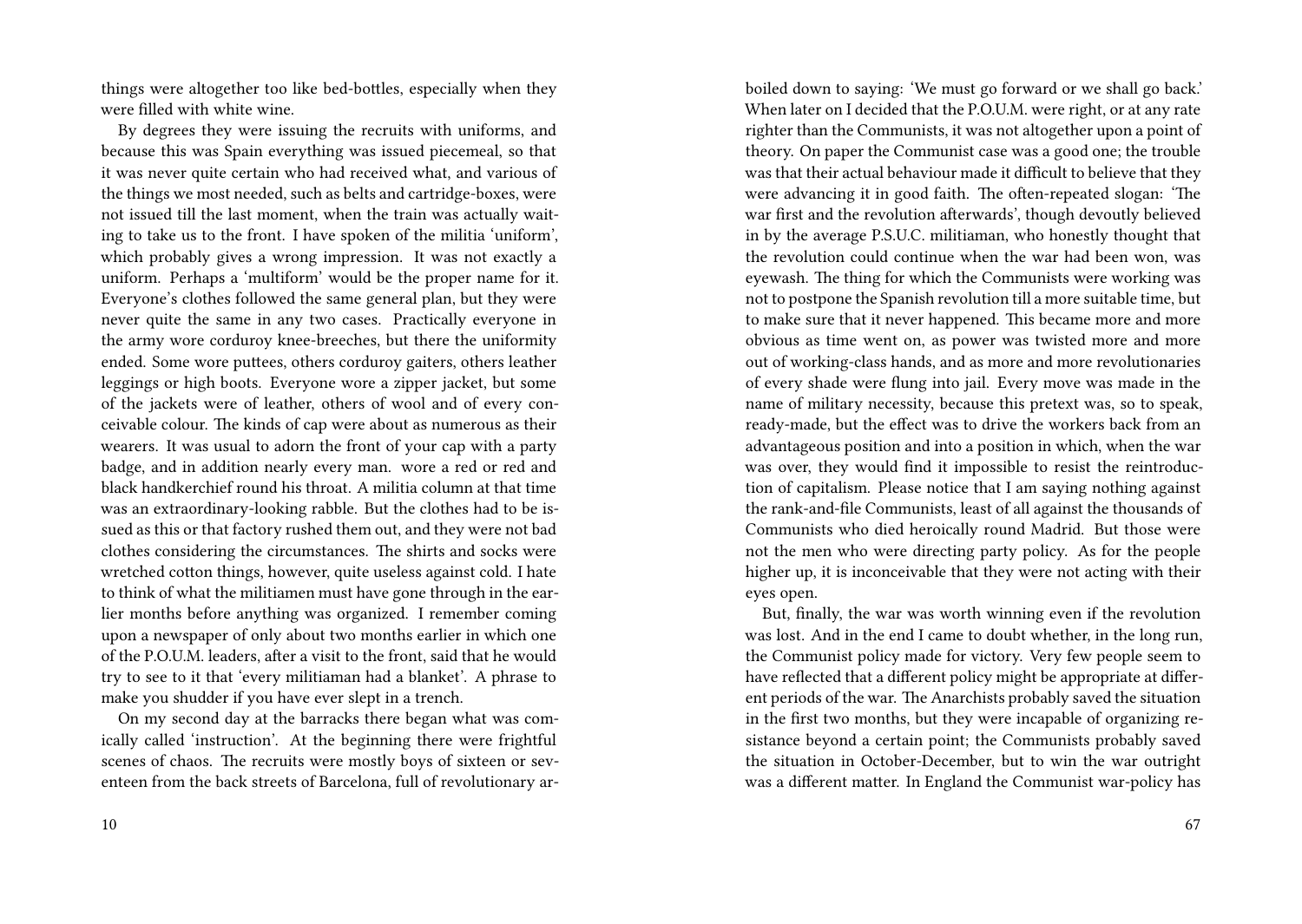things were altogether too like bed-bottles, especially when they were filled with white wine.

By degrees they were issuing the recruits with uniforms, and because this was Spain everything was issued piecemeal, so that it was never quite certain who had received what, and various of the things we most needed, such as belts and cartridge-boxes, were not issued till the last moment, when the train was actually waiting to take us to the front. I have spoken of the militia 'uniform', which probably gives a wrong impression. It was not exactly a uniform. Perhaps a 'multiform' would be the proper name for it. Everyone's clothes followed the same general plan, but they were never quite the same in any two cases. Practically everyone in the army wore corduroy knee-breeches, but there the uniformity ended. Some wore puttees, others corduroy gaiters, others leather leggings or high boots. Everyone wore a zipper jacket, but some of the jackets were of leather, others of wool and of every conceivable colour. The kinds of cap were about as numerous as their wearers. It was usual to adorn the front of your cap with a party badge, and in addition nearly every man. wore a red or red and black handkerchief round his throat. A militia column at that time was an extraordinary-looking rabble. But the clothes had to be issued as this or that factory rushed them out, and they were not bad clothes considering the circumstances. The shirts and socks were wretched cotton things, however, quite useless against cold. I hate to think of what the militiamen must have gone through in the earlier months before anything was organized. I remember coming upon a newspaper of only about two months earlier in which one of the P.O.U.M. leaders, after a visit to the front, said that he would try to see to it that 'every militiaman had a blanket'. A phrase to make you shudder if you have ever slept in a trench.

On my second day at the barracks there began what was comically called 'instruction'. At the beginning there were frightful scenes of chaos. The recruits were mostly boys of sixteen or seventeen from the back streets of Barcelona, full of revolutionary ar-

boiled down to saying: 'We must go forward or we shall go back.' When later on I decided that the P.O.U.M. were right, or at any rate righter than the Communists, it was not altogether upon a point of theory. On paper the Communist case was a good one; the trouble was that their actual behaviour made it difficult to believe that they were advancing it in good faith. The often-repeated slogan: 'The war first and the revolution afterwards', though devoutly believed in by the average P.S.U.C. militiaman, who honestly thought that the revolution could continue when the war had been won, was eyewash. The thing for which the Communists were working was not to postpone the Spanish revolution till a more suitable time, but to make sure that it never happened. This became more and more obvious as time went on, as power was twisted more and more out of working-class hands, and as more and more revolutionaries of every shade were flung into jail. Every move was made in the name of military necessity, because this pretext was, so to speak, ready-made, but the effect was to drive the workers back from an advantageous position and into a position in which, when the war was over, they would find it impossible to resist the reintroduction of capitalism. Please notice that I am saying nothing against the rank-and-file Communists, least of all against the thousands of Communists who died heroically round Madrid. But those were not the men who were directing party policy. As for the people higher up, it is inconceivable that they were not acting with their eyes open.

But, finally, the war was worth winning even if the revolution was lost. And in the end I came to doubt whether, in the long run, the Communist policy made for victory. Very few people seem to have reflected that a different policy might be appropriate at different periods of the war. The Anarchists probably saved the situation in the first two months, but they were incapable of organizing resistance beyond a certain point; the Communists probably saved the situation in October-December, but to win the war outright was a different matter. In England the Communist war-policy has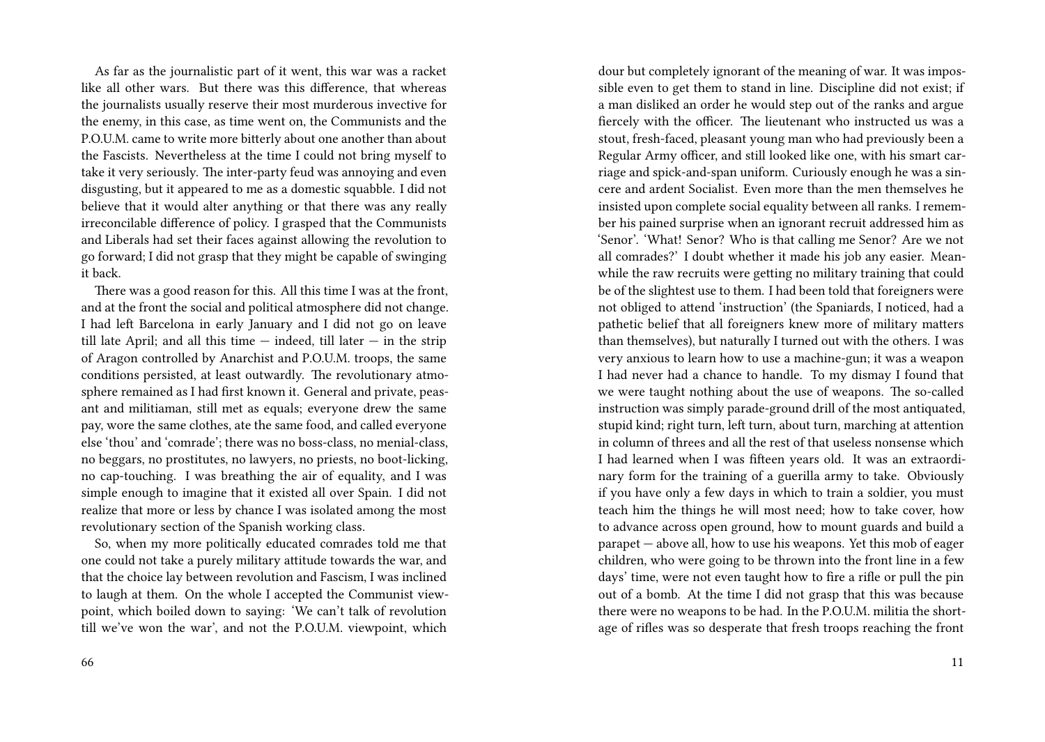As far as the journalistic part of it went, this war was a racket like all other wars. But there was this difference, that whereas the journalists usually reserve their most murderous invective for the enemy, in this case, as time went on, the Communists and the P.O.U.M. came to write more bitterly about one another than about the Fascists. Nevertheless at the time I could not bring myself to take it very seriously. The inter-party feud was annoying and even disgusting, but it appeared to me as a domestic squabble. I did not believe that it would alter anything or that there was any really irreconcilable difference of policy. I grasped that the Communists and Liberals had set their faces against allowing the revolution to go forward; I did not grasp that they might be capable of swinging it back.

There was a good reason for this. All this time I was at the front, and at the front the social and political atmosphere did not change. I had left Barcelona in early January and I did not go on leave till late April; and all this time — indeed, till later — in the strip of Aragon controlled by Anarchist and P.O.U.M. troops, the same conditions persisted, at least outwardly. The revolutionary atmosphere remained as I had first known it. General and private, peasant and militiaman, still met as equals; everyone drew the same pay, wore the same clothes, ate the same food, and called everyone else 'thou' and 'comrade'; there was no boss-class, no menial-class, no beggars, no prostitutes, no lawyers, no priests, no boot-licking, no cap-touching. I was breathing the air of equality, and I was simple enough to imagine that it existed all over Spain. I did not realize that more or less by chance I was isolated among the most revolutionary section of the Spanish working class.

So, when my more politically educated comrades told me that one could not take a purely military attitude towards the war, and that the choice lay between revolution and Fascism, I was inclined to laugh at them. On the whole I accepted the Communist viewpoint, which boiled down to saying: 'We can't talk of revolution till we've won the war', and not the P.O.U.M. viewpoint, which

dour but completely ignorant of the meaning of war. It was impossible even to get them to stand in line. Discipline did not exist; if a man disliked an order he would step out of the ranks and argue fiercely with the officer. The lieutenant who instructed us was a stout, fresh-faced, pleasant young man who had previously been a Regular Army officer, and still looked like one, with his smart carriage and spick-and-span uniform. Curiously enough he was a sincere and ardent Socialist. Even more than the men themselves he insisted upon complete social equality between all ranks. I remember his pained surprise when an ignorant recruit addressed him as 'Senor'. 'What! Senor? Who is that calling me Senor? Are we not all comrades?' I doubt whether it made his job any easier. Meanwhile the raw recruits were getting no military training that could be of the slightest use to them. I had been told that foreigners were not obliged to attend 'instruction' (the Spaniards, I noticed, had a pathetic belief that all foreigners knew more of military matters than themselves), but naturally I turned out with the others. I was very anxious to learn how to use a machine-gun; it was a weapon I had never had a chance to handle. To my dismay I found that we were taught nothing about the use of weapons. The so-called instruction was simply parade-ground drill of the most antiquated, stupid kind; right turn, left turn, about turn, marching at attention in column of threes and all the rest of that useless nonsense which I had learned when I was fifteen years old. It was an extraordinary form for the training of a guerilla army to take. Obviously if you have only a few days in which to train a soldier, you must teach him the things he will most need; how to take cover, how to advance across open ground, how to mount guards and build a parapet — above all, how to use his weapons. Yet this mob of eager children, who were going to be thrown into the front line in a few days' time, were not even taught how to fire a rifle or pull the pin out of a bomb. At the time I did not grasp that this was because there were no weapons to be had. In the P.O.U.M. militia the shortage of rifles was so desperate that fresh troops reaching the front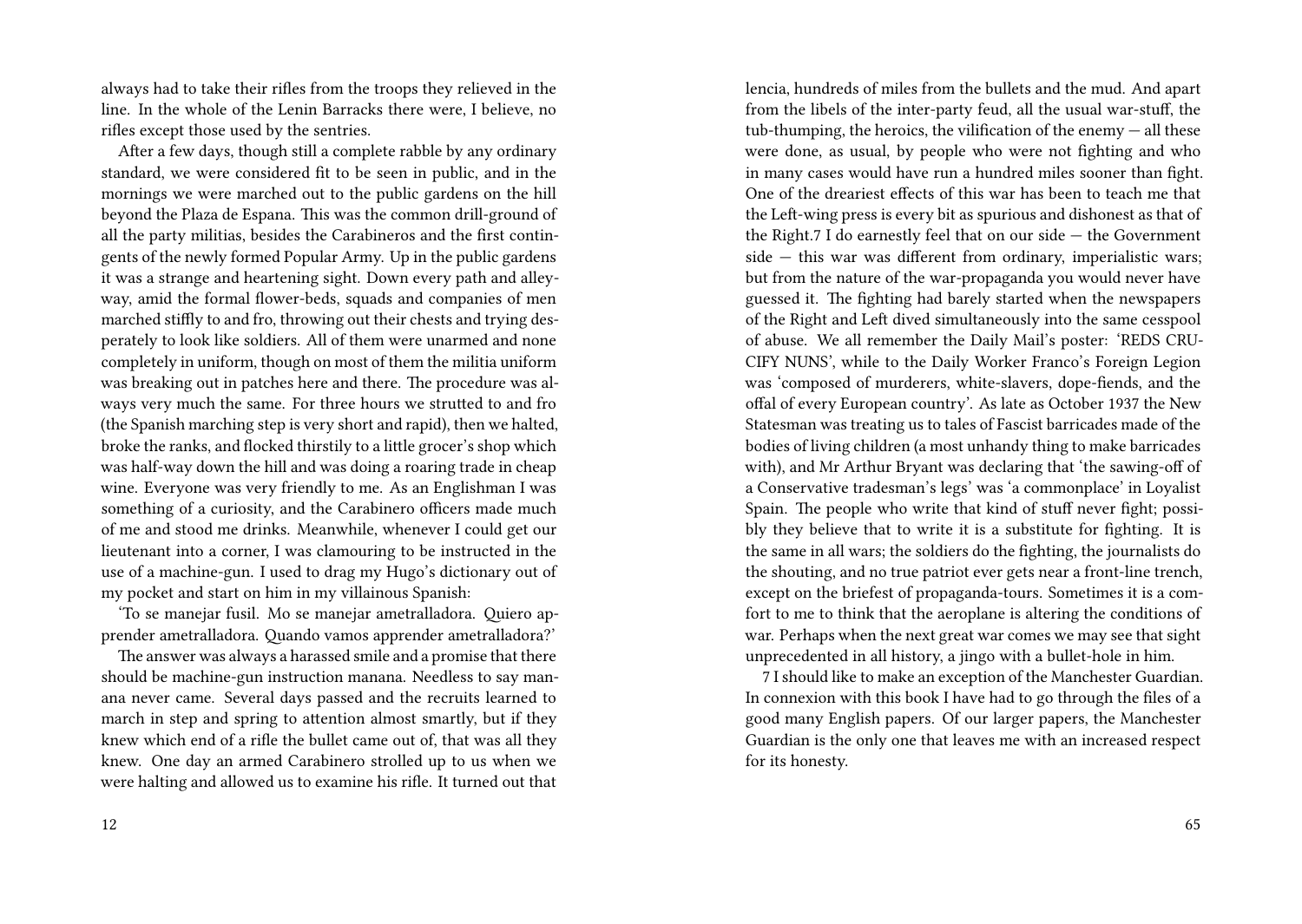always had to take their rifles from the troops they relieved in the line. In the whole of the Lenin Barracks there were, I believe, no rifles except those used by the sentries.

After a few days, though still a complete rabble by any ordinary standard, we were considered fit to be seen in public, and in the mornings we were marched out to the public gardens on the hill beyond the Plaza de Espana. This was the common drill-ground of all the party militias, besides the Carabineros and the first contingents of the newly formed Popular Army. Up in the public gardens it was a strange and heartening sight. Down every path and alleyway, amid the formal flower-beds, squads and companies of men marched stiffly to and fro, throwing out their chests and trying desperately to look like soldiers. All of them were unarmed and none completely in uniform, though on most of them the militia uniform was breaking out in patches here and there. The procedure was always very much the same. For three hours we strutted to and fro (the Spanish marching step is very short and rapid), then we halted, broke the ranks, and flocked thirstily to a little grocer's shop which was half-way down the hill and was doing a roaring trade in cheap wine. Everyone was very friendly to me. As an Englishman I was something of a curiosity, and the Carabinero officers made much of me and stood me drinks. Meanwhile, whenever I could get our lieutenant into a corner, I was clamouring to be instructed in the use of a machine-gun. I used to drag my Hugo's dictionary out of my pocket and start on him in my villainous Spanish:

'To se manejar fusil. Mo se manejar ametralladora. Quiero apprender ametralladora. Quando vamos apprender ametralladora?'

The answer was always a harassed smile and a promise that there should be machine-gun instruction manana. Needless to say manana never came. Several days passed and the recruits learned to march in step and spring to attention almost smartly, but if they knew which end of a rifle the bullet came out of, that was all they knew. One day an armed Carabinero strolled up to us when we were halting and allowed us to examine his rifle. It turned out that

lencia, hundreds of miles from the bullets and the mud. And apart from the libels of the inter-party feud, all the usual war-stuff, the tub-thumping, the heroics, the vilification of the enemy — all these were done, as usual, by people who were not fighting and who in many cases would have run a hundred miles sooner than fight. One of the dreariest effects of this war has been to teach me that the Left-wing press is every bit as spurious and dishonest as that of the Right.[7] I do earnestly feel that on our side — the Government side — this war was different from ordinary, imperialistic wars; but from the nature of the war-propaganda you would never have guessed it. The fighting had barely started when the newspapers of the Right and Left dived simultaneously into the same cesspool of abuse. We all remember the Daily Mail's poster: 'REDS CRUCIFY NUNS', while to the Daily Worker Franco's Foreign Legion was 'composed of murderers, white-slavers, dope-fiends, and the offal of every European country'. As late as October 1937 the New Statesman was treating us to tales of Fascist barricades made of the bodies of living children (a most unhandy thing to make barricades with), and Mr Arthur Bryant was declaring that 'the sawing-off of a Conservative tradesman's legs' was 'a commonplace' in Loyalist Spain. The people who write that kind of stuff never fight; possibly they believe that to write it is a substitute for fighting. It is the same in all wars; the soldiers do the fighting, the journalists do the shouting, and no true patriot ever gets near a front-line trench, except on the briefest of propaganda-tours. Sometimes it is a comfort to me to think that the aeroplane is altering the conditions of war. Perhaps when the next great war comes we may see that sight unprecedented in all history, a jingo with a bullet-hole in him.

7 I should like to make an exception of the Manchester Guardian. In connexion with this book I have had to go through the files of a good many English papers. Of our larger papers, the Manchester Guardian is the only one that leaves me with an increased respect for its honesty.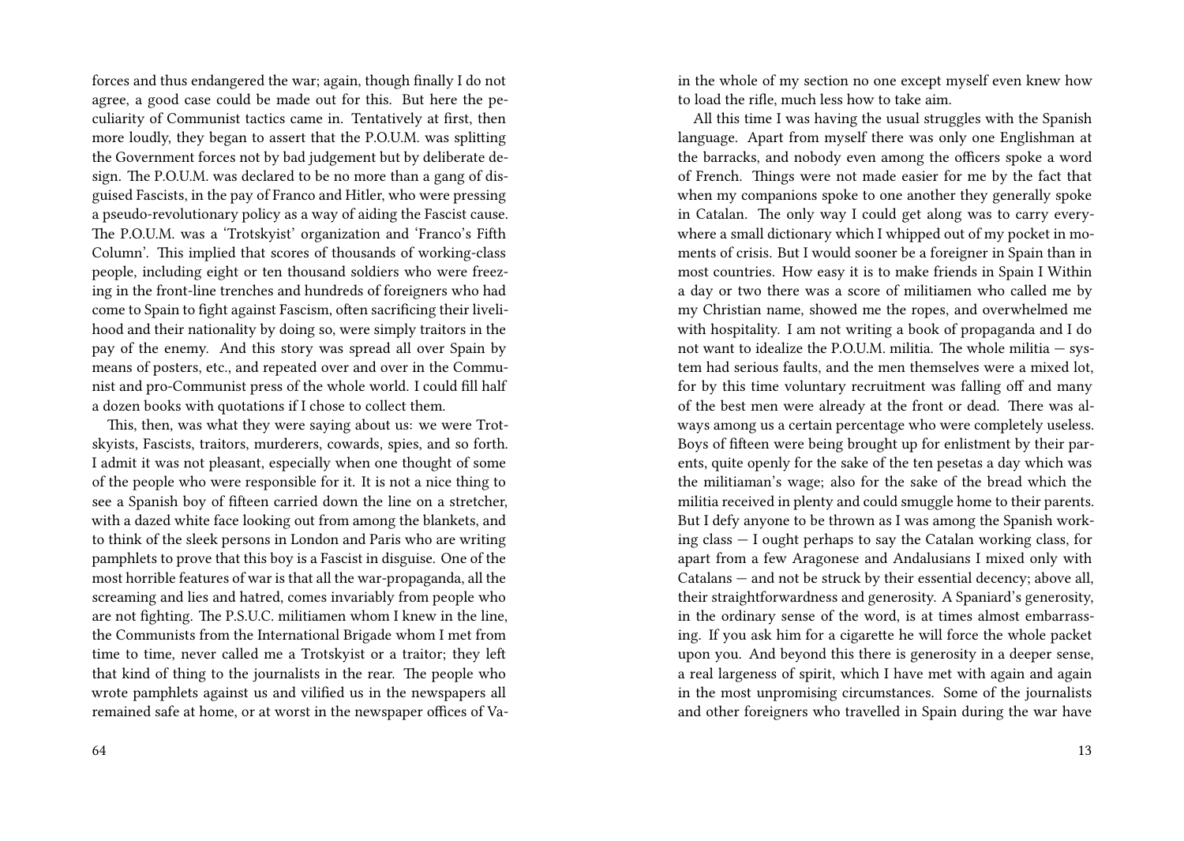forces and thus endangered the war; again, though finally I do not agree, a good case could be made out for this. But here the peculiarity of Communist tactics came in. Tentatively at first, then more loudly, they began to assert that the P.O.U.M. was splitting the Government forces not by bad judgement but by deliberate design. The P.O.U.M. was declared to be no more than a gang of disguised Fascists, in the pay of Franco and Hitler, who were pressing a pseudo-revolutionary policy as a way of aiding the Fascist cause. The P.O.U.M. was a 'Trotskyist' organization and 'Franco's Fifth Column'. This implied that scores of thousands of working-class people, including eight or ten thousand soldiers who were freezing in the front-line trenches and hundreds of foreigners who had come to Spain to fight against Fascism, often sacrificing their livelihood and their nationality by doing so, were simply traitors in the pay of the enemy. And this story was spread all over Spain by means of posters, etc., and repeated over and over in the Communist and pro-Communist press of the whole world. I could fill half a dozen books with quotations if I chose to collect them.

This, then, was what they were saying about us: we were Trotskyists, Fascists, traitors, murderers, cowards, spies, and so forth. I admit it was not pleasant, especially when one thought of some of the people who were responsible for it. It is not a nice thing to see a Spanish boy of fifteen carried down the line on a stretcher, with a dazed white face looking out from among the blankets, and to think of the sleek persons in London and Paris who are writing pamphlets to prove that this boy is a Fascist in disguise. One of the most horrible features of war is that all the war-propaganda, all the screaming and lies and hatred, comes invariably from people who are not fighting. The P.S.U.C. militiamen whom I knew in the line, the Communists from the International Brigade whom I met from time to time, never called me a Trotskyist or a traitor; they left that kind of thing to the journalists in the rear. The people who wrote pamphlets against us and vilified us in the newspapers all remained safe at home, or at worst in the newspaper offices of Va-

in the whole of my section no one except myself even knew how to load the rifle, much less how to take aim.

All this time I was having the usual struggles with the Spanish language. Apart from myself there was only one Englishman at the barracks, and nobody even among the officers spoke a word of French. Things were not made easier for me by the fact that when my companions spoke to one another they generally spoke in Catalan. The only way I could get along was to carry everywhere a small dictionary which I whipped out of my pocket in moments of crisis. But I would sooner be a foreigner in Spain than in most countries. How easy it is to make friends in Spain I Within a day or two there was a score of militiamen who called me by my Christian name, showed me the ropes, and overwhelmed me with hospitality. I am not writing a book of propaganda and I do not want to idealize the P.O.U.M. militia. The whole militia — system had serious faults, and the men themselves were a mixed lot, for by this time voluntary recruitment was falling off and many of the best men were already at the front or dead. There was always among us a certain percentage who were completely useless. Boys of fifteen were being brought up for enlistment by their parents, quite openly for the sake of the ten pesetas a day which was the militiaman's wage; also for the sake of the bread which the militia received in plenty and could smuggle home to their parents. But I defy anyone to be thrown as I was among the Spanish working class — I ought perhaps to say the Catalan working class, for apart from a few Aragonese and Andalusians I mixed only with Catalans — and not be struck by their essential decency; above all, their straightforwardness and generosity. A Spaniard's generosity, in the ordinary sense of the word, is at times almost embarrassing. If you ask him for a cigarette he will force the whole packet upon you. And beyond this there is generosity in a deeper sense, a real largeness of spirit, which I have met with again and again in the most unpromising circumstances. Some of the journalists and other foreigners who travelled in Spain during the war have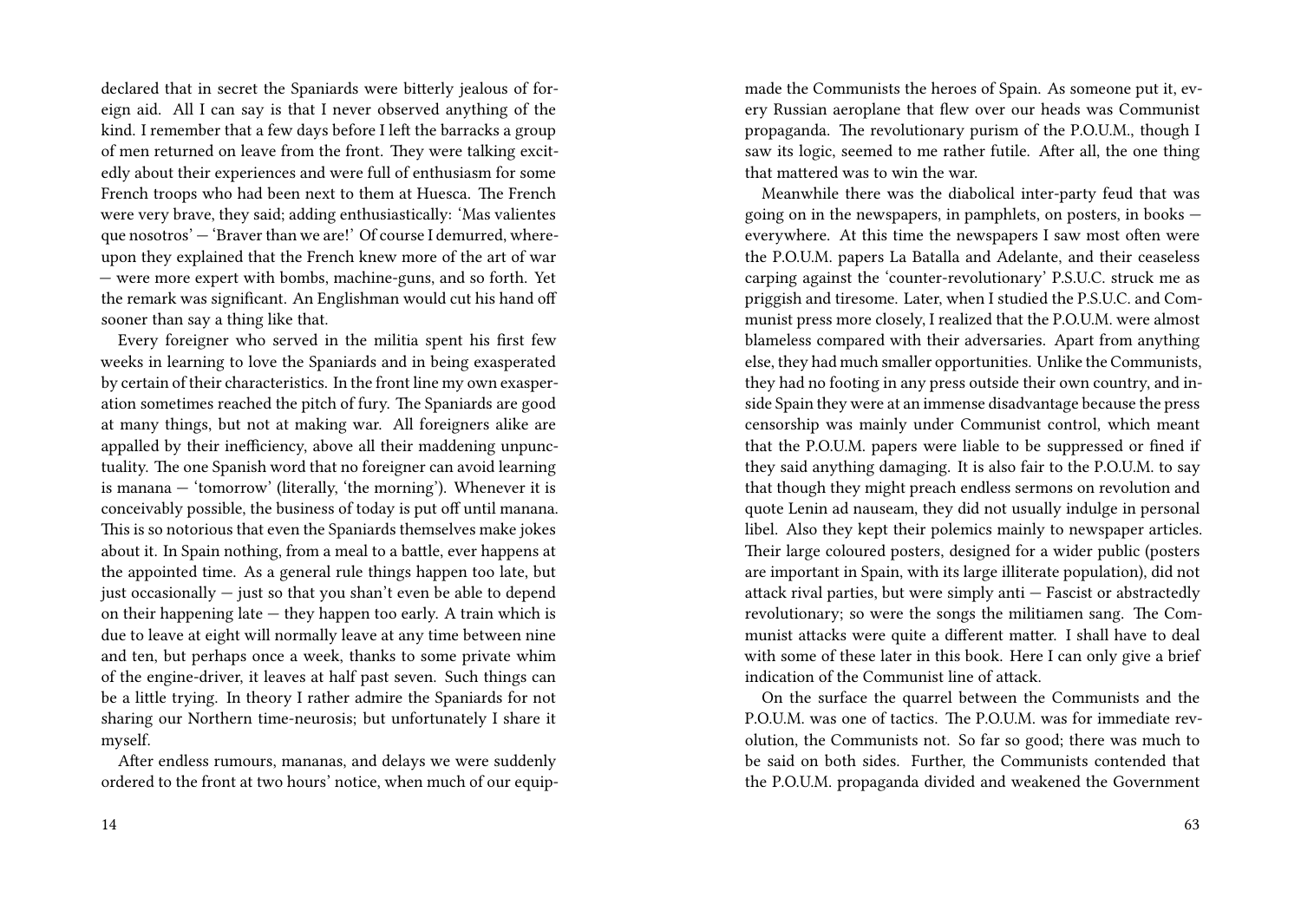declared that in secret the Spaniards were bitterly jealous of foreign aid. All I can say is that I never observed anything of the kind. I remember that a few days before I left the barracks a group of men returned on leave from the front. They were talking excitedly about their experiences and were full of enthusiasm for some French troops who had been next to them at Huesca. The French were very brave, they said; adding enthusiastically: 'Mas valientes que nosotros' — 'Braver than we are!' Of course I demurred, whereupon they explained that the French knew more of the art of war — were more expert with bombs, machine-guns, and so forth. Yet the remark was significant. An Englishman would cut his hand off sooner than say a thing like that.

Every foreigner who served in the militia spent his first few weeks in learning to love the Spaniards and in being exasperated by certain of their characteristics. In the front line my own exasperation sometimes reached the pitch of fury. The Spaniards are good at many things, but not at making war. All foreigners alike are appalled by their inefficiency, above all their maddening unpunctuality. The one Spanish word that no foreigner can avoid learning is manana — 'tomorrow' (literally, 'the morning'). Whenever it is conceivably possible, the business of today is put off until manana. This is so notorious that even the Spaniards themselves make jokes about it. In Spain nothing, from a meal to a battle, ever happens at the appointed time. As a general rule things happen too late, but just occasionally — just so that you shan't even be able to depend on their happening late — they happen too early. A train which is due to leave at eight will normally leave at any time between nine and ten, but perhaps once a week, thanks to some private whim of the engine-driver, it leaves at half past seven. Such things can be a little trying. In theory I rather admire the Spaniards for not sharing our Northern time-neurosis; but unfortunately I share it myself.

After endless rumours, mananas, and delays we were suddenly ordered to the front at two hours' notice, when much of our equip-

made the Communists the heroes of Spain. As someone put it, every Russian aeroplane that flew over our heads was Communist propaganda. The revolutionary purism of the P.O.U.M., though I saw its logic, seemed to me rather futile. After all, the one thing that mattered was to win the war.

Meanwhile there was the diabolical inter-party feud that was going on in the newspapers, in pamphlets, on posters, in books — everywhere. At this time the newspapers I saw most often were the P.O.U.M. papers La Batalla and Adelante, and their ceaseless carping against the 'counter-revolutionary' P.S.U.C. struck me as priggish and tiresome. Later, when I studied the P.S.U.C. and Communist press more closely, I realized that the P.O.U.M. were almost blameless compared with their adversaries. Apart from anything else, they had much smaller opportunities. Unlike the Communists, they had no footing in any press outside their own country, and inside Spain they were at an immense disadvantage because the press censorship was mainly under Communist control, which meant that the P.O.U.M. papers were liable to be suppressed or fined if they said anything damaging. It is also fair to the P.O.U.M. to say that though they might preach endless sermons on revolution and quote Lenin ad nauseam, they did not usually indulge in personal libel. Also they kept their polemics mainly to newspaper articles. Their large coloured posters, designed for a wider public (posters are important in Spain, with its large illiterate population), did not attack rival parties, but were simply anti — Fascist or abstractedly revolutionary; so were the songs the militiamen sang. The Communist attacks were quite a different matter. I shall have to deal with some of these later in this book. Here I can only give a brief indication of the Communist line of attack.

On the surface the quarrel between the Communists and the P.O.U.M. was one of tactics. The P.O.U.M. was for immediate revolution, the Communists not. So far so good; there was much to be said on both sides. Further, the Communists contended that the P.O.U.M. propaganda divided and weakened the Government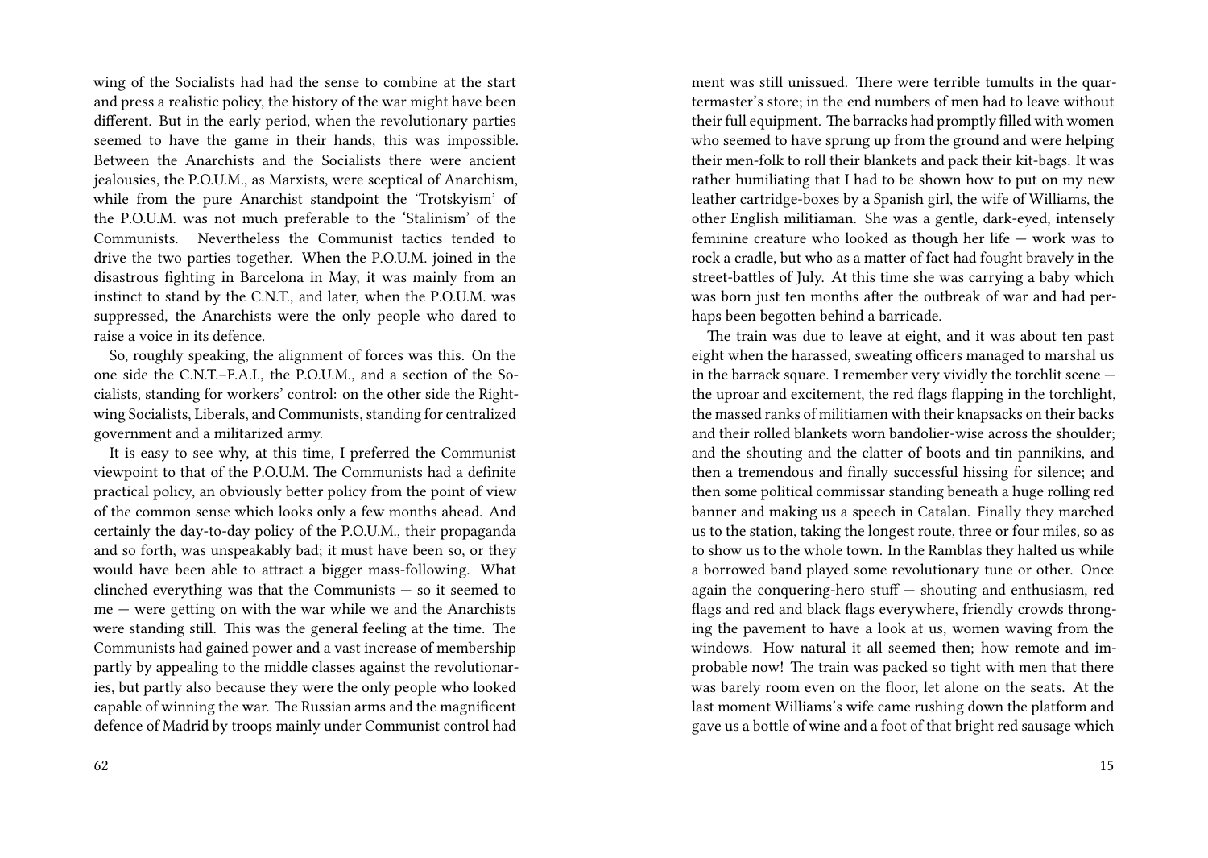wing of the Socialists had had the sense to combine at the start and press a realistic policy, the history of the war might have been different. But in the early period, when the revolutionary parties seemed to have the game in their hands, this was impossible. Between the Anarchists and the Socialists there were ancient jealousies, the P.O.U.M., as Marxists, were sceptical of Anarchism, while from the pure Anarchist standpoint the 'Trotskyism' of the P.O.U.M. was not much preferable to the 'Stalinism' of the Communists. Nevertheless the Communist tactics tended to drive the two parties together. When the P.O.U.M. joined in the disastrous fighting in Barcelona in May, it was mainly from an instinct to stand by the C.N.T., and later, when the P.O.U.M. was suppressed, the Anarchists were the only people who dared to raise a voice in its defence.

So, roughly speaking, the alignment of forces was this. On the one side the C.N.T.–F.A.I., the P.O.U.M., and a section of the Socialists, standing for workers' control: on the other side the Right-wing Socialists, Liberals, and Communists, standing for centralized government and a militarized army.

It is easy to see why, at this time, I preferred the Communist viewpoint to that of the P.O.U.M. The Communists had a definite practical policy, an obviously better policy from the point of view of the common sense which looks only a few months ahead. And certainly the day-to-day policy of the P.O.U.M., their propaganda and so forth, was unspeakably bad; it must have been so, or they would have been able to attract a bigger mass-following. What clinched everything was that the Communists — so it seemed to me — were getting on with the war while we and the Anarchists were standing still. This was the general feeling at the time. The Communists had gained power and a vast increase of membership partly by appealing to the middle classes against the revolutionaries, but partly also because they were the only people who looked capable of winning the war. The Russian arms and the magnificent defence of Madrid by troops mainly under Communist control had

ment was still unissued. There were terrible tumults in the quartermaster's store; in the end numbers of men had to leave without their full equipment. The barracks had promptly filled with women who seemed to have sprung up from the ground and were helping their men-folk to roll their blankets and pack their kit-bags. It was rather humiliating that I had to be shown how to put on my new leather cartridge-boxes by a Spanish girl, the wife of Williams, the other English militiaman. She was a gentle, dark-eyed, intensely feminine creature who looked as though her life — work was to rock a cradle, but who as a matter of fact had fought bravely in the street-battles of July. At this time she was carrying a baby which was born just ten months after the outbreak of war and had perhaps been begotten behind a barricade.

The train was due to leave at eight, and it was about ten past eight when the harassed, sweating officers managed to marshal us in the barrack square. I remember very vividly the torchlit scene — the uproar and excitement, the red flags flapping in the torchlight, the massed ranks of militiamen with their knapsacks on their backs and their rolled blankets worn bandolier-wise across the shoulder; and the shouting and the clatter of boots and tin pannikins, and then a tremendous and finally successful hissing for silence; and then some political commissar standing beneath a huge rolling red banner and making us a speech in Catalan. Finally they marched us to the station, taking the longest route, three or four miles, so as to show us to the whole town. In the Ramblas they halted us while a borrowed band played some revolutionary tune or other. Once again the conquering-hero stuff — shouting and enthusiasm, red flags and red and black flags everywhere, friendly crowds thronging the pavement to have a look at us, women waving from the windows. How natural it all seemed then; how remote and improbable now! The train was packed so tight with men that there was barely room even on the floor, let alone on the seats. At the last moment Williams's wife came rushing down the platform and gave us a bottle of wine and a foot of that bright red sausage which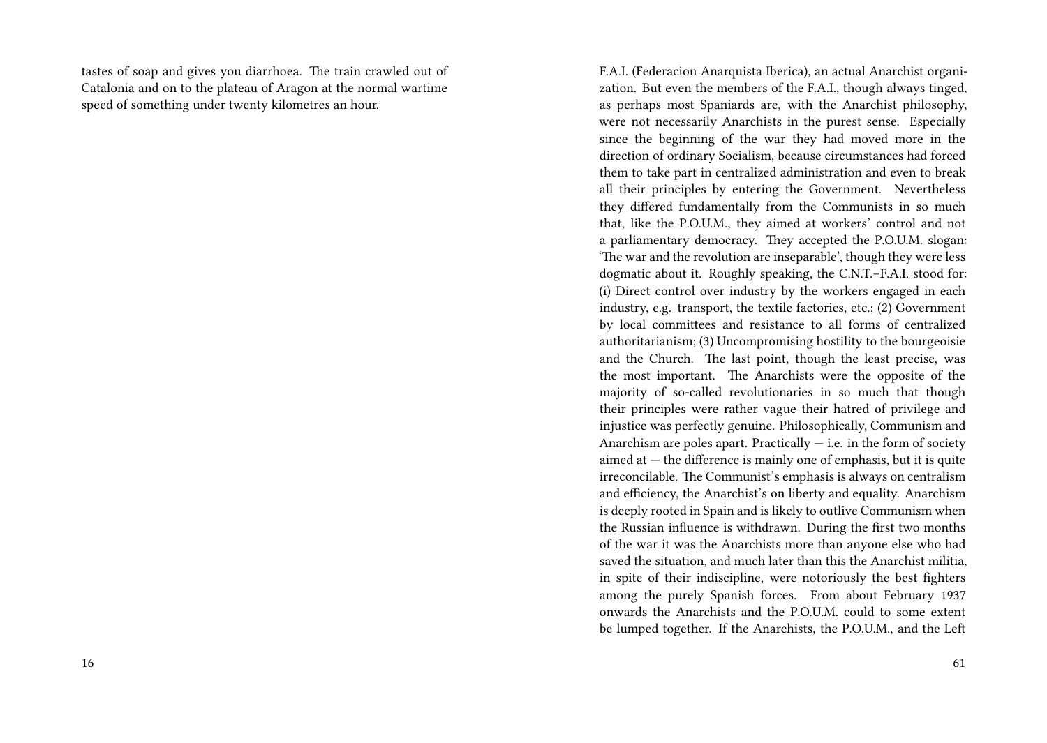tastes of soap and gives you diarrhoea. The train crawled out of Catalonia and on to the plateau of Aragon at the normal wartime speed of something under twenty kilometres an hour.

F.A.I. (Federacion Anarquista Iberica), an actual Anarchist organization. But even the members of the F.A.I., though always tinged, as perhaps most Spaniards are, with the Anarchist philosophy, were not necessarily Anarchists in the purest sense. Especially since the beginning of the war they had moved more in the direction of ordinary Socialism, because circumstances had forced them to take part in centralized administration and even to break all their principles by entering the Government. Nevertheless they differed fundamentally from the Communists in so much that, like the P.O.U.M., they aimed at workers' control and not a parliamentary democracy. They accepted the P.O.U.M. slogan: 'The war and the revolution are inseparable', though they were less dogmatic about it. Roughly speaking, the C.N.T.–F.A.I. stood for: (i) Direct control over industry by the workers engaged in each industry, e.g. transport, the textile factories, etc.; (2) Government by local committees and resistance to all forms of centralized authoritarianism; (3) Uncompromising hostility to the bourgeoisie and the Church. The last point, though the least precise, was the most important. The Anarchists were the opposite of the majority of so-called revolutionaries in so much that though their principles were rather vague their hatred of privilege and injustice was perfectly genuine. Philosophically, Communism and Anarchism are poles apart. Practically — i.e. in the form of society aimed at — the difference is mainly one of emphasis, but it is quite irreconcilable. The Communist's emphasis is always on centralism and efficiency, the Anarchist's on liberty and equality. Anarchism is deeply rooted in Spain and is likely to outlive Communism when the Russian influence is withdrawn. During the first two months of the war it was the Anarchists more than anyone else who had saved the situation, and much later than this the Anarchist militia, in spite of their indiscipline, were notoriously the best fighters among the purely Spanish forces. From about February 1937 onwards the Anarchists and the P.O.U.M. could to some extent be lumped together. If the Anarchists, the P.O.U.M., and the Left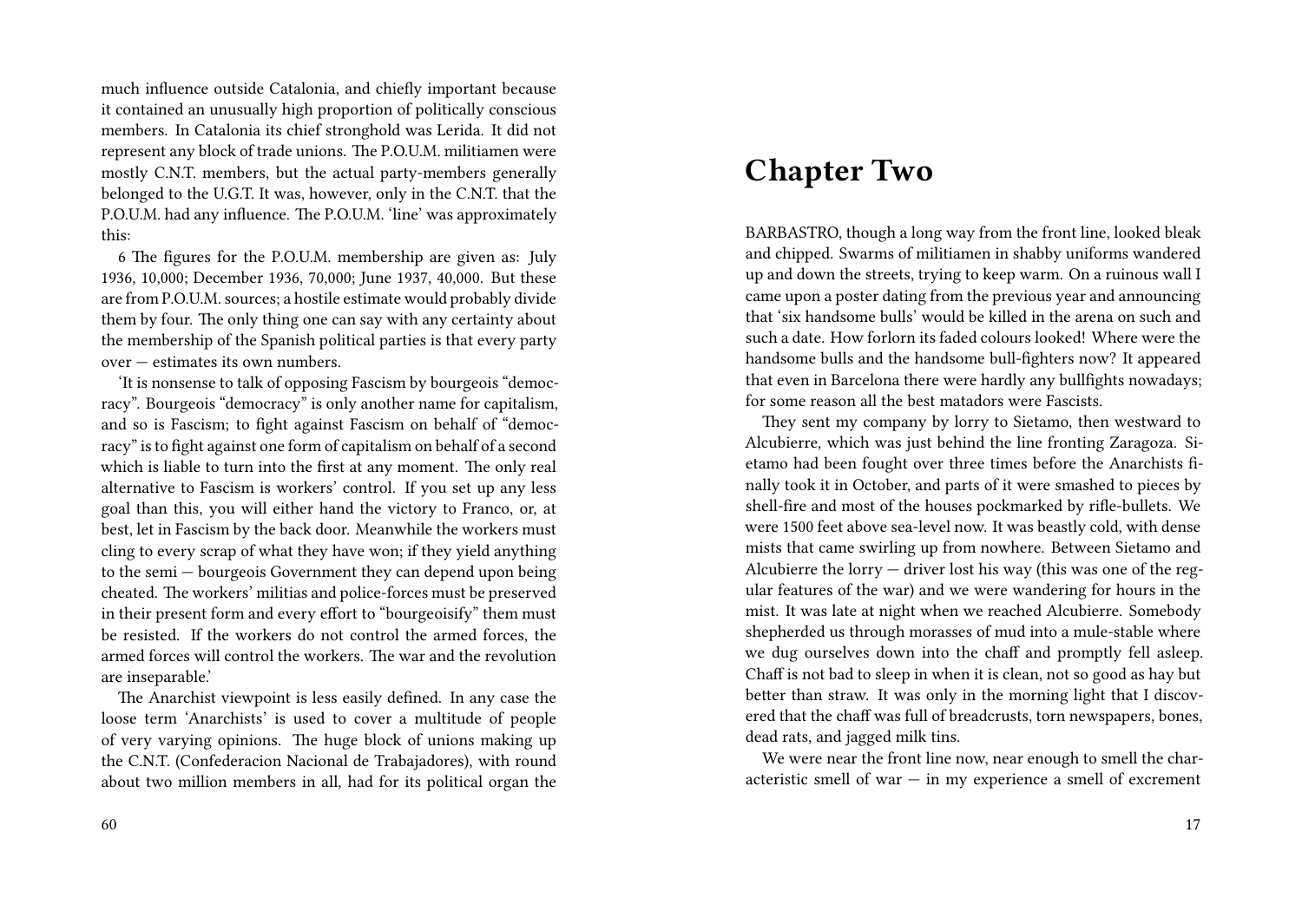much influence outside Catalonia, and chiefly important because it contained an unusually high proportion of politically conscious members. In Catalonia its chief stronghold was Lerida. It did not represent any block of trade unions. The P.O.U.M. militiamen were mostly C.N.T. members, but the actual party-members generally belonged to the U.G.T. It was, however, only in the C.N.T. that the P.O.U.M. had any influence. The P.O.U.M. 'line' was approximately this:

6 The figures for the P.O.U.M. membership are given as: July 1936, 10,000; December 1936, 70,000; June 1937, 40,000. But these are from P.O.U.M. sources; a hostile estimate would probably divide them by four. The only thing one can say with any certainty about the membership of the Spanish political parties is that every party over — estimates its own numbers.

'It is nonsense to talk of opposing Fascism by bourgeois "democracy". Bourgeois "democracy" is only another name for capitalism, and so is Fascism; to fight against Fascism on behalf of "democracy" is to fight against one form of capitalism on behalf of a second which is liable to turn into the first at any moment. The only real alternative to Fascism is workers' control. If you set up any less goal than this, you will either hand the victory to Franco, or, at best, let in Fascism by the back door. Meanwhile the workers must cling to every scrap of what they have won; if they yield anything to the semi — bourgeois Government they can depend upon being cheated. The workers' militias and police-forces must be preserved in their present form and every effort to "bourgeoisify" them must be resisted. If the workers do not control the armed forces, the armed forces will control the workers. The war and the revolution are inseparable.'

The Anarchist viewpoint is less easily defined. In any case the loose term 'Anarchists' is used to cover a multitude of people of very varying opinions. The huge block of unions making up the C.N.T. (Confederacion Nacional de Trabajadores), with round about two million members in all, had for its political organ the

# Chapter Two

BARBASTRO, though a long way from the front line, looked bleak and chipped. Swarms of militiamen in shabby uniforms wandered up and down the streets, trying to keep warm. On a ruinous wall I came upon a poster dating from the previous year and announcing that 'six handsome bulls' would be killed in the arena on such and such a date. How forlorn its faded colours looked! Where were the handsome bulls and the handsome bull-fighters now? It appeared that even in Barcelona there were hardly any bullfights nowadays; for some reason all the best matadors were Fascists.

They sent my company by lorry to Sietamo, then westward to Alcubierre, which was just behind the line fronting Zaragoza. Sietamo had been fought over three times before the Anarchists finally took it in October, and parts of it were smashed to pieces by shell-fire and most of the houses pockmarked by rifle-bullets. We were 1500 feet above sea-level now. It was beastly cold, with dense mists that came swirling up from nowhere. Between Sietamo and Alcubierre the lorry — driver lost his way (this was one of the regular features of the war) and we were wandering for hours in the mist. It was late at night when we reached Alcubierre. Somebody shepherded us through morasses of mud into a mule-stable where we dug ourselves down into the chaff and promptly fell asleep. Chaff is not bad to sleep in when it is clean, not so good as hay but better than straw. It was only in the morning light that I discovered that the chaff was full of breadcrusts, torn newspapers, bones, dead rats, and jagged milk tins.

We were near the front line now, near enough to smell the characteristic smell of war — in my experience a smell of excrement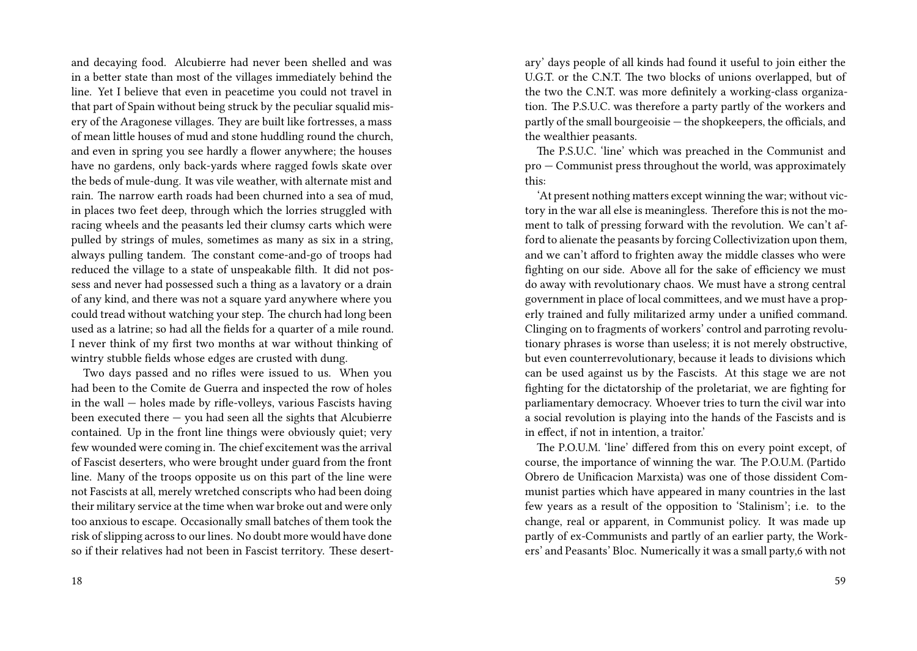and decaying food. Alcubierre had never been shelled and was in a better state than most of the villages immediately behind the line. Yet I believe that even in peacetime you could not travel in that part of Spain without being struck by the peculiar squalid misery of the Aragonese villages. They are built like fortresses, a mass of mean little houses of mud and stone huddling round the church, and even in spring you see hardly a flower anywhere; the houses have no gardens, only back-yards where ragged fowls skate over the beds of mule-dung. It was vile weather, with alternate mist and rain. The narrow earth roads had been churned into a sea of mud, in places two feet deep, through which the lorries struggled with racing wheels and the peasants led their clumsy carts which were pulled by strings of mules, sometimes as many as six in a string, always pulling tandem. The constant come-and-go of troops had reduced the village to a state of unspeakable filth. It did not possess and never had possessed such a thing as a lavatory or a drain of any kind, and there was not a square yard anywhere where you could tread without watching your step. The church had long been used as a latrine; so had all the fields for a quarter of a mile round. I never think of my first two months at war without thinking of wintry stubble fields whose edges are crusted with dung.

Two days passed and no rifles were issued to us. When you had been to the Comite de Guerra and inspected the row of holes in the wall — holes made by rifle-volleys, various Fascists having been executed there — you had seen all the sights that Alcubierre contained. Up in the front line things were obviously quiet; very few wounded were coming in. The chief excitement was the arrival of Fascist deserters, who were brought under guard from the front line. Many of the troops opposite us on this part of the line were not Fascists at all, merely wretched conscripts who had been doing their military service at the time when war broke out and were only too anxious to escape. Occasionally small batches of them took the risk of slipping across to our lines. No doubt more would have done so if their relatives had not been in Fascist territory. These desert-

ary' days people of all kinds had found it useful to join either the U.G.T. or the C.N.T. The two blocks of unions overlapped, but of the two the C.N.T. was more definitely a working-class organization. The P.S.U.C. was therefore a party partly of the workers and partly of the small bourgeoisie — the shopkeepers, the officials, and the wealthier peasants.

The P.S.U.C. 'line' which was preached in the Communist and pro — Communist press throughout the world, was approximately this:

'At present nothing matters except winning the war; without victory in the war all else is meaningless. Therefore this is not the moment to talk of pressing forward with the revolution. We can't afford to alienate the peasants by forcing Collectivization upon them, and we can't afford to frighten away the middle classes who were fighting on our side. Above all for the sake of efficiency we must do away with revolutionary chaos. We must have a strong central government in place of local committees, and we must have a properly trained and fully militarized army under a unified command. Clinging on to fragments of workers' control and parroting revolutionary phrases is worse than useless; it is not merely obstructive, but even counterrevolutionary, because it leads to divisions which can be used against us by the Fascists. At this stage we are not fighting for the dictatorship of the proletariat, we are fighting for parliamentary democracy. Whoever tries to turn the civil war into a social revolution is playing into the hands of the Fascists and is in effect, if not in intention, a traitor.'

The P.O.U.M. 'line' differed from this on every point except, of course, the importance of winning the war. The P.O.U.M. (Partido Obrero de Unificacion Marxista) was one of those dissident Communist parties which have appeared in many countries in the last few years as a result of the opposition to 'Stalinism'; i.e. to the change, real or apparent, in Communist policy. It was made up partly of ex-Communists and partly of an earlier party, the Workers' and Peasants' Bloc. Numerically it was a small party,6 with not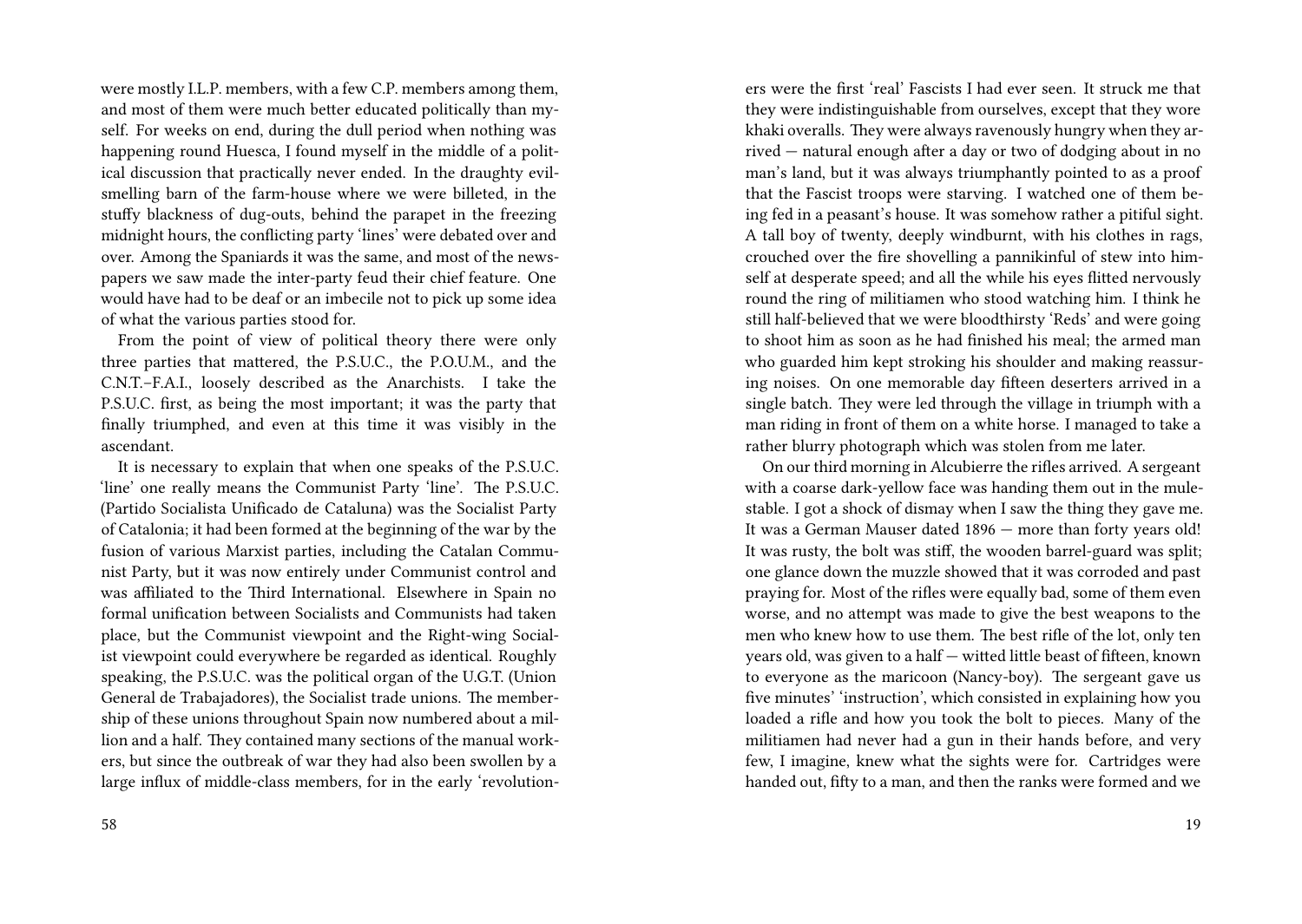were mostly I.L.P. members, with a few C.P. members among them, and most of them were much better educated politically than myself. For weeks on end, during the dull period when nothing was happening round Huesca, I found myself in the middle of a political discussion that practically never ended. In the draughty evil-smelling barn of the farm-house where we were billeted, in the stuffy blackness of dug-outs, behind the parapet in the freezing midnight hours, the conflicting party 'lines' were debated over and over. Among the Spaniards it was the same, and most of the newspapers we saw made the inter-party feud their chief feature. One would have had to be deaf or an imbecile not to pick up some idea of what the various parties stood for.

From the point of view of political theory there were only three parties that mattered, the P.S.U.C., the P.O.U.M., and the C.N.T.–F.A.I., loosely described as the Anarchists. I take the P.S.U.C. first, as being the most important; it was the party that finally triumphed, and even at this time it was visibly in the ascendant.

It is necessary to explain that when one speaks of the P.S.U.C. 'line' one really means the Communist Party 'line'. The P.S.U.C. (Partido Socialista Unificado de Cataluna) was the Socialist Party of Catalonia; it had been formed at the beginning of the war by the fusion of various Marxist parties, including the Catalan Communist Party, but it was now entirely under Communist control and was affiliated to the Third International. Elsewhere in Spain no formal unification between Socialists and Communists had taken place, but the Communist viewpoint and the Right-wing Socialist viewpoint could everywhere be regarded as identical. Roughly speaking, the P.S.U.C. was the political organ of the U.G.T. (Union General de Trabajadores), the Socialist trade unions. The membership of these unions throughout Spain now numbered about a million and a half. They contained many sections of the manual workers, but since the outbreak of war they had also been swollen by a large influx of middle-class members, for in the early 'revolution-

ers were the first 'real' Fascists I had ever seen. It struck me that they were indistinguishable from ourselves, except that they wore khaki overalls. They were always ravenously hungry when they arrived — natural enough after a day or two of dodging about in no man's land, but it was always triumphantly pointed to as a proof that the Fascist troops were starving. I watched one of them being fed in a peasant's house. It was somehow rather a pitiful sight. A tall boy of twenty, deeply windburnt, with his clothes in rags, crouched over the fire shovelling a pannikinful of stew into himself at desperate speed; and all the while his eyes flitted nervously round the ring of militiamen who stood watching him. I think he still half-believed that we were bloodthirsty 'Reds' and were going to shoot him as soon as he had finished his meal; the armed man who guarded him kept stroking his shoulder and making reassuring noises. On one memorable day fifteen deserters arrived in a single batch. They were led through the village in triumph with a man riding in front of them on a white horse. I managed to take a rather blurry photograph which was stolen from me later.

On our third morning in Alcubierre the rifles arrived. A sergeant with a coarse dark-yellow face was handing them out in the mule-stable. I got a shock of dismay when I saw the thing they gave me. It was a German Mauser dated 1896 — more than forty years old! It was rusty, the bolt was stiff, the wooden barrel-guard was split; one glance down the muzzle showed that it was corroded and past praying for. Most of the rifles were equally bad, some of them even worse, and no attempt was made to give the best weapons to the men who knew how to use them. The best rifle of the lot, only ten years old, was given to a half — witted little beast of fifteen, known to everyone as the maricoon (Nancy-boy). The sergeant gave us five minutes' 'instruction', which consisted in explaining how you loaded a rifle and how you took the bolt to pieces. Many of the militiamen had never had a gun in their hands before, and very few, I imagine, knew what the sights were for. Cartridges were handed out, fifty to a man, and then the ranks were formed and we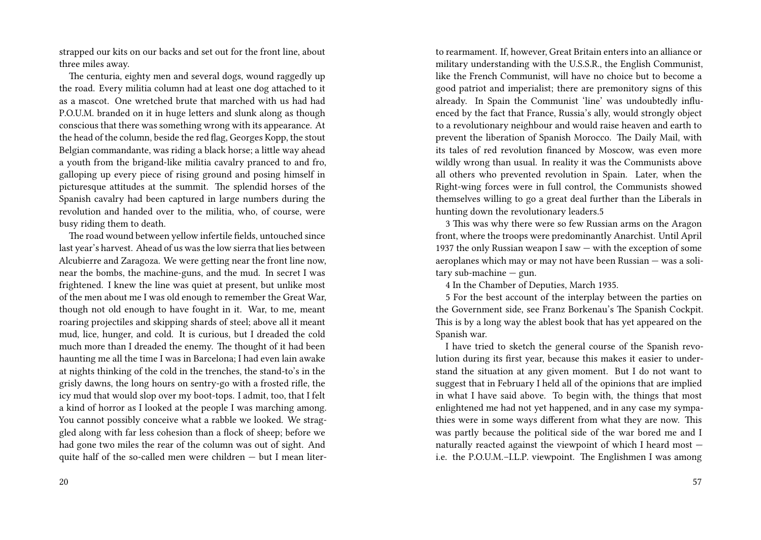strapped our kits on our backs and set out for the front line, about three miles away.

The centuria, eighty men and several dogs, wound raggedly up the road. Every militia column had at least one dog attached to it as a mascot. One wretched brute that marched with us had had P.O.U.M. branded on it in huge letters and slunk along as though conscious that there was something wrong with its appearance. At the head of the column, beside the red flag, Georges Kopp, the stout Belgian commandante, was riding a black horse; a little way ahead a youth from the brigand-like militia cavalry pranced to and fro, galloping up every piece of rising ground and posing himself in picturesque attitudes at the summit. The splendid horses of the Spanish cavalry had been captured in large numbers during the revolution and handed over to the militia, who, of course, were busy riding them to death.

The road wound between yellow infertile fields, untouched since last year's harvest. Ahead of us was the low sierra that lies between Alcubierre and Zaragoza. We were getting near the front line now, near the bombs, the machine-guns, and the mud. In secret I was frightened. I knew the line was quiet at present, but unlike most of the men about me I was old enough to remember the Great War, though not old enough to have fought in it. War, to me, meant roaring projectiles and skipping shards of steel; above all it meant mud, lice, hunger, and cold. It is curious, but I dreaded the cold much more than I dreaded the enemy. The thought of it had been haunting me all the time I was in Barcelona; I had even lain awake at nights thinking of the cold in the trenches, the stand-to's in the grisly dawns, the long hours on sentry-go with a frosted rifle, the icy mud that would slop over my boot-tops. I admit, too, that I felt a kind of horror as I looked at the people I was marching among. You cannot possibly conceive what a rabble we looked. We straggled along with far less cohesion than a flock of sheep; before we had gone two miles the rear of the column was out of sight. And quite half of the so-called men were children — but I mean liter-

to rearmament. If, however, Great Britain enters into an alliance or military understanding with the U.S.S.R., the English Communist, like the French Communist, will have no choice but to become a good patriot and imperialist; there are premonitory signs of this already. In Spain the Communist 'line' was undoubtedly influenced by the fact that France, Russia's ally, would strongly object to a revolutionary neighbour and would raise heaven and earth to prevent the liberation of Spanish Morocco. The Daily Mail, with its tales of red revolution financed by Moscow, was even more wildly wrong than usual. In reality it was the Communists above all others who prevented revolution in Spain. Later, when the Right-wing forces were in full control, the Communists showed themselves willing to go a great deal further than the Liberals in hunting down the revolutionary leaders.5

3 This was why there were so few Russian arms on the Aragon front, where the troops were predominantly Anarchist. Until April 1937 the only Russian weapon I saw — with the exception of some aeroplanes which may or may not have been Russian — was a solitary sub-machine — gun.

4 In the Chamber of Deputies, March 1935.

5 For the best account of the interplay between the parties on the Government side, see Franz Borkenau's The Spanish Cockpit. This is by a long way the ablest book that has yet appeared on the Spanish war.

I have tried to sketch the general course of the Spanish revolution during its first year, because this makes it easier to understand the situation at any given moment. But I do not want to suggest that in February I held all of the opinions that are implied in what I have said above. To begin with, the things that most enlightened me had not yet happened, and in any case my sympathies were in some ways different from what they are now. This was partly because the political side of the war bored me and I naturally reacted against the viewpoint of which I heard most — i.e. the P.O.U.M.–I.L.P. viewpoint. The Englishmen I was among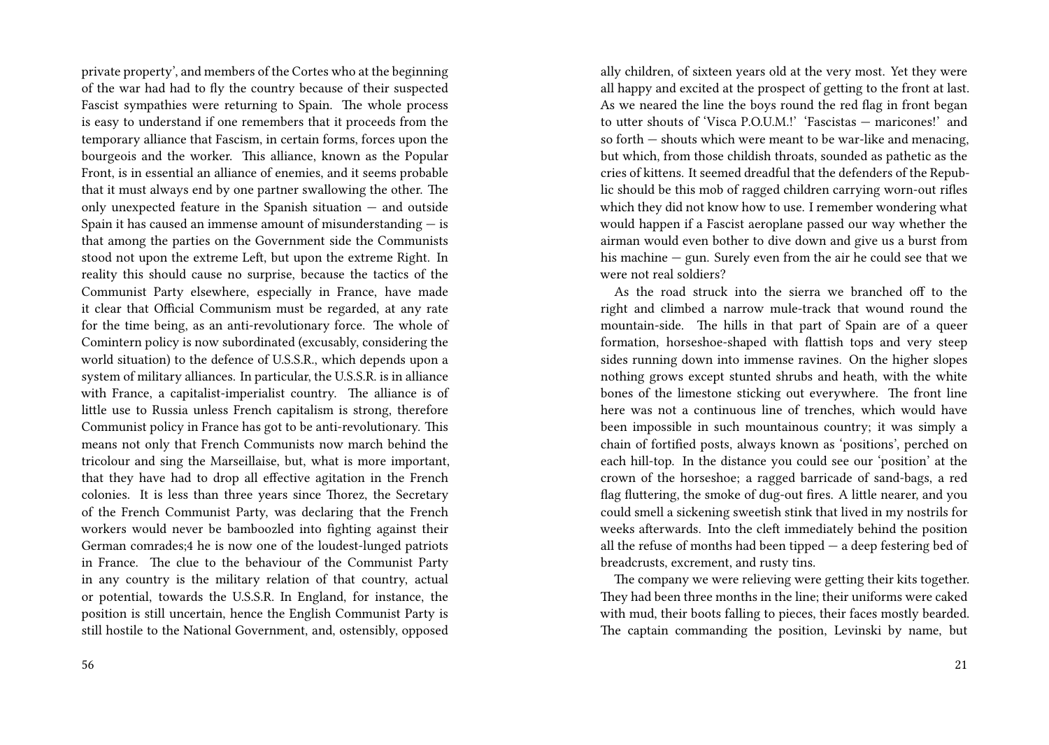private property', and members of the Cortes who at the beginning of the war had had to fly the country because of their suspected Fascist sympathies were returning to Spain. The whole process is easy to understand if one remembers that it proceeds from the temporary alliance that Fascism, in certain forms, forces upon the bourgeois and the worker. This alliance, known as the Popular Front, is in essential an alliance of enemies, and it seems probable that it must always end by one partner swallowing the other. The only unexpected feature in the Spanish situation — and outside Spain it has caused an immense amount of misunderstanding — is that among the parties on the Government side the Communists stood not upon the extreme Left, but upon the extreme Right. In reality this should cause no surprise, because the tactics of the Communist Party elsewhere, especially in France, have made it clear that Official Communism must be regarded, at any rate for the time being, as an anti-revolutionary force. The whole of Comintern policy is now subordinated (excusably, considering the world situation) to the defence of U.S.S.R., which depends upon a system of military alliances. In particular, the U.S.S.R. is in alliance with France, a capitalist-imperialist country. The alliance is of little use to Russia unless French capitalism is strong, therefore Communist policy in France has got to be anti-revolutionary. This means not only that French Communists now march behind the tricolour and sing the Marseillaise, but, what is more important, that they have had to drop all effective agitation in the French colonies. It is less than three years since Thorez, the Secretary of the French Communist Party, was declaring that the French workers would never be bamboozled into fighting against their German comrades;4 he is now one of the loudest-lunged patriots in France. The clue to the behaviour of the Communist Party in any country is the military relation of that country, actual or potential, towards the U.S.S.R. In England, for instance, the position is still uncertain, hence the English Communist Party is still hostile to the National Government, and, ostensibly, opposed

ally children, of sixteen years old at the very most. Yet they were all happy and excited at the prospect of getting to the front at last. As we neared the line the boys round the red flag in front began to utter shouts of 'Visca P.O.U.M.!' 'Fascistas — maricones!' and so forth — shouts which were meant to be war-like and menacing, but which, from those childish throats, sounded as pathetic as the cries of kittens. It seemed dreadful that the defenders of the Republic should be this mob of ragged children carrying worn-out rifles which they did not know how to use. I remember wondering what would happen if a Fascist aeroplane passed our way whether the airman would even bother to dive down and give us a burst from his machine — gun. Surely even from the air he could see that we were not real soldiers?

As the road struck into the sierra we branched off to the right and climbed a narrow mule-track that wound round the mountain-side. The hills in that part of Spain are of a queer formation, horseshoe-shaped with flattish tops and very steep sides running down into immense ravines. On the higher slopes nothing grows except stunted shrubs and heath, with the white bones of the limestone sticking out everywhere. The front line here was not a continuous line of trenches, which would have been impossible in such mountainous country; it was simply a chain of fortified posts, always known as 'positions', perched on each hill-top. In the distance you could see our 'position' at the crown of the horseshoe; a ragged barricade of sand-bags, a red flag fluttering, the smoke of dug-out fires. A little nearer, and you could smell a sickening sweetish stink that lived in my nostrils for weeks afterwards. Into the cleft immediately behind the position all the refuse of months had been tipped — a deep festering bed of breadcrusts, excrement, and rusty tins.

The company we were relieving were getting their kits together. They had been three months in the line; their uniforms were caked with mud, their boots falling to pieces, their faces mostly bearded. The captain commanding the position, Levinski by name, but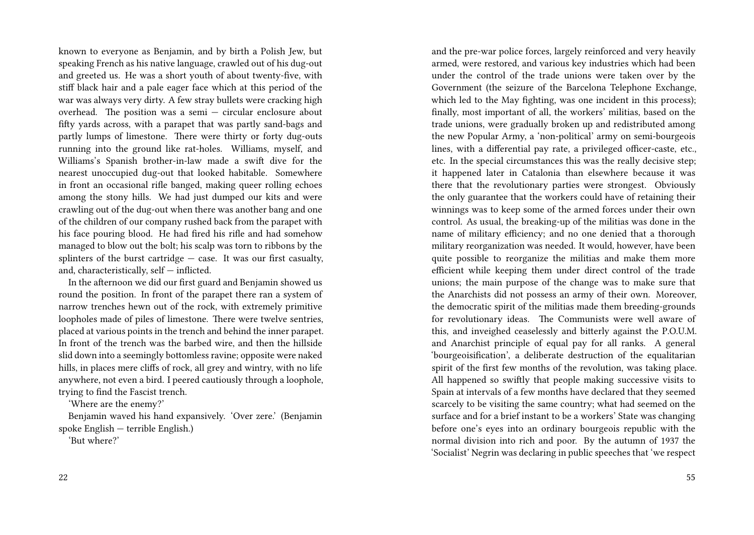known to everyone as Benjamin, and by birth a Polish Jew, but speaking French as his native language, crawled out of his dug-out and greeted us. He was a short youth of about twenty-five, with stiff black hair and a pale eager face which at this period of the war was always very dirty. A few stray bullets were cracking high overhead. The position was a semi — circular enclosure about fifty yards across, with a parapet that was partly sand-bags and partly lumps of limestone. There were thirty or forty dug-outs running into the ground like rat-holes. Williams, myself, and Williams's Spanish brother-in-law made a swift dive for the nearest unoccupied dug-out that looked habitable. Somewhere in front an occasional rifle banged, making queer rolling echoes among the stony hills. We had just dumped our kits and were crawling out of the dug-out when there was another bang and one of the children of our company rushed back from the parapet with his face pouring blood. He had fired his rifle and had somehow managed to blow out the bolt; his scalp was torn to ribbons by the splinters of the burst cartridge — case. It was our first casualty, and, characteristically, self — inflicted.

In the afternoon we did our first guard and Benjamin showed us round the position. In front of the parapet there ran a system of narrow trenches hewn out of the rock, with extremely primitive loopholes made of piles of limestone. There were twelve sentries, placed at various points in the trench and behind the inner parapet. In front of the trench was the barbed wire, and then the hillside slid down into a seemingly bottomless ravine; opposite were naked hills, in places mere cliffs of rock, all grey and wintry, with no life anywhere, not even a bird. I peered cautiously through a loophole, trying to find the Fascist trench.

'Where are the enemy?'

Benjamin waved his hand expansively. 'Over zere.' (Benjamin spoke English — terrible English.)

'But where?'

and the pre-war police forces, largely reinforced and very heavily armed, were restored, and various key industries which had been under the control of the trade unions were taken over by the Government (the seizure of the Barcelona Telephone Exchange, which led to the May fighting, was one incident in this process); finally, most important of all, the workers' militias, based on the trade unions, were gradually broken up and redistributed among the new Popular Army, a 'non-political' army on semi-bourgeois lines, with a differential pay rate, a privileged officer-caste, etc., etc. In the special circumstances this was the really decisive step; it happened later in Catalonia than elsewhere because it was there that the revolutionary parties were strongest. Obviously the only guarantee that the workers could have of retaining their winnings was to keep some of the armed forces under their own control. As usual, the breaking-up of the militias was done in the name of military efficiency; and no one denied that a thorough military reorganization was needed. It would, however, have been quite possible to reorganize the militias and make them more efficient while keeping them under direct control of the trade unions; the main purpose of the change was to make sure that the Anarchists did not possess an army of their own. Moreover, the democratic spirit of the militias made them breeding-grounds for revolutionary ideas. The Communists were well aware of this, and inveighed ceaselessly and bitterly against the P.O.U.M. and Anarchist principle of equal pay for all ranks. A general 'bourgeoisification', a deliberate destruction of the equalitarian spirit of the first few months of the revolution, was taking place. All happened so swiftly that people making successive visits to Spain at intervals of a few months have declared that they seemed scarcely to be visiting the same country; what had seemed on the surface and for a brief instant to be a workers' State was changing before one's eyes into an ordinary bourgeois republic with the normal division into rich and poor. By the autumn of 1937 the 'Socialist' Negrin was declaring in public speeches that 'we respect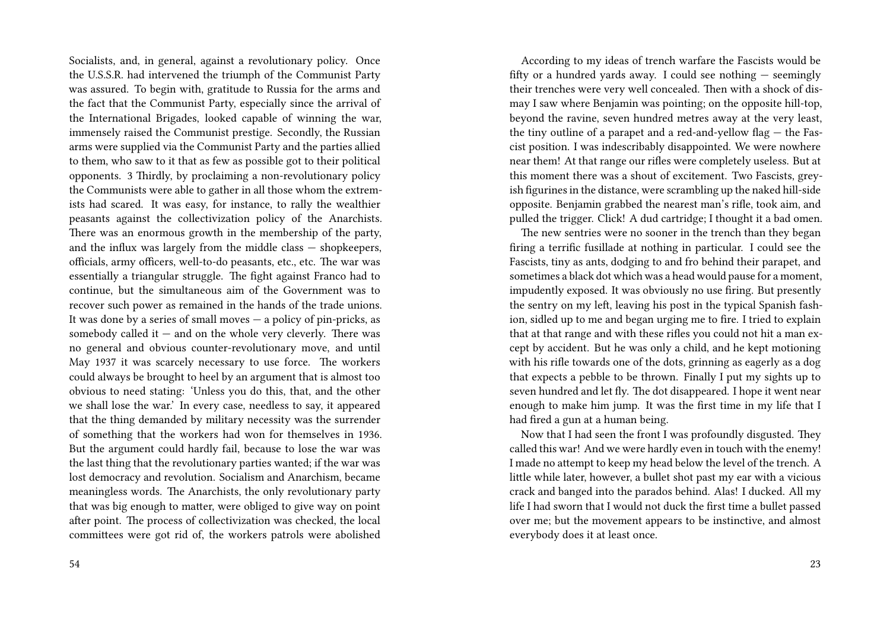Socialists, and, in general, against a revolutionary policy. Once the U.S.S.R. had intervened the triumph of the Communist Party was assured. To begin with, gratitude to Russia for the arms and the fact that the Communist Party, especially since the arrival of the International Brigades, looked capable of winning the war, immensely raised the Communist prestige. Secondly, the Russian arms were supplied via the Communist Party and the parties allied to them, who saw to it that as few as possible got to their political opponents. 3 Thirdly, by proclaiming a non-revolutionary policy the Communists were able to gather in all those whom the extremists had scared. It was easy, for instance, to rally the wealthier peasants against the collectivization policy of the Anarchists. There was an enormous growth in the membership of the party, and the influx was largely from the middle class — shopkeepers, officials, army officers, well-to-do peasants, etc., etc. The war was essentially a triangular struggle. The fight against Franco had to continue, but the simultaneous aim of the Government was to recover such power as remained in the hands of the trade unions. It was done by a series of small moves — a policy of pin-pricks, as somebody called it — and on the whole very cleverly. There was no general and obvious counter-revolutionary move, and until May 1937 it was scarcely necessary to use force. The workers could always be brought to heel by an argument that is almost too obvious to need stating: 'Unless you do this, that, and the other we shall lose the war.' In every case, needless to say, it appeared that the thing demanded by military necessity was the surrender of something that the workers had won for themselves in 1936. But the argument could hardly fail, because to lose the war was the last thing that the revolutionary parties wanted; if the war was lost democracy and revolution. Socialism and Anarchism, became meaningless words. The Anarchists, the only revolutionary party that was big enough to matter, were obliged to give way on point after point. The process of collectivization was checked, the local committees were got rid of, the workers patrols were abolished

According to my ideas of trench warfare the Fascists would be fifty or a hundred yards away. I could see nothing — seemingly their trenches were very well concealed. Then with a shock of dismay I saw where Benjamin was pointing; on the opposite hill-top, beyond the ravine, seven hundred metres away at the very least, the tiny outline of a parapet and a red-and-yellow flag — the Fascist position. I was indescribably disappointed. We were nowhere near them! At that range our rifles were completely useless. But at this moment there was a shout of excitement. Two Fascists, greyish figurines in the distance, were scrambling up the naked hill-side opposite. Benjamin grabbed the nearest man's rifle, took aim, and pulled the trigger. Click! A dud cartridge; I thought it a bad omen.

The new sentries were no sooner in the trench than they began firing a terrific fusillade at nothing in particular. I could see the Fascists, tiny as ants, dodging to and fro behind their parapet, and sometimes a black dot which was a head would pause for a moment, impudently exposed. It was obviously no use firing. But presently the sentry on my left, leaving his post in the typical Spanish fashion, sidled up to me and began urging me to fire. I tried to explain that at that range and with these rifles you could not hit a man except by accident. But he was only a child, and he kept motioning with his rifle towards one of the dots, grinning as eagerly as a dog that expects a pebble to be thrown. Finally I put my sights up to seven hundred and let fly. The dot disappeared. I hope it went near enough to make him jump. It was the first time in my life that I had fired a gun at a human being.

Now that I had seen the front I was profoundly disgusted. They called this war! And we were hardly even in touch with the enemy! I made no attempt to keep my head below the level of the trench. A little while later, however, a bullet shot past my ear with a vicious crack and banged into the parados behind. Alas! I ducked. All my life I had sworn that I would not duck the first time a bullet passed over me; but the movement appears to be instinctive, and almost everybody does it at least once.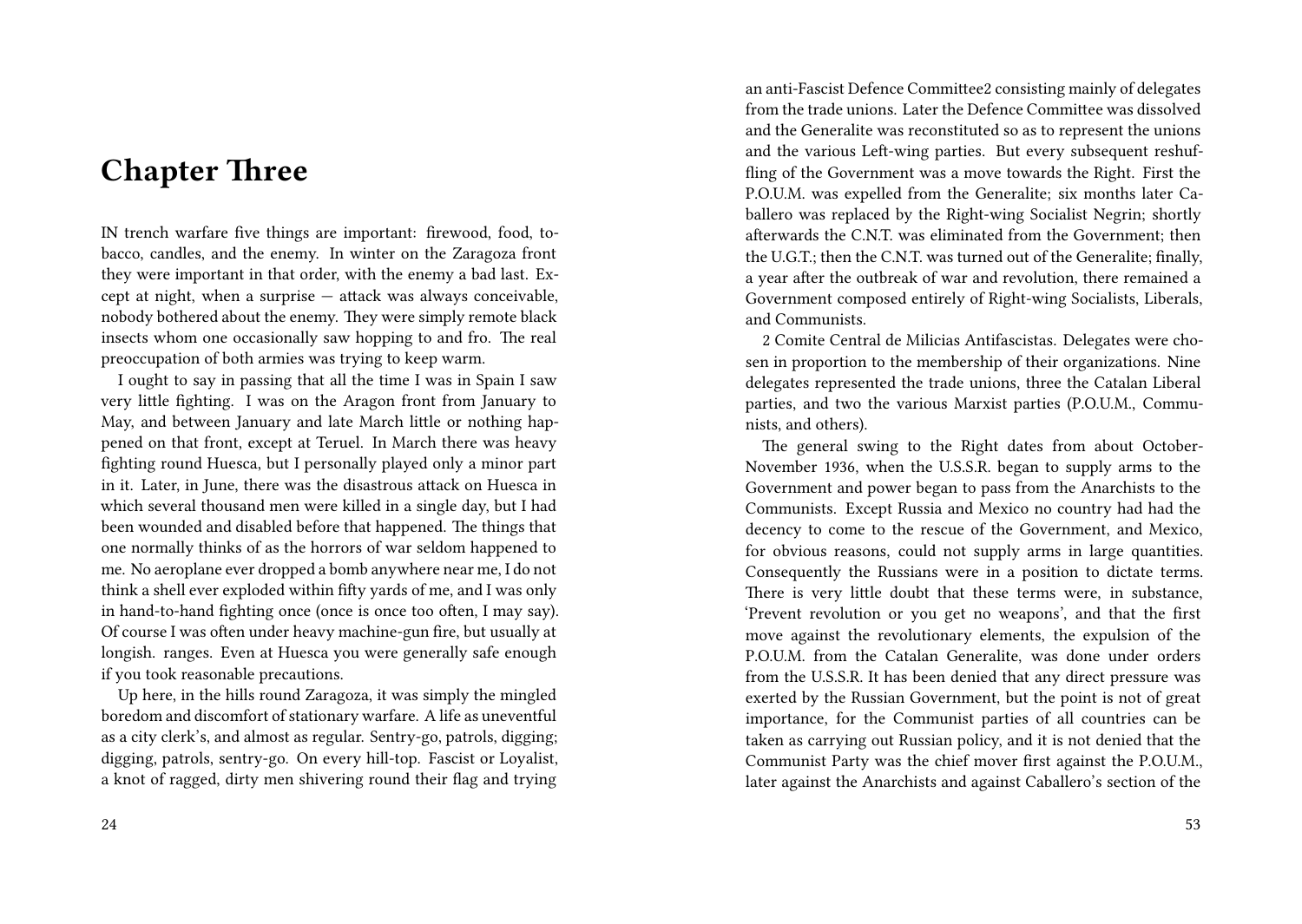# Chapter Three

IN trench warfare five things are important: firewood, food, tobacco, candles, and the enemy. In winter on the Zaragoza front they were important in that order, with the enemy a bad last. Except at night, when a surprise — attack was always conceivable, nobody bothered about the enemy. They were simply remote black insects whom one occasionally saw hopping to and fro. The real preoccupation of both armies was trying to keep warm.

I ought to say in passing that all the time I was in Spain I saw very little fighting. I was on the Aragon front from January to May, and between January and late March little or nothing happened on that front, except at Teruel. In March there was heavy fighting round Huesca, but I personally played only a minor part in it. Later, in June, there was the disastrous attack on Huesca in which several thousand men were killed in a single day, but I had been wounded and disabled before that happened. The things that one normally thinks of as the horrors of war seldom happened to me. No aeroplane ever dropped a bomb anywhere near me, I do not think a shell ever exploded within fifty yards of me, and I was only in hand-to-hand fighting once (once is once too often, I may say). Of course I was often under heavy machine-gun fire, but usually at longish. ranges. Even at Huesca you were generally safe enough if you took reasonable precautions.

Up here, in the hills round Zaragoza, it was simply the mingled boredom and discomfort of stationary warfare. A life as uneventful as a city clerk's, and almost as regular. Sentry-go, patrols, digging; digging, patrols, sentry-go. On every hill-top. Fascist or Loyalist, a knot of ragged, dirty men shivering round their flag and trying

an anti-Fascist Defence Committee2 consisting mainly of delegates from the trade unions. Later the Defence Committee was dissolved and the Generalite was reconstituted so as to represent the unions and the various Left-wing parties. But every subsequent reshuffling of the Government was a move towards the Right. First the P.O.U.M. was expelled from the Generalite; six months later Caballero was replaced by the Right-wing Socialist Negrin; shortly afterwards the C.N.T. was eliminated from the Government; then the U.G.T.; then the C.N.T. was turned out of the Generalite; finally, a year after the outbreak of war and revolution, there remained a Government composed entirely of Right-wing Socialists, Liberals, and Communists.

2 Comite Central de Milicias Antifascistas. Delegates were chosen in proportion to the membership of their organizations. Nine delegates represented the trade unions, three the Catalan Liberal parties, and two the various Marxist parties (P.O.U.M., Communists, and others).

The general swing to the Right dates from about October-November 1936, when the U.S.S.R. began to supply arms to the Government and power began to pass from the Anarchists to the Communists. Except Russia and Mexico no country had had the decency to come to the rescue of the Government, and Mexico, for obvious reasons, could not supply arms in large quantities. Consequently the Russians were in a position to dictate terms. There is very little doubt that these terms were, in substance, 'Prevent revolution or you get no weapons', and that the first move against the revolutionary elements, the expulsion of the P.O.U.M. from the Catalan Generalite, was done under orders from the U.S.S.R. It has been denied that any direct pressure was exerted by the Russian Government, but the point is not of great importance, for the Communist parties of all countries can be taken as carrying out Russian policy, and it is not denied that the Communist Party was the chief mover first against the P.O.U.M., later against the Anarchists and against Caballero's section of the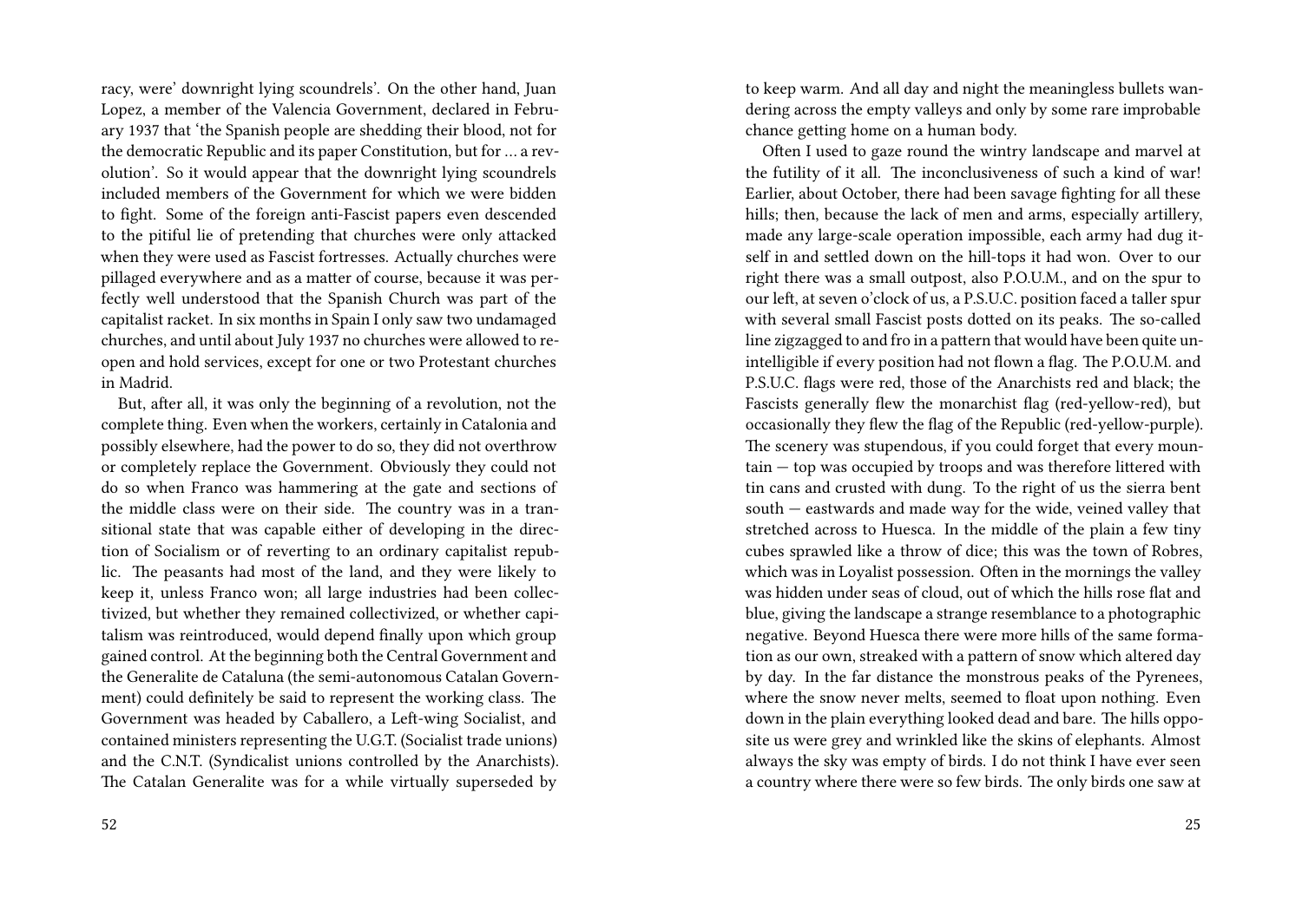racy, were' downright lying scoundrels'. On the other hand, Juan Lopez, a member of the Valencia Government, declared in February 1937 that 'the Spanish people are shedding their blood, not for the democratic Republic and its paper Constitution, but for … a revolution'. So it would appear that the downright lying scoundrels included members of the Government for which we were bidden to fight. Some of the foreign anti-Fascist papers even descended to the pitiful lie of pretending that churches were only attacked when they were used as Fascist fortresses. Actually churches were pillaged everywhere and as a matter of course, because it was perfectly well understood that the Spanish Church was part of the capitalist racket. In six months in Spain I only saw two undamaged churches, and until about July 1937 no churches were allowed to reopen and hold services, except for one or two Protestant churches in Madrid.

But, after all, it was only the beginning of a revolution, not the complete thing. Even when the workers, certainly in Catalonia and possibly elsewhere, had the power to do so, they did not overthrow or completely replace the Government. Obviously they could not do so when Franco was hammering at the gate and sections of the middle class were on their side. The country was in a transitional state that was capable either of developing in the direction of Socialism or of reverting to an ordinary capitalist republic. The peasants had most of the land, and they were likely to keep it, unless Franco won; all large industries had been collectivized, but whether they remained collectivized, or whether capitalism was reintroduced, would depend finally upon which group gained control. At the beginning both the Central Government and the Generalite de Cataluna (the semi-autonomous Catalan Government) could definitely be said to represent the working class. The Government was headed by Caballero, a Left-wing Socialist, and contained ministers representing the U.G.T. (Socialist trade unions) and the C.N.T. (Syndicalist unions controlled by the Anarchists). The Catalan Generalite was for a while virtually superseded by

to keep warm. And all day and night the meaningless bullets wandering across the empty valleys and only by some rare improbable chance getting home on a human body.

Often I used to gaze round the wintry landscape and marvel at the futility of it all. The inconclusiveness of such a kind of war! Earlier, about October, there had been savage fighting for all these hills; then, because the lack of men and arms, especially artillery, made any large-scale operation impossible, each army had dug itself in and settled down on the hill-tops it had won. Over to our right there was a small outpost, also P.O.U.M., and on the spur to our left, at seven o'clock of us, a P.S.U.C. position faced a taller spur with several small Fascist posts dotted on its peaks. The so-called line zigzagged to and fro in a pattern that would have been quite unintelligible if every position had not flown a flag. The P.O.U.M. and P.S.U.C. flags were red, those of the Anarchists red and black; the Fascists generally flew the monarchist flag (red-yellow-red), but occasionally they flew the flag of the Republic (red-yellow-purple). The scenery was stupendous, if you could forget that every mountain — top was occupied by troops and was therefore littered with tin cans and crusted with dung. To the right of us the sierra bent south — eastwards and made way for the wide, veined valley that stretched across to Huesca. In the middle of the plain a few tiny cubes sprawled like a throw of dice; this was the town of Robres, which was in Loyalist possession. Often in the mornings the valley was hidden under seas of cloud, out of which the hills rose flat and blue, giving the landscape a strange resemblance to a photographic negative. Beyond Huesca there were more hills of the same formation as our own, streaked with a pattern of snow which altered day by day. In the far distance the monstrous peaks of the Pyrenees, where the snow never melts, seemed to float upon nothing. Even down in the plain everything looked dead and bare. The hills opposite us were grey and wrinkled like the skins of elephants. Almost always the sky was empty of birds. I do not think I have ever seen a country where there were so few birds. The only birds one saw at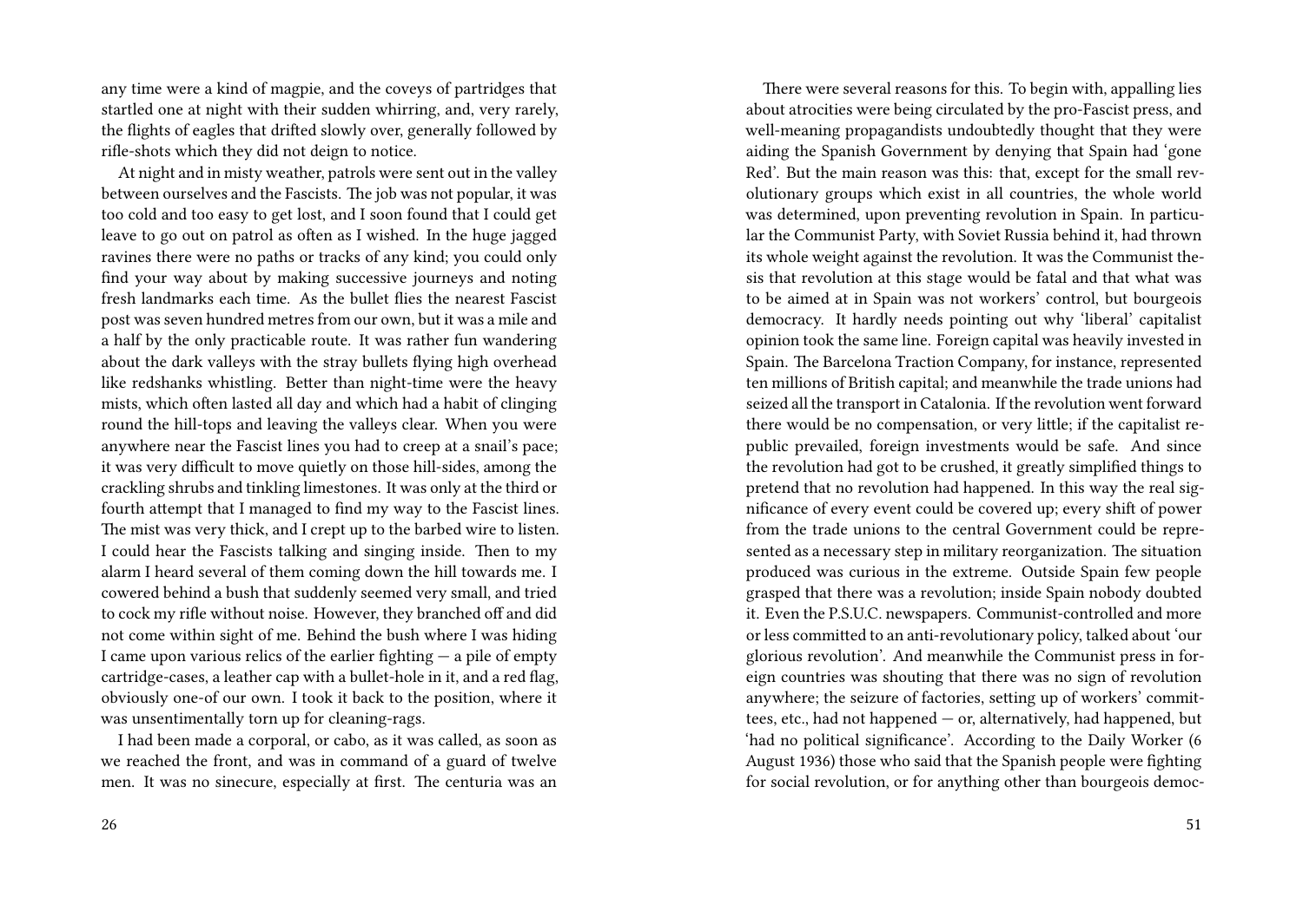any time were a kind of magpie, and the coveys of partridges that startled one at night with their sudden whirring, and, very rarely, the flights of eagles that drifted slowly over, generally followed by rifle-shots which they did not deign to notice.

At night and in misty weather, patrols were sent out in the valley between ourselves and the Fascists. The job was not popular, it was too cold and too easy to get lost, and I soon found that I could get leave to go out on patrol as often as I wished. In the huge jagged ravines there were no paths or tracks of any kind; you could only find your way about by making successive journeys and noting fresh landmarks each time. As the bullet flies the nearest Fascist post was seven hundred metres from our own, but it was a mile and a half by the only practicable route. It was rather fun wandering about the dark valleys with the stray bullets flying high overhead like redshanks whistling. Better than night-time were the heavy mists, which often lasted all day and which had a habit of clinging round the hill-tops and leaving the valleys clear. When you were anywhere near the Fascist lines you had to creep at a snail's pace; it was very difficult to move quietly on those hill-sides, among the crackling shrubs and tinkling limestones. It was only at the third or fourth attempt that I managed to find my way to the Fascist lines. The mist was very thick, and I crept up to the barbed wire to listen. I could hear the Fascists talking and singing inside. Then to my alarm I heard several of them coming down the hill towards me. I cowered behind a bush that suddenly seemed very small, and tried to cock my rifle without noise. However, they branched off and did not come within sight of me. Behind the bush where I was hiding I came upon various relics of the earlier fighting — a pile of empty cartridge-cases, a leather cap with a bullet-hole in it, and a red flag, obviously one-of our own. I took it back to the position, where it was unsentimentally torn up for cleaning-rags.

I had been made a corporal, or cabo, as it was called, as soon as we reached the front, and was in command of a guard of twelve men. It was no sinecure, especially at first. The centuria was an

There were several reasons for this. To begin with, appalling lies about atrocities were being circulated by the pro-Fascist press, and well-meaning propagandists undoubtedly thought that they were aiding the Spanish Government by denying that Spain had 'gone Red'. But the main reason was this: that, except for the small revolutionary groups which exist in all countries, the whole world was determined, upon preventing revolution in Spain. In particular the Communist Party, with Soviet Russia behind it, had thrown its whole weight against the revolution. It was the Communist thesis that revolution at this stage would be fatal and that what was to be aimed at in Spain was not workers' control, but bourgeois democracy. It hardly needs pointing out why 'liberal' capitalist opinion took the same line. Foreign capital was heavily invested in Spain. The Barcelona Traction Company, for instance, represented ten millions of British capital; and meanwhile the trade unions had seized all the transport in Catalonia. If the revolution went forward there would be no compensation, or very little; if the capitalist republic prevailed, foreign investments would be safe. And since the revolution had got to be crushed, it greatly simplified things to pretend that no revolution had happened. In this way the real significance of every event could be covered up; every shift of power from the trade unions to the central Government could be represented as a necessary step in military reorganization. The situation produced was curious in the extreme. Outside Spain few people grasped that there was a revolution; inside Spain nobody doubted it. Even the P.S.U.C. newspapers. Communist-controlled and more or less committed to an anti-revolutionary policy, talked about 'our glorious revolution'. And meanwhile the Communist press in foreign countries was shouting that there was no sign of revolution anywhere; the seizure of factories, setting up of workers' committees, etc., had not happened — or, alternatively, had happened, but 'had no political significance'. According to the Daily Worker (6 August 1936) those who said that the Spanish people were fighting for social revolution, or for anything other than bourgeois democ-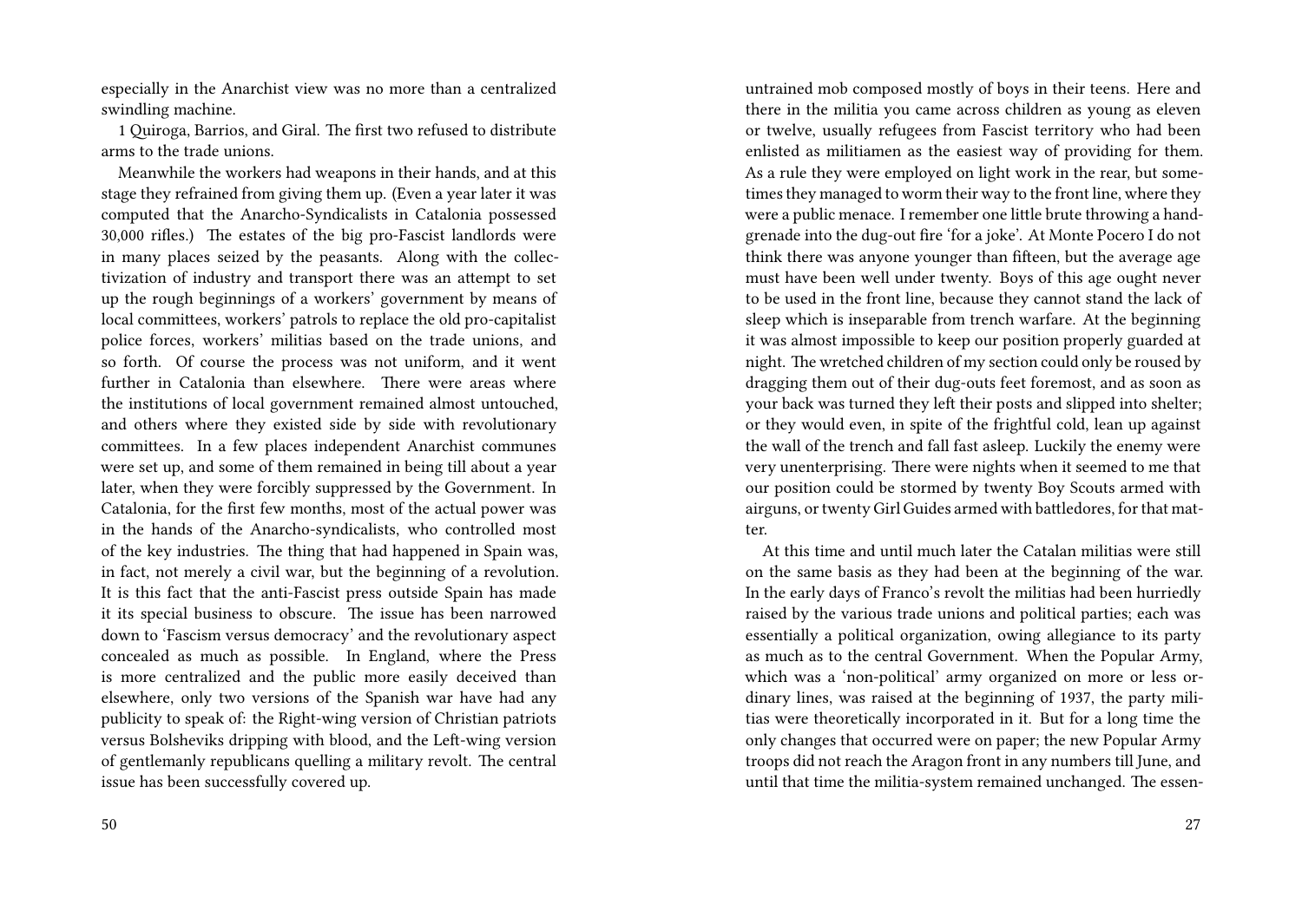especially in the Anarchist view was no more than a centralized swindling machine.

1 Quiroga, Barrios, and Giral. The first two refused to distribute arms to the trade unions.

Meanwhile the workers had weapons in their hands, and at this stage they refrained from giving them up. (Even a year later it was computed that the Anarcho-Syndicalists in Catalonia possessed 30,000 rifles.) The estates of the big pro-Fascist landlords were in many places seized by the peasants. Along with the collectivization of industry and transport there was an attempt to set up the rough beginnings of a workers' government by means of local committees, workers' patrols to replace the old pro-capitalist police forces, workers' militias based on the trade unions, and so forth. Of course the process was not uniform, and it went further in Catalonia than elsewhere. There were areas where the institutions of local government remained almost untouched, and others where they existed side by side with revolutionary committees. In a few places independent Anarchist communes were set up, and some of them remained in being till about a year later, when they were forcibly suppressed by the Government. In Catalonia, for the first few months, most of the actual power was in the hands of the Anarcho-syndicalists, who controlled most of the key industries. The thing that had happened in Spain was, in fact, not merely a civil war, but the beginning of a revolution. It is this fact that the anti-Fascist press outside Spain has made it its special business to obscure. The issue has been narrowed down to 'Fascism versus democracy' and the revolutionary aspect concealed as much as possible. In England, where the Press is more centralized and the public more easily deceived than elsewhere, only two versions of the Spanish war have had any publicity to speak of: the Right-wing version of Christian patriots versus Bolsheviks dripping with blood, and the Left-wing version of gentlemanly republicans quelling a military revolt. The central issue has been successfully covered up.

untrained mob composed mostly of boys in their teens. Here and there in the militia you came across children as young as eleven or twelve, usually refugees from Fascist territory who had been enlisted as militiamen as the easiest way of providing for them. As a rule they were employed on light work in the rear, but sometimes they managed to worm their way to the front line, where they were a public menace. I remember one little brute throwing a hand-grenade into the dug-out fire 'for a joke'. At Monte Pocero I do not think there was anyone younger than fifteen, but the average age must have been well under twenty. Boys of this age ought never to be used in the front line, because they cannot stand the lack of sleep which is inseparable from trench warfare. At the beginning it was almost impossible to keep our position properly guarded at night. The wretched children of my section could only be roused by dragging them out of their dug-outs feet foremost, and as soon as your back was turned they left their posts and slipped into shelter; or they would even, in spite of the frightful cold, lean up against the wall of the trench and fall fast asleep. Luckily the enemy were very unenterprising. There were nights when it seemed to me that our position could be stormed by twenty Boy Scouts armed with airguns, or twenty Girl Guides armed with battledores, for that matter.

At this time and until much later the Catalan militias were still on the same basis as they had been at the beginning of the war. In the early days of Franco's revolt the militias had been hurriedly raised by the various trade unions and political parties; each was essentially a political organization, owing allegiance to its party as much as to the central Government. When the Popular Army, which was a 'non-political' army organized on more or less ordinary lines, was raised at the beginning of 1937, the party militias were theoretically incorporated in it. But for a long time the only changes that occurred were on paper; the new Popular Army troops did not reach the Aragon front in any numbers till June, and until that time the militia-system remained unchanged. The essen-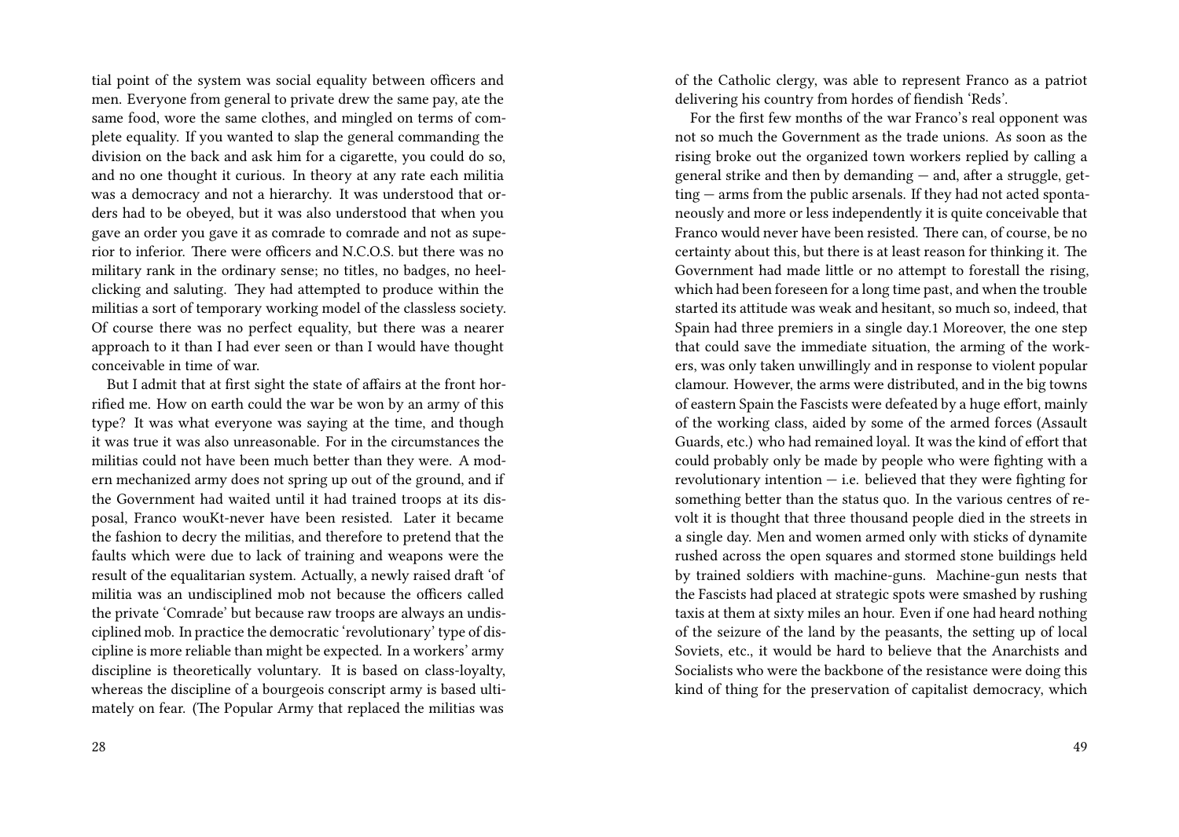tial point of the system was social equality between officers and men. Everyone from general to private drew the same pay, ate the same food, wore the same clothes, and mingled on terms of complete equality. If you wanted to slap the general commanding the division on the back and ask him for a cigarette, you could do so, and no one thought it curious. In theory at any rate each militia was a democracy and not a hierarchy. It was understood that orders had to be obeyed, but it was also understood that when you gave an order you gave it as comrade to comrade and not as superior to inferior. There were officers and N.C.O.S. but there was no military rank in the ordinary sense; no titles, no badges, no heel-clicking and saluting. They had attempted to produce within the militias a sort of temporary working model of the classless society. Of course there was no perfect equality, but there was a nearer approach to it than I had ever seen or than I would have thought conceivable in time of war.

But I admit that at first sight the state of affairs at the front horrified me. How on earth could the war be won by an army of this type? It was what everyone was saying at the time, and though it was true it was also unreasonable. For in the circumstances the militias could not have been much better than they were. A modern mechanized army does not spring up out of the ground, and if the Government had waited until it had trained troops at its disposal, Franco wouKt-never have been resisted. Later it became the fashion to decry the militias, and therefore to pretend that the faults which were due to lack of training and weapons were the result of the equalitarian system. Actually, a newly raised draft 'of militia was an undisciplined mob not because the officers called the private 'Comrade' but because raw troops are always an undisciplined mob. In practice the democratic 'revolutionary' type of discipline is more reliable than might be expected. In a workers' army discipline is theoretically voluntary. It is based on class-loyalty, whereas the discipline of a bourgeois conscript army is based ultimately on fear. (The Popular Army that replaced the militias was

of the Catholic clergy, was able to represent Franco as a patriot delivering his country from hordes of fiendish 'Reds'.

For the first few months of the war Franco's real opponent was not so much the Government as the trade unions. As soon as the rising broke out the organized town workers replied by calling a general strike and then by demanding — and, after a struggle, getting — arms from the public arsenals. If they had not acted spontaneously and more or less independently it is quite conceivable that Franco would never have been resisted. There can, of course, be no certainty about this, but there is at least reason for thinking it. The Government had made little or no attempt to forestall the rising, which had been foreseen for a long time past, and when the trouble started its attitude was weak and hesitant, so much so, indeed, that Spain had three premiers in a single day.1 Moreover, the one step that could save the immediate situation, the arming of the workers, was only taken unwillingly and in response to violent popular clamour. However, the arms were distributed, and in the big towns of eastern Spain the Fascists were defeated by a huge effort, mainly of the working class, aided by some of the armed forces (Assault Guards, etc.) who had remained loyal. It was the kind of effort that could probably only be made by people who were fighting with a revolutionary intention — i.e. believed that they were fighting for something better than the status quo. In the various centres of revolt it is thought that three thousand people died in the streets in a single day. Men and women armed only with sticks of dynamite rushed across the open squares and stormed stone buildings held by trained soldiers with machine-guns. Machine-gun nests that the Fascists had placed at strategic spots were smashed by rushing taxis at them at sixty miles an hour. Even if one had heard nothing of the seizure of the land by the peasants, the setting up of local Soviets, etc., it would be hard to believe that the Anarchists and Socialists who were the backbone of the resistance were doing this kind of thing for the preservation of capitalist democracy, which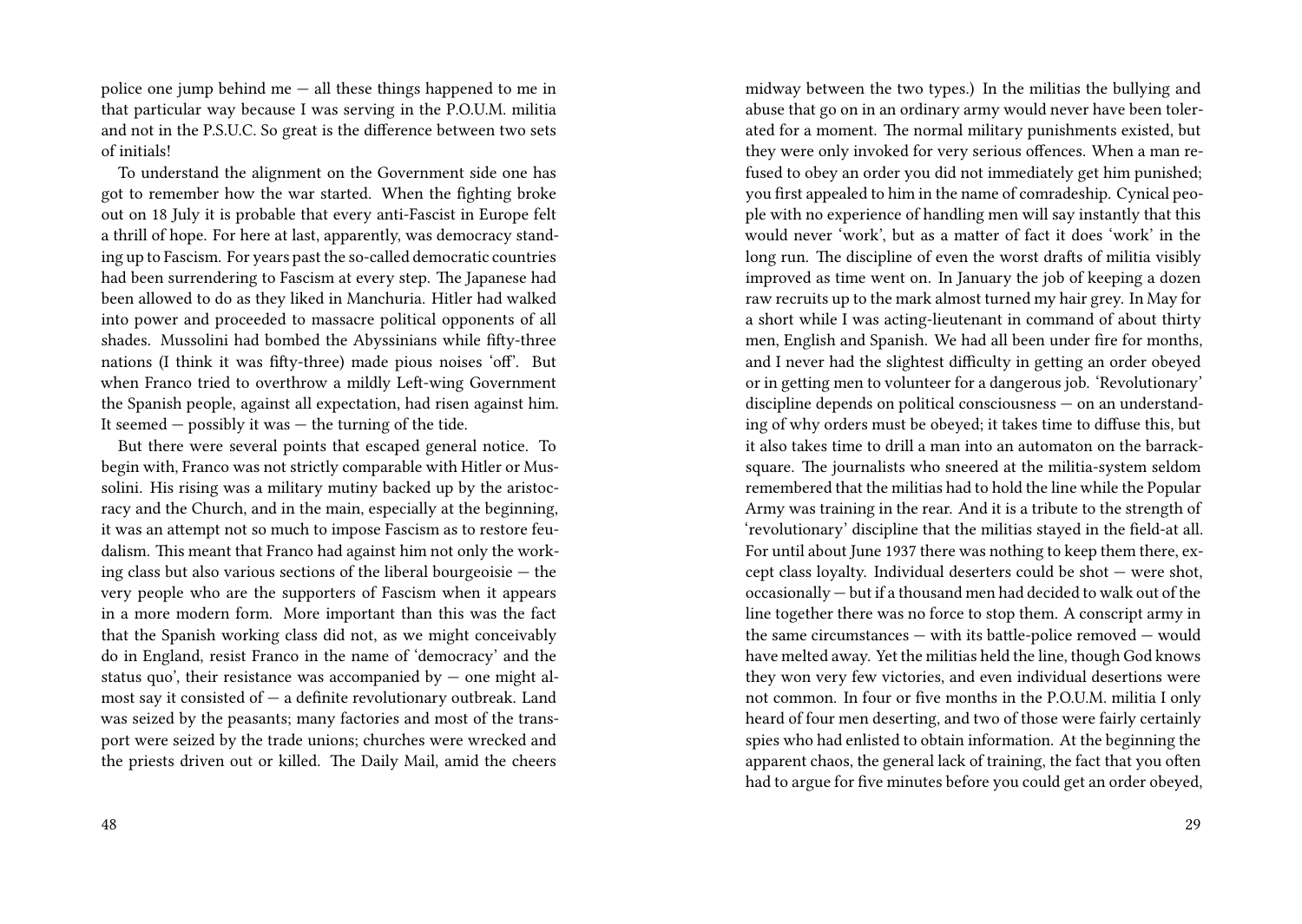police one jump behind me — all these things happened to me in that particular way because I was serving in the P.O.U.M. militia and not in the P.S.U.C. So great is the difference between two sets of initials!

To understand the alignment on the Government side one has got to remember how the war started. When the fighting broke out on 18 July it is probable that every anti-Fascist in Europe felt a thrill of hope. For here at last, apparently, was democracy standing up to Fascism. For years past the so-called democratic countries had been surrendering to Fascism at every step. The Japanese had been allowed to do as they liked in Manchuria. Hitler had walked into power and proceeded to massacre political opponents of all shades. Mussolini had bombed the Abyssinians while fifty-three nations (I think it was fifty-three) made pious noises 'off'. But when Franco tried to overthrow a mildly Left-wing Government the Spanish people, against all expectation, had risen against him. It seemed — possibly it was — the turning of the tide.

But there were several points that escaped general notice. To begin with, Franco was not strictly comparable with Hitler or Mussolini. His rising was a military mutiny backed up by the aristocracy and the Church, and in the main, especially at the beginning, it was an attempt not so much to impose Fascism as to restore feudalism. This meant that Franco had against him not only the working class but also various sections of the liberal bourgeoisie — the very people who are the supporters of Fascism when it appears in a more modern form. More important than this was the fact that the Spanish working class did not, as we might conceivably do in England, resist Franco in the name of 'democracy' and the status quo', their resistance was accompanied by — one might almost say it consisted of — a definite revolutionary outbreak. Land was seized by the peasants; many factories and most of the transport were seized by the trade unions; churches were wrecked and the priests driven out or killed. The Daily Mail, amid the cheers

midway between the two types.) In the militias the bullying and abuse that go on in an ordinary army would never have been tolerated for a moment. The normal military punishments existed, but they were only invoked for very serious offences. When a man refused to obey an order you did not immediately get him punished; you first appealed to him in the name of comradeship. Cynical people with no experience of handling men will say instantly that this would never 'work', but as a matter of fact it does 'work' in the long run. The discipline of even the worst drafts of militia visibly improved as time went on. In January the job of keeping a dozen raw recruits up to the mark almost turned my hair grey. In May for a short while I was acting-lieutenant in command of about thirty men, English and Spanish. We had all been under fire for months, and I never had the slightest difficulty in getting an order obeyed or in getting men to volunteer for a dangerous job. 'Revolutionary' discipline depends on political consciousness — on an understanding of why orders must be obeyed; it takes time to diffuse this, but it also takes time to drill a man into an automaton on the barrack-square. The journalists who sneered at the militia-system seldom remembered that the militias had to hold the line while the Popular Army was training in the rear. And it is a tribute to the strength of 'revolutionary' discipline that the militias stayed in the field-at all. For until about June 1937 there was nothing to keep them there, except class loyalty. Individual deserters could be shot — were shot, occasionally — but if a thousand men had decided to walk out of the line together there was no force to stop them. A conscript army in the same circumstances — with its battle-police removed — would have melted away. Yet the militias held the line, though God knows they won very few victories, and even individual desertions were not common. In four or five months in the P.O.U.M. militia I only heard of four men deserting, and two of those were fairly certainly spies who had enlisted to obtain information. At the beginning the apparent chaos, the general lack of training, the fact that you often had to argue for five minutes before you could get an order obeyed,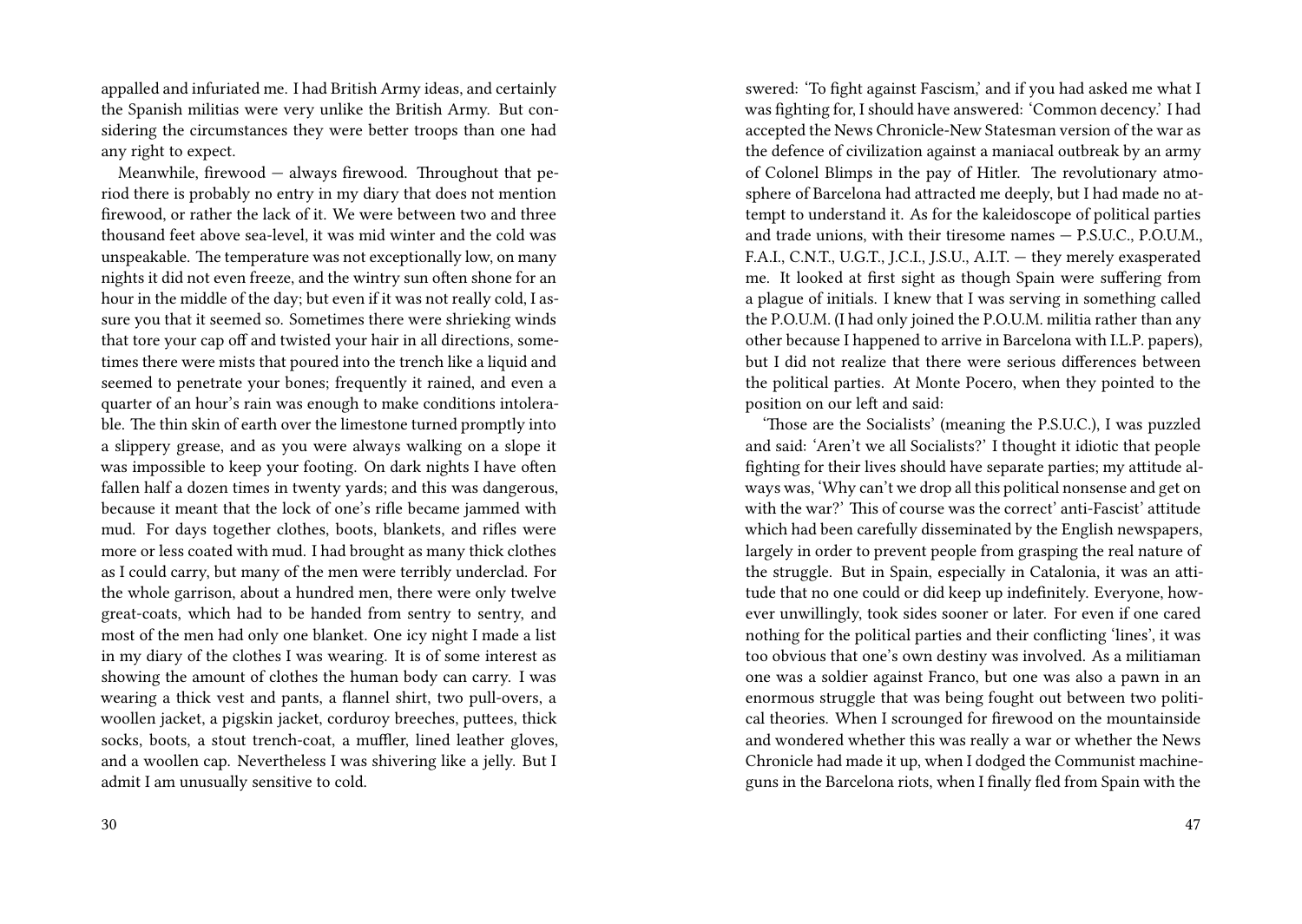appalled and infuriated me. I had British Army ideas, and certainly the Spanish militias were very unlike the British Army. But considering the circumstances they were better troops than one had any right to expect.

Meanwhile, firewood — always firewood. Throughout that period there is probably no entry in my diary that does not mention firewood, or rather the lack of it. We were between two and three thousand feet above sea-level, it was mid winter and the cold was unspeakable. The temperature was not exceptionally low, on many nights it did not even freeze, and the wintry sun often shone for an hour in the middle of the day; but even if it was not really cold, I assure you that it seemed so. Sometimes there were shrieking winds that tore your cap off and twisted your hair in all directions, sometimes there were mists that poured into the trench like a liquid and seemed to penetrate your bones; frequently it rained, and even a quarter of an hour's rain was enough to make conditions intolerable. The thin skin of earth over the limestone turned promptly into a slippery grease, and as you were always walking on a slope it was impossible to keep your footing. On dark nights I have often fallen half a dozen times in twenty yards; and this was dangerous, because it meant that the lock of one's rifle became jammed with mud. For days together clothes, boots, blankets, and rifles were more or less coated with mud. I had brought as many thick clothes as I could carry, but many of the men were terribly underclad. For the whole garrison, about a hundred men, there were only twelve great-coats, which had to be handed from sentry to sentry, and most of the men had only one blanket. One icy night I made a list in my diary of the clothes I was wearing. It is of some interest as showing the amount of clothes the human body can carry. I was wearing a thick vest and pants, a flannel shirt, two pull-overs, a woollen jacket, a pigskin jacket, corduroy breeches, puttees, thick socks, boots, a stout trench-coat, a muffler, lined leather gloves, and a woollen cap. Nevertheless I was shivering like a jelly. But I admit I am unusually sensitive to cold.

swered: 'To fight against Fascism,' and if you had asked me what I was fighting for, I should have answered: 'Common decency.' I had accepted the News Chronicle-New Statesman version of the war as the defence of civilization against a maniacal outbreak by an army of Colonel Blimps in the pay of Hitler. The revolutionary atmosphere of Barcelona had attracted me deeply, but I had made no attempt to understand it. As for the kaleidoscope of political parties and trade unions, with their tiresome names — P.S.U.C., P.O.U.M., F.A.I., C.N.T., U.G.T., J.C.I., J.S.U., A.I.T. — they merely exasperated me. It looked at first sight as though Spain were suffering from a plague of initials. I knew that I was serving in something called the P.O.U.M. (I had only joined the P.O.U.M. militia rather than any other because I happened to arrive in Barcelona with I.L.P. papers), but I did not realize that there were serious differences between the political parties. At Monte Pocero, when they pointed to the position on our left and said:

'Those are the Socialists' (meaning the P.S.U.C.), I was puzzled and said: 'Aren't we all Socialists?' I thought it idiotic that people fighting for their lives should have separate parties; my attitude always was, 'Why can't we drop all this political nonsense and get on with the war?' This of course was the correct' anti-Fascist' attitude which had been carefully disseminated by the English newspapers, largely in order to prevent people from grasping the real nature of the struggle. But in Spain, especially in Catalonia, it was an attitude that no one could or did keep up indefinitely. Everyone, however unwillingly, took sides sooner or later. For even if one cared nothing for the political parties and their conflicting 'lines', it was too obvious that one's own destiny was involved. As a militiaman one was a soldier against Franco, but one was also a pawn in an enormous struggle that was being fought out between two political theories. When I scrounged for firewood on the mountainside and wondered whether this was really a war or whether the News Chronicle had made it up, when I dodged the Communist machine-guns in the Barcelona riots, when I finally fled from Spain with the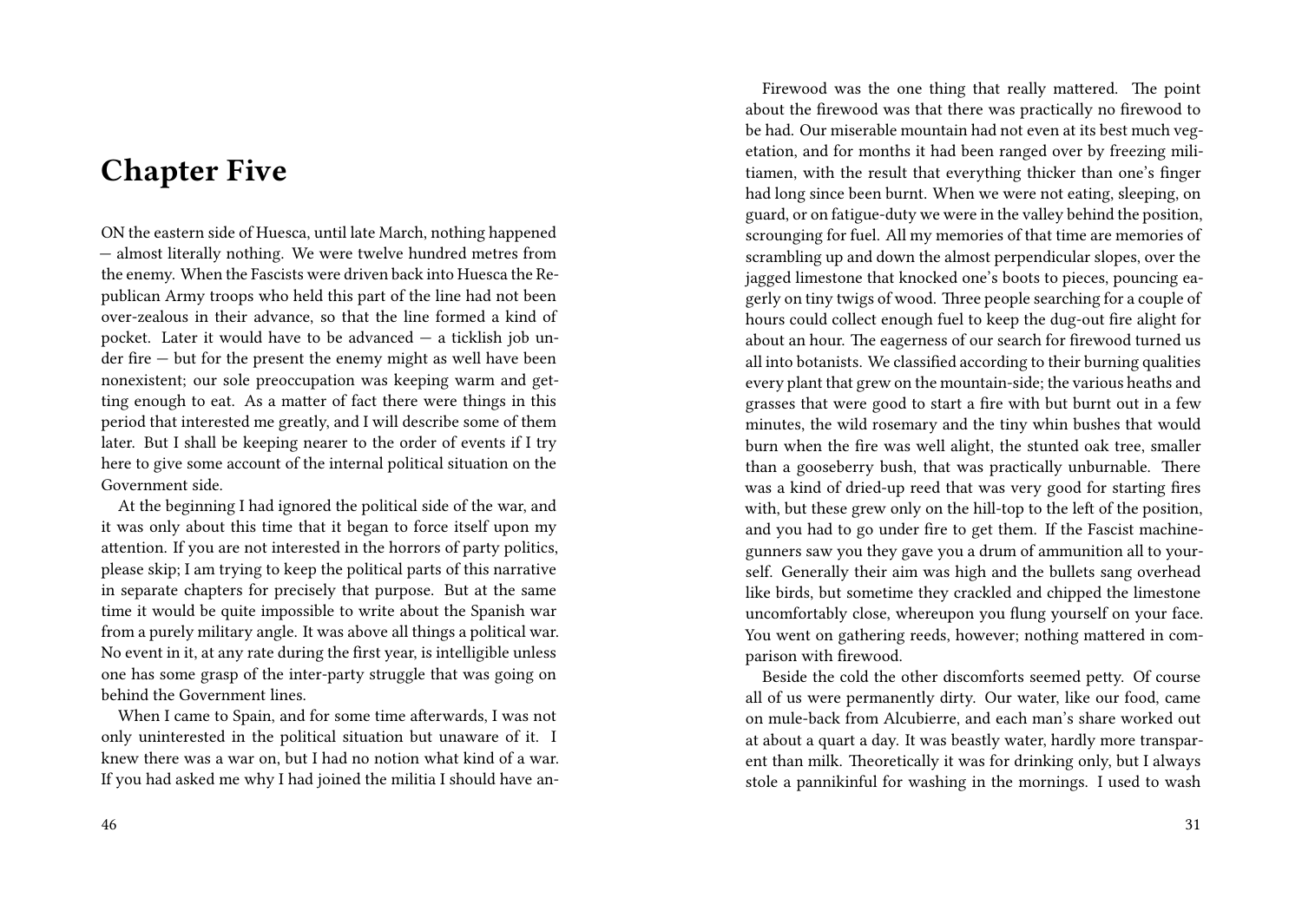# Chapter Five

ON the eastern side of Huesca, until late March, nothing happened — almost literally nothing. We were twelve hundred metres from the enemy. When the Fascists were driven back into Huesca the Republican Army troops who held this part of the line had not been over-zealous in their advance, so that the line formed a kind of pocket. Later it would have to be advanced — a ticklish job under fire — but for the present the enemy might as well have been nonexistent; our sole preoccupation was keeping warm and getting enough to eat. As a matter of fact there were things in this period that interested me greatly, and I will describe some of them later. But I shall be keeping nearer to the order of events if I try here to give some account of the internal political situation on the Government side.

At the beginning I had ignored the political side of the war, and it was only about this time that it began to force itself upon my attention. If you are not interested in the horrors of party politics, please skip; I am trying to keep the political parts of this narrative in separate chapters for precisely that purpose. But at the same time it would be quite impossible to write about the Spanish war from a purely military angle. It was above all things a political war. No event in it, at any rate during the first year, is intelligible unless one has some grasp of the inter-party struggle that was going on behind the Government lines.

When I came to Spain, and for some time afterwards, I was not only uninterested in the political situation but unaware of it. I knew there was a war on, but I had no notion what kind of a war. If you had asked me why I had joined the militia I should have an-

Firewood was the one thing that really mattered. The point about the firewood was that there was practically no firewood to be had. Our miserable mountain had not even at its best much vegetation, and for months it had been ranged over by freezing militiamen, with the result that everything thicker than one's finger had long since been burnt. When we were not eating, sleeping, on guard, or on fatigue-duty we were in the valley behind the position, scrounging for fuel. All my memories of that time are memories of scrambling up and down the almost perpendicular slopes, over the jagged limestone that knocked one's boots to pieces, pouncing eagerly on tiny twigs of wood. Three people searching for a couple of hours could collect enough fuel to keep the dug-out fire alight for about an hour. The eagerness of our search for firewood turned us all into botanists. We classified according to their burning qualities every plant that grew on the mountain-side; the various heaths and grasses that were good to start a fire with but burnt out in a few minutes, the wild rosemary and the tiny whin bushes that would burn when the fire was well alight, the stunted oak tree, smaller than a gooseberry bush, that was practically unburnable. There was a kind of dried-up reed that was very good for starting fires with, but these grew only on the hill-top to the left of the position, and you had to go under fire to get them. If the Fascist machine-gunners saw you they gave you a drum of ammunition all to yourself. Generally their aim was high and the bullets sang overhead like birds, but sometime they crackled and chipped the limestone uncomfortably close, whereupon you flung yourself on your face. You went on gathering reeds, however; nothing mattered in comparison with firewood.

Beside the cold the other discomforts seemed petty. Of course all of us were permanently dirty. Our water, like our food, came on mule-back from Alcubierre, and each man's share worked out at about a quart a day. It was beastly water, hardly more transparent than milk. Theoretically it was for drinking only, but I always stole a pannikinful for washing in the mornings. I used to wash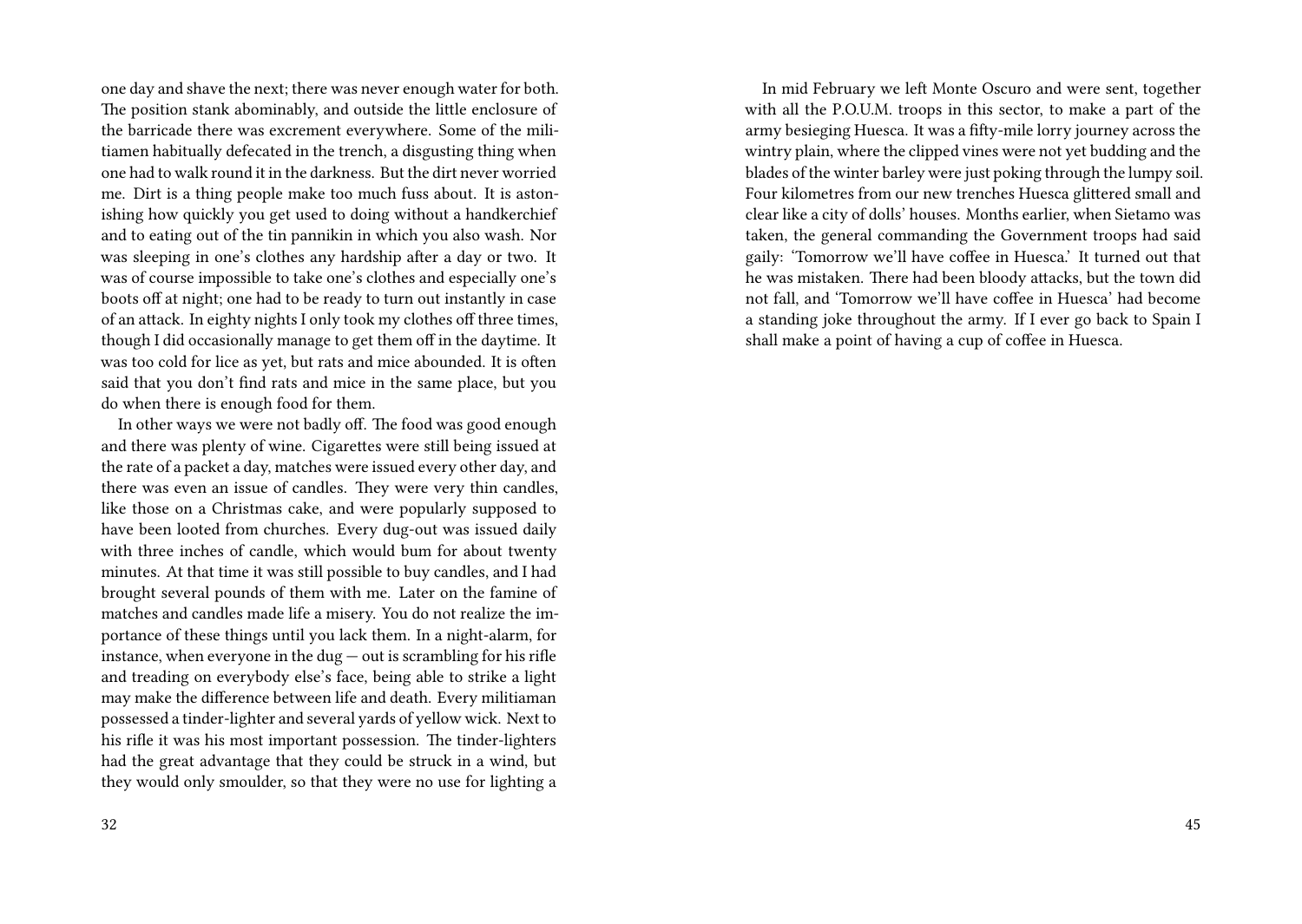one day and shave the next; there was never enough water for both. The position stank abominably, and outside the little enclosure of the barricade there was excrement everywhere. Some of the militiamen habitually defecated in the trench, a disgusting thing when one had to walk round it in the darkness. But the dirt never worried me. Dirt is a thing people make too much fuss about. It is astonishing how quickly you get used to doing without a handkerchief and to eating out of the tin pannikin in which you also wash. Nor was sleeping in one's clothes any hardship after a day or two. It was of course impossible to take one's clothes and especially one's boots off at night; one had to be ready to turn out instantly in case of an attack. In eighty nights I only took my clothes off three times, though I did occasionally manage to get them off in the daytime. It was too cold for lice as yet, but rats and mice abounded. It is often said that you don't find rats and mice in the same place, but you do when there is enough food for them.

In other ways we were not badly off. The food was good enough and there was plenty of wine. Cigarettes were still being issued at the rate of a packet a day, matches were issued every other day, and there was even an issue of candles. They were very thin candles, like those on a Christmas cake, and were popularly supposed to have been looted from churches. Every dug-out was issued daily with three inches of candle, which would bum for about twenty minutes. At that time it was still possible to buy candles, and I had brought several pounds of them with me. Later on the famine of matches and candles made life a misery. You do not realize the importance of these things until you lack them. In a night-alarm, for instance, when everyone in the dug — out is scrambling for his rifle and treading on everybody else's face, being able to strike a light may make the difference between life and death. Every militiaman possessed a tinder-lighter and several yards of yellow wick. Next to his rifle it was his most important possession. The tinder-lighters had the great advantage that they could be struck in a wind, but they would only smoulder, so that they were no use for lighting a

In mid February we left Monte Oscuro and were sent, together with all the P.O.U.M. troops in this sector, to make a part of the army besieging Huesca. It was a fifty-mile lorry journey across the wintry plain, where the clipped vines were not yet budding and the blades of the winter barley were just poking through the lumpy soil. Four kilometres from our new trenches Huesca glittered small and clear like a city of dolls' houses. Months earlier, when Sietamo was taken, the general commanding the Government troops had said gaily: 'Tomorrow we'll have coffee in Huesca.' It turned out that he was mistaken. There had been bloody attacks, but the town did not fall, and 'Tomorrow we'll have coffee in Huesca' had become a standing joke throughout the army. If I ever go back to Spain I shall make a point of having a cup of coffee in Huesca.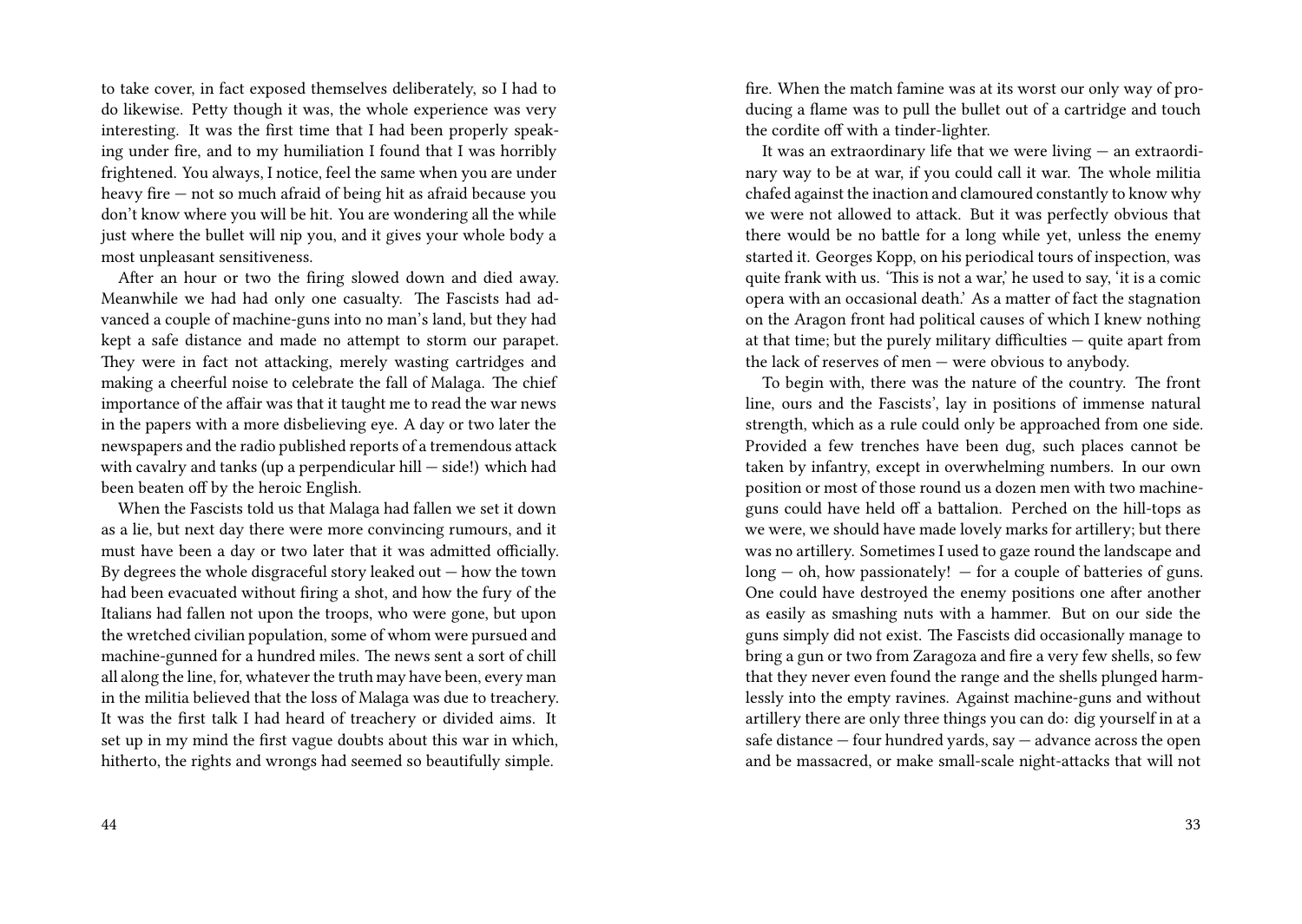to take cover, in fact exposed themselves deliberately, so I had to do likewise. Petty though it was, the whole experience was very interesting. It was the first time that I had been properly speaking under fire, and to my humiliation I found that I was horribly frightened. You always, I notice, feel the same when you are under heavy fire — not so much afraid of being hit as afraid because you don't know where you will be hit. You are wondering all the while just where the bullet will nip you, and it gives your whole body a most unpleasant sensitiveness.

After an hour or two the firing slowed down and died away. Meanwhile we had had only one casualty. The Fascists had advanced a couple of machine-guns into no man's land, but they had kept a safe distance and made no attempt to storm our parapet. They were in fact not attacking, merely wasting cartridges and making a cheerful noise to celebrate the fall of Malaga. The chief importance of the affair was that it taught me to read the war news in the papers with a more disbelieving eye. A day or two later the newspapers and the radio published reports of a tremendous attack with cavalry and tanks (up a perpendicular hill — side!) which had been beaten off by the heroic English.

When the Fascists told us that Malaga had fallen we set it down as a lie, but next day there were more convincing rumours, and it must have been a day or two later that it was admitted officially. By degrees the whole disgraceful story leaked out — how the town had been evacuated without firing a shot, and how the fury of the Italians had fallen not upon the troops, who were gone, but upon the wretched civilian population, some of whom were pursued and machine-gunned for a hundred miles. The news sent a sort of chill all along the line, for, whatever the truth may have been, every man in the militia believed that the loss of Malaga was due to treachery. It was the first talk I had heard of treachery or divided aims. It set up in my mind the first vague doubts about this war in which, hitherto, the rights and wrongs had seemed so beautifully simple.

fire. When the match famine was at its worst our only way of producing a flame was to pull the bullet out of a cartridge and touch the cordite off with a tinder-lighter.

It was an extraordinary life that we were living — an extraordinary way to be at war, if you could call it war. The whole militia chafed against the inaction and clamoured constantly to know why we were not allowed to attack. But it was perfectly obvious that there would be no battle for a long while yet, unless the enemy started it. Georges Kopp, on his periodical tours of inspection, was quite frank with us. 'This is not a war,' he used to say, 'it is a comic opera with an occasional death.' As a matter of fact the stagnation on the Aragon front had political causes of which I knew nothing at that time; but the purely military difficulties — quite apart from the lack of reserves of men — were obvious to anybody.

To begin with, there was the nature of the country. The front line, ours and the Fascists', lay in positions of immense natural strength, which as a rule could only be approached from one side. Provided a few trenches have been dug, such places cannot be taken by infantry, except in overwhelming numbers. In our own position or most of those round us a dozen men with two machine-guns could have held off a battalion. Perched on the hill-tops as we were, we should have made lovely marks for artillery; but there was no artillery. Sometimes I used to gaze round the landscape and long — oh, how passionately! — for a couple of batteries of guns. One could have destroyed the enemy positions one after another as easily as smashing nuts with a hammer. But on our side the guns simply did not exist. The Fascists did occasionally manage to bring a gun or two from Zaragoza and fire a very few shells, so few that they never even found the range and the shells plunged harmlessly into the empty ravines. Against machine-guns and without artillery there are only three things you can do: dig yourself in at a safe distance — four hundred yards, say — advance across the open and be massacred, or make small-scale night-attacks that will not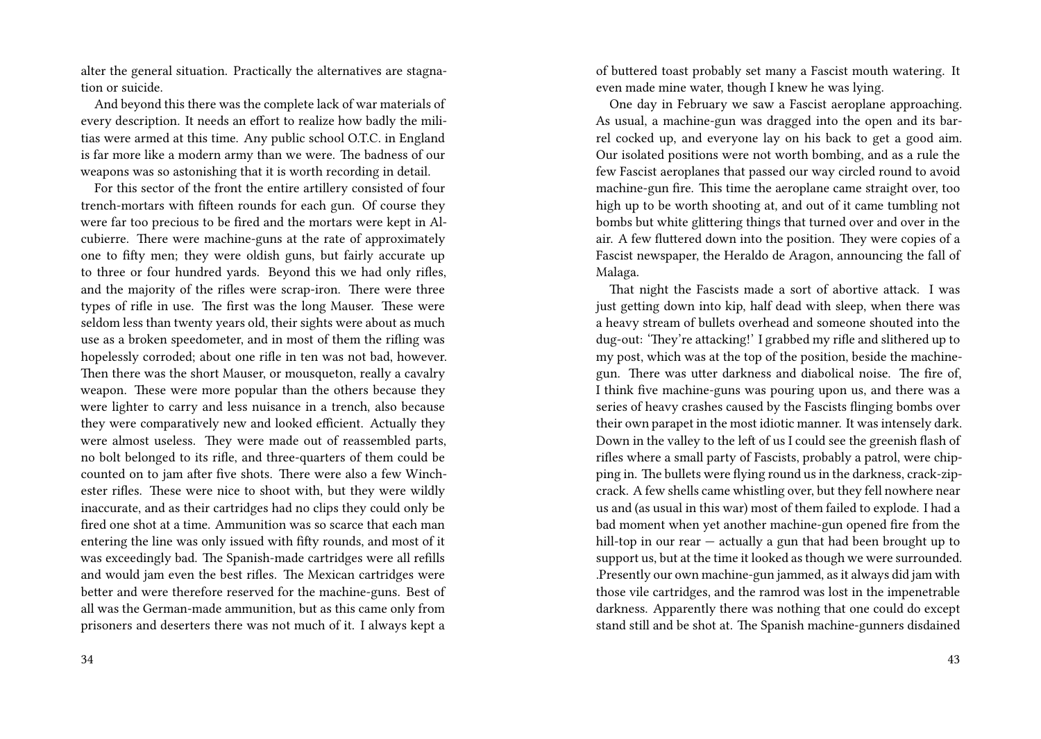alter the general situation. Practically the alternatives are stagnation or suicide.

And beyond this there was the complete lack of war materials of every description. It needs an effort to realize how badly the militias were armed at this time. Any public school O.T.C. in England is far more like a modern army than we were. The badness of our weapons was so astonishing that it is worth recording in detail.

For this sector of the front the entire artillery consisted of four trench-mortars with fifteen rounds for each gun. Of course they were far too precious to be fired and the mortars were kept in Alcubierre. There were machine-guns at the rate of approximately one to fifty men; they were oldish guns, but fairly accurate up to three or four hundred yards. Beyond this we had only rifles, and the majority of the rifles were scrap-iron. There were three types of rifle in use. The first was the long Mauser. These were seldom less than twenty years old, their sights were about as much use as a broken speedometer, and in most of them the rifling was hopelessly corroded; about one rifle in ten was not bad, however. Then there was the short Mauser, or mousqueton, really a cavalry weapon. These were more popular than the others because they were lighter to carry and less nuisance in a trench, also because they were comparatively new and looked efficient. Actually they were almost useless. They were made out of reassembled parts, no bolt belonged to its rifle, and three-quarters of them could be counted on to jam after five shots. There were also a few Winchester rifles. These were nice to shoot with, but they were wildly inaccurate, and as their cartridges had no clips they could only be fired one shot at a time. Ammunition was so scarce that each man entering the line was only issued with fifty rounds, and most of it was exceedingly bad. The Spanish-made cartridges were all refills and would jam even the best rifles. The Mexican cartridges were better and were therefore reserved for the machine-guns. Best of all was the German-made ammunition, but as this came only from prisoners and deserters there was not much of it. I always kept a

of buttered toast probably set many a Fascist mouth watering. It even made mine water, though I knew he was lying.

One day in February we saw a Fascist aeroplane approaching. As usual, a machine-gun was dragged into the open and its barrel cocked up, and everyone lay on his back to get a good aim. Our isolated positions were not worth bombing, and as a rule the few Fascist aeroplanes that passed our way circled round to avoid machine-gun fire. This time the aeroplane came straight over, too high up to be worth shooting at, and out of it came tumbling not bombs but white glittering things that turned over and over in the air. A few fluttered down into the position. They were copies of a Fascist newspaper, the Heraldo de Aragon, announcing the fall of Malaga.

That night the Fascists made a sort of abortive attack. I was just getting down into kip, half dead with sleep, when there was a heavy stream of bullets overhead and someone shouted into the dug-out: 'They're attacking!' I grabbed my rifle and slithered up to my post, which was at the top of the position, beside the machine-gun. There was utter darkness and diabolical noise. The fire of, I think five machine-guns was pouring upon us, and there was a series of heavy crashes caused by the Fascists flinging bombs over their own parapet in the most idiotic manner. It was intensely dark. Down in the valley to the left of us I could see the greenish flash of rifles where a small party of Fascists, probably a patrol, were chipping in. The bullets were flying round us in the darkness, crack-zip-crack. A few shells came whistling over, but they fell nowhere near us and (as usual in this war) most of them failed to explode. I had a bad moment when yet another machine-gun opened fire from the hill-top in our rear — actually a gun that had been brought up to support us, but at the time it looked as though we were surrounded. .Presently our own machine-gun jammed, as it always did jam with those vile cartridges, and the ramrod was lost in the impenetrable darkness. Apparently there was nothing that one could do except stand still and be shot at. The Spanish machine-gunners disdained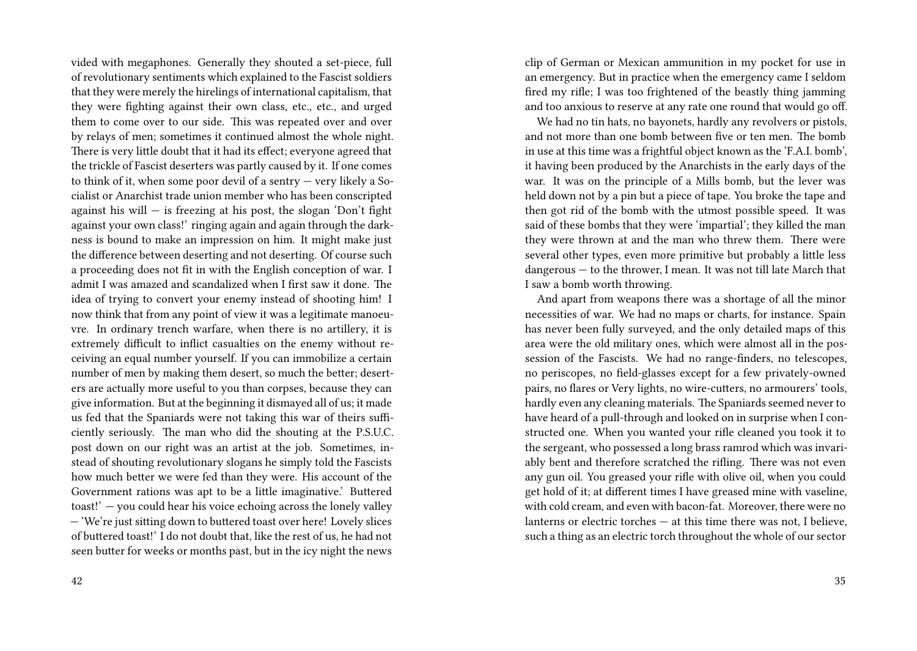vided with megaphones. Generally they shouted a set-piece, full of revolutionary sentiments which explained to the Fascist soldiers that they were merely the hirelings of international capitalism, that they were fighting against their own class, etc., etc., and urged them to come over to our side. This was repeated over and over by relays of men; sometimes it continued almost the whole night. There is very little doubt that it had its effect; everyone agreed that the trickle of Fascist deserters was partly caused by it. If one comes to think of it, when some poor devil of a sentry — very likely a Socialist or Anarchist trade union member who has been conscripted against his will — is freezing at his post, the slogan 'Don't fight against your own class!' ringing again and again through the darkness is bound to make an impression on him. It might make just the difference between deserting and not deserting. Of course such a proceeding does not fit in with the English conception of war. I admit I was amazed and scandalized when I first saw it done. The idea of trying to convert your enemy instead of shooting him! I now think that from any point of view it was a legitimate manoeuvre. In ordinary trench warfare, when there is no artillery, it is extremely difficult to inflict casualties on the enemy without receiving an equal number yourself. If you can immobilize a certain number of men by making them desert, so much the better; deserters are actually more useful to you than corpses, because they can give information. But at the beginning it dismayed all of us; it made us fed that the Spaniards were not taking this war of theirs sufficiently seriously. The man who did the shouting at the P.S.U.C. post down on our right was an artist at the job. Sometimes, instead of shouting revolutionary slogans he simply told the Fascists how much better we were fed than they were. His account of the Government rations was apt to be a little imaginative.' Buttered toast!' — you could hear his voice echoing across the lonely valley — 'We're just sitting down to buttered toast over here! Lovely slices of buttered toast!' I do not doubt that, like the rest of us, he had not seen butter for weeks or months past, but in the icy night the news

clip of German or Mexican ammunition in my pocket for use in an emergency. But in practice when the emergency came I seldom fired my rifle; I was too frightened of the beastly thing jamming and too anxious to reserve at any rate one round that would go off.

We had no tin hats, no bayonets, hardly any revolvers or pistols, and not more than one bomb between five or ten men. The bomb in use at this time was a frightful object known as the 'F.A.I. bomb', it having been produced by the Anarchists in the early days of the war. It was on the principle of a Mills bomb, but the lever was held down not by a pin but a piece of tape. You broke the tape and then got rid of the bomb with the utmost possible speed. It was said of these bombs that they were 'impartial'; they killed the man they were thrown at and the man who threw them. There were several other types, even more primitive but probably a little less dangerous — to the thrower, I mean. It was not till late March that I saw a bomb worth throwing.

And apart from weapons there was a shortage of all the minor necessities of war. We had no maps or charts, for instance. Spain has never been fully surveyed, and the only detailed maps of this area were the old military ones, which were almost all in the possession of the Fascists. We had no range-finders, no telescopes, no periscopes, no field-glasses except for a few privately-owned pairs, no flares or Very lights, no wire-cutters, no armourers' tools, hardly even any cleaning materials. The Spaniards seemed never to have heard of a pull-through and looked on in surprise when I constructed one. When you wanted your rifle cleaned you took it to the sergeant, who possessed a long brass ramrod which was invariably bent and therefore scratched the rifling. There was not even any gun oil. You greased your rifle with olive oil, when you could get hold of it; at different times I have greased mine with vaseline, with cold cream, and even with bacon-fat. Moreover, there were no lanterns or electric torches — at this time there was not, I believe, such a thing as an electric torch throughout the whole of our sector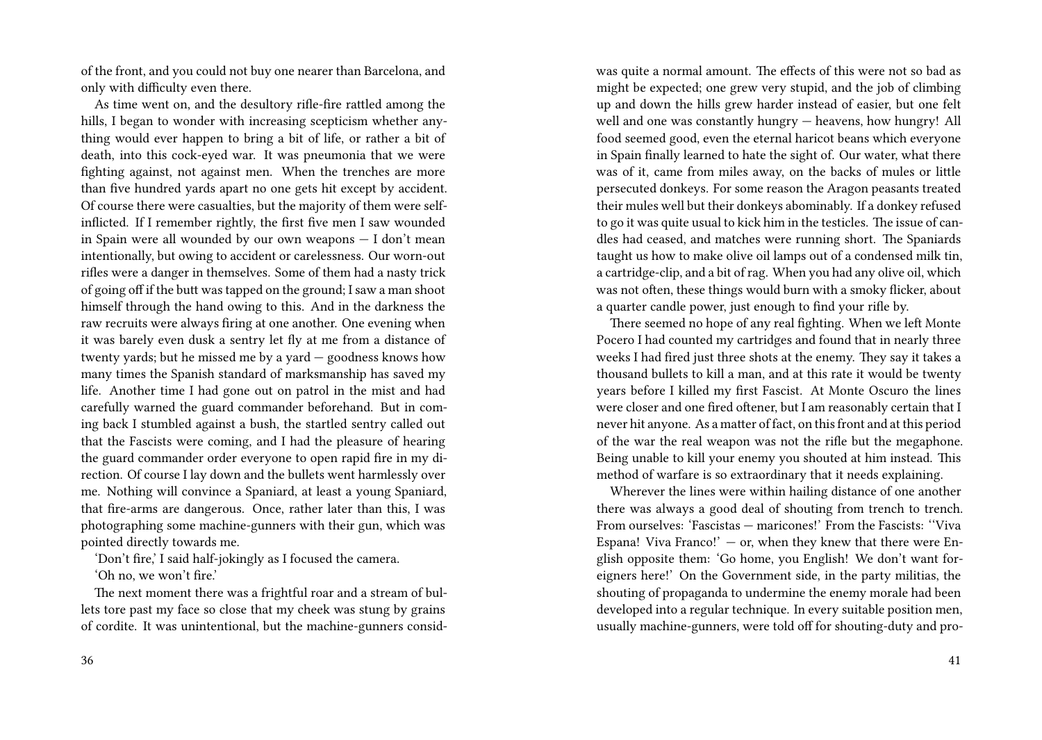of the front, and you could not buy one nearer than Barcelona, and only with difficulty even there.

As time went on, and the desultory rifle-fire rattled among the hills, I began to wonder with increasing scepticism whether anything would ever happen to bring a bit of life, or rather a bit of death, into this cock-eyed war. It was pneumonia that we were fighting against, not against men. When the trenches are more than five hundred yards apart no one gets hit except by accident. Of course there were casualties, but the majority of them were self-inflicted. If I remember rightly, the first five men I saw wounded in Spain were all wounded by our own weapons — I don't mean intentionally, but owing to accident or carelessness. Our worn-out rifles were a danger in themselves. Some of them had a nasty trick of going off if the butt was tapped on the ground; I saw a man shoot himself through the hand owing to this. And in the darkness the raw recruits were always firing at one another. One evening when it was barely even dusk a sentry let fly at me from a distance of twenty yards; but he missed me by a yard — goodness knows how many times the Spanish standard of marksmanship has saved my life. Another time I had gone out on patrol in the mist and had carefully warned the guard commander beforehand. But in coming back I stumbled against a bush, the startled sentry called out that the Fascists were coming, and I had the pleasure of hearing the guard commander order everyone to open rapid fire in my direction. Of course I lay down and the bullets went harmlessly over me. Nothing will convince a Spaniard, at least a young Spaniard, that fire-arms are dangerous. Once, rather later than this, I was photographing some machine-gunners with their gun, which was pointed directly towards me.

'Don't fire,' I said half-jokingly as I focused the camera.

'Oh no, we won't fire.'

The next moment there was a frightful roar and a stream of bullets tore past my face so close that my cheek was stung by grains of cordite. It was unintentional, but the machine-gunners consid-

was quite a normal amount. The effects of this were not so bad as might be expected; one grew very stupid, and the job of climbing up and down the hills grew harder instead of easier, but one felt well and one was constantly hungry — heavens, how hungry! All food seemed good, even the eternal haricot beans which everyone in Spain finally learned to hate the sight of. Our water, what there was of it, came from miles away, on the backs of mules or little persecuted donkeys. For some reason the Aragon peasants treated their mules well but their donkeys abominably. If a donkey refused to go it was quite usual to kick him in the testicles. The issue of candles had ceased, and matches were running short. The Spaniards taught us how to make olive oil lamps out of a condensed milk tin, a cartridge-clip, and a bit of rag. When you had any olive oil, which was not often, these things would burn with a smoky flicker, about a quarter candle power, just enough to find your rifle by.

There seemed no hope of any real fighting. When we left Monte Pocero I had counted my cartridges and found that in nearly three weeks I had fired just three shots at the enemy. They say it takes a thousand bullets to kill a man, and at this rate it would be twenty years before I killed my first Fascist. At Monte Oscuro the lines were closer and one fired oftener, but I am reasonably certain that I never hit anyone. As a matter of fact, on this front and at this period of the war the real weapon was not the rifle but the megaphone. Being unable to kill your enemy you shouted at him instead. This method of warfare is so extraordinary that it needs explaining.

Wherever the lines were within hailing distance of one another there was always a good deal of shouting from trench to trench. From ourselves: 'Fascistas — maricones!' From the Fascists: ''Viva Espana! Viva Franco!' — or, when they knew that there were English opposite them: 'Go home, you English! We don't want foreigners here!' On the Government side, in the party militias, the shouting of propaganda to undermine the enemy morale had been developed into a regular technique. In every suitable position men, usually machine-gunners, were told off for shouting-duty and pro-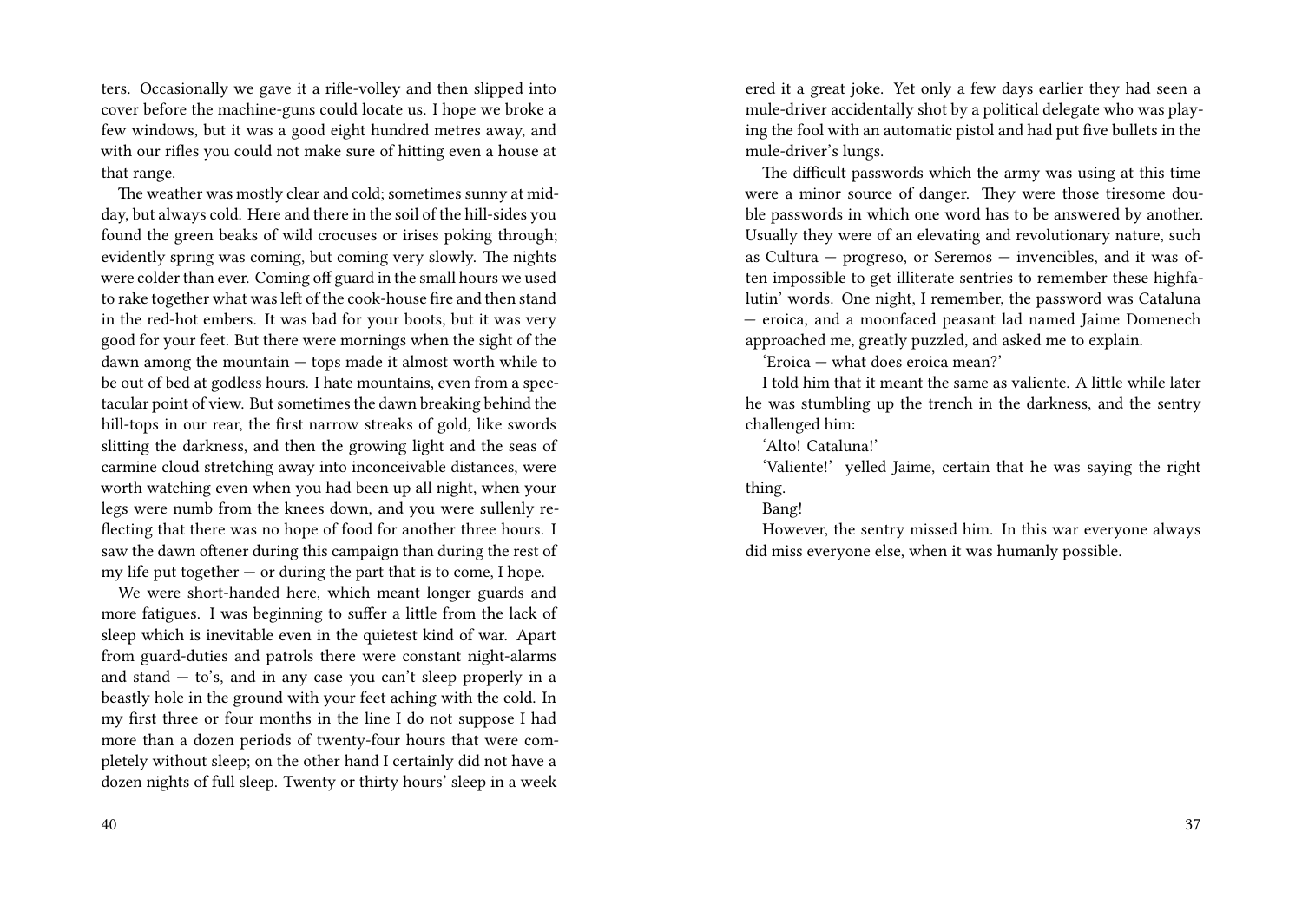ters. Occasionally we gave it a rifle-volley and then slipped into cover before the machine-guns could locate us. I hope we broke a few windows, but it was a good eight hundred metres away, and with our rifles you could not make sure of hitting even a house at that range.

The weather was mostly clear and cold; sometimes sunny at midday, but always cold. Here and there in the soil of the hill-sides you found the green beaks of wild crocuses or irises poking through; evidently spring was coming, but coming very slowly. The nights were colder than ever. Coming off guard in the small hours we used to rake together what was left of the cook-house fire and then stand in the red-hot embers. It was bad for your boots, but it was very good for your feet. But there were mornings when the sight of the dawn among the mountain — tops made it almost worth while to be out of bed at godless hours. I hate mountains, even from a spectacular point of view. But sometimes the dawn breaking behind the hill-tops in our rear, the first narrow streaks of gold, like swords slitting the darkness, and then the growing light and the seas of carmine cloud stretching away into inconceivable distances, were worth watching even when you had been up all night, when your legs were numb from the knees down, and you were sullenly reflecting that there was no hope of food for another three hours. I saw the dawn oftener during this campaign than during the rest of my life put together — or during the part that is to come, I hope.

We were short-handed here, which meant longer guards and more fatigues. I was beginning to suffer a little from the lack of sleep which is inevitable even in the quietest kind of war. Apart from guard-duties and patrols there were constant night-alarms and stand — to's, and in any case you can't sleep properly in a beastly hole in the ground with your feet aching with the cold. In my first three or four months in the line I do not suppose I had more than a dozen periods of twenty-four hours that were completely without sleep; on the other hand I certainly did not have a dozen nights of full sleep. Twenty or thirty hours' sleep in a week

ered it a great joke. Yet only a few days earlier they had seen a mule-driver accidentally shot by a political delegate who was playing the fool with an automatic pistol and had put five bullets in the mule-driver's lungs.

The difficult passwords which the army was using at this time were a minor source of danger. They were those tiresome double passwords in which one word has to be answered by another. Usually they were of an elevating and revolutionary nature, such as Cultura — progreso, or Seremos — invencibles, and it was often impossible to get illiterate sentries to remember these highfalutin' words. One night, I remember, the password was Cataluna — eroica, and a moonfaced peasant lad named Jaime Domenech approached me, greatly puzzled, and asked me to explain.

'Eroica — what does eroica mean?'

I told him that it meant the same as valiente. A little while later he was stumbling up the trench in the darkness, and the sentry challenged him:

'Alto! Cataluna!'

'Valiente!' yelled Jaime, certain that he was saying the right thing.

Bang!

However, the sentry missed him. In this war everyone always did miss everyone else, when it was humanly possible.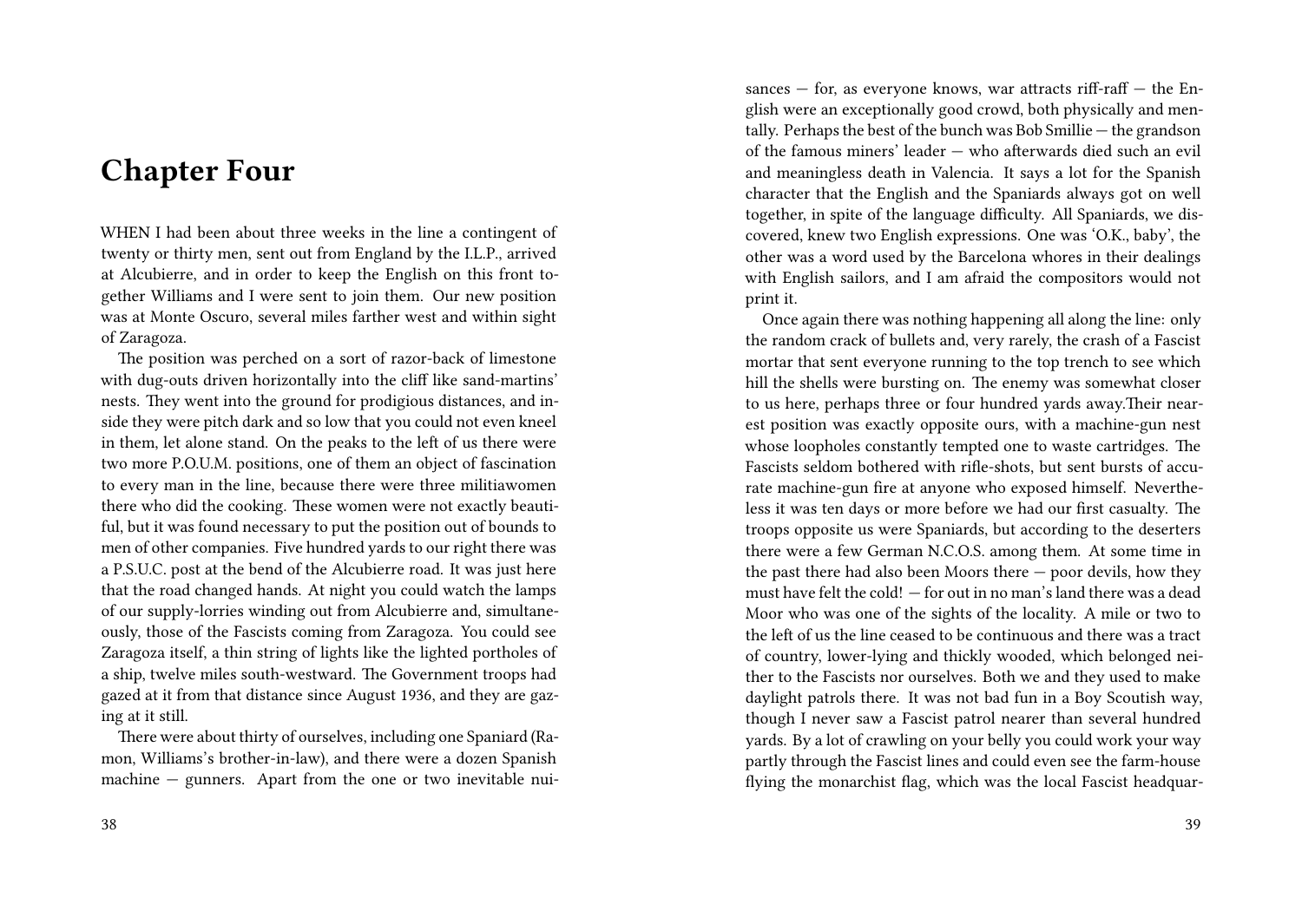## Chapter Four

WHEN I had been about three weeks in the line a contingent of twenty or thirty men, sent out from England by the I.L.P., arrived at Alcubierre, and in order to keep the English on this front together Williams and I were sent to join them. Our new position was at Monte Oscuro, several miles farther west and within sight of Zaragoza.

The position was perched on a sort of razor-back of limestone with dug-outs driven horizontally into the cliff like sand-martins' nests. They went into the ground for prodigious distances, and inside they were pitch dark and so low that you could not even kneel in them, let alone stand. On the peaks to the left of us there were two more P.O.U.M. positions, one of them an object of fascination to every man in the line, because there were three militiawomen there who did the cooking. These women were not exactly beautiful, but it was found necessary to put the position out of bounds to men of other companies. Five hundred yards to our right there was a P.S.U.C. post at the bend of the Alcubierre road. It was just here that the road changed hands. At night you could watch the lamps of our supply-lorries winding out from Alcubierre and, simultaneously, those of the Fascists coming from Zaragoza. You could see Zaragoza itself, a thin string of lights like the lighted portholes of a ship, twelve miles south-westward. The Government troops had gazed at it from that distance since August 1936, and they are gazing at it still.

There were about thirty of ourselves, including one Spaniard (Ramon, Williams's brother-in-law), and there were a dozen Spanish machine — gunners. Apart from the one or two inevitable nuisances — for, as everyone knows, war attracts riff-raff — the English were an exceptionally good crowd, both physically and mentally. Perhaps the best of the bunch was Bob Smillie — the grandson of the famous miners' leader — who afterwards died such an evil and meaningless death in Valencia. It says a lot for the Spanish character that the English and the Spaniards always got on well together, in spite of the language difficulty. All Spaniards, we discovered, knew two English expressions. One was 'O.K., baby', the other was a word used by the Barcelona whores in their dealings with English sailors, and I am afraid the compositors would not print it.

Once again there was nothing happening all along the line: only the random crack of bullets and, very rarely, the crash of a Fascist mortar that sent everyone running to the top trench to see which hill the shells were bursting on. The enemy was somewhat closer to us here, perhaps three or four hundred yards away.Their nearest position was exactly opposite ours, with a machine-gun nest whose loopholes constantly tempted one to waste cartridges. The Fascists seldom bothered with rifle-shots, but sent bursts of accurate machine-gun fire at anyone who exposed himself. Nevertheless it was ten days or more before we had our first casualty. The troops opposite us were Spaniards, but according to the deserters there were a few German N.C.O.S. among them. At some time in the past there had also been Moors there — poor devils, how they must have felt the cold! — for out in no man's land there was a dead Moor who was one of the sights of the locality. A mile or two to the left of us the line ceased to be continuous and there was a tract of country, lower-lying and thickly wooded, which belonged neither to the Fascists nor ourselves. Both we and they used to make daylight patrols there. It was not bad fun in a Boy Scoutish way, though I never saw a Fascist patrol nearer than several hundred yards. By a lot of crawling on your belly you could work your way partly through the Fascist lines and could even see the farm-house flying the monarchist flag, which was the local Fascist headquar-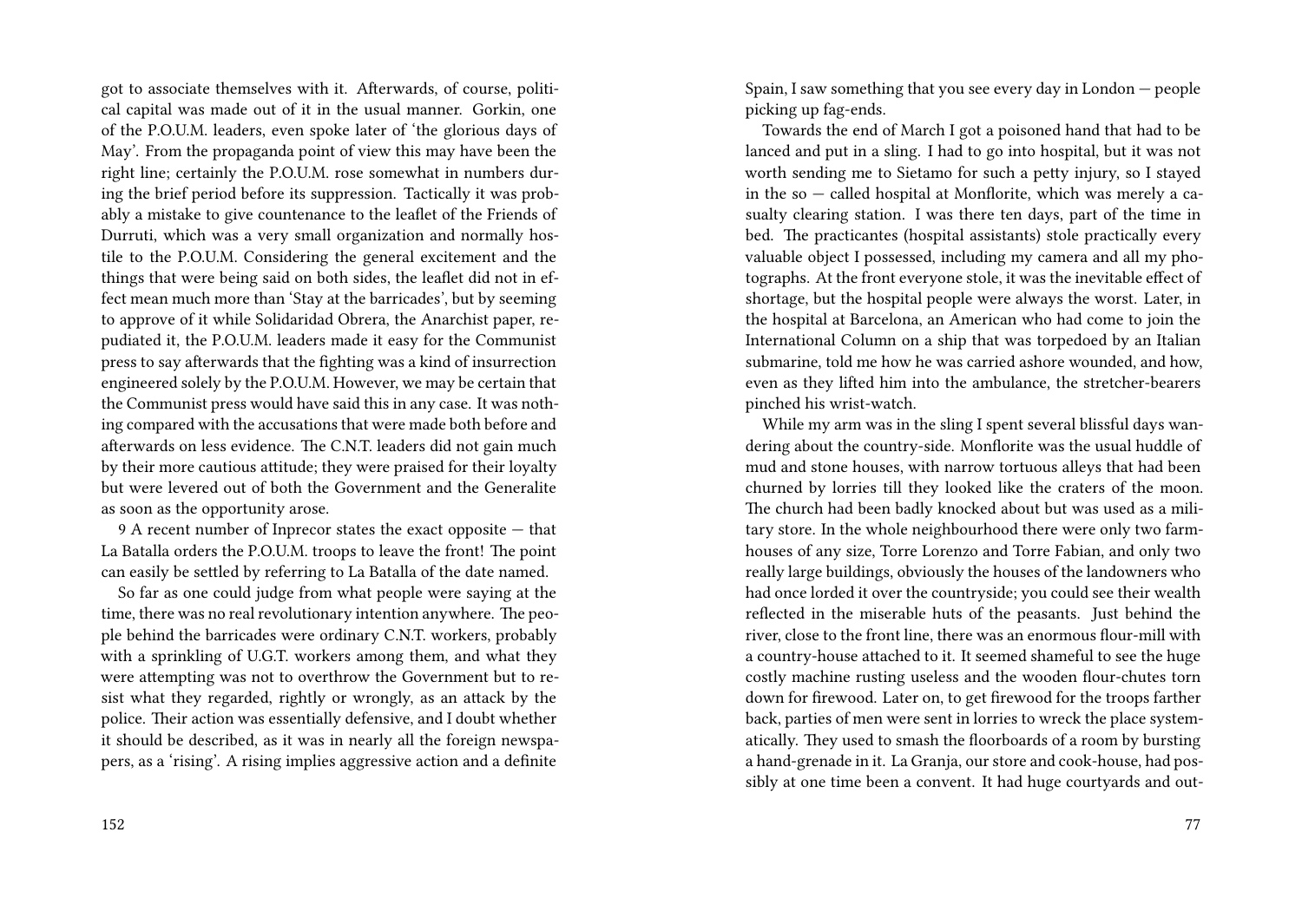got to associate themselves with it. Afterwards, of course, political capital was made out of it in the usual manner. Gorkin, one of the P.O.U.M. leaders, even spoke later of 'the glorious days of May'. From the propaganda point of view this may have been the right line; certainly the P.O.U.M. rose somewhat in numbers during the brief period before its suppression. Tactically it was probably a mistake to give countenance to the leaflet of the Friends of Durruti, which was a very small organization and normally hostile to the P.O.U.M. Considering the general excitement and the things that were being said on both sides, the leaflet did not in effect mean much more than 'Stay at the barricades', but by seeming to approve of it while Solidaridad Obrera, the Anarchist paper, repudiated it, the P.O.U.M. leaders made it easy for the Communist press to say afterwards that the fighting was a kind of insurrection engineered solely by the P.O.U.M. However, we may be certain that the Communist press would have said this in any case. It was nothing compared with the accusations that were made both before and afterwards on less evidence. The C.N.T. leaders did not gain much by their more cautious attitude; they were praised for their loyalty but were levered out of both the Government and the Generalite as soon as the opportunity arose.

9 A recent number of Inprecor states the exact opposite — that La Batalla orders the P.O.U.M. troops to leave the front! The point can easily be settled by referring to La Batalla of the date named.

So far as one could judge from what people were saying at the time, there was no real revolutionary intention anywhere. The people behind the barricades were ordinary C.N.T. workers, probably with a sprinkling of U.G.T. workers among them, and what they were attempting was not to overthrow the Government but to resist what they regarded, rightly or wrongly, as an attack by the police. Their action was essentially defensive, and I doubt whether it should be described, as it was in nearly all the foreign newspapers, as a 'rising'. A rising implies aggressive action and a definite

Spain, I saw something that you see every day in London — people picking up fag-ends.

Towards the end of March I got a poisoned hand that had to be lanced and put in a sling. I had to go into hospital, but it was not worth sending me to Sietamo for such a petty injury, so I stayed in the so — called hospital at Monflorite, which was merely a casualty clearing station. I was there ten days, part of the time in bed. The practicantes (hospital assistants) stole practically every valuable object I possessed, including my camera and all my photographs. At the front everyone stole, it was the inevitable effect of shortage, but the hospital people were always the worst. Later, in the hospital at Barcelona, an American who had come to join the International Column on a ship that was torpedoed by an Italian submarine, told me how he was carried ashore wounded, and how, even as they lifted him into the ambulance, the stretcher-bearers pinched his wrist-watch.

While my arm was in the sling I spent several blissful days wandering about the country-side. Monflorite was the usual huddle of mud and stone houses, with narrow tortuous alleys that had been churned by lorries till they looked like the craters of the moon. The church had been badly knocked about but was used as a military store. In the whole neighbourhood there were only two farmhouses of any size, Torre Lorenzo and Torre Fabian, and only two really large buildings, obviously the houses of the landowners who had once lorded it over the countryside; you could see their wealth reflected in the miserable huts of the peasants. Just behind the river, close to the front line, there was an enormous flour-mill with a country-house attached to it. It seemed shameful to see the huge costly machine rusting useless and the wooden flour-chutes torn down for firewood. Later on, to get firewood for the troops farther back, parties of men were sent in lorries to wreck the place systematically. They used to smash the floorboards of a room by bursting a hand-grenade in it. La Granja, our store and cook-house, had possibly at one time been a convent. It had huge courtyards and out-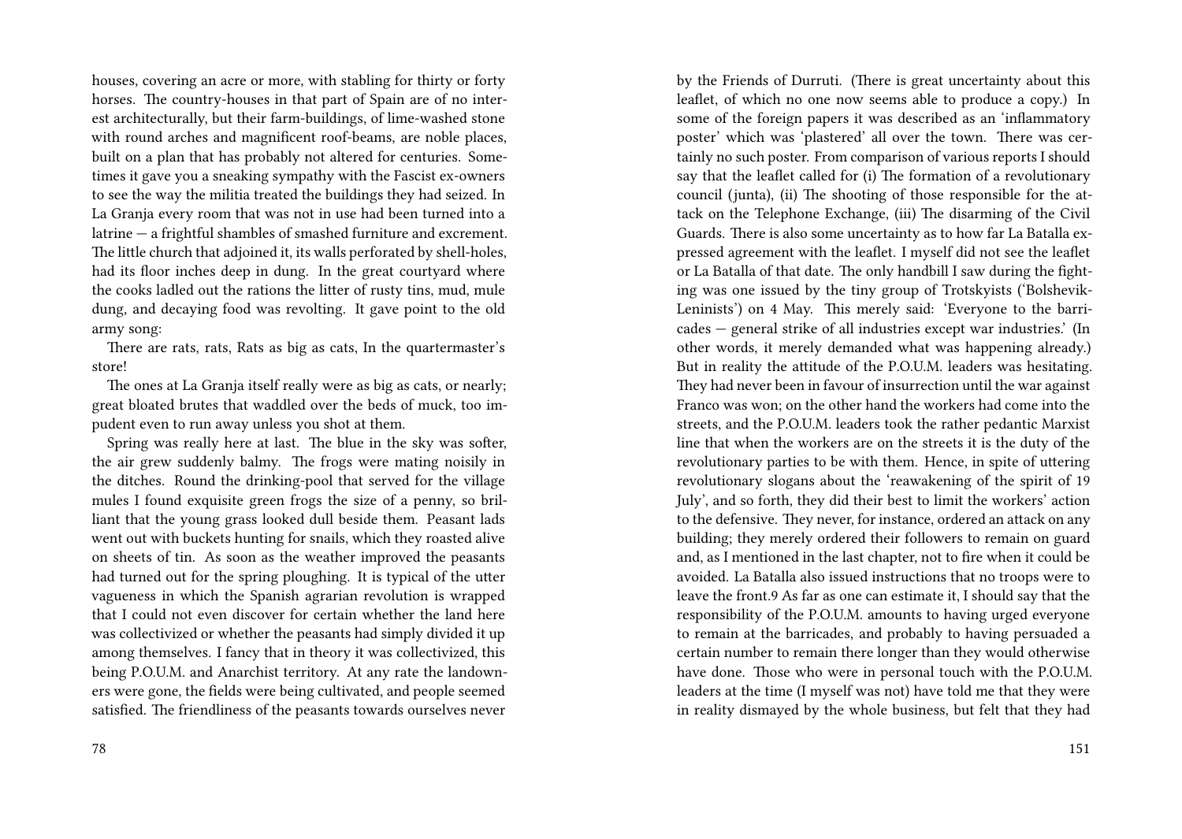houses, covering an acre or more, with stabling for thirty or forty horses. The country-houses in that part of Spain are of no interest architecturally, but their farm-buildings, of lime-washed stone with round arches and magnificent roof-beams, are noble places, built on a plan that has probably not altered for centuries. Sometimes it gave you a sneaking sympathy with the Fascist ex-owners to see the way the militia treated the buildings they had seized. In La Granja every room that was not in use had been turned into a latrine — a frightful shambles of smashed furniture and excrement. The little church that adjoined it, its walls perforated by shell-holes, had its floor inches deep in dung. In the great courtyard where the cooks ladled out the rations the litter of rusty tins, mud, mule dung, and decaying food was revolting. It gave point to the old army song:

There are rats, rats, Rats as big as cats, In the quartermaster's store!

The ones at La Granja itself really were as big as cats, or nearly; great bloated brutes that waddled over the beds of muck, too impudent even to run away unless you shot at them.

Spring was really here at last. The blue in the sky was softer, the air grew suddenly balmy. The frogs were mating noisily in the ditches. Round the drinking-pool that served for the village mules I found exquisite green frogs the size of a penny, so brilliant that the young grass looked dull beside them. Peasant lads went out with buckets hunting for snails, which they roasted alive on sheets of tin. As soon as the weather improved the peasants had turned out for the spring ploughing. It is typical of the utter vagueness in which the Spanish agrarian revolution is wrapped that I could not even discover for certain whether the land here was collectivized or whether the peasants had simply divided it up among themselves. I fancy that in theory it was collectivized, this being P.O.U.M. and Anarchist territory. At any rate the landowners were gone, the fields were being cultivated, and people seemed satisfied. The friendliness of the peasants towards ourselves never

by the Friends of Durruti. (There is great uncertainty about this leaflet, of which no one now seems able to produce a copy.) In some of the foreign papers it was described as an 'inflammatory poster' which was 'plastered' all over the town. There was certainly no such poster. From comparison of various reports I should say that the leaflet called for (i) The formation of a revolutionary council (junta), (ii) The shooting of those responsible for the attack on the Telephone Exchange, (iii) The disarming of the Civil Guards. There is also some uncertainty as to how far La Batalla expressed agreement with the leaflet. I myself did not see the leaflet or La Batalla of that date. The only handbill I saw during the fighting was one issued by the tiny group of Trotskyists ('Bolshevik-Leninists') on 4 May. This merely said: 'Everyone to the barricades — general strike of all industries except war industries.' (In other words, it merely demanded what was happening already.) But in reality the attitude of the P.O.U.M. leaders was hesitating. They had never been in favour of insurrection until the war against Franco was won; on the other hand the workers had come into the streets, and the P.O.U.M. leaders took the rather pedantic Marxist line that when the workers are on the streets it is the duty of the revolutionary parties to be with them. Hence, in spite of uttering revolutionary slogans about the 'reawakening of the spirit of 19 July', and so forth, they did their best to limit the workers' action to the defensive. They never, for instance, ordered an attack on any building; they merely ordered their followers to remain on guard and, as I mentioned in the last chapter, not to fire when it could be avoided. La Batalla also issued instructions that no troops were to leave the front.[9] As far as one can estimate it, I should say that the responsibility of the P.O.U.M. amounts to having urged everyone to remain at the barricades, and probably to having persuaded a certain number to remain there longer than they would otherwise have done. Those who were in personal touch with the P.O.U.M. leaders at the time (I myself was not) have told me that they were in reality dismayed by the whole business, but felt that they had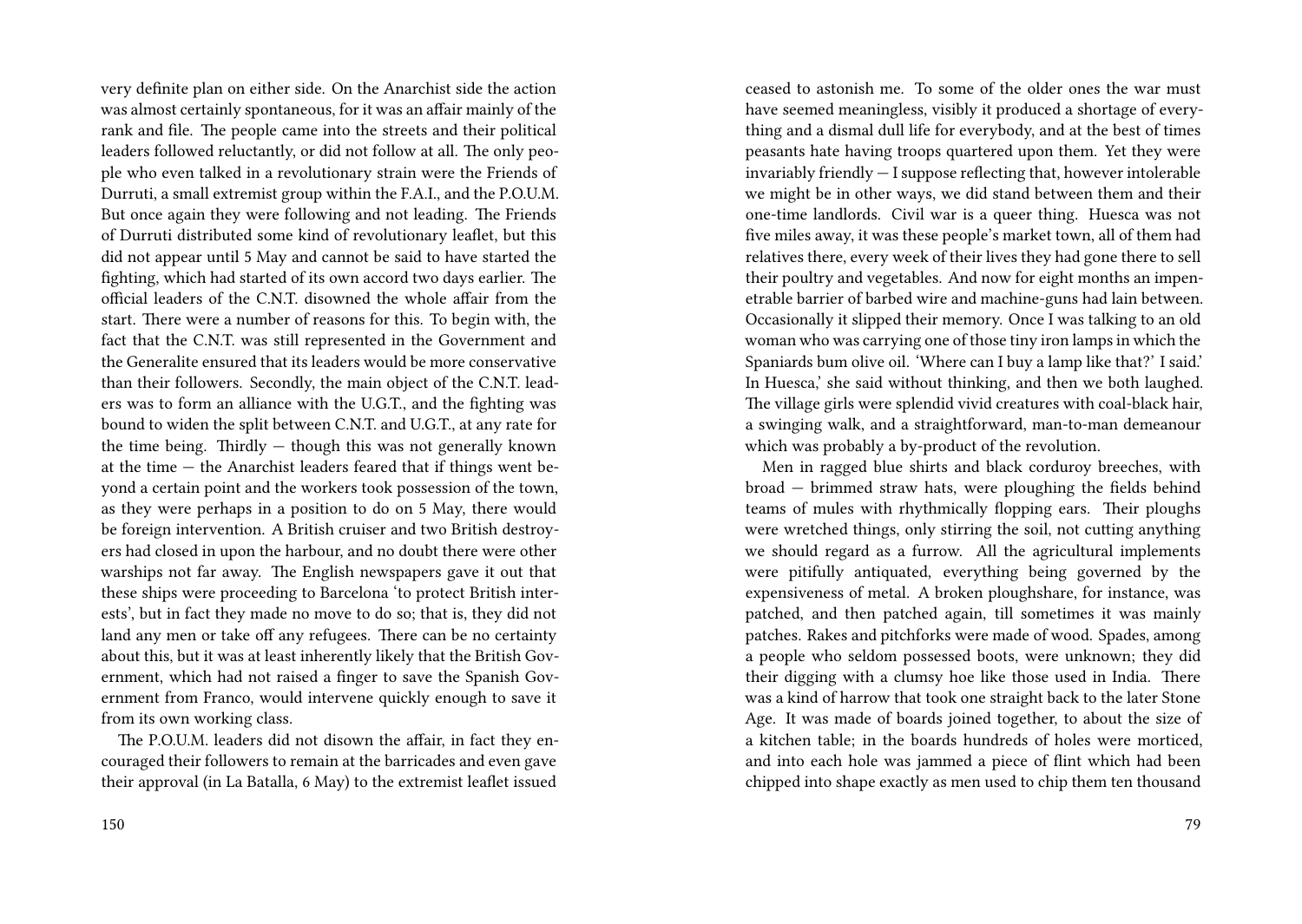very definite plan on either side. On the Anarchist side the action was almost certainly spontaneous, for it was an affair mainly of the rank and file. The people came into the streets and their political leaders followed reluctantly, or did not follow at all. The only people who even talked in a revolutionary strain were the Friends of Durruti, a small extremist group within the F.A.I., and the P.O.U.M. But once again they were following and not leading. The Friends of Durruti distributed some kind of revolutionary leaflet, but this did not appear until 5 May and cannot be said to have started the fighting, which had started of its own accord two days earlier. The official leaders of the C.N.T. disowned the whole affair from the start. There were a number of reasons for this. To begin with, the fact that the C.N.T. was still represented in the Government and the Generalite ensured that its leaders would be more conservative than their followers. Secondly, the main object of the C.N.T. leaders was to form an alliance with the U.G.T., and the fighting was bound to widen the split between C.N.T. and U.G.T., at any rate for the time being. Thirdly — though this was not generally known at the time — the Anarchist leaders feared that if things went beyond a certain point and the workers took possession of the town, as they were perhaps in a position to do on 5 May, there would be foreign intervention. A British cruiser and two British destroyers had closed in upon the harbour, and no doubt there were other warships not far away. The English newspapers gave it out that these ships were proceeding to Barcelona 'to protect British interests', but in fact they made no move to do so; that is, they did not land any men or take off any refugees. There can be no certainty about this, but it was at least inherently likely that the British Government, which had not raised a finger to save the Spanish Government from Franco, would intervene quickly enough to save it from its own working class.

The P.O.U.M. leaders did not disown the affair, in fact they encouraged their followers to remain at the barricades and even gave their approval (in La Batalla, 6 May) to the extremist leaflet issued

ceased to astonish me. To some of the older ones the war must have seemed meaningless, visibly it produced a shortage of everything and a dismal dull life for everybody, and at the best of times peasants hate having troops quartered upon them. Yet they were invariably friendly — I suppose reflecting that, however intolerable we might be in other ways, we did stand between them and their one-time landlords. Civil war is a queer thing. Huesca was not five miles away, it was these people's market town, all of them had relatives there, every week of their lives they had gone there to sell their poultry and vegetables. And now for eight months an impenetrable barrier of barbed wire and machine-guns had lain between. Occasionally it slipped their memory. Once I was talking to an old woman who was carrying one of those tiny iron lamps in which the Spaniards bum olive oil. 'Where can I buy a lamp like that?' I said.' In Huesca,' she said without thinking, and then we both laughed. The village girls were splendid vivid creatures with coal-black hair, a swinging walk, and a straightforward, man-to-man demeanour which was probably a by-product of the revolution.

Men in ragged blue shirts and black corduroy breeches, with broad — brimmed straw hats, were ploughing the fields behind teams of mules with rhythmically flopping ears. Their ploughs were wretched things, only stirring the soil, not cutting anything we should regard as a furrow. All the agricultural implements were pitifully antiquated, everything being governed by the expensiveness of metal. A broken ploughshare, for instance, was patched, and then patched again, till sometimes it was mainly patches. Rakes and pitchforks were made of wood. Spades, among a people who seldom possessed boots, were unknown; they did their digging with a clumsy hoe like those used in India. There was a kind of harrow that took one straight back to the later Stone Age. It was made of boards joined together, to about the size of a kitchen table; in the boards hundreds of holes were morticed, and into each hole was jammed a piece of flint which had been chipped into shape exactly as men used to chip them ten thousand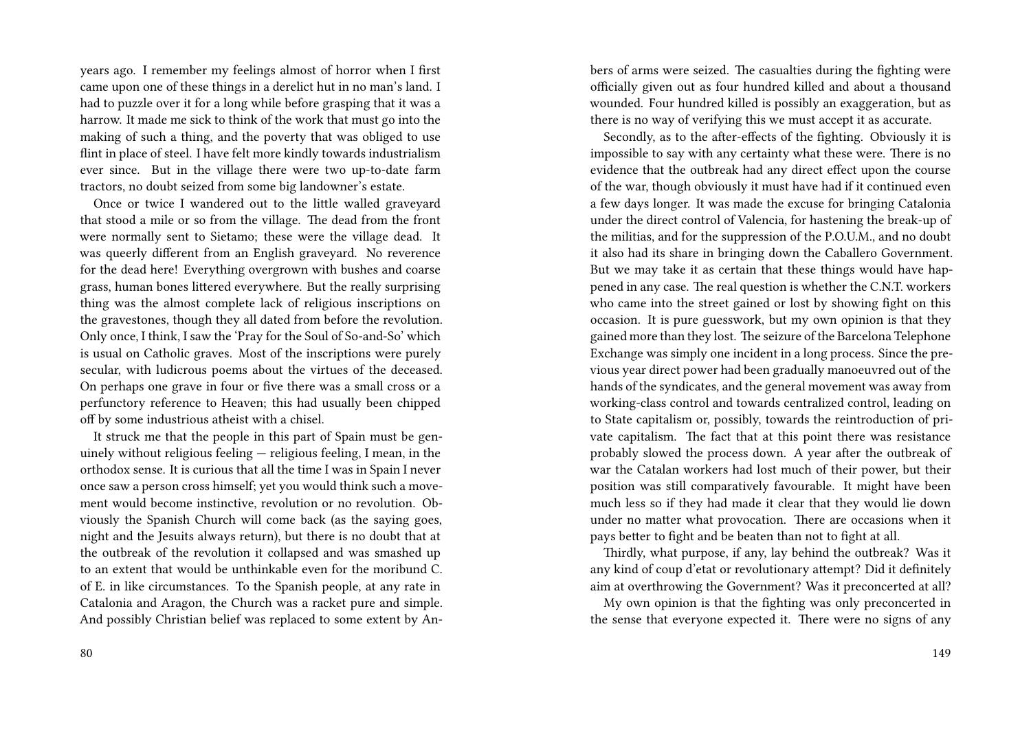years ago. I remember my feelings almost of horror when I first came upon one of these things in a derelict hut in no man's land. I had to puzzle over it for a long while before grasping that it was a harrow. It made me sick to think of the work that must go into the making of such a thing, and the poverty that was obliged to use flint in place of steel. I have felt more kindly towards industrialism ever since. But in the village there were two up-to-date farm tractors, no doubt seized from some big landowner's estate.

Once or twice I wandered out to the little walled graveyard that stood a mile or so from the village. The dead from the front were normally sent to Sietamo; these were the village dead. It was queerly different from an English graveyard. No reverence for the dead here! Everything overgrown with bushes and coarse grass, human bones littered everywhere. But the really surprising thing was the almost complete lack of religious inscriptions on the gravestones, though they all dated from before the revolution. Only once, I think, I saw the 'Pray for the Soul of So-and-So' which is usual on Catholic graves. Most of the inscriptions were purely secular, with ludicrous poems about the virtues of the deceased. On perhaps one grave in four or five there was a small cross or a perfunctory reference to Heaven; this had usually been chipped off by some industrious atheist with a chisel.

It struck me that the people in this part of Spain must be genuinely without religious feeling — religious feeling, I mean, in the orthodox sense. It is curious that all the time I was in Spain I never once saw a person cross himself; yet you would think such a movement would become instinctive, revolution or no revolution. Obviously the Spanish Church will come back (as the saying goes, night and the Jesuits always return), but there is no doubt that at the outbreak of the revolution it collapsed and was smashed up to an extent that would be unthinkable even for the moribund C. of E. in like circumstances. To the Spanish people, at any rate in Catalonia and Aragon, the Church was a racket pure and simple. And possibly Christian belief was replaced to some extent by An-

bers of arms were seized. The casualties during the fighting were officially given out as four hundred killed and about a thousand wounded. Four hundred killed is possibly an exaggeration, but as there is no way of verifying this we must accept it as accurate.

Secondly, as to the after-effects of the fighting. Obviously it is impossible to say with any certainty what these were. There is no evidence that the outbreak had any direct effect upon the course of the war, though obviously it must have had if it continued even a few days longer. It was made the excuse for bringing Catalonia under the direct control of Valencia, for hastening the break-up of the militias, and for the suppression of the P.O.U.M., and no doubt it also had its share in bringing down the Caballero Government. But we may take it as certain that these things would have happened in any case. The real question is whether the C.N.T. workers who came into the street gained or lost by showing fight on this occasion. It is pure guesswork, but my own opinion is that they gained more than they lost. The seizure of the Barcelona Telephone Exchange was simply one incident in a long process. Since the previous year direct power had been gradually manoeuvred out of the hands of the syndicates, and the general movement was away from working-class control and towards centralized control, leading on to State capitalism or, possibly, towards the reintroduction of private capitalism. The fact that at this point there was resistance probably slowed the process down. A year after the outbreak of war the Catalan workers had lost much of their power, but their position was still comparatively favourable. It might have been much less so if they had made it clear that they would lie down under no matter what provocation. There are occasions when it pays better to fight and be beaten than not to fight at all.

Thirdly, what purpose, if any, lay behind the outbreak? Was it any kind of coup d'etat or revolutionary attempt? Did it definitely aim at overthrowing the Government? Was it preconcerted at all?

My own opinion is that the fighting was only preconcerted in the sense that everyone expected it. There were no signs of any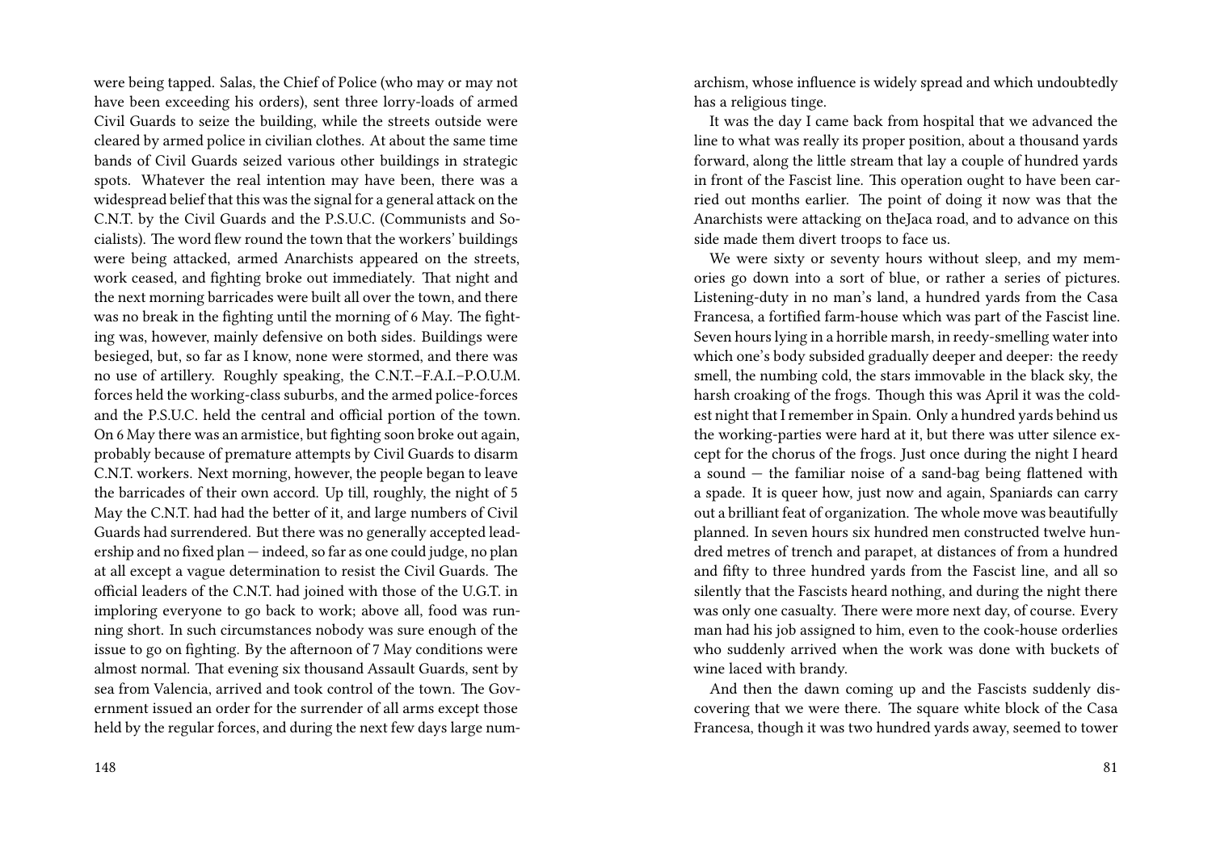were being tapped. Salas, the Chief of Police (who may or may not have been exceeding his orders), sent three lorry-loads of armed Civil Guards to seize the building, while the streets outside were cleared by armed police in civilian clothes. At about the same time bands of Civil Guards seized various other buildings in strategic spots. Whatever the real intention may have been, there was a widespread belief that this was the signal for a general attack on the C.N.T. by the Civil Guards and the P.S.U.C. (Communists and Socialists). The word flew round the town that the workers' buildings were being attacked, armed Anarchists appeared on the streets, work ceased, and fighting broke out immediately. That night and the next morning barricades were built all over the town, and there was no break in the fighting until the morning of 6 May. The fighting was, however, mainly defensive on both sides. Buildings were besieged, but, so far as I know, none were stormed, and there was no use of artillery. Roughly speaking, the C.N.T.–F.A.I.–P.O.U.M. forces held the working-class suburbs, and the armed police-forces and the P.S.U.C. held the central and official portion of the town. On 6 May there was an armistice, but fighting soon broke out again, probably because of premature attempts by Civil Guards to disarm C.N.T. workers. Next morning, however, the people began to leave the barricades of their own accord. Up till, roughly, the night of 5 May the C.N.T. had had the better of it, and large numbers of Civil Guards had surrendered. But there was no generally accepted leadership and no fixed plan — indeed, so far as one could judge, no plan at all except a vague determination to resist the Civil Guards. The official leaders of the C.N.T. had joined with those of the U.G.T. in imploring everyone to go back to work; above all, food was running short. In such circumstances nobody was sure enough of the issue to go on fighting. By the afternoon of 7 May conditions were almost normal. That evening six thousand Assault Guards, sent by sea from Valencia, arrived and took control of the town. The Government issued an order for the surrender of all arms except those held by the regular forces, and during the next few days large num-

archism, whose influence is widely spread and which undoubtedly has a religious tinge.

It was the day I came back from hospital that we advanced the line to what was really its proper position, about a thousand yards forward, along the little stream that lay a couple of hundred yards in front of the Fascist line. This operation ought to have been carried out months earlier. The point of doing it now was that the Anarchists were attacking on theJaca road, and to advance on this side made them divert troops to face us.

We were sixty or seventy hours without sleep, and my memories go down into a sort of blue, or rather a series of pictures. Listening-duty in no man's land, a hundred yards from the Casa Francesa, a fortified farm-house which was part of the Fascist line. Seven hours lying in a horrible marsh, in reedy-smelling water into which one's body subsided gradually deeper and deeper: the reedy smell, the numbing cold, the stars immovable in the black sky, the harsh croaking of the frogs. Though this was April it was the coldest night that I remember in Spain. Only a hundred yards behind us the working-parties were hard at it, but there was utter silence except for the chorus of the frogs. Just once during the night I heard a sound — the familiar noise of a sand-bag being flattened with a spade. It is queer how, just now and again, Spaniards can carry out a brilliant feat of organization. The whole move was beautifully planned. In seven hours six hundred men constructed twelve hundred metres of trench and parapet, at distances of from a hundred and fifty to three hundred yards from the Fascist line, and all so silently that the Fascists heard nothing, and during the night there was only one casualty. There were more next day, of course. Every man had his job assigned to him, even to the cook-house orderlies who suddenly arrived when the work was done with buckets of wine laced with brandy.

And then the dawn coming up and the Fascists suddenly discovering that we were there. The square white block of the Casa Francesa, though it was two hundred yards away, seemed to tower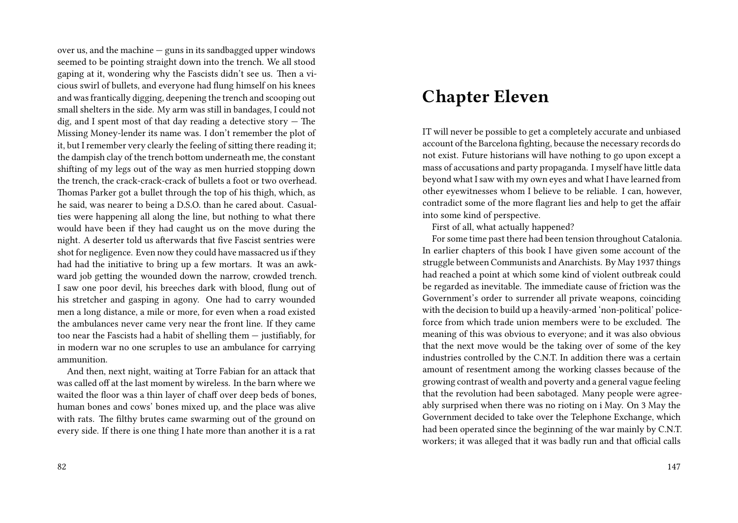over us, and the machine — guns in its sandbagged upper windows seemed to be pointing straight down into the trench. We all stood gaping at it, wondering why the Fascists didn't see us. Then a vicious swirl of bullets, and everyone had flung himself on his knees and was frantically digging, deepening the trench and scooping out small shelters in the side. My arm was still in bandages, I could not dig, and I spent most of that day reading a detective story — The Missing Money-lender its name was. I don't remember the plot of it, but I remember very clearly the feeling of sitting there reading it; the dampish clay of the trench bottom underneath me, the constant shifting of my legs out of the way as men hurried stopping down the trench, the crack-crack-crack of bullets a foot or two overhead. Thomas Parker got a bullet through the top of his thigh, which, as he said, was nearer to being a D.S.O. than he cared about. Casualties were happening all along the line, but nothing to what there would have been if they had caught us on the move during the night. A deserter told us afterwards that five Fascist sentries were shot for negligence. Even now they could have massacred us if they had had the initiative to bring up a few mortars. It was an awkward job getting the wounded down the narrow, crowded trench. I saw one poor devil, his breeches dark with blood, flung out of his stretcher and gasping in agony. One had to carry wounded men a long distance, a mile or more, for even when a road existed the ambulances never came very near the front line. If they came too near the Fascists had a habit of shelling them — justifiably, for in modern war no one scruples to use an ambulance for carrying ammunition.

And then, next night, waiting at Torre Fabian for an attack that was called off at the last moment by wireless. In the barn where we waited the floor was a thin layer of chaff over deep beds of bones, human bones and cows' bones mixed up, and the place was alive with rats. The filthy brutes came swarming out of the ground on every side. If there is one thing I hate more than another it is a rat

# Chapter Eleven

IT will never be possible to get a completely accurate and unbiased account of the Barcelona fighting, because the necessary records do not exist. Future historians will have nothing to go upon except a mass of accusations and party propaganda. I myself have little data beyond what I saw with my own eyes and what I have learned from other eyewitnesses whom I believe to be reliable. I can, however, contradict some of the more flagrant lies and help to get the affair into some kind of perspective.

First of all, what actually happened?

For some time past there had been tension throughout Catalonia. In earlier chapters of this book I have given some account of the struggle between Communists and Anarchists. By May 1937 things had reached a point at which some kind of violent outbreak could be regarded as inevitable. The immediate cause of friction was the Government's order to surrender all private weapons, coinciding with the decision to build up a heavily-armed 'non-political' police-force from which trade union members were to be excluded. The meaning of this was obvious to everyone; and it was also obvious that the next move would be the taking over of some of the key industries controlled by the C.N.T. In addition there was a certain amount of resentment among the working classes because of the growing contrast of wealth and poverty and a general vague feeling that the revolution had been sabotaged. Many people were agreeably surprised when there was no rioting on i May. On 3 May the Government decided to take over the Telephone Exchange, which had been operated since the beginning of the war mainly by C.N.T. workers; it was alleged that it was badly run and that official calls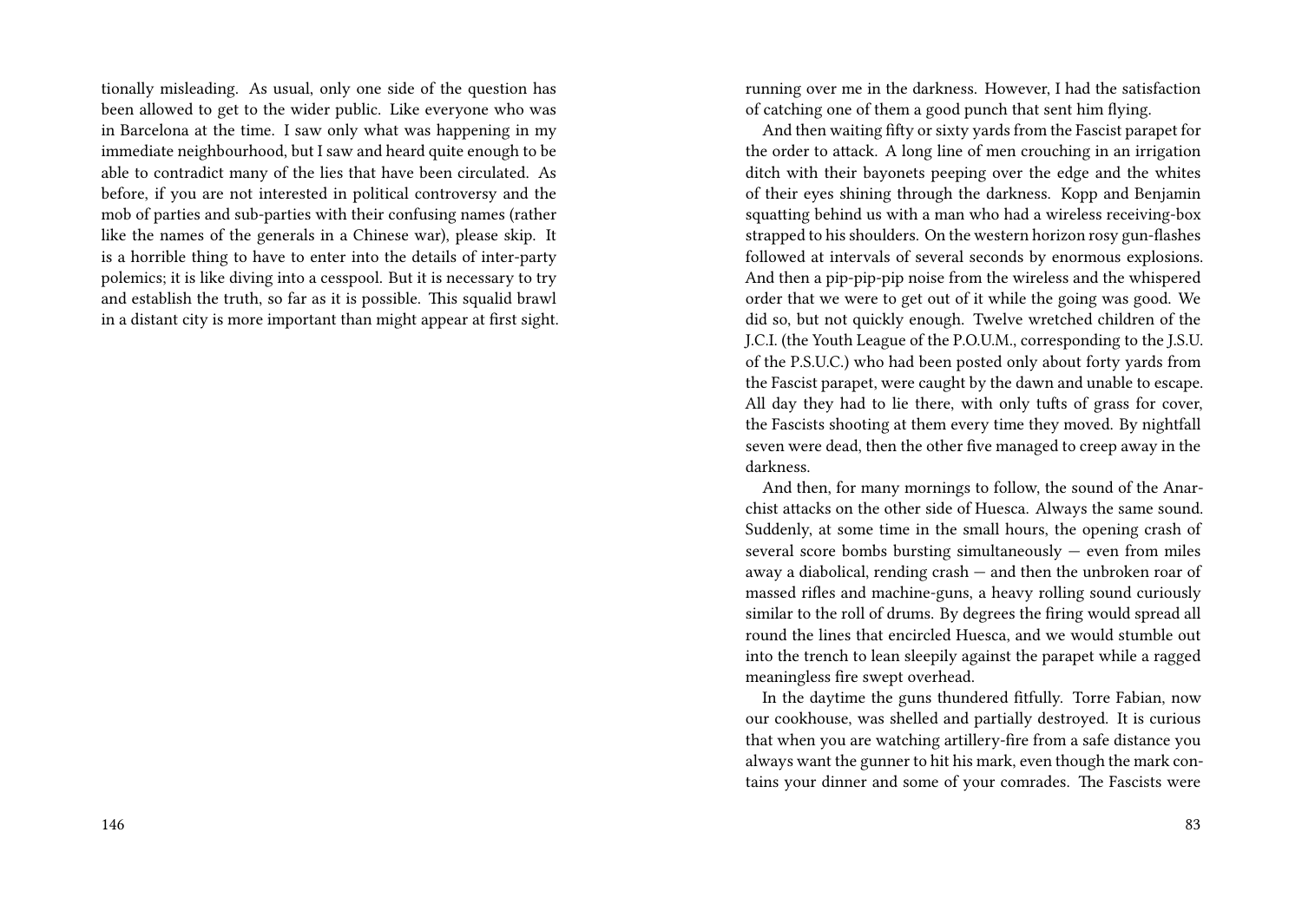tionally misleading. As usual, only one side of the question has been allowed to get to the wider public. Like everyone who was in Barcelona at the time. I saw only what was happening in my immediate neighbourhood, but I saw and heard quite enough to be able to contradict many of the lies that have been circulated. As before, if you are not interested in political controversy and the mob of parties and sub-parties with their confusing names (rather like the names of the generals in a Chinese war), please skip. It is a horrible thing to have to enter into the details of inter-party polemics; it is like diving into a cesspool. But it is necessary to try and establish the truth, so far as it is possible. This squalid brawl in a distant city is more important than might appear at first sight.

running over me in the darkness. However, I had the satisfaction of catching one of them a good punch that sent him flying.

And then waiting fifty or sixty yards from the Fascist parapet for the order to attack. A long line of men crouching in an irrigation ditch with their bayonets peeping over the edge and the whites of their eyes shining through the darkness. Kopp and Benjamin squatting behind us with a man who had a wireless receiving-box strapped to his shoulders. On the western horizon rosy gun-flashes followed at intervals of several seconds by enormous explosions. And then a pip-pip-pip noise from the wireless and the whispered order that we were to get out of it while the going was good. We did so, but not quickly enough. Twelve wretched children of the J.C.I. (the Youth League of the P.O.U.M., corresponding to the J.S.U. of the P.S.U.C.) who had been posted only about forty yards from the Fascist parapet, were caught by the dawn and unable to escape. All day they had to lie there, with only tufts of grass for cover, the Fascists shooting at them every time they moved. By nightfall seven were dead, then the other five managed to creep away in the darkness.

And then, for many mornings to follow, the sound of the Anarchist attacks on the other side of Huesca. Always the same sound. Suddenly, at some time in the small hours, the opening crash of several score bombs bursting simultaneously — even from miles away a diabolical, rending crash — and then the unbroken roar of massed rifles and machine-guns, a heavy rolling sound curiously similar to the roll of drums. By degrees the firing would spread all round the lines that encircled Huesca, and we would stumble out into the trench to lean sleepily against the parapet while a ragged meaningless fire swept overhead.

In the daytime the guns thundered fitfully. Torre Fabian, now our cookhouse, was shelled and partially destroyed. It is curious that when you are watching artillery-fire from a safe distance you always want the gunner to hit his mark, even though the mark contains your dinner and some of your comrades. The Fascists were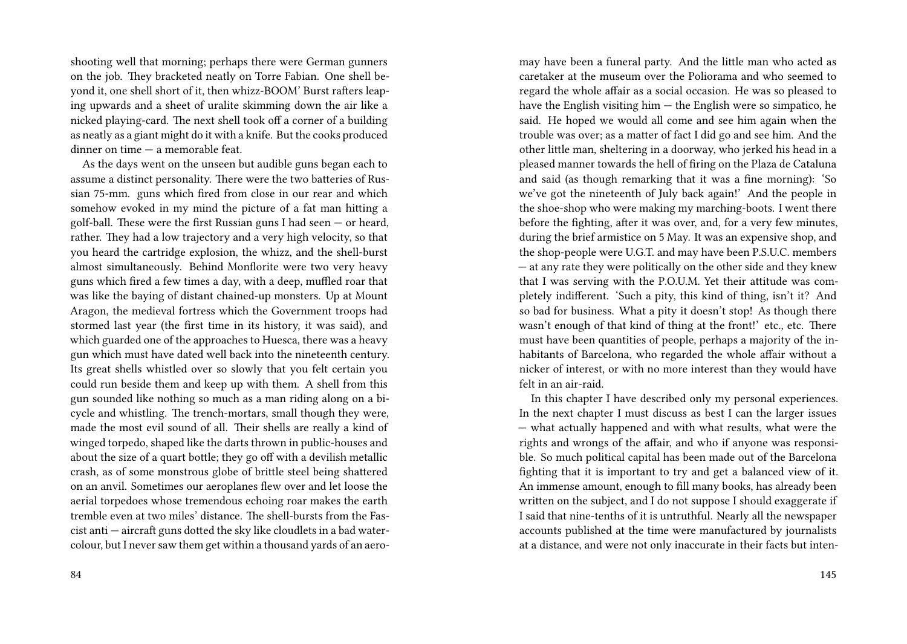shooting well that morning; perhaps there were German gunners on the job. They bracketed neatly on Torre Fabian. One shell beyond it, one shell short of it, then whizz-BOOM' Burst rafters leaping upwards and a sheet of uralite skimming down the air like a nicked playing-card. The next shell took off a corner of a building as neatly as a giant might do it with a knife. But the cooks produced dinner on time — a memorable feat.

As the days went on the unseen but audible guns began each to assume a distinct personality. There were the two batteries of Russian 75-mm. guns which fired from close in our rear and which somehow evoked in my mind the picture of a fat man hitting a golf-ball. These were the first Russian guns I had seen — or heard, rather. They had a low trajectory and a very high velocity, so that you heard the cartridge explosion, the whizz, and the shell-burst almost simultaneously. Behind Monflorite were two very heavy guns which fired a few times a day, with a deep, muffled roar that was like the baying of distant chained-up monsters. Up at Mount Aragon, the medieval fortress which the Government troops had stormed last year (the first time in its history, it was said), and which guarded one of the approaches to Huesca, there was a heavy gun which must have dated well back into the nineteenth century. Its great shells whistled over so slowly that you felt certain you could run beside them and keep up with them. A shell from this gun sounded like nothing so much as a man riding along on a bicycle and whistling. The trench-mortars, small though they were, made the most evil sound of all. Their shells are really a kind of winged torpedo, shaped like the darts thrown in public-houses and about the size of a quart bottle; they go off with a devilish metallic crash, as of some monstrous globe of brittle steel being shattered on an anvil. Sometimes our aeroplanes flew over and let loose the aerial torpedoes whose tremendous echoing roar makes the earth tremble even at two miles' distance. The shell-bursts from the Fascist anti — aircraft guns dotted the sky like cloudlets in a bad watercolour, but I never saw them get within a thousand yards of an aero-

may have been a funeral party. And the little man who acted as caretaker at the museum over the Poliorama and who seemed to regard the whole affair as a social occasion. He was so pleased to have the English visiting him — the English were so simpatico, he said. He hoped we would all come and see him again when the trouble was over; as a matter of fact I did go and see him. And the other little man, sheltering in a doorway, who jerked his head in a pleased manner towards the hell of firing on the Plaza de Cataluna and said (as though remarking that it was a fine morning): 'So we've got the nineteenth of July back again!' And the people in the shoe-shop who were making my marching-boots. I went there before the fighting, after it was over, and, for a very few minutes, during the brief armistice on 5 May. It was an expensive shop, and the shop-people were U.G.T. and may have been P.S.U.C. members — at any rate they were politically on the other side and they knew that I was serving with the P.O.U.M. Yet their attitude was completely indifferent. 'Such a pity, this kind of thing, isn't it? And so bad for business. What a pity it doesn't stop! As though there wasn't enough of that kind of thing at the front!' etc., etc. There must have been quantities of people, perhaps a majority of the inhabitants of Barcelona, who regarded the whole affair without a flicker of interest, or with no more interest than they would have felt in an air-raid.

In this chapter I have described only my personal experiences. In the next chapter I must discuss as best I can the larger issues — what actually happened and with what results, what were the rights and wrongs of the affair, and who if anyone was responsible. So much political capital has been made out of the Barcelona fighting that it is important to try and get a balanced view of it. An immense amount, enough to fill many books, has already been written on the subject, and I do not suppose I should exaggerate if I said that nine-tenths of it is untruthful. Nearly all the newspaper accounts published at the time were manufactured by journalists at a distance, and were not only inaccurate in their facts but inten-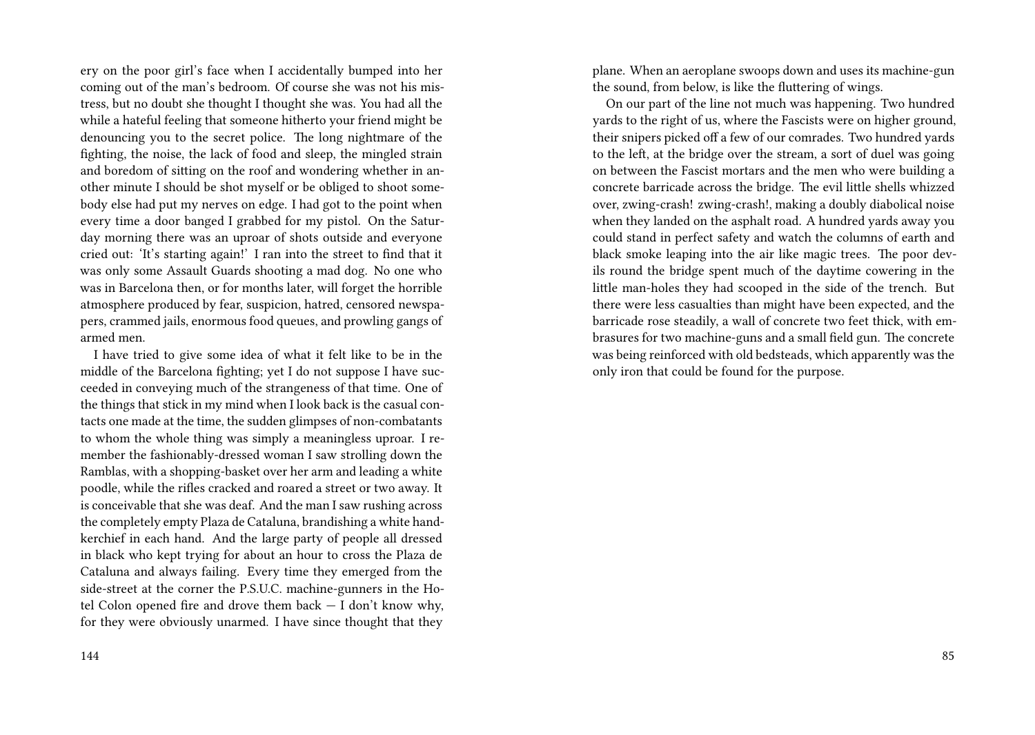ery on the poor girl's face when I accidentally bumped into her coming out of the man's bedroom. Of course she was not his mistress, but no doubt she thought I thought she was. You had all the while a hateful feeling that someone hitherto your friend might be denouncing you to the secret police. The long nightmare of the fighting, the noise, the lack of food and sleep, the mingled strain and boredom of sitting on the roof and wondering whether in another minute I should be shot myself or be obliged to shoot somebody else had put my nerves on edge. I had got to the point when every time a door banged I grabbed for my pistol. On the Saturday morning there was an uproar of shots outside and everyone cried out: 'It's starting again!' I ran into the street to find that it was only some Assault Guards shooting a mad dog. No one who was in Barcelona then, or for months later, will forget the horrible atmosphere produced by fear, suspicion, hatred, censored newspapers, crammed jails, enormous food queues, and prowling gangs of armed men.

I have tried to give some idea of what it felt like to be in the middle of the Barcelona fighting; yet I do not suppose I have succeeded in conveying much of the strangeness of that time. One of the things that stick in my mind when I look back is the casual contacts one made at the time, the sudden glimpses of non-combatants to whom the whole thing was simply a meaningless uproar. I remember the fashionably-dressed woman I saw strolling down the Ramblas, with a shopping-basket over her arm and leading a white poodle, while the rifles cracked and roared a street or two away. It is conceivable that she was deaf. And the man I saw rushing across the completely empty Plaza de Cataluna, brandishing a white handkerchief in each hand. And the large party of people all dressed in black who kept trying for about an hour to cross the Plaza de Cataluna and always failing. Every time they emerged from the side-street at the corner the P.S.U.C. machine-gunners in the Hotel Colon opened fire and drove them back — I don't know why, for they were obviously unarmed. I have since thought that they

plane. When an aeroplane swoops down and uses its machine-gun the sound, from below, is like the fluttering of wings.

On our part of the line not much was happening. Two hundred yards to the right of us, where the Fascists were on higher ground, their snipers picked off a few of our comrades. Two hundred yards to the left, at the bridge over the stream, a sort of duel was going on between the Fascist mortars and the men who were building a concrete barricade across the bridge. The evil little shells whizzed over, zwing-crash! zwing-crash!, making a doubly diabolical noise when they landed on the asphalt road. A hundred yards away you could stand in perfect safety and watch the columns of earth and black smoke leaping into the air like magic trees. The poor devils round the bridge spent much of the daytime cowering in the little man-holes they had scooped in the side of the trench. But there were less casualties than might have been expected, and the barricade rose steadily, a wall of concrete two feet thick, with embrasures for two machine-guns and a small field gun. The concrete was being reinforced with old bedsteads, which apparently was the only iron that could be found for the purpose.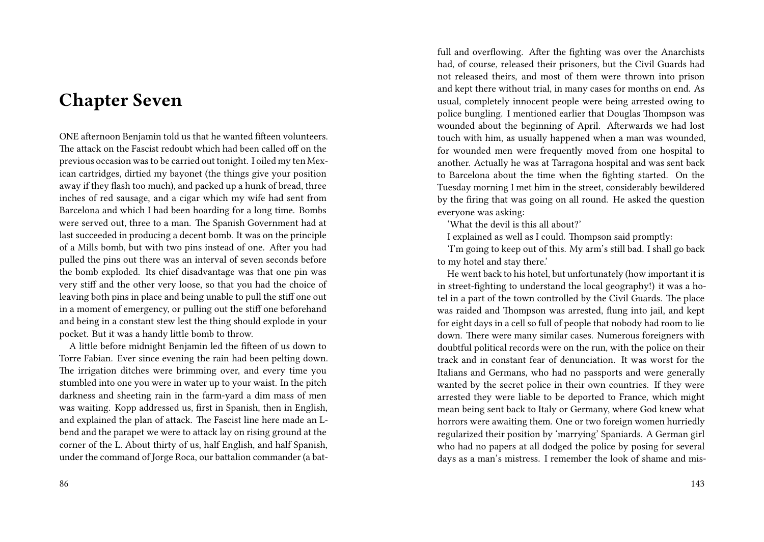## Chapter Seven

ONE afternoon Benjamin told us that he wanted fifteen volunteers. The attack on the Fascist redoubt which had been called off on the previous occasion was to be carried out tonight. I oiled my ten Mexican cartridges, dirtied my bayonet (the things give your position away if they flash too much), and packed up a hunk of bread, three inches of red sausage, and a cigar which my wife had sent from Barcelona and which I had been hoarding for a long time. Bombs were served out, three to a man. The Spanish Government had at last succeeded in producing a decent bomb. It was on the principle of a Mills bomb, but with two pins instead of one. After you had pulled the pins out there was an interval of seven seconds before the bomb exploded. Its chief disadvantage was that one pin was very stiff and the other very loose, so that you had the choice of leaving both pins in place and being unable to pull the stiff one out in a moment of emergency, or pulling out the stiff one beforehand and being in a constant stew lest the thing should explode in your pocket. But it was a handy little bomb to throw.

A little before midnight Benjamin led the fifteen of us down to Torre Fabian. Ever since evening the rain had been pelting down. The irrigation ditches were brimming over, and every time you stumbled into one you were in water up to your waist. In the pitch darkness and sheeting rain in the farm-yard a dim mass of men was waiting. Kopp addressed us, first in Spanish, then in English, and explained the plan of attack. The Fascist line here made an L-bend and the parapet we were to attack lay on rising ground at the corner of the L. About thirty of us, half English, and half Spanish, under the command of Jorge Roca, our battalion commander (a bat-

full and overflowing. After the fighting was over the Anarchists had, of course, released their prisoners, but the Civil Guards had not released theirs, and most of them were thrown into prison and kept there without trial, in many cases for months on end. As usual, completely innocent people were being arrested owing to police bungling. I mentioned earlier that Douglas Thompson was wounded about the beginning of April. Afterwards we had lost touch with him, as usually happened when a man was wounded, for wounded men were frequently moved from one hospital to another. Actually he was at Tarragona hospital and was sent back to Barcelona about the time when the fighting started. On the Tuesday morning I met him in the street, considerably bewildered by the firing that was going on all round. He asked the question everyone was asking:

'What the devil is this all about?'

I explained as well as I could. Thompson said promptly:

'I'm going to keep out of this. My arm's still bad. I shall go back to my hotel and stay there.'

He went back to his hotel, but unfortunately (how important it is in street-fighting to understand the local geography!) it was a hotel in a part of the town controlled by the Civil Guards. The place was raided and Thompson was arrested, flung into jail, and kept for eight days in a cell so full of people that nobody had room to lie down. There were many similar cases. Numerous foreigners with doubtful political records were on the run, with the police on their track and in constant fear of denunciation. It was worst for the Italians and Germans, who had no passports and were generally wanted by the secret police in their own countries. If they were arrested they were liable to be deported to France, which might mean being sent back to Italy or Germany, where God knew what horrors were awaiting them. One or two foreign women hurriedly regularized their position by 'marrying' Spaniards. A German girl who had no papers at all dodged the police by posing for several days as a man's mistress. I remember the look of shame and mis-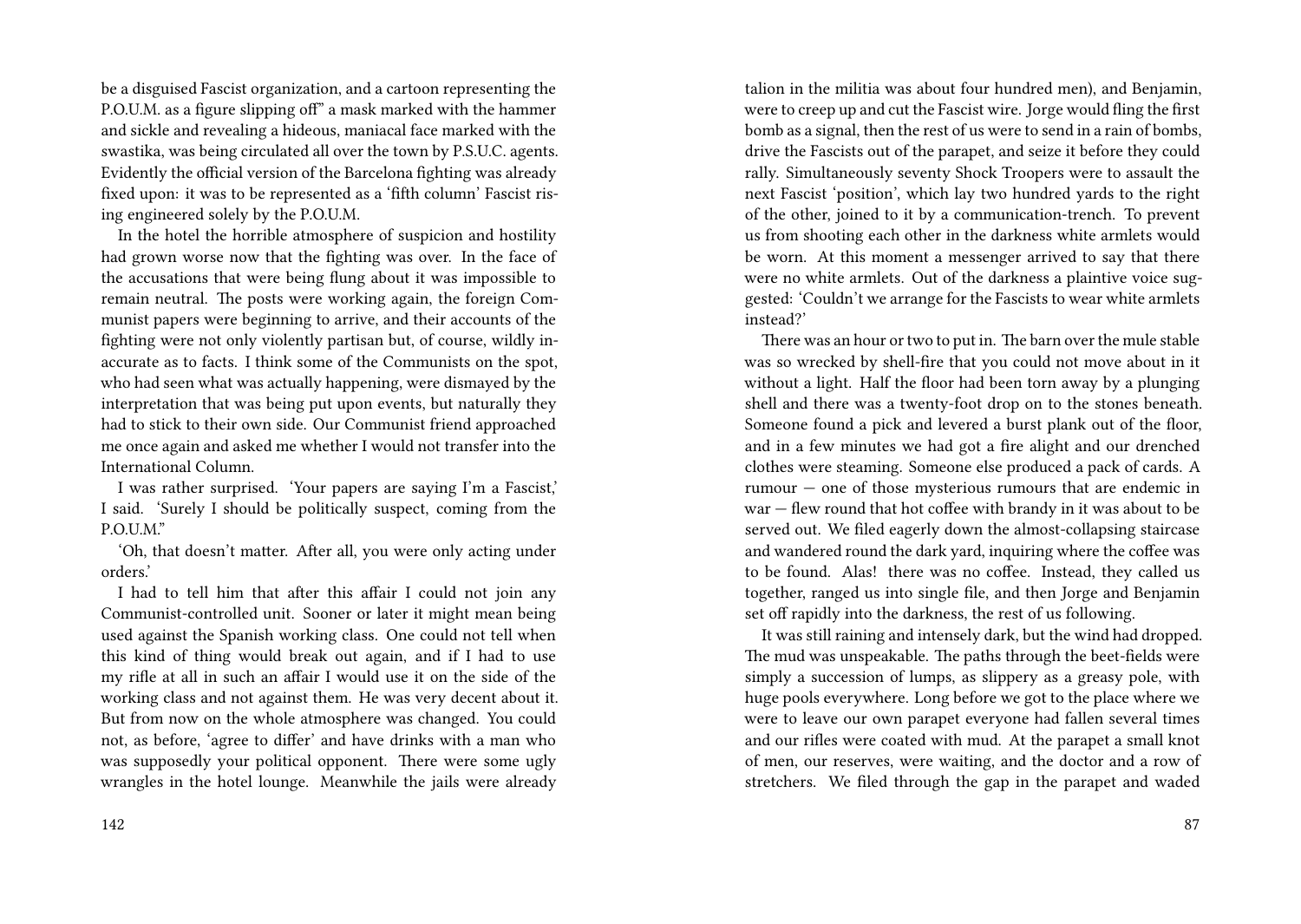be a disguised Fascist organization, and a cartoon representing the P.O.U.M. as a figure slipping off" a mask marked with the hammer and sickle and revealing a hideous, maniacal face marked with the swastika, was being circulated all over the town by P.S.U.C. agents. Evidently the official version of the Barcelona fighting was already fixed upon: it was to be represented as a 'fifth column' Fascist rising engineered solely by the P.O.U.M.

In the hotel the horrible atmosphere of suspicion and hostility had grown worse now that the fighting was over. In the face of the accusations that were being flung about it was impossible to remain neutral. The posts were working again, the foreign Communist papers were beginning to arrive, and their accounts of the fighting were not only violently partisan but, of course, wildly inaccurate as to facts. I think some of the Communists on the spot, who had seen what was actually happening, were dismayed by the interpretation that was being put upon events, but naturally they had to stick to their own side. Our Communist friend approached me once again and asked me whether I would not transfer into the International Column.

I was rather surprised. 'Your papers are saying I'm a Fascist,' I said. 'Surely I should be politically suspect, coming from the P.O.U.M."

'Oh, that doesn't matter. After all, you were only acting under orders.'

I had to tell him that after this affair I could not join any Communist-controlled unit. Sooner or later it might mean being used against the Spanish working class. One could not tell when this kind of thing would break out again, and if I had to use my rifle at all in such an affair I would use it on the side of the working class and not against them. He was very decent about it. But from now on the whole atmosphere was changed. You could not, as before, 'agree to differ' and have drinks with a man who was supposedly your political opponent. There were some ugly wrangles in the hotel lounge. Meanwhile the jails were already

talion in the militia was about four hundred men), and Benjamin, were to creep up and cut the Fascist wire. Jorge would fling the first bomb as a signal, then the rest of us were to send in a rain of bombs, drive the Fascists out of the parapet, and seize it before they could rally. Simultaneously seventy Shock Troopers were to assault the next Fascist 'position', which lay two hundred yards to the right of the other, joined to it by a communication-trench. To prevent us from shooting each other in the darkness white armlets would be worn. At this moment a messenger arrived to say that there were no white armlets. Out of the darkness a plaintive voice suggested: 'Couldn't we arrange for the Fascists to wear white armlets instead?'

There was an hour or two to put in. The barn over the mule stable was so wrecked by shell-fire that you could not move about in it without a light. Half the floor had been torn away by a plunging shell and there was a twenty-foot drop on to the stones beneath. Someone found a pick and levered a burst plank out of the floor, and in a few minutes we had got a fire alight and our drenched clothes were steaming. Someone else produced a pack of cards. A rumour — one of those mysterious rumours that are endemic in war — flew round that hot coffee with brandy in it was about to be served out. We filed eagerly down the almost-collapsing staircase and wandered round the dark yard, inquiring where the coffee was to be found. Alas! there was no coffee. Instead, they called us together, ranged us into single file, and then Jorge and Benjamin set off rapidly into the darkness, the rest of us following.

It was still raining and intensely dark, but the wind had dropped. The mud was unspeakable. The paths through the beet-fields were simply a succession of lumps, as slippery as a greasy pole, with huge pools everywhere. Long before we got to the place where we were to leave our own parapet everyone had fallen several times and our rifles were coated with mud. At the parapet a small knot of men, our reserves, were waiting, and the doctor and a row of stretchers. We filed through the gap in the parapet and waded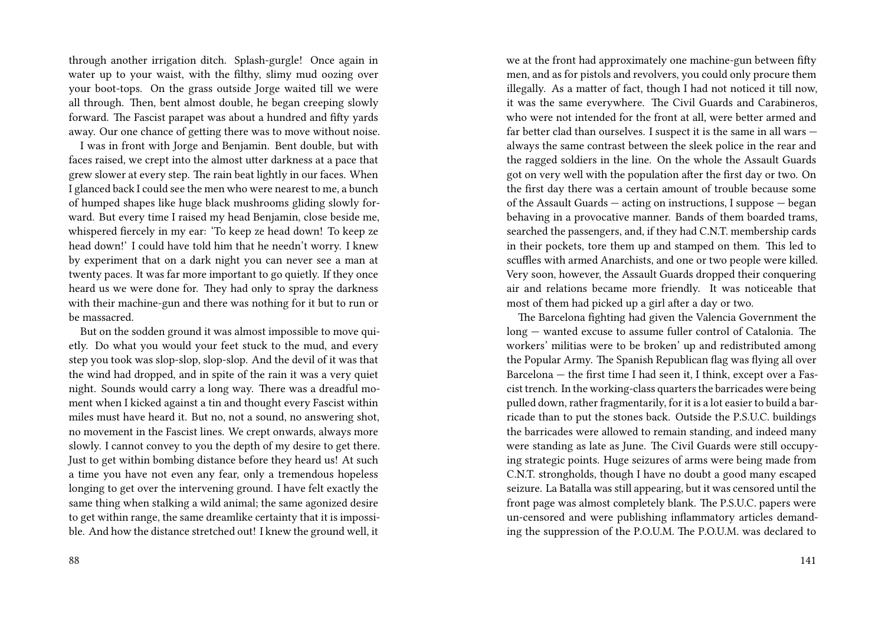through another irrigation ditch. Splash-gurgle! Once again in water up to your waist, with the filthy, slimy mud oozing over your boot-tops. On the grass outside Jorge waited till we were all through. Then, bent almost double, he began creeping slowly forward. The Fascist parapet was about a hundred and fifty yards away. Our one chance of getting there was to move without noise.

I was in front with Jorge and Benjamin. Bent double, but with faces raised, we crept into the almost utter darkness at a pace that grew slower at every step. The rain beat lightly in our faces. When I glanced back I could see the men who were nearest to me, a bunch of humped shapes like huge black mushrooms gliding slowly forward. But every time I raised my head Benjamin, close beside me, whispered fiercely in my ear: 'To keep ze head down! To keep ze head down!' I could have told him that he needn't worry. I knew by experiment that on a dark night you can never see a man at twenty paces. It was far more important to go quietly. If they once heard us we were done for. They had only to spray the darkness with their machine-gun and there was nothing for it but to run or be massacred.

But on the sodden ground it was almost impossible to move quietly. Do what you would your feet stuck to the mud, and every step you took was slop-slop, slop-slop. And the devil of it was that the wind had dropped, and in spite of the rain it was a very quiet night. Sounds would carry a long way. There was a dreadful moment when I kicked against a tin and thought every Fascist within miles must have heard it. But no, not a sound, no answering shot, no movement in the Fascist lines. We crept onwards, always more slowly. I cannot convey to you the depth of my desire to get there. Just to get within bombing distance before they heard us! At such a time you have not even any fear, only a tremendous hopeless longing to get over the intervening ground. I have felt exactly the same thing when stalking a wild animal; the same agonized desire to get within range, the same dreamlike certainty that it is impossible. And how the distance stretched out! I knew the ground well, it

we at the front had approximately one machine-gun between fifty men, and as for pistols and revolvers, you could only procure them illegally. As a matter of fact, though I had not noticed it till now, it was the same everywhere. The Civil Guards and Carabineros, who were not intended for the front at all, were better armed and far better clad than ourselves. I suspect it is the same in all wars — always the same contrast between the sleek police in the rear and the ragged soldiers in the line. On the whole the Assault Guards got on very well with the population after the first day or two. On the first day there was a certain amount of trouble because some of the Assault Guards — acting on instructions, I suppose — began behaving in a provocative manner. Bands of them boarded trams, searched the passengers, and, if they had C.N.T. membership cards in their pockets, tore them up and stamped on them. This led to scuffles with armed Anarchists, and one or two people were killed. Very soon, however, the Assault Guards dropped their conquering air and relations became more friendly. It was noticeable that most of them had picked up a girl after a day or two.

The Barcelona fighting had given the Valencia Government the long — wanted excuse to assume fuller control of Catalonia. The workers' militias were to be broken' up and redistributed among the Popular Army. The Spanish Republican flag was flying all over Barcelona — the first time I had seen it, I think, except over a Fascist trench. In the working-class quarters the barricades were being pulled down, rather fragmentarily, for it is a lot easier to build a barricade than to put the stones back. Outside the P.S.U.C. buildings the barricades were allowed to remain standing, and indeed many were standing as late as June. The Civil Guards were still occupying strategic points. Huge seizures of arms were being made from C.N.T. strongholds, though I have no doubt a good many escaped seizure. La Batalla was still appearing, but it was censored until the front page was almost completely blank. The P.S.U.C. papers were un-censored and were publishing inflammatory articles demanding the suppression of the P.O.U.M. The P.O.U.M. was declared to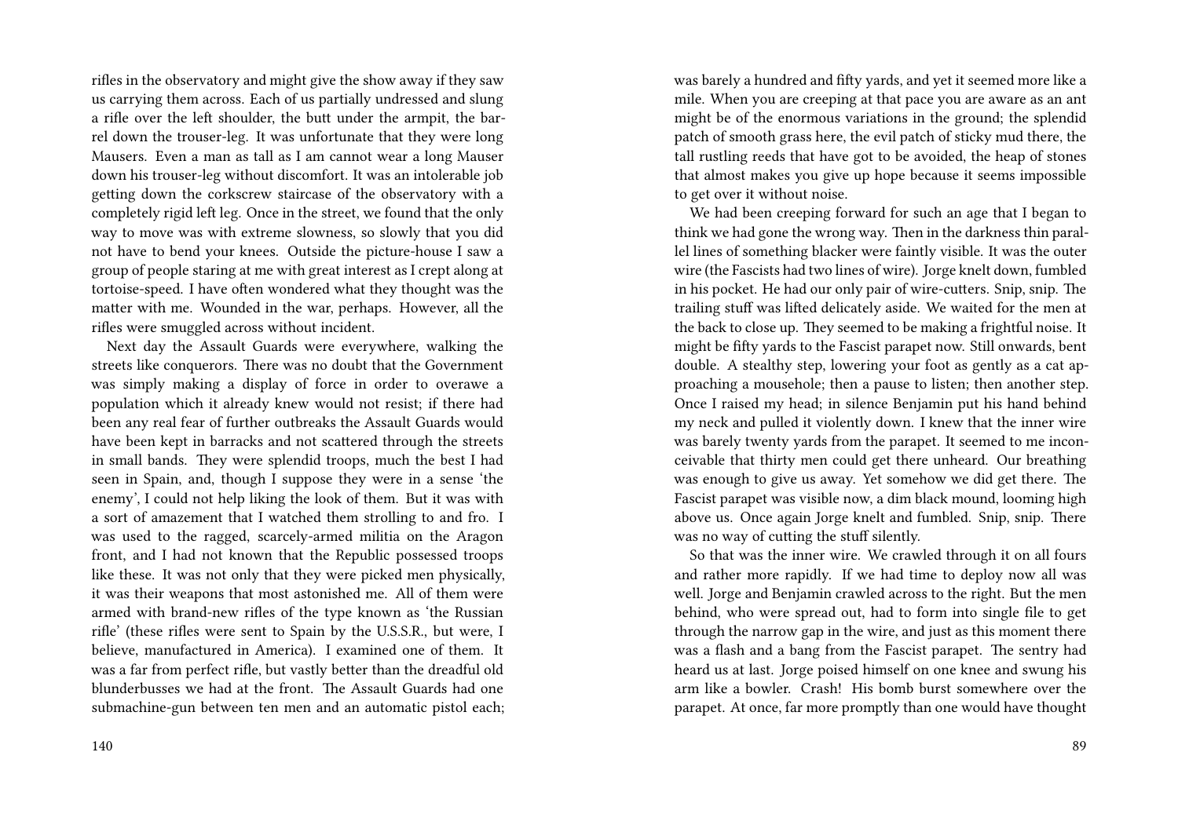rifles in the observatory and might give the show away if they saw us carrying them across. Each of us partially undressed and slung a rifle over the left shoulder, the butt under the armpit, the barrel down the trouser-leg. It was unfortunate that they were long Mausers. Even a man as tall as I am cannot wear a long Mauser down his trouser-leg without discomfort. It was an intolerable job getting down the corkscrew staircase of the observatory with a completely rigid left leg. Once in the street, we found that the only way to move was with extreme slowness, so slowly that you did not have to bend your knees. Outside the picture-house I saw a group of people staring at me with great interest as I crept along at tortoise-speed. I have often wondered what they thought was the matter with me. Wounded in the war, perhaps. However, all the rifles were smuggled across without incident.

Next day the Assault Guards were everywhere, walking the streets like conquerors. There was no doubt that the Government was simply making a display of force in order to overawe a population which it already knew would not resist; if there had been any real fear of further outbreaks the Assault Guards would have been kept in barracks and not scattered through the streets in small bands. They were splendid troops, much the best I had seen in Spain, and, though I suppose they were in a sense 'the enemy', I could not help liking the look of them. But it was with a sort of amazement that I watched them strolling to and fro. I was used to the ragged, scarcely-armed militia on the Aragon front, and I had not known that the Republic possessed troops like these. It was not only that they were picked men physically, it was their weapons that most astonished me. All of them were armed with brand-new rifles of the type known as 'the Russian rifle' (these rifles were sent to Spain by the U.S.S.R., but were, I believe, manufactured in America). I examined one of them. It was a far from perfect rifle, but vastly better than the dreadful old blunderbusses we had at the front. The Assault Guards had one submachine-gun between ten men and an automatic pistol each;

was barely a hundred and fifty yards, and yet it seemed more like a mile. When you are creeping at that pace you are aware as an ant might be of the enormous variations in the ground; the splendid patch of smooth grass here, the evil patch of sticky mud there, the tall rustling reeds that have got to be avoided, the heap of stones that almost makes you give up hope because it seems impossible to get over it without noise.

We had been creeping forward for such an age that I began to think we had gone the wrong way. Then in the darkness thin parallel lines of something blacker were faintly visible. It was the outer wire (the Fascists had two lines of wire). Jorge knelt down, fumbled in his pocket. He had our only pair of wire-cutters. Snip, snip. The trailing stuff was lifted delicately aside. We waited for the men at the back to close up. They seemed to be making a frightful noise. It might be fifty yards to the Fascist parapet now. Still onwards, bent double. A stealthy step, lowering your foot as gently as a cat approaching a mousehole; then a pause to listen; then another step. Once I raised my head; in silence Benjamin put his hand behind my neck and pulled it violently down. I knew that the inner wire was barely twenty yards from the parapet. It seemed to me inconceivable that thirty men could get there unheard. Our breathing was enough to give us away. Yet somehow we did get there. The Fascist parapet was visible now, a dim black mound, looming high above us. Once again Jorge knelt and fumbled. Snip, snip. There was no way of cutting the stuff silently.

So that was the inner wire. We crawled through it on all fours and rather more rapidly. If we had time to deploy now all was well. Jorge and Benjamin crawled across to the right. But the men behind, who were spread out, had to form into single file to get through the narrow gap in the wire, and just as this moment there was a flash and a bang from the Fascist parapet. The sentry had heard us at last. Jorge poised himself on one knee and swung his arm like a bowler. Crash! His bomb burst somewhere over the parapet. At once, far more promptly than one would have thought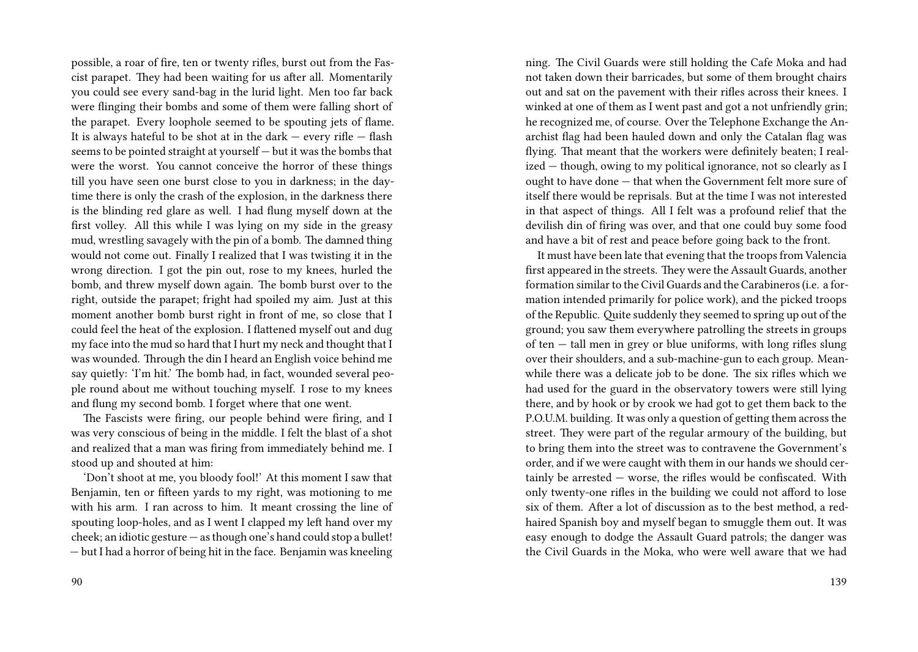possible, a roar of fire, ten or twenty rifles, burst out from the Fascist parapet. They had been waiting for us after all. Momentarily you could see every sand-bag in the lurid light. Men too far back were flinging their bombs and some of them were falling short of the parapet. Every loophole seemed to be spouting jets of flame. It is always hateful to be shot at in the dark — every rifle — flash seems to be pointed straight at yourself — but it was the bombs that were the worst. You cannot conceive the horror of these things till you have seen one burst close to you in darkness; in the daytime there is only the crash of the explosion, in the darkness there is the blinding red glare as well. I had flung myself down at the first volley. All this while I was lying on my side in the greasy mud, wrestling savagely with the pin of a bomb. The damned thing would not come out. Finally I realized that I was twisting it in the wrong direction. I got the pin out, rose to my knees, hurled the bomb, and threw myself down again. The bomb burst over to the right, outside the parapet; fright had spoiled my aim. Just at this moment another bomb burst right in front of me, so close that I could feel the heat of the explosion. I flattened myself out and dug my face into the mud so hard that I hurt my neck and thought that I was wounded. Through the din I heard an English voice behind me say quietly: 'I'm hit.' The bomb had, in fact, wounded several people round about me without touching myself. I rose to my knees and flung my second bomb. I forget where that one went.

The Fascists were firing, our people behind were firing, and I was very conscious of being in the middle. I felt the blast of a shot and realized that a man was firing from immediately behind me. I stood up and shouted at him:

'Don't shoot at me, you bloody fool!' At this moment I saw that Benjamin, ten or fifteen yards to my right, was motioning to me with his arm. I ran across to him. It meant crossing the line of spouting loop-holes, and as I went I clapped my left hand over my cheek; an idiotic gesture — as though one's hand could stop a bullet! — but I had a horror of being hit in the face. Benjamin was kneeling

ning. The Civil Guards were still holding the Cafe Moka and had not taken down their barricades, but some of them brought chairs out and sat on the pavement with their rifles across their knees. I winked at one of them as I went past and got a not unfriendly grin; he recognized me, of course. Over the Telephone Exchange the Anarchist flag had been hauled down and only the Catalan flag was flying. That meant that the workers were definitely beaten; I realized — though, owing to my political ignorance, not so clearly as I ought to have done — that when the Government felt more sure of itself there would be reprisals. But at the time I was not interested in that aspect of things. All I felt was a profound relief that the devilish din of firing was over, and that one could buy some food and have a bit of rest and peace before going back to the front.

It must have been late that evening that the troops from Valencia first appeared in the streets. They were the Assault Guards, another formation similar to the Civil Guards and the Carabineros (i.e. a formation intended primarily for police work), and the picked troops of the Republic. Quite suddenly they seemed to spring up out of the ground; you saw them everywhere patrolling the streets in groups of ten — tall men in grey or blue uniforms, with long rifles slung over their shoulders, and a sub-machine-gun to each group. Meanwhile there was a delicate job to be done. The six rifles which we had used for the guard in the observatory towers were still lying there, and by hook or by crook we had got to get them back to the P.O.U.M. building. It was only a question of getting them across the street. They were part of the regular armoury of the building, but to bring them into the street was to contravene the Government's order, and if we were caught with them in our hands we should certainly be arrested — worse, the rifles would be confiscated. With only twenty-one rifles in the building we could not afford to lose six of them. After a lot of discussion as to the best method, a red-haired Spanish boy and myself began to smuggle them out. It was easy enough to dodge the Assault Guard patrols; the danger was the Civil Guards in the Moka, who were well aware that we had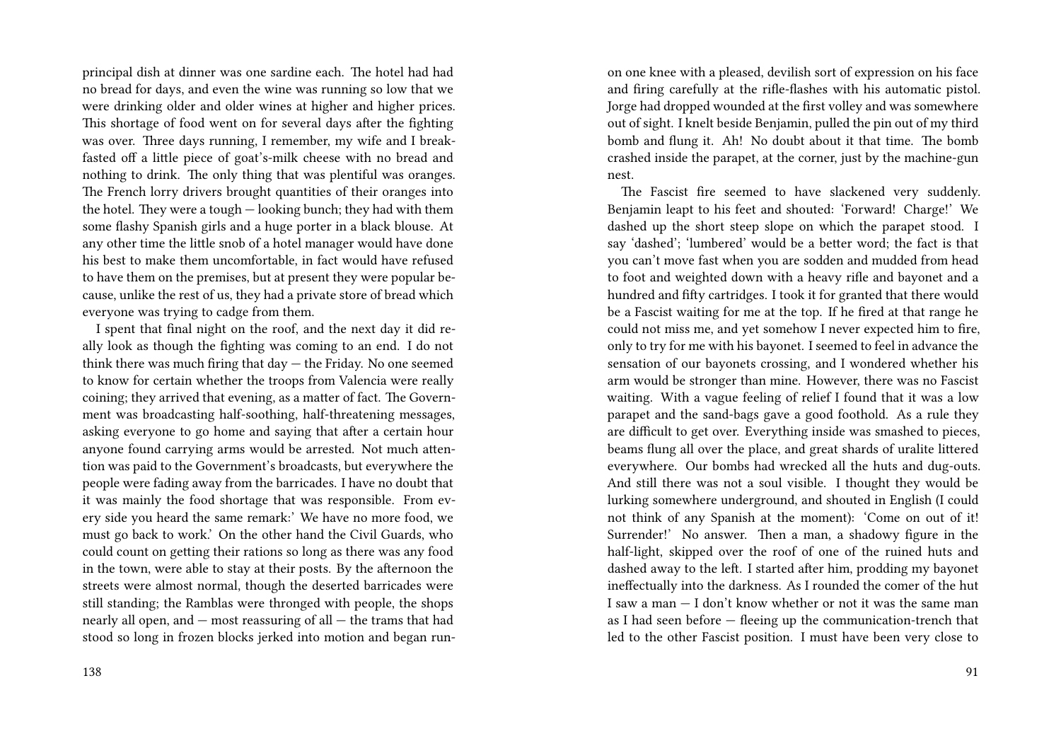principal dish at dinner was one sardine each. The hotel had had no bread for days, and even the wine was running so low that we were drinking older and older wines at higher and higher prices. This shortage of food went on for several days after the fighting was over. Three days running, I remember, my wife and I breakfasted off a little piece of goat's-milk cheese with no bread and nothing to drink. The only thing that was plentiful was oranges. The French lorry drivers brought quantities of their oranges into the hotel. They were a tough — looking bunch; they had with them some flashy Spanish girls and a huge porter in a black blouse. At any other time the little snob of a hotel manager would have done his best to make them uncomfortable, in fact would have refused to have them on the premises, but at present they were popular because, unlike the rest of us, they had a private store of bread which everyone was trying to cadge from them.

I spent that final night on the roof, and the next day it did really look as though the fighting was coming to an end. I do not think there was much firing that day — the Friday. No one seemed to know for certain whether the troops from Valencia were really coining; they arrived that evening, as a matter of fact. The Government was broadcasting half-soothing, half-threatening messages, asking everyone to go home and saying that after a certain hour anyone found carrying arms would be arrested. Not much attention was paid to the Government's broadcasts, but everywhere the people were fading away from the barricades. I have no doubt that it was mainly the food shortage that was responsible. From every side you heard the same remark:' We have no more food, we must go back to work.' On the other hand the Civil Guards, who could count on getting their rations so long as there was any food in the town, were able to stay at their posts. By the afternoon the streets were almost normal, though the deserted barricades were still standing; the Ramblas were thronged with people, the shops nearly all open, and — most reassuring of all — the trams that had stood so long in frozen blocks jerked into motion and began run-

on one knee with a pleased, devilish sort of expression on his face and firing carefully at the rifle-flashes with his automatic pistol. Jorge had dropped wounded at the first volley and was somewhere out of sight. I knelt beside Benjamin, pulled the pin out of my third bomb and flung it. Ah! No doubt about it that time. The bomb crashed inside the parapet, at the corner, just by the machine-gun nest.

The Fascist fire seemed to have slackened very suddenly. Benjamin leapt to his feet and shouted: 'Forward! Charge!' We dashed up the short steep slope on which the parapet stood. I say 'dashed'; 'lumbered' would be a better word; the fact is that you can't move fast when you are sodden and mudded from head to foot and weighted down with a heavy rifle and bayonet and a hundred and fifty cartridges. I took it for granted that there would be a Fascist waiting for me at the top. If he fired at that range he could not miss me, and yet somehow I never expected him to fire, only to try for me with his bayonet. I seemed to feel in advance the sensation of our bayonets crossing, and I wondered whether his arm would be stronger than mine. However, there was no Fascist waiting. With a vague feeling of relief I found that it was a low parapet and the sand-bags gave a good foothold. As a rule they are difficult to get over. Everything inside was smashed to pieces, beams flung all over the place, and great shards of uralite littered everywhere. Our bombs had wrecked all the huts and dug-outs. And still there was not a soul visible. I thought they would be lurking somewhere underground, and shouted in English (I could not think of any Spanish at the moment): 'Come on out of it! Surrender!' No answer. Then a man, a shadowy figure in the half-light, skipped over the roof of one of the ruined huts and dashed away to the left. I started after him, prodding my bayonet ineffectually into the darkness. As I rounded the comer of the hut I saw a man — I don't know whether or not it was the same man as I had seen before — fleeing up the communication-trench that led to the other Fascist position. I must have been very close to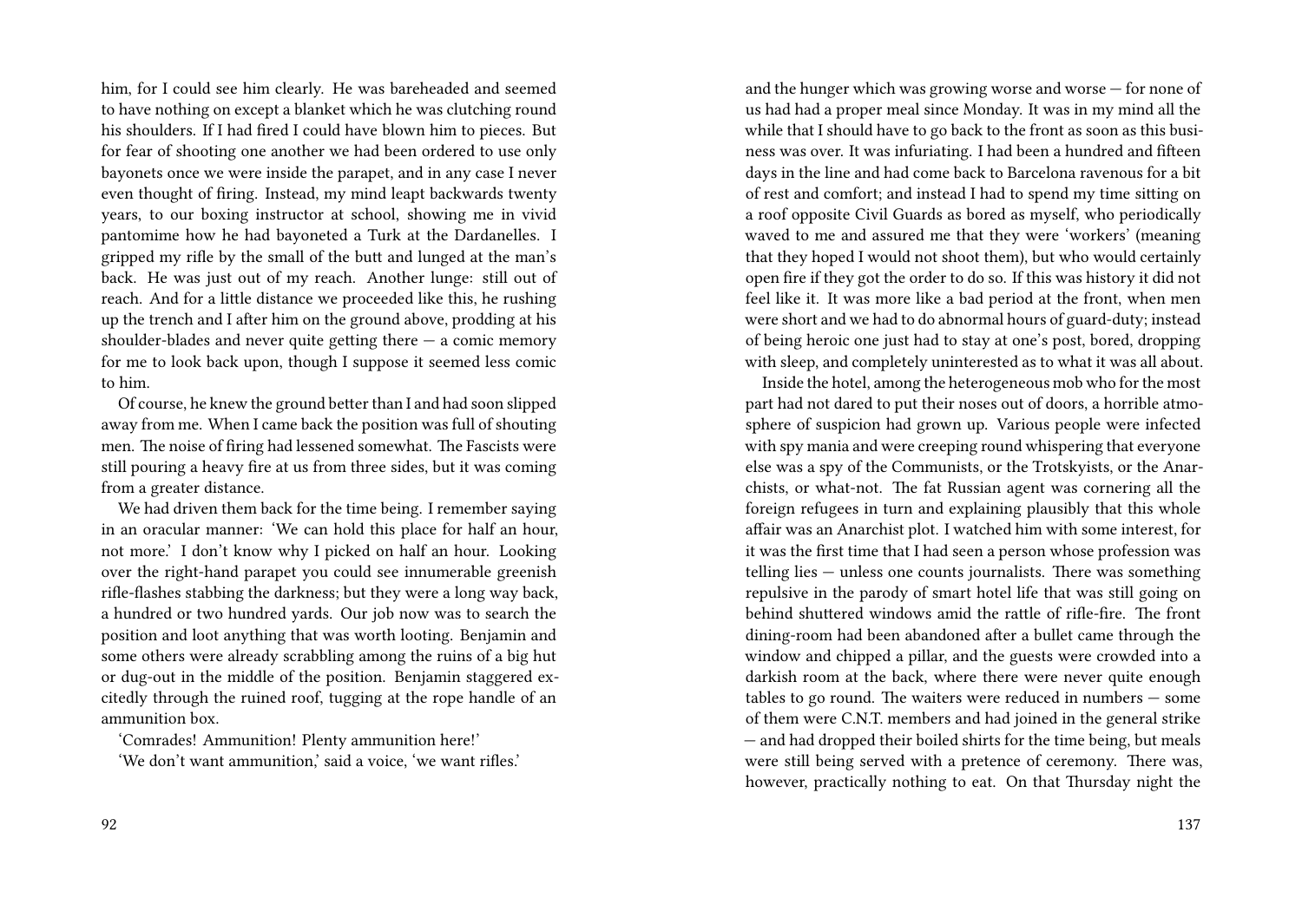him, for I could see him clearly. He was bareheaded and seemed to have nothing on except a blanket which he was clutching round his shoulders. If I had fired I could have blown him to pieces. But for fear of shooting one another we had been ordered to use only bayonets once we were inside the parapet, and in any case I never even thought of firing. Instead, my mind leapt backwards twenty years, to our boxing instructor at school, showing me in vivid pantomime how he had bayoneted a Turk at the Dardanelles. I gripped my rifle by the small of the butt and lunged at the man's back. He was just out of my reach. Another lunge: still out of reach. And for a little distance we proceeded like this, he rushing up the trench and I after him on the ground above, prodding at his shoulder-blades and never quite getting there — a comic memory for me to look back upon, though I suppose it seemed less comic to him.

Of course, he knew the ground better than I and had soon slipped away from me. When I came back the position was full of shouting men. The noise of firing had lessened somewhat. The Fascists were still pouring a heavy fire at us from three sides, but it was coming from a greater distance.

We had driven them back for the time being. I remember saying in an oracular manner: 'We can hold this place for half an hour, not more.' I don't know why I picked on half an hour. Looking over the right-hand parapet you could see innumerable greenish rifle-flashes stabbing the darkness; but they were a long way back, a hundred or two hundred yards. Our job now was to search the position and loot anything that was worth looting. Benjamin and some others were already scrabbling among the ruins of a big hut or dug-out in the middle of the position. Benjamin staggered excitedly through the ruined roof, tugging at the rope handle of an ammunition box.

'Comrades! Ammunition! Plenty ammunition here!'

'We don't want ammunition,' said a voice, 'we want rifles.'

and the hunger which was growing worse and worse — for none of us had had a proper meal since Monday. It was in my mind all the while that I should have to go back to the front as soon as this business was over. It was infuriating. I had been a hundred and fifteen days in the line and had come back to Barcelona ravenous for a bit of rest and comfort; and instead I had to spend my time sitting on a roof opposite Civil Guards as bored as myself, who periodically waved to me and assured me that they were 'workers' (meaning that they hoped I would not shoot them), but who would certainly open fire if they got the order to do so. If this was history it did not feel like it. It was more like a bad period at the front, when men were short and we had to do abnormal hours of guard-duty; instead of being heroic one just had to stay at one's post, bored, dropping with sleep, and completely uninterested as to what it was all about.

Inside the hotel, among the heterogeneous mob who for the most part had not dared to put their noses out of doors, a horrible atmosphere of suspicion had grown up. Various people were infected with spy mania and were creeping round whispering that everyone else was a spy of the Communists, or the Trotskyists, or the Anarchists, or what-not. The fat Russian agent was cornering all the foreign refugees in turn and explaining plausibly that this whole affair was an Anarchist plot. I watched him with some interest, for it was the first time that I had seen a person whose profession was telling lies — unless one counts journalists. There was something repulsive in the parody of smart hotel life that was still going on behind shuttered windows amid the rattle of rifle-fire. The front dining-room had been abandoned after a bullet came through the window and chipped a pillar, and the guests were crowded into a darkish room at the back, where there were never quite enough tables to go round. The waiters were reduced in numbers — some of them were C.N.T. members and had joined in the general strike — and had dropped their boiled shirts for the time being, but meals were still being served with a pretence of ceremony. There was, however, practically nothing to eat. On that Thursday night the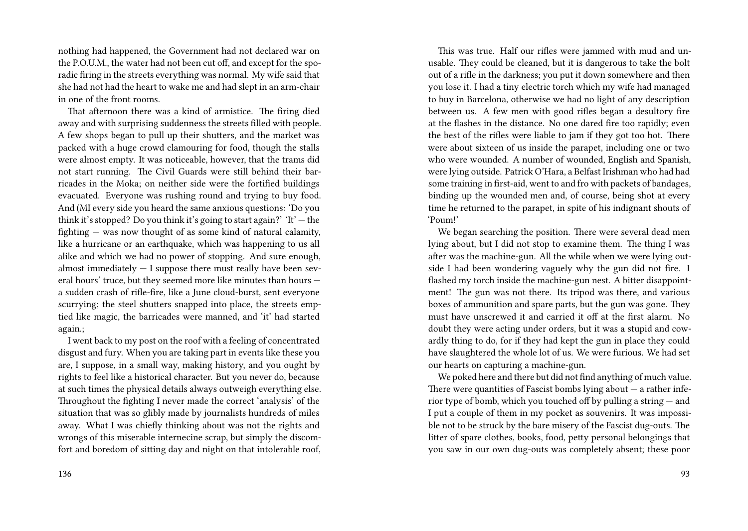nothing had happened, the Government had not declared war on the P.O.U.M., the water had not been cut off, and except for the sporadic firing in the streets everything was normal. My wife said that she had not had the heart to wake me and had slept in an arm-chair in one of the front rooms.

That afternoon there was a kind of armistice. The firing died away and with surprising suddenness the streets filled with people. A few shops began to pull up their shutters, and the market was packed with a huge crowd clamouring for food, though the stalls were almost empty. It was noticeable, however, that the trams did not start running. The Civil Guards were still behind their barricades in the Moka; on neither side were the fortified buildings evacuated. Everyone was rushing round and trying to buy food. And (MI every side you heard the same anxious questions: 'Do you think it's stopped? Do you think it's going to start again?' 'It' — the fighting — was now thought of as some kind of natural calamity, like a hurricane or an earthquake, which was happening to us all alike and which we had no power of stopping. And sure enough, almost immediately — I suppose there must really have been several hours' truce, but they seemed more like minutes than hours — a sudden crash of rifle-fire, like a June cloud-burst, sent everyone scurrying; the steel shutters snapped into place, the streets emptied like magic, the barricades were manned, and 'it' had started again.;

I went back to my post on the roof with a feeling of concentrated disgust and fury. When you are taking part in events like these you are, I suppose, in a small way, making history, and you ought by rights to feel like a historical character. But you never do, because at such times the physical details always outweigh everything else. Throughout the fighting I never made the correct 'analysis' of the situation that was so glibly made by journalists hundreds of miles away. What I was chiefly thinking about was not the rights and wrongs of this miserable internecine scrap, but simply the discomfort and boredom of sitting day and night on that intolerable roof,

This was true. Half our rifles were jammed with mud and unusable. They could be cleaned, but it is dangerous to take the bolt out of a rifle in the darkness; you put it down somewhere and then you lose it. I had a tiny electric torch which my wife had managed to buy in Barcelona, otherwise we had no light of any description between us. A few men with good rifles began a desultory fire at the flashes in the distance. No one dared fire too rapidly; even the best of the rifles were liable to jam if they got too hot. There were about sixteen of us inside the parapet, including one or two who were wounded. A number of wounded, English and Spanish, were lying outside. Patrick O'Hara, a Belfast Irishman who had had some training in first-aid, went to and fro with packets of bandages, binding up the wounded men and, of course, being shot at every time he returned to the parapet, in spite of his indignant shouts of 'Poum!'

We began searching the position. There were several dead men lying about, but I did not stop to examine them. The thing I was after was the machine-gun. All the while when we were lying outside I had been wondering vaguely why the gun did not fire. I flashed my torch inside the machine-gun nest. A bitter disappointment! The gun was not there. Its tripod was there, and various boxes of ammunition and spare parts, but the gun was gone. They must have unscrewed it and carried it off at the first alarm. No doubt they were acting under orders, but it was a stupid and cowardly thing to do, for if they had kept the gun in place they could have slaughtered the whole lot of us. We were furious. We had set our hearts on capturing a machine-gun.

We poked here and there but did not find anything of much value. There were quantities of Fascist bombs lying about — a rather inferior type of bomb, which you touched off by pulling a string — and I put a couple of them in my pocket as souvenirs. It was impossible not to be struck by the bare misery of the Fascist dug-outs. The litter of spare clothes, books, food, petty personal belongings that you saw in our own dug-outs was completely absent; these poor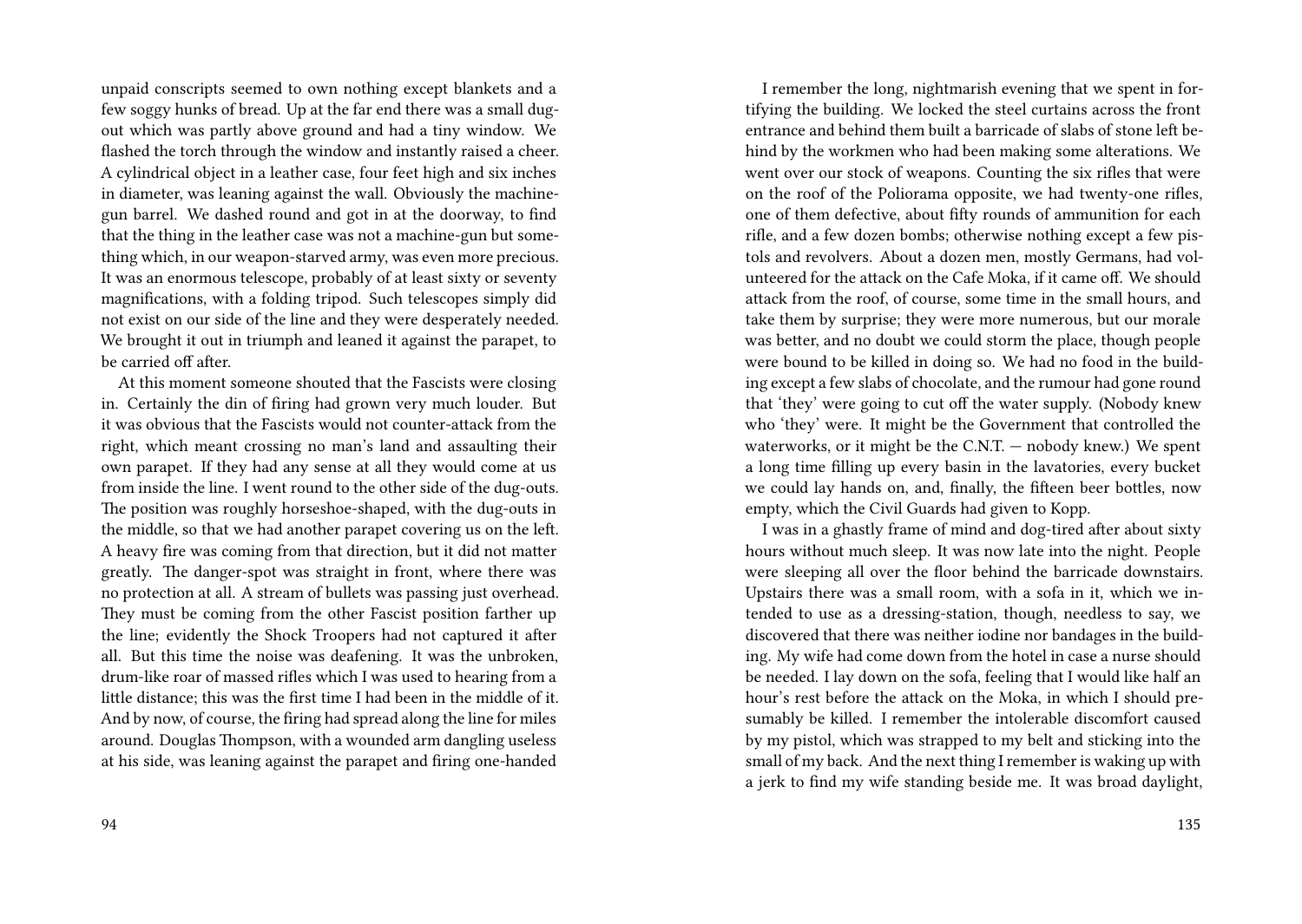unpaid conscripts seemed to own nothing except blankets and a few soggy hunks of bread. Up at the far end there was a small dug-out which was partly above ground and had a tiny window. We flashed the torch through the window and instantly raised a cheer. A cylindrical object in a leather case, four feet high and six inches in diameter, was leaning against the wall. Obviously the machine-gun barrel. We dashed round and got in at the doorway, to find that the thing in the leather case was not a machine-gun but something which, in our weapon-starved army, was even more precious. It was an enormous telescope, probably of at least sixty or seventy magnifications, with a folding tripod. Such telescopes simply did not exist on our side of the line and they were desperately needed. We brought it out in triumph and leaned it against the parapet, to be carried off after.

At this moment someone shouted that the Fascists were closing in. Certainly the din of firing had grown very much louder. But it was obvious that the Fascists would not counter-attack from the right, which meant crossing no man's land and assaulting their own parapet. If they had any sense at all they would come at us from inside the line. I went round to the other side of the dug-outs. The position was roughly horseshoe-shaped, with the dug-outs in the middle, so that we had another parapet covering us on the left. A heavy fire was coming from that direction, but it did not matter greatly. The danger-spot was straight in front, where there was no protection at all. A stream of bullets was passing just overhead. They must be coming from the other Fascist position farther up the line; evidently the Shock Troopers had not captured it after all. But this time the noise was deafening. It was the unbroken, drum-like roar of massed rifles which I was used to hearing from a little distance; this was the first time I had been in the middle of it. And by now, of course, the firing had spread along the line for miles around. Douglas Thompson, with a wounded arm dangling useless at his side, was leaning against the parapet and firing one-handed

I remember the long, nightmarish evening that we spent in fortifying the building. We locked the steel curtains across the front entrance and behind them built a barricade of slabs of stone left behind by the workmen who had been making some alterations. We went over our stock of weapons. Counting the six rifles that were on the roof of the Poliorama opposite, we had twenty-one rifles, one of them defective, about fifty rounds of ammunition for each rifle, and a few dozen bombs; otherwise nothing except a few pistols and revolvers. About a dozen men, mostly Germans, had volunteered for the attack on the Cafe Moka, if it came off. We should attack from the roof, of course, some time in the small hours, and take them by surprise; they were more numerous, but our morale was better, and no doubt we could storm the place, though people were bound to be killed in doing so. We had no food in the building except a few slabs of chocolate, and the rumour had gone round that 'they' were going to cut off the water supply. (Nobody knew who 'they' were. It might be the Government that controlled the waterworks, or it might be the C.N.T. — nobody knew.) We spent a long time filling up every basin in the lavatories, every bucket we could lay hands on, and, finally, the fifteen beer bottles, now empty, which the Civil Guards had given to Kopp.

I was in a ghastly frame of mind and dog-tired after about sixty hours without much sleep. It was now late into the night. People were sleeping all over the floor behind the barricade downstairs. Upstairs there was a small room, with a sofa in it, which we intended to use as a dressing-station, though, needless to say, we discovered that there was neither iodine nor bandages in the building. My wife had come down from the hotel in case a nurse should be needed. I lay down on the sofa, feeling that I would like half an hour's rest before the attack on the Moka, in which I should presumably be killed. I remember the intolerable discomfort caused by my pistol, which was strapped to my belt and sticking into the small of my back. And the next thing I remember is waking up with a jerk to find my wife standing beside me. It was broad daylight,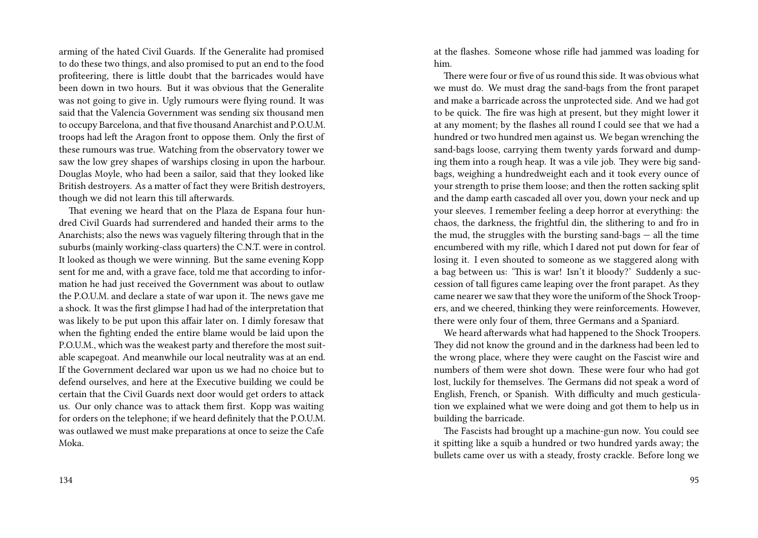arming of the hated Civil Guards. If the Generalite had promised to do these two things, and also promised to put an end to the food profiteering, there is little doubt that the barricades would have been down in two hours. But it was obvious that the Generalite was not going to give in. Ugly rumours were flying round. It was said that the Valencia Government was sending six thousand men to occupy Barcelona, and that five thousand Anarchist and P.O.U.M. troops had left the Aragon front to oppose them. Only the first of these rumours was true. Watching from the observatory tower we saw the low grey shapes of warships closing in upon the harbour. Douglas Moyle, who had been a sailor, said that they looked like British destroyers. As a matter of fact they were British destroyers, though we did not learn this till afterwards.

That evening we heard that on the Plaza de Espana four hundred Civil Guards had surrendered and handed their arms to the Anarchists; also the news was vaguely filtering through that in the suburbs (mainly working-class quarters) the C.N.T. were in control. It looked as though we were winning. But the same evening Kopp sent for me and, with a grave face, told me that according to information he had just received the Government was about to outlaw the P.O.U.M. and declare a state of war upon it. The news gave me a shock. It was the first glimpse I had had of the interpretation that was likely to be put upon this affair later on. I dimly foresaw that when the fighting ended the entire blame would be laid upon the P.O.U.M., which was the weakest party and therefore the most suitable scapegoat. And meanwhile our local neutrality was at an end. If the Government declared war upon us we had no choice but to defend ourselves, and here at the Executive building we could be certain that the Civil Guards next door would get orders to attack us. Our only chance was to attack them first. Kopp was waiting for orders on the telephone; if we heard definitely that the P.O.U.M. was outlawed we must make preparations at once to seize the Cafe Moka.

at the flashes. Someone whose rifle had jammed was loading for him.

There were four or five of us round this side. It was obvious what we must do. We must drag the sand-bags from the front parapet and make a barricade across the unprotected side. And we had got to be quick. The fire was high at present, but they might lower it at any moment; by the flashes all round I could see that we had a hundred or two hundred men against us. We began wrenching the sand-bags loose, carrying them twenty yards forward and dumping them into a rough heap. It was a vile job. They were big sand-bags, weighing a hundredweight each and it took every ounce of your strength to prise them loose; and then the rotten sacking split and the damp earth cascaded all over you, down your neck and up your sleeves. I remember feeling a deep horror at everything: the chaos, the darkness, the frightful din, the slithering to and fro in the mud, the struggles with the bursting sand-bags — all the time encumbered with my rifle, which I dared not put down for fear of losing it. I even shouted to someone as we staggered along with a bag between us: 'This is war! Isn't it bloody?' Suddenly a succession of tall figures came leaping over the front parapet. As they came nearer we saw that they wore the uniform of the Shock Troopers, and we cheered, thinking they were reinforcements. However, there were only four of them, three Germans and a Spaniard.

We heard afterwards what had happened to the Shock Troopers. They did not know the ground and in the darkness had been led to the wrong place, where they were caught on the Fascist wire and numbers of them were shot down. These were four who had got lost, luckily for themselves. The Germans did not speak a word of English, French, or Spanish. With difficulty and much gesticulation we explained what we were doing and got them to help us in building the barricade.

The Fascists had brought up a machine-gun now. You could see it spitting like a squib a hundred or two hundred yards away; the bullets came over us with a steady, frosty crackle. Before long we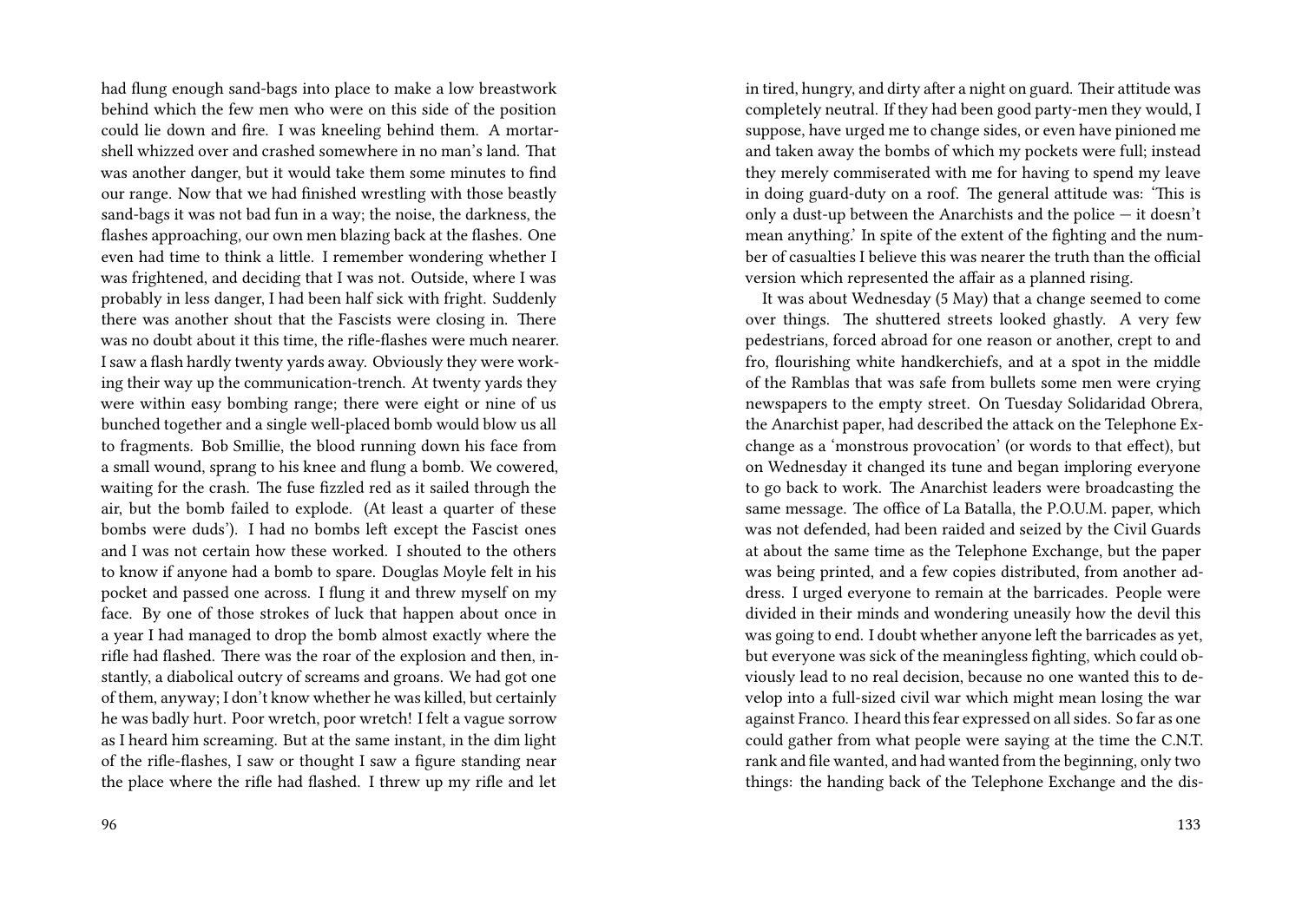had flung enough sand-bags into place to make a low breastwork behind which the few men who were on this side of the position could lie down and fire. I was kneeling behind them. A mortar-shell whizzed over and crashed somewhere in no man's land. That was another danger, but it would take them some minutes to find our range. Now that we had finished wrestling with those beastly sand-bags it was not bad fun in a way; the noise, the darkness, the flashes approaching, our own men blazing back at the flashes. One even had time to think a little. I remember wondering whether I was frightened, and deciding that I was not. Outside, where I was probably in less danger, I had been half sick with fright. Suddenly there was another shout that the Fascists were closing in. There was no doubt about it this time, the rifle-flashes were much nearer. I saw a flash hardly twenty yards away. Obviously they were working their way up the communication-trench. At twenty yards they were within easy bombing range; there were eight or nine of us bunched together and a single well-placed bomb would blow us all to fragments. Bob Smillie, the blood running down his face from a small wound, sprang to his knee and flung a bomb. We cowered, waiting for the crash. The fuse fizzled red as it sailed through the air, but the bomb failed to explode. (At least a quarter of these bombs were duds'). I had no bombs left except the Fascist ones and I was not certain how these worked. I shouted to the others to know if anyone had a bomb to spare. Douglas Moyle felt in his pocket and passed one across. I flung it and threw myself on my face. By one of those strokes of luck that happen about once in a year I had managed to drop the bomb almost exactly where the rifle had flashed. There was the roar of the explosion and then, instantly, a diabolical outcry of screams and groans. We had got one of them, anyway; I don't know whether he was killed, but certainly he was badly hurt. Poor wretch, poor wretch! I felt a vague sorrow as I heard him screaming. But at the same instant, in the dim light of the rifle-flashes, I saw or thought I saw a figure standing near the place where the rifle had flashed. I threw up my rifle and let

in tired, hungry, and dirty after a night on guard. Their attitude was completely neutral. If they had been good party-men they would, I suppose, have urged me to change sides, or even have pinioned me and taken away the bombs of which my pockets were full; instead they merely commiserated with me for having to spend my leave in doing guard-duty on a roof. The general attitude was: 'This is only a dust-up between the Anarchists and the police — it doesn't mean anything.' In spite of the extent of the fighting and the number of casualties I believe this was nearer the truth than the official version which represented the affair as a planned rising.

It was about Wednesday (5 May) that a change seemed to come over things. The shuttered streets looked ghastly. A very few pedestrians, forced abroad for one reason or another, crept to and fro, flourishing white handkerchiefs, and at a spot in the middle of the Ramblas that was safe from bullets some men were crying newspapers to the empty street. On Tuesday Solidaridad Obrera, the Anarchist paper, had described the attack on the Telephone Exchange as a 'monstrous provocation' (or words to that effect), but on Wednesday it changed its tune and began imploring everyone to go back to work. The Anarchist leaders were broadcasting the same message. The office of La Batalla, the P.O.U.M. paper, which was not defended, had been raided and seized by the Civil Guards at about the same time as the Telephone Exchange, but the paper was being printed, and a few copies distributed, from another address. I urged everyone to remain at the barricades. People were divided in their minds and wondering uneasily how the devil this was going to end. I doubt whether anyone left the barricades as yet, but everyone was sick of the meaningless fighting, which could obviously lead to no real decision, because no one wanted this to develop into a full-sized civil war which might mean losing the war against Franco. I heard this fear expressed on all sides. So far as one could gather from what people were saying at the time the C.N.T. rank and file wanted, and had wanted from the beginning, only two things: the handing back of the Telephone Exchange and the dis-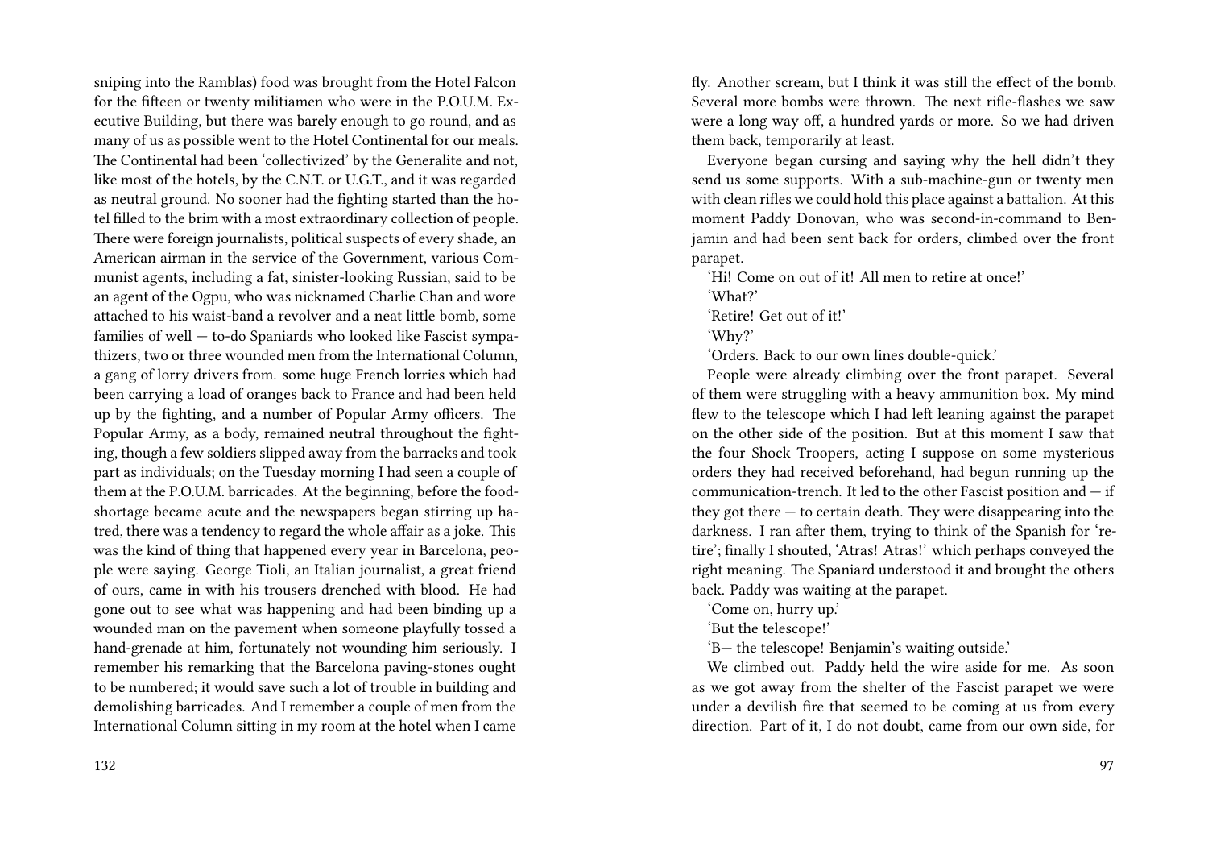sniping into the Ramblas) food was brought from the Hotel Falcon for the fifteen or twenty militiamen who were in the P.O.U.M. Executive Building, but there was barely enough to go round, and as many of us as possible went to the Hotel Continental for our meals. The Continental had been 'collectivized' by the Generalite and not, like most of the hotels, by the C.N.T. or U.G.T., and it was regarded as neutral ground. No sooner had the fighting started than the hotel filled to the brim with a most extraordinary collection of people. There were foreign journalists, political suspects of every shade, an American airman in the service of the Government, various Communist agents, including a fat, sinister-looking Russian, said to be an agent of the Ogpu, who was nicknamed Charlie Chan and wore attached to his waist-band a revolver and a neat little bomb, some families of well — to-do Spaniards who looked like Fascist sympathizers, two or three wounded men from the International Column, a gang of lorry drivers from. some huge French lorries which had been carrying a load of oranges back to France and had been held up by the fighting, and a number of Popular Army officers. The Popular Army, as a body, remained neutral throughout the fighting, though a few soldiers slipped away from the barracks and took part as individuals; on the Tuesday morning I had seen a couple of them at the P.O.U.M. barricades. At the beginning, before the food-shortage became acute and the newspapers began stirring up hatred, there was a tendency to regard the whole affair as a joke. This was the kind of thing that happened every year in Barcelona, people were saying. George Tioli, an Italian journalist, a great friend of ours, came in with his trousers drenched with blood. He had gone out to see what was happening and had been binding up a wounded man on the pavement when someone playfully tossed a hand-grenade at him, fortunately not wounding him seriously. I remember his remarking that the Barcelona paving-stones ought to be numbered; it would save such a lot of trouble in building and demolishing barricades. And I remember a couple of men from the International Column sitting in my room at the hotel when I came

fly. Another scream, but I think it was still the effect of the bomb. Several more bombs were thrown. The next rifle-flashes we saw were a long way off, a hundred yards or more. So we had driven them back, temporarily at least.

Everyone began cursing and saying why the hell didn't they send us some supports. With a sub-machine-gun or twenty men with clean rifles we could hold this place against a battalion. At this moment Paddy Donovan, who was second-in-command to Benjamin and had been sent back for orders, climbed over the front parapet.

'Hi! Come on out of it! All men to retire at once!'

'What?'

'Retire! Get out of it!'

'Why?'

'Orders. Back to our own lines double-quick.'

People were already climbing over the front parapet. Several of them were struggling with a heavy ammunition box. My mind flew to the telescope which I had left leaning against the parapet on the other side of the position. But at this moment I saw that the four Shock Troopers, acting I suppose on some mysterious orders they had received beforehand, had begun running up the communication-trench. It led to the other Fascist position and — if they got there — to certain death. They were disappearing into the darkness. I ran after them, trying to think of the Spanish for 'retire'; finally I shouted, 'Atras! Atras!' which perhaps conveyed the right meaning. The Spaniard understood it and brought the others back. Paddy was waiting at the parapet.

'Come on, hurry up.'

'But the telescope!'

'B— the telescope! Benjamin's waiting outside.'

We climbed out. Paddy held the wire aside for me. As soon as we got away from the shelter of the Fascist parapet we were under a devilish fire that seemed to be coming at us from every direction. Part of it, I do not doubt, came from our own side, for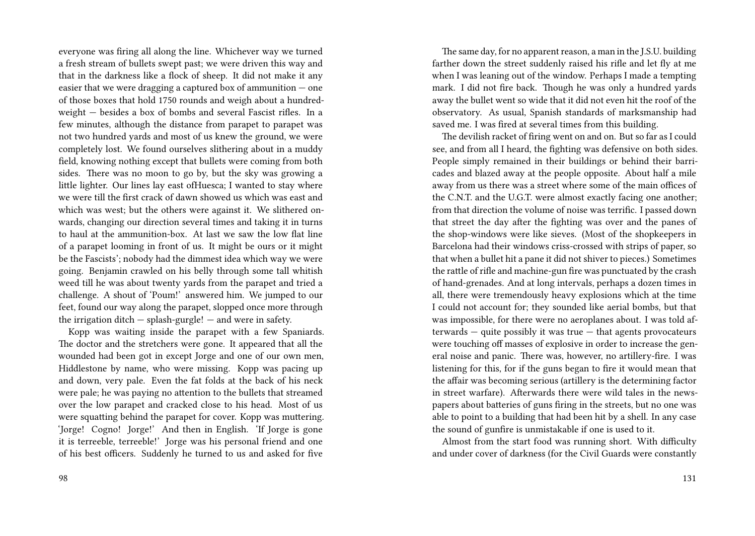everyone was firing all along the line. Whichever way we turned a fresh stream of bullets swept past; we were driven this way and that in the darkness like a flock of sheep. It did not make it any easier that we were dragging a captured box of ammunition — one of those boxes that hold 1750 rounds and weigh about a hundredweight — besides a box of bombs and several Fascist rifles. In a few minutes, although the distance from parapet to parapet was not two hundred yards and most of us knew the ground, we were completely lost. We found ourselves slithering about in a muddy field, knowing nothing except that bullets were coming from both sides. There was no moon to go by, but the sky was growing a little lighter. Our lines lay east ofHuesca; I wanted to stay where we were till the first crack of dawn showed us which was east and which was west; but the others were against it. We slithered onwards, changing our direction several times and taking it in turns to haul at the ammunition-box. At last we saw the low flat line of a parapet looming in front of us. It might be ours or it might be the Fascists'; nobody had the dimmest idea which way we were going. Benjamin crawled on his belly through some tall whitish weed till he was about twenty yards from the parapet and tried a challenge. A shout of 'Poum!' answered him. We jumped to our feet, found our way along the parapet, slopped once more through the irrigation ditch — splash-gurgle! — and were in safety.

Kopp was waiting inside the parapet with a few Spaniards. The doctor and the stretchers were gone. It appeared that all the wounded had been got in except Jorge and one of our own men, Hiddlestone by name, who were missing. Kopp was pacing up and down, very pale. Even the fat folds at the back of his neck were pale; he was paying no attention to the bullets that streamed over the low parapet and cracked close to his head. Most of us were squatting behind the parapet for cover. Kopp was muttering. 'Jorge! Cogno! Jorge!' And then in English. 'If Jorge is gone it is terreeble, terreeble!' Jorge was his personal friend and one of his best officers. Suddenly he turned to us and asked for five

The same day, for no apparent reason, a man in the J.S.U. building farther down the street suddenly raised his rifle and let fly at me when I was leaning out of the window. Perhaps I made a tempting mark. I did not fire back. Though he was only a hundred yards away the bullet went so wide that it did not even hit the roof of the observatory. As usual, Spanish standards of marksmanship had saved me. I was fired at several times from this building.

The devilish racket of firing went on and on. But so far as I could see, and from all I heard, the fighting was defensive on both sides. People simply remained in their buildings or behind their barricades and blazed away at the people opposite. About half a mile away from us there was a street where some of the main offices of the C.N.T. and the U.G.T. were almost exactly facing one another; from that direction the volume of noise was terrific. I passed down that street the day after the fighting was over and the panes of the shop-windows were like sieves. (Most of the shopkeepers in Barcelona had their windows criss-crossed with strips of paper, so that when a bullet hit a pane it did not shiver to pieces.) Sometimes the rattle of rifle and machine-gun fire was punctuated by the crash of hand-grenades. And at long intervals, perhaps a dozen times in all, there were tremendously heavy explosions which at the time I could not account for; they sounded like aerial bombs, but that was impossible, for there were no aeroplanes about. I was told afterwards — quite possibly it was true — that agents provocateurs were touching off masses of explosive in order to increase the general noise and panic. There was, however, no artillery-fire. I was listening for this, for if the guns began to fire it would mean that the affair was becoming serious (artillery is the determining factor in street warfare). Afterwards there were wild tales in the newspapers about batteries of guns firing in the streets, but no one was able to point to a building that had been hit by a shell. In any case the sound of gunfire is unmistakable if one is used to it.

Almost from the start food was running short. With difficulty and under cover of darkness (for the Civil Guards were constantly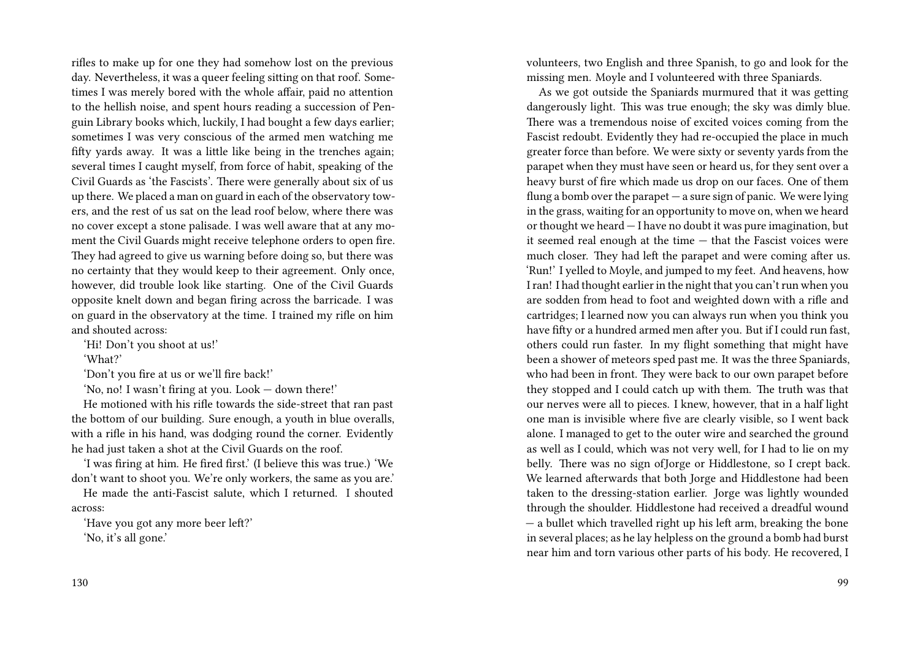rifles to make up for one they had somehow lost on the previous day. Nevertheless, it was a queer feeling sitting on that roof. Sometimes I was merely bored with the whole affair, paid no attention to the hellish noise, and spent hours reading a succession of Penguin Library books which, luckily, I had bought a few days earlier; sometimes I was very conscious of the armed men watching me fifty yards away. It was a little like being in the trenches again; several times I caught myself, from force of habit, speaking of the Civil Guards as 'the Fascists'. There were generally about six of us up there. We placed a man on guard in each of the observatory towers, and the rest of us sat on the lead roof below, where there was no cover except a stone palisade. I was well aware that at any moment the Civil Guards might receive telephone orders to open fire. They had agreed to give us warning before doing so, but there was no certainty that they would keep to their agreement. Only once, however, did trouble look like starting. One of the Civil Guards opposite knelt down and began firing across the barricade. I was on guard in the observatory at the time. I trained my rifle on him and shouted across:

'Hi! Don't you shoot at us!'

'What?'

'Don't you fire at us or we'll fire back!'

'No, no! I wasn't firing at you. Look — down there!'

He motioned with his rifle towards the side-street that ran past the bottom of our building. Sure enough, a youth in blue overalls, with a rifle in his hand, was dodging round the corner. Evidently he had just taken a shot at the Civil Guards on the roof.

'I was firing at him. He fired first.' (I believe this was true.) 'We don't want to shoot you. We're only workers, the same as you are.'

He made the anti-Fascist salute, which I returned. I shouted across:

'Have you got any more beer left?'

'No, it's all gone.'

volunteers, two English and three Spanish, to go and look for the missing men. Moyle and I volunteered with three Spaniards.

As we got outside the Spaniards murmured that it was getting dangerously light. This was true enough; the sky was dimly blue. There was a tremendous noise of excited voices coming from the Fascist redoubt. Evidently they had re-occupied the place in much greater force than before. We were sixty or seventy yards from the parapet when they must have seen or heard us, for they sent over a heavy burst of fire which made us drop on our faces. One of them flung a bomb over the parapet — a sure sign of panic. We were lying in the grass, waiting for an opportunity to move on, when we heard or thought we heard — I have no doubt it was pure imagination, but it seemed real enough at the time — that the Fascist voices were much closer. They had left the parapet and were coming after us. 'Run!' I yelled to Moyle, and jumped to my feet. And heavens, how I ran! I had thought earlier in the night that you can't run when you are sodden from head to foot and weighted down with a rifle and cartridges; I learned now you can always run when you think you have fifty or a hundred armed men after you. But if I could run fast, others could run faster. In my flight something that might have been a shower of meteors sped past me. It was the three Spaniards, who had been in front. They were back to our own parapet before they stopped and I could catch up with them. The truth was that our nerves were all to pieces. I knew, however, that in a half light one man is invisible where five are clearly visible, so I went back alone. I managed to get to the outer wire and searched the ground as well as I could, which was not very well, for I had to lie on my belly. There was no sign ofJorge or Hiddlestone, so I crept back. We learned afterwards that both Jorge and Hiddlestone had been taken to the dressing-station earlier. Jorge was lightly wounded through the shoulder. Hiddlestone had received a dreadful wound — a bullet which travelled right up his left arm, breaking the bone in several places; as he lay helpless on the ground a bomb had burst near him and torn various other parts of his body. He recovered, I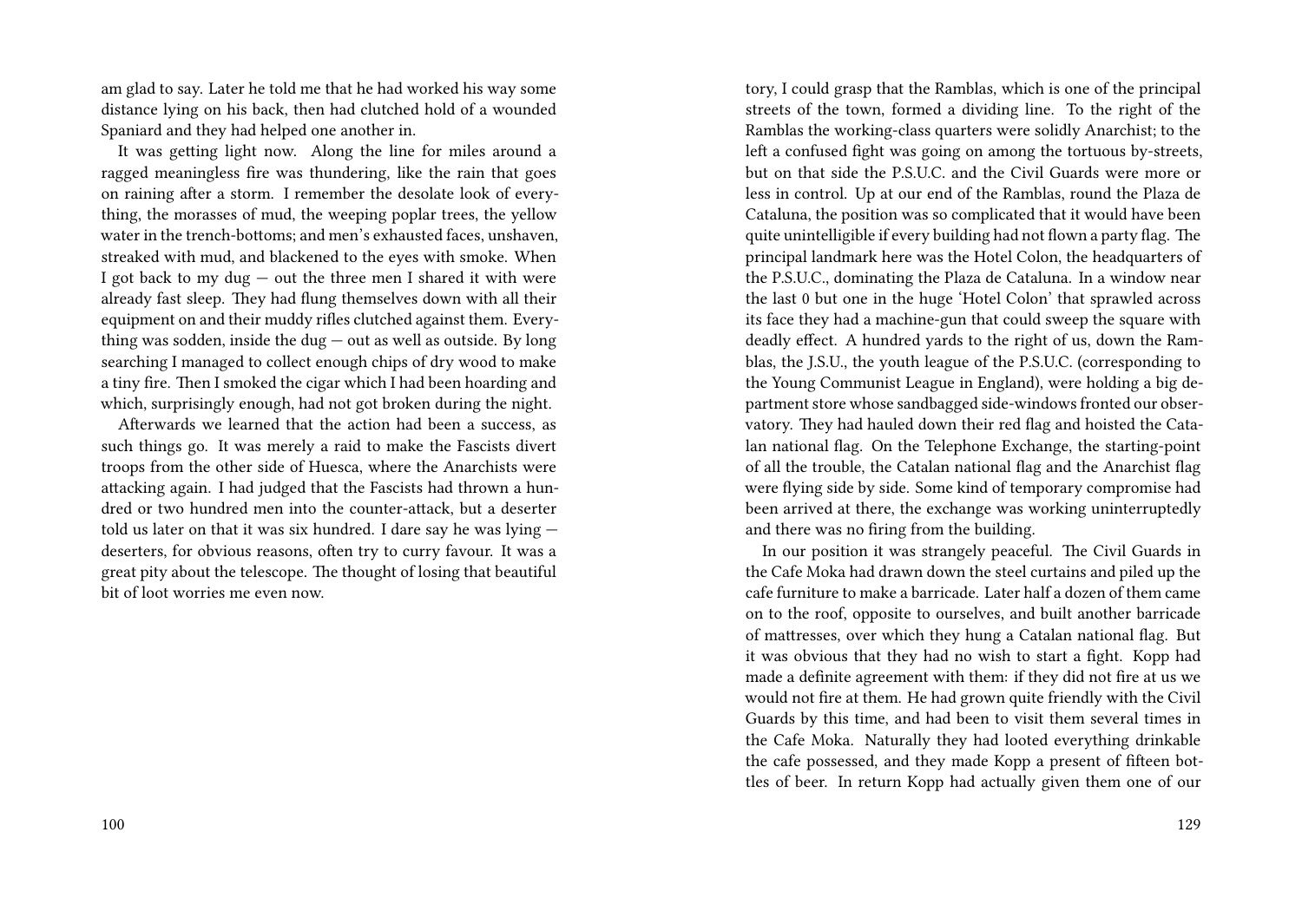am glad to say. Later he told me that he had worked his way some distance lying on his back, then had clutched hold of a wounded Spaniard and they had helped one another in.

It was getting light now. Along the line for miles around a ragged meaningless fire was thundering, like the rain that goes on raining after a storm. I remember the desolate look of everything, the morasses of mud, the weeping poplar trees, the yellow water in the trench-bottoms; and men's exhausted faces, unshaven, streaked with mud, and blackened to the eyes with smoke. When I got back to my dug — out the three men I shared it with were already fast sleep. They had flung themselves down with all their equipment on and their muddy rifles clutched against them. Everything was sodden, inside the dug — out as well as outside. By long searching I managed to collect enough chips of dry wood to make a tiny fire. Then I smoked the cigar which I had been hoarding and which, surprisingly enough, had not got broken during the night.

Afterwards we learned that the action had been a success, as such things go. It was merely a raid to make the Fascists divert troops from the other side of Huesca, where the Anarchists were attacking again. I had judged that the Fascists had thrown a hundred or two hundred men into the counter-attack, but a deserter told us later on that it was six hundred. I dare say he was lying — deserters, for obvious reasons, often try to curry favour. It was a great pity about the telescope. The thought of losing that beautiful bit of loot worries me even now.

tory, I could grasp that the Ramblas, which is one of the principal streets of the town, formed a dividing line. To the right of the Ramblas the working-class quarters were solidly Anarchist; to the left a confused fight was going on among the tortuous by-streets, but on that side the P.S.U.C. and the Civil Guards were more or less in control. Up at our end of the Ramblas, round the Plaza de Cataluna, the position was so complicated that it would have been quite unintelligible if every building had not flown a party flag. The principal landmark here was the Hotel Colon, the headquarters of the P.S.U.C., dominating the Plaza de Cataluna. In a window near the last 0 but one in the huge 'Hotel Colon' that sprawled across its face they had a machine-gun that could sweep the square with deadly effect. A hundred yards to the right of us, down the Ramblas, the J.S.U., the youth league of the P.S.U.C. (corresponding to the Young Communist League in England), were holding a big department store whose sandbagged side-windows fronted our observatory. They had hauled down their red flag and hoisted the Catalan national flag. On the Telephone Exchange, the starting-point of all the trouble, the Catalan national flag and the Anarchist flag were flying side by side. Some kind of temporary compromise had been arrived at there, the exchange was working uninterruptedly and there was no firing from the building.

In our position it was strangely peaceful. The Civil Guards in the Cafe Moka had drawn down the steel curtains and piled up the cafe furniture to make a barricade. Later half a dozen of them came on to the roof, opposite to ourselves, and built another barricade of mattresses, over which they hung a Catalan national flag. But it was obvious that they had no wish to start a fight. Kopp had made a definite agreement with them: if they did not fire at us we would not fire at them. He had grown quite friendly with the Civil Guards by this time, and had been to visit them several times in the Cafe Moka. Naturally they had looted everything drinkable the cafe possessed, and they made Kopp a present of fifteen bottles of beer. In return Kopp had actually given them one of our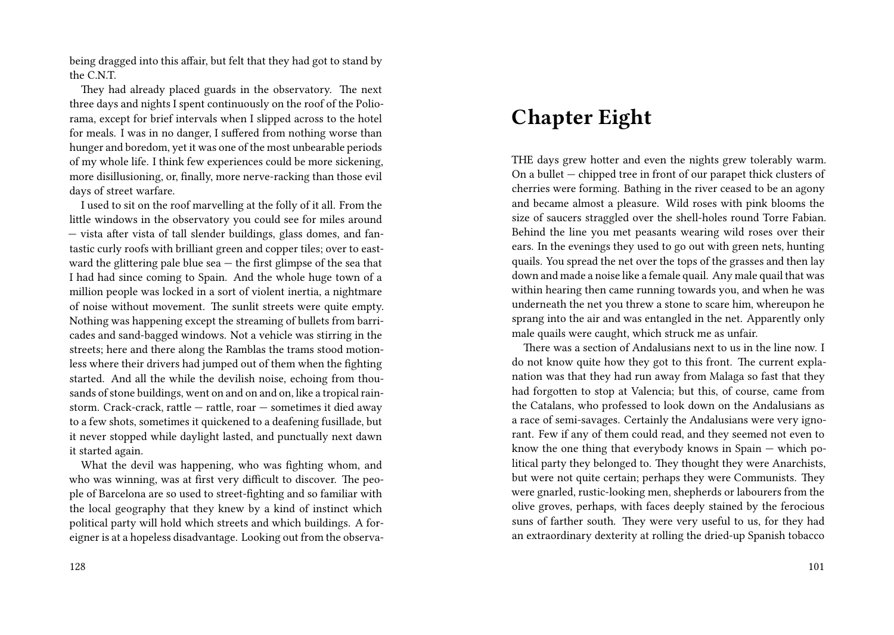being dragged into this affair, but felt that they had got to stand by the C.N.T.

They had already placed guards in the observatory. The next three days and nights I spent continuously on the roof of the Poliorama, except for brief intervals when I slipped across to the hotel for meals. I was in no danger, I suffered from nothing worse than hunger and boredom, yet it was one of the most unbearable periods of my whole life. I think few experiences could be more sickening, more disillusioning, or, finally, more nerve-racking than those evil days of street warfare.

I used to sit on the roof marvelling at the folly of it all. From the little windows in the observatory you could see for miles around — vista after vista of tall slender buildings, glass domes, and fantastic curly roofs with brilliant green and copper tiles; over to eastward the glittering pale blue sea — the first glimpse of the sea that I had had since coming to Spain. And the whole huge town of a million people was locked in a sort of violent inertia, a nightmare of noise without movement. The sunlit streets were quite empty. Nothing was happening except the streaming of bullets from barricades and sand-bagged windows. Not a vehicle was stirring in the streets; here and there along the Ramblas the trams stood motionless where their drivers had jumped out of them when the fighting started. And all the while the devilish noise, echoing from thousands of stone buildings, went on and on and on, like a tropical rainstorm. Crack-crack, rattle — rattle, roar — sometimes it died away to a few shots, sometimes it quickened to a deafening fusillade, but it never stopped while daylight lasted, and punctually next dawn it started again.

What the devil was happening, who was fighting whom, and who was winning, was at first very difficult to discover. The people of Barcelona are so used to street-fighting and so familiar with the local geography that they knew by a kind of instinct which political party will hold which streets and which buildings. A foreigner is at a hopeless disadvantage. Looking out from the observa-

# Chapter Eight

THE days grew hotter and even the nights grew tolerably warm. On a bullet — chipped tree in front of our parapet thick clusters of cherries were forming. Bathing in the river ceased to be an agony and became almost a pleasure. Wild roses with pink blooms the size of saucers straggled over the shell-holes round Torre Fabian. Behind the line you met peasants wearing wild roses over their ears. In the evenings they used to go out with green nets, hunting quails. You spread the net over the tops of the grasses and then lay down and made a noise like a female quail. Any male quail that was within hearing then came running towards you, and when he was underneath the net you threw a stone to scare him, whereupon he sprang into the air and was entangled in the net. Apparently only male quails were caught, which struck me as unfair.

There was a section of Andalusians next to us in the line now. I do not know quite how they got to this front. The current explanation was that they had run away from Malaga so fast that they had forgotten to stop at Valencia; but this, of course, came from the Catalans, who professed to look down on the Andalusians as a race of semi-savages. Certainly the Andalusians were very ignorant. Few if any of them could read, and they seemed not even to know the one thing that everybody knows in Spain — which political party they belonged to. They thought they were Anarchists, but were not quite certain; perhaps they were Communists. They were gnarled, rustic-looking men, shepherds or labourers from the olive groves, perhaps, with faces deeply stained by the ferocious suns of farther south. They were very useful to us, for they had an extraordinary dexterity at rolling the dried-up Spanish tobacco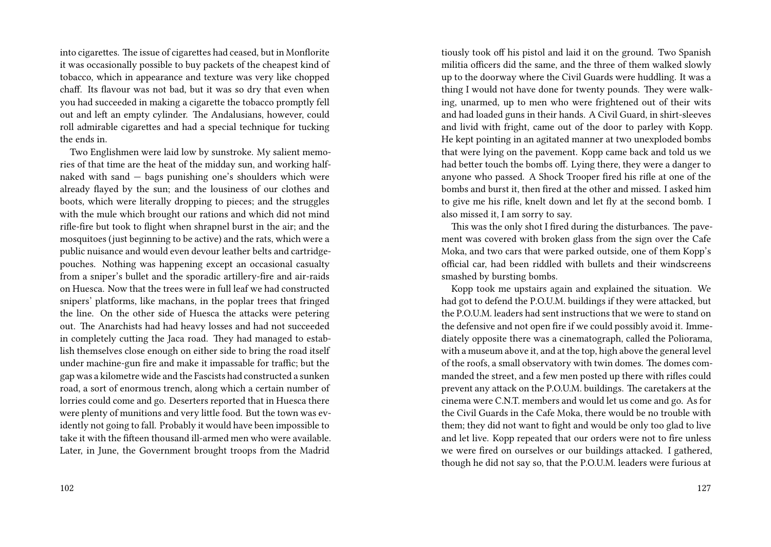into cigarettes. The issue of cigarettes had ceased, but in Monflorite it was occasionally possible to buy packets of the cheapest kind of tobacco, which in appearance and texture was very like chopped chaff. Its flavour was not bad, but it was so dry that even when you had succeeded in making a cigarette the tobacco promptly fell out and left an empty cylinder. The Andalusians, however, could roll admirable cigarettes and had a special technique for tucking the ends in.

Two Englishmen were laid low by sunstroke. My salient memories of that time are the heat of the midday sun, and working half-naked with sand — bags punishing one's shoulders which were already flayed by the sun; and the lousiness of our clothes and boots, which were literally dropping to pieces; and the struggles with the mule which brought our rations and which did not mind rifle-fire but took to flight when shrapnel burst in the air; and the mosquitoes (just beginning to be active) and the rats, which were a public nuisance and would even devour leather belts and cartridge-pouches. Nothing was happening except an occasional casualty from a sniper's bullet and the sporadic artillery-fire and air-raids on Huesca. Now that the trees were in full leaf we had constructed snipers' platforms, like machans, in the poplar trees that fringed the line. On the other side of Huesca the attacks were petering out. The Anarchists had had heavy losses and had not succeeded in completely cutting the Jaca road. They had managed to establish themselves close enough on either side to bring the road itself under machine-gun fire and make it impassable for traffic; but the gap was a kilometre wide and the Fascists had constructed a sunken road, a sort of enormous trench, along which a certain number of lorries could come and go. Deserters reported that in Huesca there were plenty of munitions and very little food. But the town was evidently not going to fall. Probably it would have been impossible to take it with the fifteen thousand ill-armed men who were available. Later, in June, the Government brought troops from the Madrid

tiously took off his pistol and laid it on the ground. Two Spanish militia officers did the same, and the three of them walked slowly up to the doorway where the Civil Guards were huddling. It was a thing I would not have done for twenty pounds. They were walking, unarmed, up to men who were frightened out of their wits and had loaded guns in their hands. A Civil Guard, in shirt-sleeves and livid with fright, came out of the door to parley with Kopp. He kept pointing in an agitated manner at two unexploded bombs that were lying on the pavement. Kopp came back and told us we had better touch the bombs off. Lying there, they were a danger to anyone who passed. A Shock Trooper fired his rifle at one of the bombs and burst it, then fired at the other and missed. I asked him to give me his rifle, knelt down and let fly at the second bomb. I also missed it, I am sorry to say.

This was the only shot I fired during the disturbances. The pavement was covered with broken glass from the sign over the Cafe Moka, and two cars that were parked outside, one of them Kopp's official car, had been riddled with bullets and their windscreens smashed by bursting bombs.

Kopp took me upstairs again and explained the situation. We had got to defend the P.O.U.M. buildings if they were attacked, but the P.O.U.M. leaders had sent instructions that we were to stand on the defensive and not open fire if we could possibly avoid it. Immediately opposite there was a cinematograph, called the Poliorama, with a museum above it, and at the top, high above the general level of the roofs, a small observatory with twin domes. The domes commanded the street, and a few men posted up there with rifles could prevent any attack on the P.O.U.M. buildings. The caretakers at the cinema were C.N.T. members and would let us come and go. As for the Civil Guards in the Cafe Moka, there would be no trouble with them; they did not want to fight and would be only too glad to live and let live. Kopp repeated that our orders were not to fire unless we were fired on ourselves or our buildings attacked. I gathered, though he did not say so, that the P.O.U.M. leaders were furious at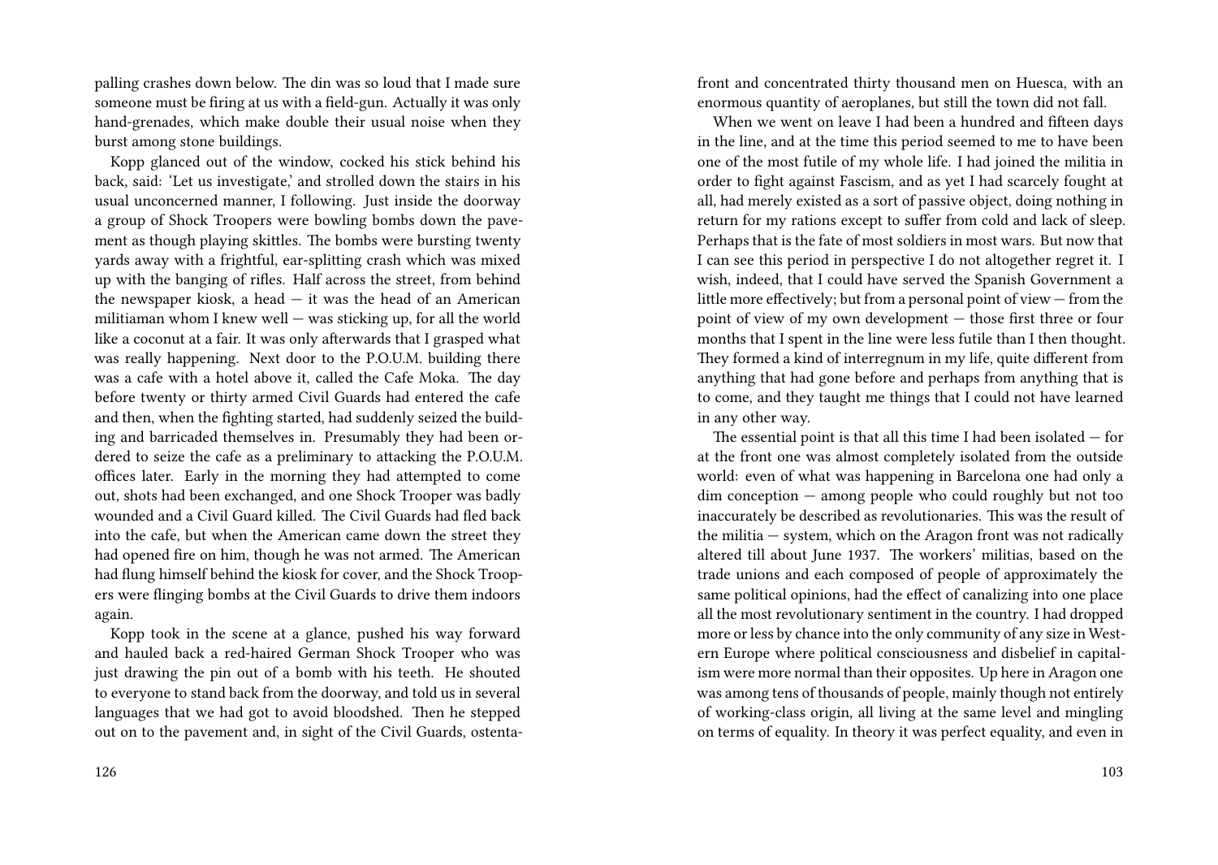palling crashes down below. The din was so loud that I made sure someone must be firing at us with a field-gun. Actually it was only hand-grenades, which make double their usual noise when they burst among stone buildings.

Kopp glanced out of the window, cocked his stick behind his back, said: 'Let us investigate,' and strolled down the stairs in his usual unconcerned manner, I following. Just inside the doorway a group of Shock Troopers were bowling bombs down the pavement as though playing skittles. The bombs were bursting twenty yards away with a frightful, ear-splitting crash which was mixed up with the banging of rifles. Half across the street, from behind the newspaper kiosk, a head — it was the head of an American militiaman whom I knew well — was sticking up, for all the world like a coconut at a fair. It was only afterwards that I grasped what was really happening. Next door to the P.O.U.M. building there was a cafe with a hotel above it, called the Cafe Moka. The day before twenty or thirty armed Civil Guards had entered the cafe and then, when the fighting started, had suddenly seized the building and barricaded themselves in. Presumably they had been ordered to seize the cafe as a preliminary to attacking the P.O.U.M. offices later. Early in the morning they had attempted to come out, shots had been exchanged, and one Shock Trooper was badly wounded and a Civil Guard killed. The Civil Guards had fled back into the cafe, but when the American came down the street they had opened fire on him, though he was not armed. The American had flung himself behind the kiosk for cover, and the Shock Troopers were flinging bombs at the Civil Guards to drive them indoors again.

Kopp took in the scene at a glance, pushed his way forward and hauled back a red-haired German Shock Trooper who was just drawing the pin out of a bomb with his teeth. He shouted to everyone to stand back from the doorway, and told us in several languages that we had got to avoid bloodshed. Then he stepped out on to the pavement and, in sight of the Civil Guards, ostenta-

front and concentrated thirty thousand men on Huesca, with an enormous quantity of aeroplanes, but still the town did not fall.

When we went on leave I had been a hundred and fifteen days in the line, and at the time this period seemed to me to have been one of the most futile of my whole life. I had joined the militia in order to fight against Fascism, and as yet I had scarcely fought at all, had merely existed as a sort of passive object, doing nothing in return for my rations except to suffer from cold and lack of sleep. Perhaps that is the fate of most soldiers in most wars. But now that I can see this period in perspective I do not altogether regret it. I wish, indeed, that I could have served the Spanish Government a little more effectively; but from a personal point of view — from the point of view of my own development — those first three or four months that I spent in the line were less futile than I then thought. They formed a kind of interregnum in my life, quite different from anything that had gone before and perhaps from anything that is to come, and they taught me things that I could not have learned in any other way.

The essential point is that all this time I had been isolated — for at the front one was almost completely isolated from the outside world: even of what was happening in Barcelona one had only a dim conception — among people who could roughly but not too inaccurately be described as revolutionaries. This was the result of the militia — system, which on the Aragon front was not radically altered till about June 1937. The workers' militias, based on the trade unions and each composed of people of approximately the same political opinions, had the effect of canalizing into one place all the most revolutionary sentiment in the country. I had dropped more or less by chance into the only community of any size in Western Europe where political consciousness and disbelief in capitalism were more normal than their opposites. Up here in Aragon one was among tens of thousands of people, mainly though not entirely of working-class origin, all living at the same level and mingling on terms of equality. In theory it was perfect equality, and even in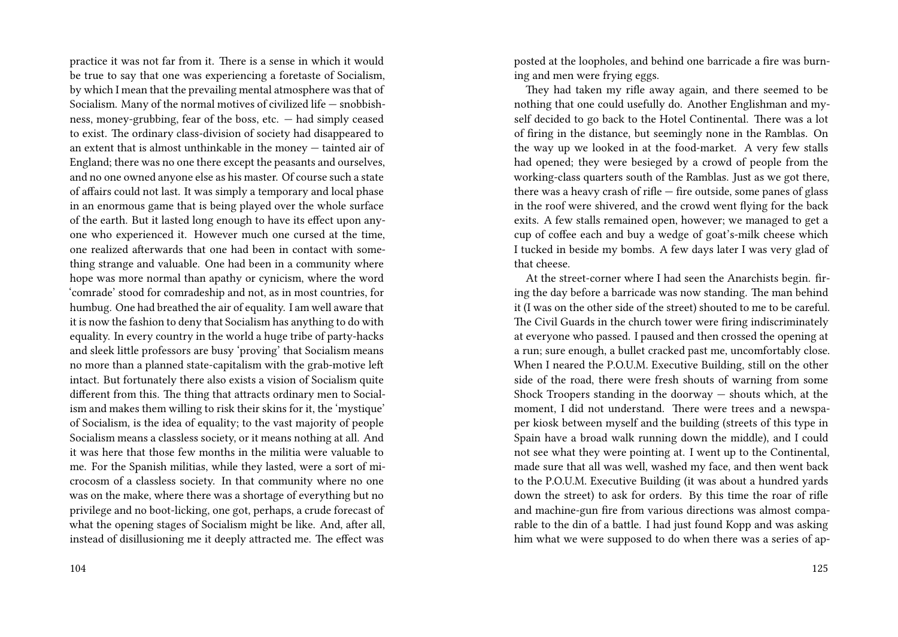practice it was not far from it. There is a sense in which it would be true to say that one was experiencing a foretaste of Socialism, by which I mean that the prevailing mental atmosphere was that of Socialism. Many of the normal motives of civilized life — snobbishness, money-grubbing, fear of the boss, etc. — had simply ceased to exist. The ordinary class-division of society had disappeared to an extent that is almost unthinkable in the money — tainted air of England; there was no one there except the peasants and ourselves, and no one owned anyone else as his master. Of course such a state of affairs could not last. It was simply a temporary and local phase in an enormous game that is being played over the whole surface of the earth. But it lasted long enough to have its effect upon anyone who experienced it. However much one cursed at the time, one realized afterwards that one had been in contact with something strange and valuable. One had been in a community where hope was more normal than apathy or cynicism, where the word 'comrade' stood for comradeship and not, as in most countries, for humbug. One had breathed the air of equality. I am well aware that it is now the fashion to deny that Socialism has anything to do with equality. In every country in the world a huge tribe of party-hacks and sleek little professors are busy 'proving' that Socialism means no more than a planned state-capitalism with the grab-motive left intact. But fortunately there also exists a vision of Socialism quite different from this. The thing that attracts ordinary men to Socialism and makes them willing to risk their skins for it, the 'mystique' of Socialism, is the idea of equality; to the vast majority of people Socialism means a classless society, or it means nothing at all. And it was here that those few months in the militia were valuable to me. For the Spanish militias, while they lasted, were a sort of microcosm of a classless society. In that community where no one was on the make, where there was a shortage of everything but no privilege and no boot-licking, one got, perhaps, a crude forecast of what the opening stages of Socialism might be like. And, after all, instead of disillusioning me it deeply attracted me. The effect was

posted at the loopholes, and behind one barricade a fire was burning and men were frying eggs.

They had taken my rifle away again, and there seemed to be nothing that one could usefully do. Another Englishman and myself decided to go back to the Hotel Continental. There was a lot of firing in the distance, but seemingly none in the Ramblas. On the way up we looked in at the food-market. A very few stalls had opened; they were besieged by a crowd of people from the working-class quarters south of the Ramblas. Just as we got there, there was a heavy crash of rifle — fire outside, some panes of glass in the roof were shivered, and the crowd went flying for the back exits. A few stalls remained open, however; we managed to get a cup of coffee each and buy a wedge of goat's-milk cheese which I tucked in beside my bombs. A few days later I was very glad of that cheese.

At the street-corner where I had seen the Anarchists begin. firing the day before a barricade was now standing. The man behind it (I was on the other side of the street) shouted to me to be careful. The Civil Guards in the church tower were firing indiscriminately at everyone who passed. I paused and then crossed the opening at a run; sure enough, a bullet cracked past me, uncomfortably close. When I neared the P.O.U.M. Executive Building, still on the other side of the road, there were fresh shouts of warning from some Shock Troopers standing in the doorway — shouts which, at the moment, I did not understand. There were trees and a newspaper kiosk between myself and the building (streets of this type in Spain have a broad walk running down the middle), and I could not see what they were pointing at. I went up to the Continental, made sure that all was well, washed my face, and then went back to the P.O.U.M. Executive Building (it was about a hundred yards down the street) to ask for orders. By this time the roar of rifle and machine-gun fire from various directions was almost comparable to the din of a battle. I had just found Kopp and was asking him what we were supposed to do when there was a series of ap-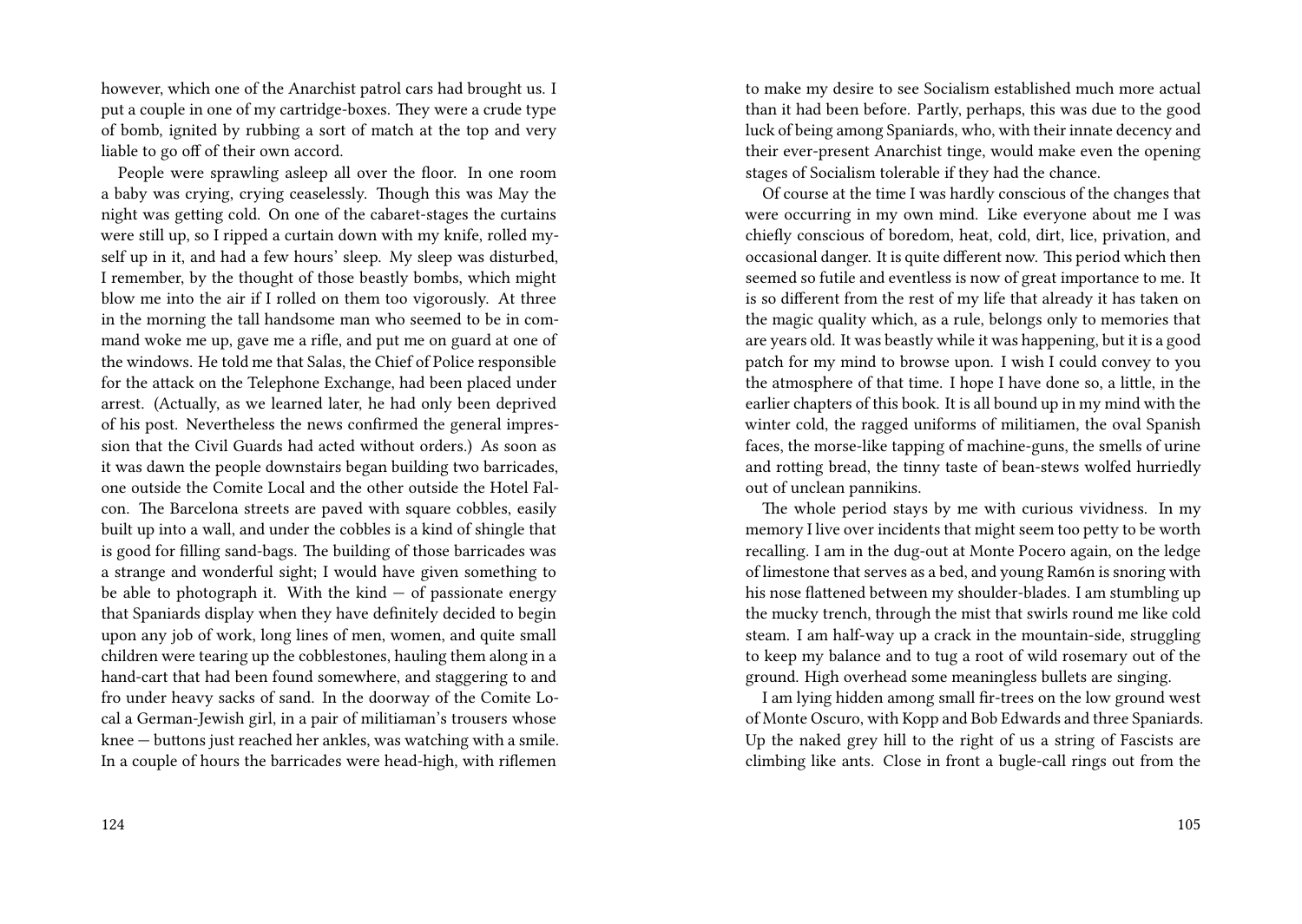however, which one of the Anarchist patrol cars had brought us. I put a couple in one of my cartridge-boxes. They were a crude type of bomb, ignited by rubbing a sort of match at the top and very liable to go off of their own accord.

People were sprawling asleep all over the floor. In one room a baby was crying, crying ceaselessly. Though this was May the night was getting cold. On one of the cabaret-stages the curtains were still up, so I ripped a curtain down with my knife, rolled myself up in it, and had a few hours' sleep. My sleep was disturbed, I remember, by the thought of those beastly bombs, which might blow me into the air if I rolled on them too vigorously. At three in the morning the tall handsome man who seemed to be in command woke me up, gave me a rifle, and put me on guard at one of the windows. He told me that Salas, the Chief of Police responsible for the attack on the Telephone Exchange, had been placed under arrest. (Actually, as we learned later, he had only been deprived of his post. Nevertheless the news confirmed the general impression that the Civil Guards had acted without orders.) As soon as it was dawn the people downstairs began building two barricades, one outside the Comite Local and the other outside the Hotel Falcon. The Barcelona streets are paved with square cobbles, easily built up into a wall, and under the cobbles is a kind of shingle that is good for filling sand-bags. The building of those barricades was a strange and wonderful sight; I would have given something to be able to photograph it. With the kind — of passionate energy that Spaniards display when they have definitely decided to begin upon any job of work, long lines of men, women, and quite small children were tearing up the cobblestones, hauling them along in a hand-cart that had been found somewhere, and staggering to and fro under heavy sacks of sand. In the doorway of the Comite Local a German-Jewish girl, in a pair of militiaman's trousers whose knee — buttons just reached her ankles, was watching with a smile. In a couple of hours the barricades were head-high, with riflemen

to make my desire to see Socialism established much more actual than it had been before. Partly, perhaps, this was due to the good luck of being among Spaniards, who, with their innate decency and their ever-present Anarchist tinge, would make even the opening stages of Socialism tolerable if they had the chance.

Of course at the time I was hardly conscious of the changes that were occurring in my own mind. Like everyone about me I was chiefly conscious of boredom, heat, cold, dirt, lice, privation, and occasional danger. It is quite different now. This period which then seemed so futile and eventless is now of great importance to me. It is so different from the rest of my life that already it has taken on the magic quality which, as a rule, belongs only to memories that are years old. It was beastly while it was happening, but it is a good patch for my mind to browse upon. I wish I could convey to you the atmosphere of that time. I hope I have done so, a little, in the earlier chapters of this book. It is all bound up in my mind with the winter cold, the ragged uniforms of militiamen, the oval Spanish faces, the morse-like tapping of machine-guns, the smells of urine and rotting bread, the tinny taste of bean-stews wolfed hurriedly out of unclean pannikins.

The whole period stays by me with curious vividness. In my memory I live over incidents that might seem too petty to be worth recalling. I am in the dug-out at Monte Pocero again, on the ledge of limestone that serves as a bed, and young Ram6n is snoring with his nose flattened between my shoulder-blades. I am stumbling up the mucky trench, through the mist that swirls round me like cold steam. I am half-way up a crack in the mountain-side, struggling to keep my balance and to tug a root of wild rosemary out of the ground. High overhead some meaningless bullets are singing.

I am lying hidden among small fir-trees on the low ground west of Monte Oscuro, with Kopp and Bob Edwards and three Spaniards. Up the naked grey hill to the right of us a string of Fascists are climbing like ants. Close in front a bugle-call rings out from the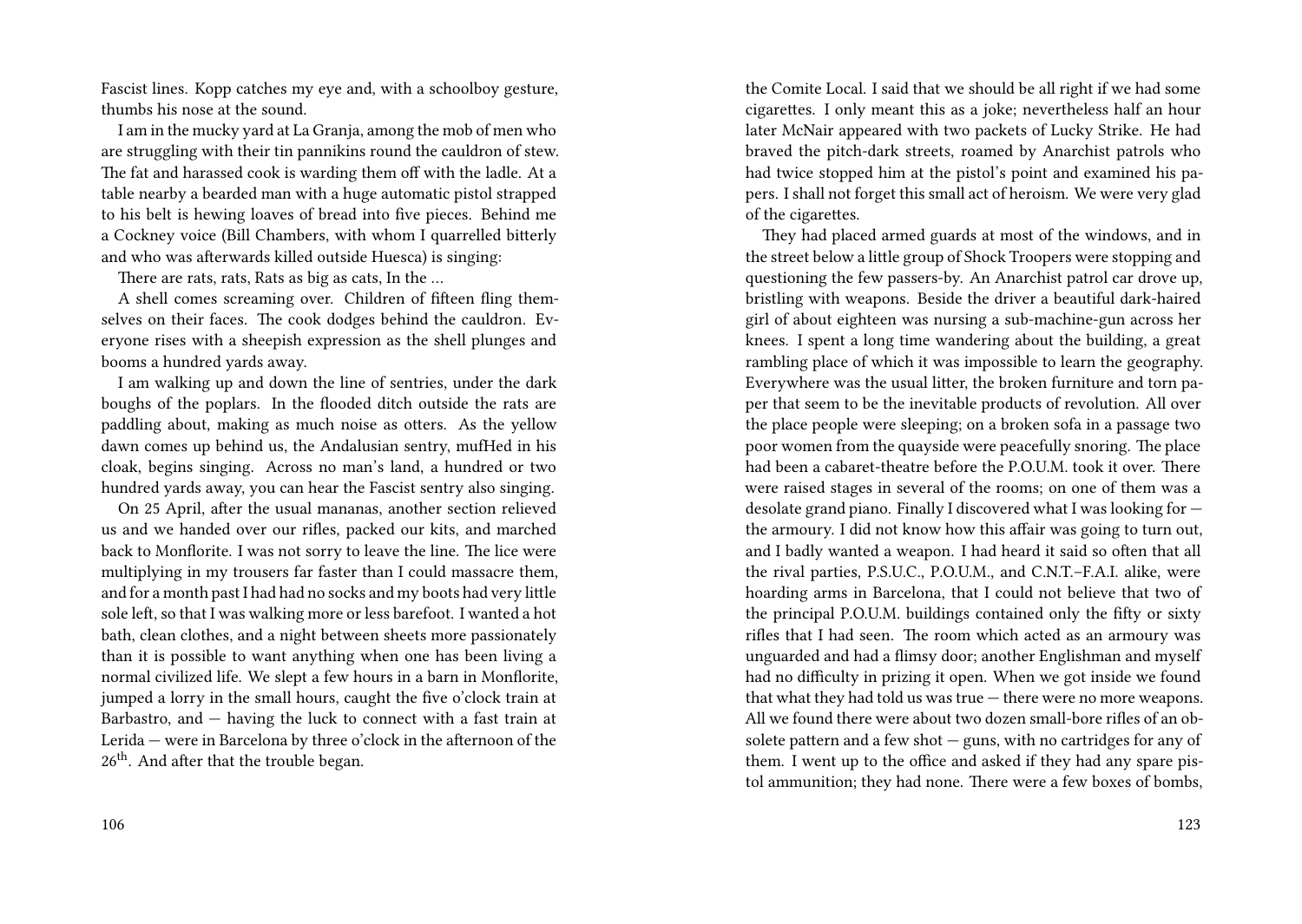Fascist lines. Kopp catches my eye and, with a schoolboy gesture, thumbs his nose at the sound.

I am in the mucky yard at La Granja, among the mob of men who are struggling with their tin pannikins round the cauldron of stew. The fat and harassed cook is warding them off with the ladle. At a table nearby a bearded man with a huge automatic pistol strapped to his belt is hewing loaves of bread into five pieces. Behind me a Cockney voice (Bill Chambers, with whom I quarrelled bitterly and who was afterwards killed outside Huesca) is singing:

There are rats, rats, Rats as big as cats, In the …

A shell comes screaming over. Children of fifteen fling themselves on their faces. The cook dodges behind the cauldron. Everyone rises with a sheepish expression as the shell plunges and booms a hundred yards away.

I am walking up and down the line of sentries, under the dark boughs of the poplars. In the flooded ditch outside the rats are paddling about, making as much noise as otters. As the yellow dawn comes up behind us, the Andalusian sentry, mufHed in his cloak, begins singing. Across no man's land, a hundred or two hundred yards away, you can hear the Fascist sentry also singing.

On 25 April, after the usual mananas, another section relieved us and we handed over our rifles, packed our kits, and marched back to Monflorite. I was not sorry to leave the line. The lice were multiplying in my trousers far faster than I could massacre them, and for a month past I had had no socks and my boots had very little sole left, so that I was walking more or less barefoot. I wanted a hot bath, clean clothes, and a night between sheets more passionately than it is possible to want anything when one has been living a normal civilized life. We slept a few hours in a barn in Monflorite, jumped a lorry in the small hours, caught the five o'clock train at Barbastro, and — having the luck to connect with a fast train at Lerida — were in Barcelona by three o'clock in the afternoon of the 26th. And after that the trouble began.

the Comite Local. I said that we should be all right if we had some cigarettes. I only meant this as a joke; nevertheless half an hour later McNair appeared with two packets of Lucky Strike. He had braved the pitch-dark streets, roamed by Anarchist patrols who had twice stopped him at the pistol's point and examined his papers. I shall not forget this small act of heroism. We were very glad of the cigarettes.

They had placed armed guards at most of the windows, and in the street below a little group of Shock Troopers were stopping and questioning the few passers-by. An Anarchist patrol car drove up, bristling with weapons. Beside the driver a beautiful dark-haired girl of about eighteen was nursing a sub-machine-gun across her knees. I spent a long time wandering about the building, a great rambling place of which it was impossible to learn the geography. Everywhere was the usual litter, the broken furniture and torn paper that seem to be the inevitable products of revolution. All over the place people were sleeping; on a broken sofa in a passage two poor women from the quayside were peacefully snoring. The place had been a cabaret-theatre before the P.O.U.M. took it over. There were raised stages in several of the rooms; on one of them was a desolate grand piano. Finally I discovered what I was looking for — the armoury. I did not know how this affair was going to turn out, and I badly wanted a weapon. I had heard it said so often that all the rival parties, P.S.U.C., P.O.U.M., and C.N.T.–F.A.I. alike, were hoarding arms in Barcelona, that I could not believe that two of the principal P.O.U.M. buildings contained only the fifty or sixty rifles that I had seen. The room which acted as an armoury was unguarded and had a flimsy door; another Englishman and myself had no difficulty in prizing it open. When we got inside we found that what they had told us was true — there were no more weapons. All we found there were about two dozen small-bore rifles of an obsolete pattern and a few shot — guns, with no cartridges for any of them. I went up to the office and asked if they had any spare pistol ammunition; they had none. There were a few boxes of bombs,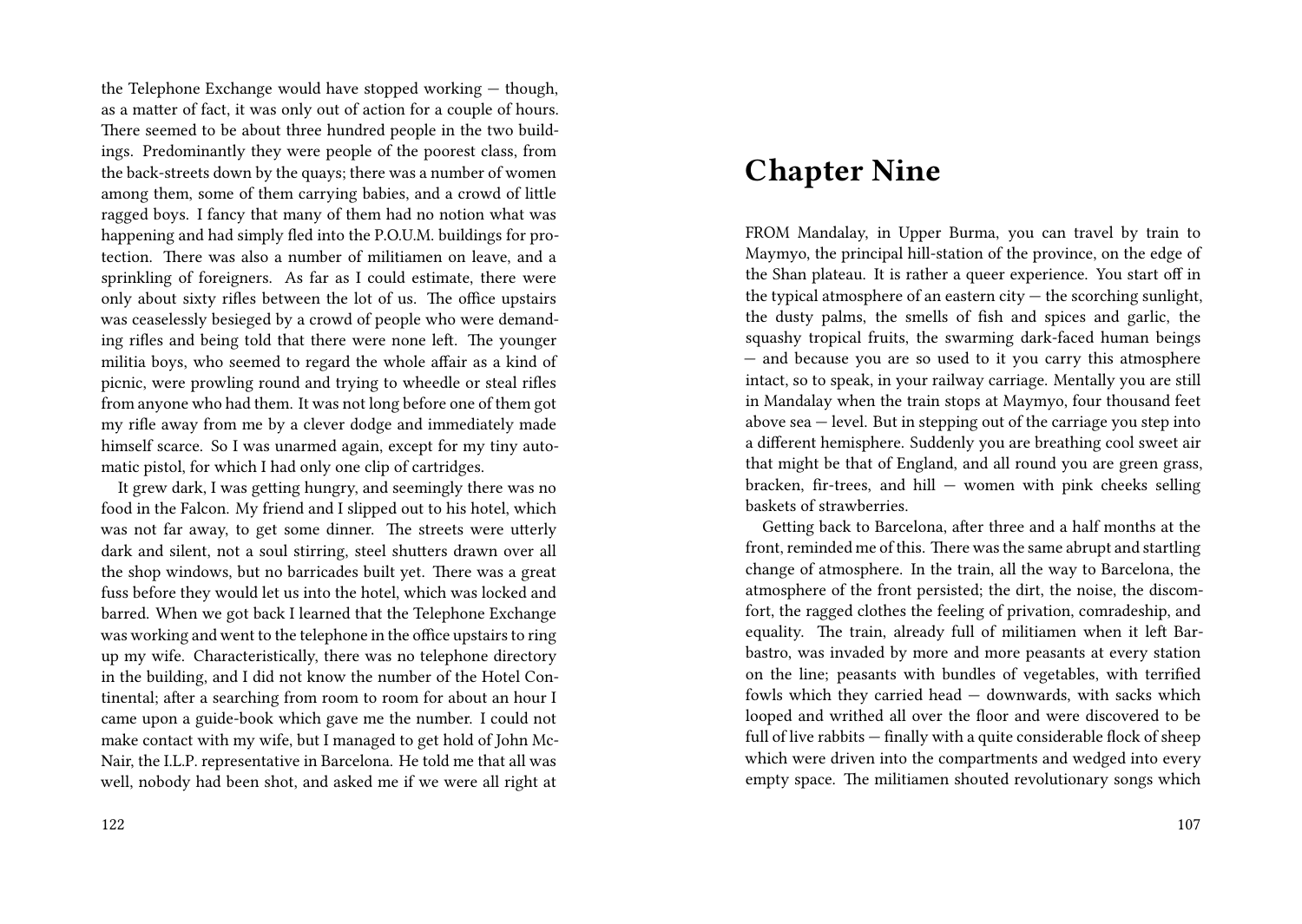the Telephone Exchange would have stopped working — though, as a matter of fact, it was only out of action for a couple of hours. There seemed to be about three hundred people in the two buildings. Predominantly they were people of the poorest class, from the back-streets down by the quays; there was a number of women among them, some of them carrying babies, and a crowd of little ragged boys. I fancy that many of them had no notion what was happening and had simply fled into the P.O.U.M. buildings for protection. There was also a number of militiamen on leave, and a sprinkling of foreigners. As far as I could estimate, there were only about sixty rifles between the lot of us. The office upstairs was ceaselessly besieged by a crowd of people who were demanding rifles and being told that there were none left. The younger militia boys, who seemed to regard the whole affair as a kind of picnic, were prowling round and trying to wheedle or steal rifles from anyone who had them. It was not long before one of them got my rifle away from me by a clever dodge and immediately made himself scarce. So I was unarmed again, except for my tiny automatic pistol, for which I had only one clip of cartridges.

It grew dark, I was getting hungry, and seemingly there was no food in the Falcon. My friend and I slipped out to his hotel, which was not far away, to get some dinner. The streets were utterly dark and silent, not a soul stirring, steel shutters drawn over all the shop windows, but no barricades built yet. There was a great fuss before they would let us into the hotel, which was locked and barred. When we got back I learned that the Telephone Exchange was working and went to the telephone in the office upstairs to ring up my wife. Characteristically, there was no telephone directory in the building, and I did not know the number of the Hotel Continental; after a searching from room to room for about an hour I came upon a guide-book which gave me the number. I could not make contact with my wife, but I managed to get hold of John McNair, the I.L.P. representative in Barcelona. He told me that all was well, nobody had been shot, and asked me if we were all right at

# Chapter Nine

FROM Mandalay, in Upper Burma, you can travel by train to Maymyo, the principal hill-station of the province, on the edge of the Shan plateau. It is rather a queer experience. You start off in the typical atmosphere of an eastern city — the scorching sunlight, the dusty palms, the smells of fish and spices and garlic, the squashy tropical fruits, the swarming dark-faced human beings — and because you are so used to it you carry this atmosphere intact, so to speak, in your railway carriage. Mentally you are still in Mandalay when the train stops at Maymyo, four thousand feet above sea — level. But in stepping out of the carriage you step into a different hemisphere. Suddenly you are breathing cool sweet air that might be that of England, and all round you are green grass, bracken, fir-trees, and hill — women with pink cheeks selling baskets of strawberries.

Getting back to Barcelona, after three and a half months at the front, reminded me of this. There was the same abrupt and startling change of atmosphere. In the train, all the way to Barcelona, the atmosphere of the front persisted; the dirt, the noise, the discomfort, the ragged clothes the feeling of privation, comradeship, and equality. The train, already full of militiamen when it left Barbastro, was invaded by more and more peasants at every station on the line; peasants with bundles of vegetables, with terrified fowls which they carried head — downwards, with sacks which looped and writhed all over the floor and were discovered to be full of live rabbits — finally with a quite considerable flock of sheep which were driven into the compartments and wedged into every empty space. The militiamen shouted revolutionary songs which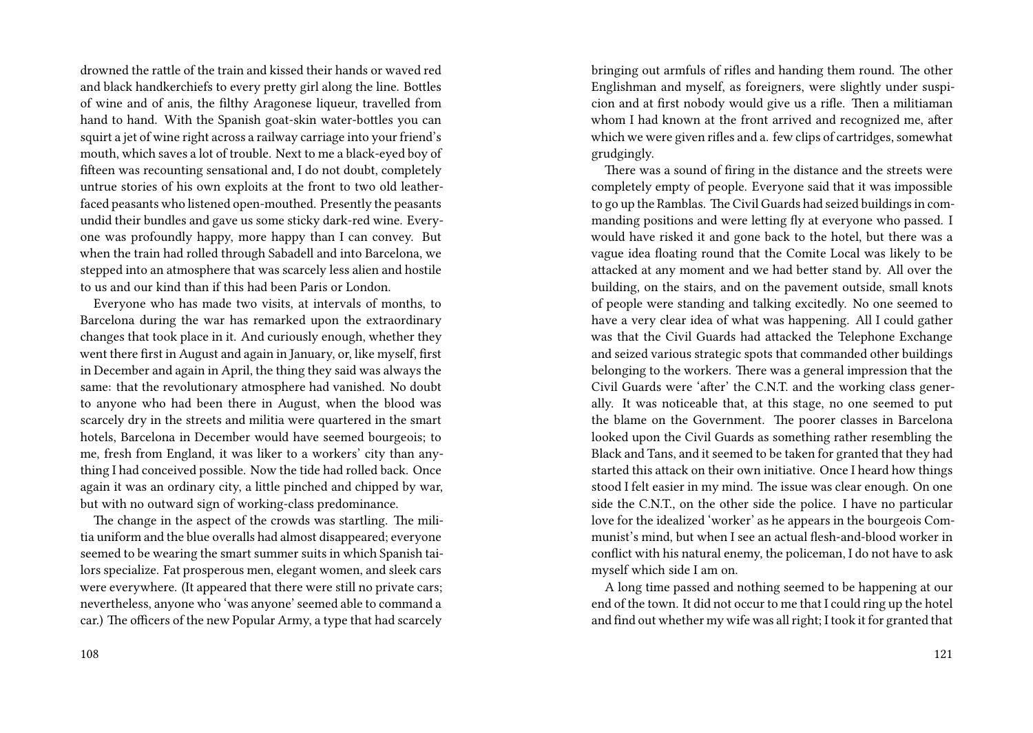drowned the rattle of the train and kissed their hands or waved red and black handkerchiefs to every pretty girl along the line. Bottles of wine and of anis, the filthy Aragonese liqueur, travelled from hand to hand. With the Spanish goat-skin water-bottles you can squirt a jet of wine right across a railway carriage into your friend's mouth, which saves a lot of trouble. Next to me a black-eyed boy of fifteen was recounting sensational and, I do not doubt, completely untrue stories of his own exploits at the front to two old leather-faced peasants who listened open-mouthed. Presently the peasants undid their bundles and gave us some sticky dark-red wine. Everyone was profoundly happy, more happy than I can convey. But when the train had rolled through Sabadell and into Barcelona, we stepped into an atmosphere that was scarcely less alien and hostile to us and our kind than if this had been Paris or London.

Everyone who has made two visits, at intervals of months, to Barcelona during the war has remarked upon the extraordinary changes that took place in it. And curiously enough, whether they went there first in August and again in January, or, like myself, first in December and again in April, the thing they said was always the same: that the revolutionary atmosphere had vanished. No doubt to anyone who had been there in August, when the blood was scarcely dry in the streets and militia were quartered in the smart hotels, Barcelona in December would have seemed bourgeois; to me, fresh from England, it was liker to a workers' city than anything I had conceived possible. Now the tide had rolled back. Once again it was an ordinary city, a little pinched and chipped by war, but with no outward sign of working-class predominance.

The change in the aspect of the crowds was startling. The militia uniform and the blue overalls had almost disappeared; everyone seemed to be wearing the smart summer suits in which Spanish tailors specialize. Fat prosperous men, elegant women, and sleek cars were everywhere. (It appeared that there were still no private cars; nevertheless, anyone who 'was anyone' seemed able to command a car.) The officers of the new Popular Army, a type that had scarcely

bringing out armfuls of rifles and handing them round. The other Englishman and myself, as foreigners, were slightly under suspicion and at first nobody would give us a rifle. Then a militiaman whom I had known at the front arrived and recognized me, after which we were given rifles and a. few clips of cartridges, somewhat grudgingly.

There was a sound of firing in the distance and the streets were completely empty of people. Everyone said that it was impossible to go up the Ramblas. The Civil Guards had seized buildings in commanding positions and were letting fly at everyone who passed. I would have risked it and gone back to the hotel, but there was a vague idea floating round that the Comite Local was likely to be attacked at any moment and we had better stand by. All over the building, on the stairs, and on the pavement outside, small knots of people were standing and talking excitedly. No one seemed to have a very clear idea of what was happening. All I could gather was that the Civil Guards had attacked the Telephone Exchange and seized various strategic spots that commanded other buildings belonging to the workers. There was a general impression that the Civil Guards were 'after' the C.N.T. and the working class generally. It was noticeable that, at this stage, no one seemed to put the blame on the Government. The poorer classes in Barcelona looked upon the Civil Guards as something rather resembling the Black and Tans, and it seemed to be taken for granted that they had started this attack on their own initiative. Once I heard how things stood I felt easier in my mind. The issue was clear enough. On one side the C.N.T., on the other side the police. I have no particular love for the idealized 'worker' as he appears in the bourgeois Communist's mind, but when I see an actual flesh-and-blood worker in conflict with his natural enemy, the policeman, I do not have to ask myself which side I am on.

A long time passed and nothing seemed to be happening at our end of the town. It did not occur to me that I could ring up the hotel and find out whether my wife was all right; I took it for granted that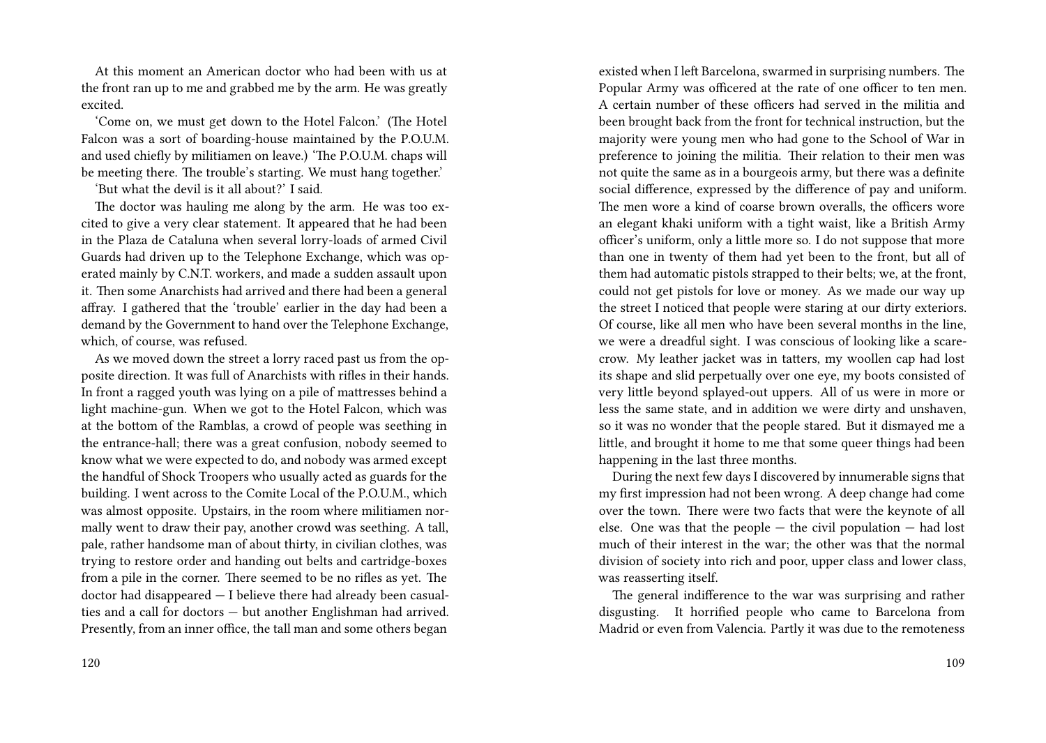At this moment an American doctor who had been with us at the front ran up to me and grabbed me by the arm. He was greatly excited.

'Come on, we must get down to the Hotel Falcon.' (The Hotel Falcon was a sort of boarding-house maintained by the P.O.U.M. and used chiefly by militiamen on leave.) 'The P.O.U.M. chaps will be meeting there. The trouble's starting. We must hang together.'

'But what the devil is it all about?' I said.

The doctor was hauling me along by the arm. He was too excited to give a very clear statement. It appeared that he had been in the Plaza de Cataluna when several lorry-loads of armed Civil Guards had driven up to the Telephone Exchange, which was operated mainly by C.N.T. workers, and made a sudden assault upon it. Then some Anarchists had arrived and there had been a general affray. I gathered that the 'trouble' earlier in the day had been a demand by the Government to hand over the Telephone Exchange, which, of course, was refused.

As we moved down the street a lorry raced past us from the opposite direction. It was full of Anarchists with rifles in their hands. In front a ragged youth was lying on a pile of mattresses behind a light machine-gun. When we got to the Hotel Falcon, which was at the bottom of the Ramblas, a crowd of people was seething in the entrance-hall; there was a great confusion, nobody seemed to know what we were expected to do, and nobody was armed except the handful of Shock Troopers who usually acted as guards for the building. I went across to the Comite Local of the P.O.U.M., which was almost opposite. Upstairs, in the room where militiamen normally went to draw their pay, another crowd was seething. A tall, pale, rather handsome man of about thirty, in civilian clothes, was trying to restore order and handing out belts and cartridge-boxes from a pile in the corner. There seemed to be no rifles as yet. The doctor had disappeared — I believe there had already been casualties and a call for doctors — but another Englishman had arrived. Presently, from an inner office, the tall man and some others began

existed when I left Barcelona, swarmed in surprising numbers. The Popular Army was officered at the rate of one officer to ten men. A certain number of these officers had served in the militia and been brought back from the front for technical instruction, but the majority were young men who had gone to the School of War in preference to joining the militia. Their relation to their men was not quite the same as in a bourgeois army, but there was a definite social difference, expressed by the difference of pay and uniform. The men wore a kind of coarse brown overalls, the officers wore an elegant khaki uniform with a tight waist, like a British Army officer's uniform, only a little more so. I do not suppose that more than one in twenty of them had yet been to the front, but all of them had automatic pistols strapped to their belts; we, at the front, could not get pistols for love or money. As we made our way up the street I noticed that people were staring at our dirty exteriors. Of course, like all men who have been several months in the line, we were a dreadful sight. I was conscious of looking like a scarecrow. My leather jacket was in tatters, my woollen cap had lost its shape and slid perpetually over one eye, my boots consisted of very little beyond splayed-out uppers. All of us were in more or less the same state, and in addition we were dirty and unshaven, so it was no wonder that the people stared. But it dismayed me a little, and brought it home to me that some queer things had been happening in the last three months.

During the next few days I discovered by innumerable signs that my first impression had not been wrong. A deep change had come over the town. There were two facts that were the keynote of all else. One was that the people — the civil population — had lost much of their interest in the war; the other was that the normal division of society into rich and poor, upper class and lower class, was reasserting itself.

The general indifference to the war was surprising and rather disgusting. It horrified people who came to Barcelona from Madrid or even from Valencia. Partly it was due to the remoteness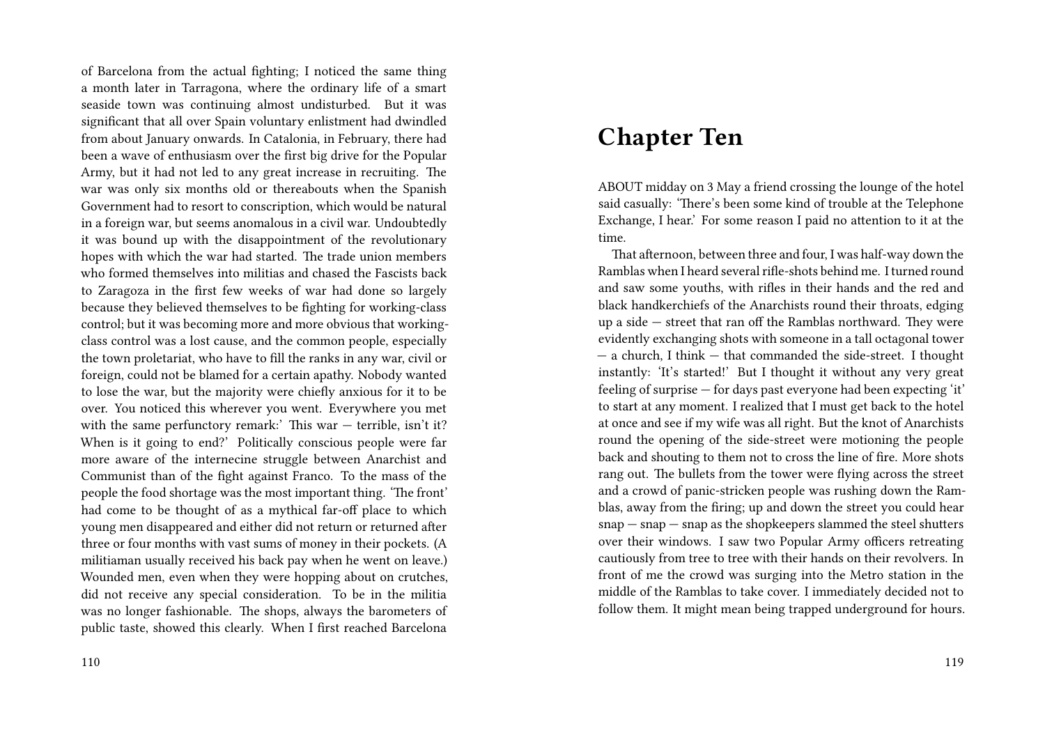of Barcelona from the actual fighting; I noticed the same thing a month later in Tarragona, where the ordinary life of a smart seaside town was continuing almost undisturbed. But it was significant that all over Spain voluntary enlistment had dwindled from about January onwards. In Catalonia, in February, there had been a wave of enthusiasm over the first big drive for the Popular Army, but it had not led to any great increase in recruiting. The war was only six months old or thereabouts when the Spanish Government had to resort to conscription, which would be natural in a foreign war, but seems anomalous in a civil war. Undoubtedly it was bound up with the disappointment of the revolutionary hopes with which the war had started. The trade union members who formed themselves into militias and chased the Fascists back to Zaragoza in the first few weeks of war had done so largely because they believed themselves to be fighting for working-class control; but it was becoming more and more obvious that working-class control was a lost cause, and the common people, especially the town proletariat, who have to fill the ranks in any war, civil or foreign, could not be blamed for a certain apathy. Nobody wanted to lose the war, but the majority were chiefly anxious for it to be over. You noticed this wherever you went. Everywhere you met with the same perfunctory remark:' This war — terrible, isn't it? When is it going to end?' Politically conscious people were far more aware of the internecine struggle between Anarchist and Communist than of the fight against Franco. To the mass of the people the food shortage was the most important thing. 'The front' had come to be thought of as a mythical far-off place to which young men disappeared and either did not return or returned after three or four months with vast sums of money in their pockets. (A militiaman usually received his back pay when he went on leave.) Wounded men, even when they were hopping about on crutches, did not receive any special consideration. To be in the militia was no longer fashionable. The shops, always the barometers of public taste, showed this clearly. When I first reached Barcelona

# Chapter Ten

ABOUT midday on 3 May a friend crossing the lounge of the hotel said casually: 'There's been some kind of trouble at the Telephone Exchange, I hear.' For some reason I paid no attention to it at the time.

That afternoon, between three and four, I was half-way down the Ramblas when I heard several rifle-shots behind me. I turned round and saw some youths, with rifles in their hands and the red and black handkerchiefs of the Anarchists round their throats, edging up a side — street that ran off the Ramblas northward. They were evidently exchanging shots with someone in a tall octagonal tower — a church, I think — that commanded the side-street. I thought instantly: 'It's started!' But I thought it without any very great feeling of surprise — for days past everyone had been expecting 'it' to start at any moment. I realized that I must get back to the hotel at once and see if my wife was all right. But the knot of Anarchists round the opening of the side-street were motioning the people back and shouting to them not to cross the line of fire. More shots rang out. The bullets from the tower were flying across the street and a crowd of panic-stricken people was rushing down the Ramblas, away from the firing; up and down the street you could hear snap — snap — snap as the shopkeepers slammed the steel shutters over their windows. I saw two Popular Army officers retreating cautiously from tree to tree with their hands on their revolvers. In front of me the crowd was surging into the Metro station in the middle of the Ramblas to take cover. I immediately decided not to follow them. It might mean being trapped underground for hours.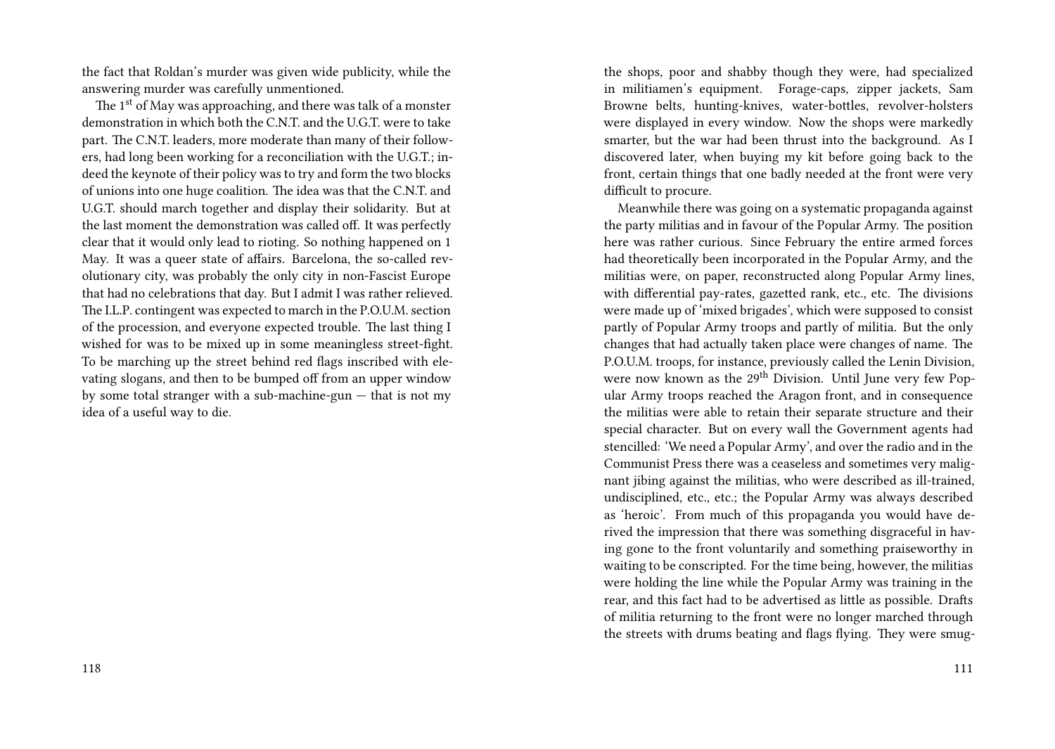the fact that Roldan's murder was given wide publicity, while the answering murder was carefully unmentioned.

The 1st of May was approaching, and there was talk of a monster demonstration in which both the C.N.T. and the U.G.T. were to take part. The C.N.T. leaders, more moderate than many of their followers, had long been working for a reconciliation with the U.G.T.; indeed the keynote of their policy was to try and form the two blocks of unions into one huge coalition. The idea was that the C.N.T. and U.G.T. should march together and display their solidarity. But at the last moment the demonstration was called off. It was perfectly clear that it would only lead to rioting. So nothing happened on 1 May. It was a queer state of affairs. Barcelona, the so-called revolutionary city, was probably the only city in non-Fascist Europe that had no celebrations that day. But I admit I was rather relieved. The I.L.P. contingent was expected to march in the P.O.U.M. section of the procession, and everyone expected trouble. The last thing I wished for was to be mixed up in some meaningless street-fight. To be marching up the street behind red flags inscribed with elevating slogans, and then to be bumped off from an upper window by some total stranger with a sub-machine-gun — that is not my idea of a useful way to die.

the shops, poor and shabby though they were, had specialized in militiamen's equipment. Forage-caps, zipper jackets, Sam Browne belts, hunting-knives, water-bottles, revolver-holsters were displayed in every window. Now the shops were markedly smarter, but the war had been thrust into the background. As I discovered later, when buying my kit before going back to the front, certain things that one badly needed at the front were very difficult to procure.

Meanwhile there was going on a systematic propaganda against the party militias and in favour of the Popular Army. The position here was rather curious. Since February the entire armed forces had theoretically been incorporated in the Popular Army, and the militias were, on paper, reconstructed along Popular Army lines, with differential pay-rates, gazetted rank, etc., etc. The divisions were made up of 'mixed brigades', which were supposed to consist partly of Popular Army troops and partly of militia. But the only changes that had actually taken place were changes of name. The P.O.U.M. troops, for instance, previously called the Lenin Division, were now known as the 29th Division. Until June very few Popular Army troops reached the Aragon front, and in consequence the militias were able to retain their separate structure and their special character. But on every wall the Government agents had stencilled: 'We need a Popular Army', and over the radio and in the Communist Press there was a ceaseless and sometimes very malignant jibing against the militias, who were described as ill-trained, undisciplined, etc., etc.; the Popular Army was always described as 'heroic'. From much of this propaganda you would have derived the impression that there was something disgraceful in having gone to the front voluntarily and something praiseworthy in waiting to be conscripted. For the time being, however, the militias were holding the line while the Popular Army was training in the rear, and this fact had to be advertised as little as possible. Drafts of militia returning to the front were no longer marched through the streets with drums beating and flags flying. They were smug-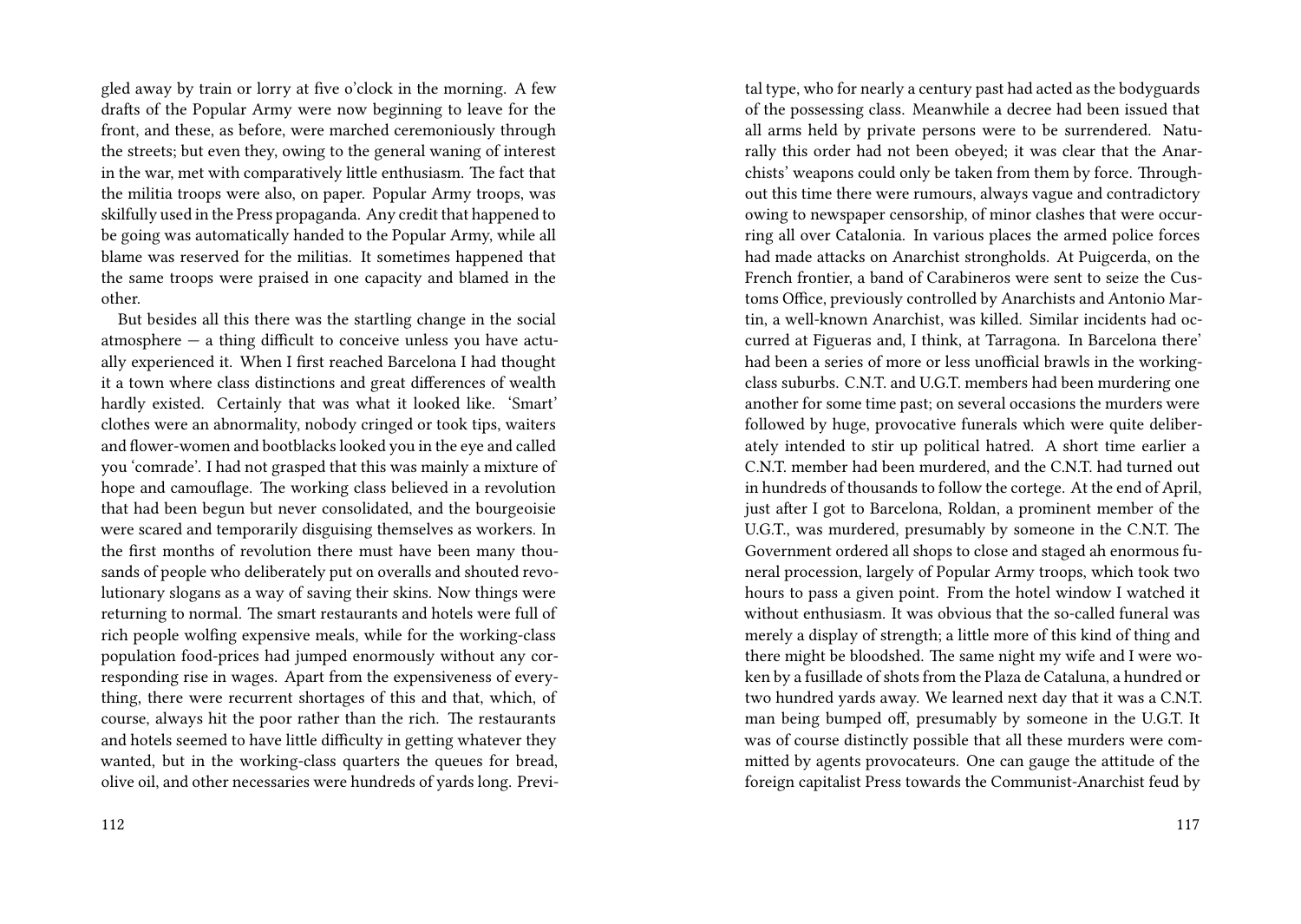gled away by train or lorry at five o'clock in the morning. A few drafts of the Popular Army were now beginning to leave for the front, and these, as before, were marched ceremoniously through the streets; but even they, owing to the general waning of interest in the war, met with comparatively little enthusiasm. The fact that the militia troops were also, on paper. Popular Army troops, was skilfully used in the Press propaganda. Any credit that happened to be going was automatically handed to the Popular Army, while all blame was reserved for the militias. It sometimes happened that the same troops were praised in one capacity and blamed in the other.

But besides all this there was the startling change in the social atmosphere — a thing difficult to conceive unless you have actually experienced it. When I first reached Barcelona I had thought it a town where class distinctions and great differences of wealth hardly existed. Certainly that was what it looked like. 'Smart' clothes were an abnormality, nobody cringed or took tips, waiters and flower-women and bootblacks looked you in the eye and called you 'comrade'. I had not grasped that this was mainly a mixture of hope and camouflage. The working class believed in a revolution that had been begun but never consolidated, and the bourgeoisie were scared and temporarily disguising themselves as workers. In the first months of revolution there must have been many thousands of people who deliberately put on overalls and shouted revolutionary slogans as a way of saving their skins. Now things were returning to normal. The smart restaurants and hotels were full of rich people wolfing expensive meals, while for the working-class population food-prices had jumped enormously without any corresponding rise in wages. Apart from the expensiveness of everything, there were recurrent shortages of this and that, which, of course, always hit the poor rather than the rich. The restaurants and hotels seemed to have little difficulty in getting whatever they wanted, but in the working-class quarters the queues for bread, olive oil, and other necessaries were hundreds of yards long. Previ-

tal type, who for nearly a century past had acted as the bodyguards of the possessing class. Meanwhile a decree had been issued that all arms held by private persons were to be surrendered. Naturally this order had not been obeyed; it was clear that the Anarchists' weapons could only be taken from them by force. Throughout this time there were rumours, always vague and contradictory owing to newspaper censorship, of minor clashes that were occurring all over Catalonia. In various places the armed police forces had made attacks on Anarchist strongholds. At Puigcerda, on the French frontier, a band of Carabineros were sent to seize the Customs Office, previously controlled by Anarchists and Antonio Martin, a well-known Anarchist, was killed. Similar incidents had occurred at Figueras and, I think, at Tarragona. In Barcelona there' had been a series of more or less unofficial brawls in the working-class suburbs. C.N.T. and U.G.T. members had been murdering one another for some time past; on several occasions the murders were followed by huge, provocative funerals which were quite deliberately intended to stir up political hatred. A short time earlier a C.N.T. member had been murdered, and the C.N.T. had turned out in hundreds of thousands to follow the cortege. At the end of April, just after I got to Barcelona, Roldan, a prominent member of the U.G.T., was murdered, presumably by someone in the C.N.T. The Government ordered all shops to close and staged ah enormous funeral procession, largely of Popular Army troops, which took two hours to pass a given point. From the hotel window I watched it without enthusiasm. It was obvious that the so-called funeral was merely a display of strength; a little more of this kind of thing and there might be bloodshed. The same night my wife and I were woken by a fusillade of shots from the Plaza de Cataluna, a hundred or two hundred yards away. We learned next day that it was a C.N.T. man being bumped off, presumably by someone in the U.G.T. It was of course distinctly possible that all these murders were committed by agents provocateurs. One can gauge the attitude of the foreign capitalist Press towards the Communist-Anarchist feud by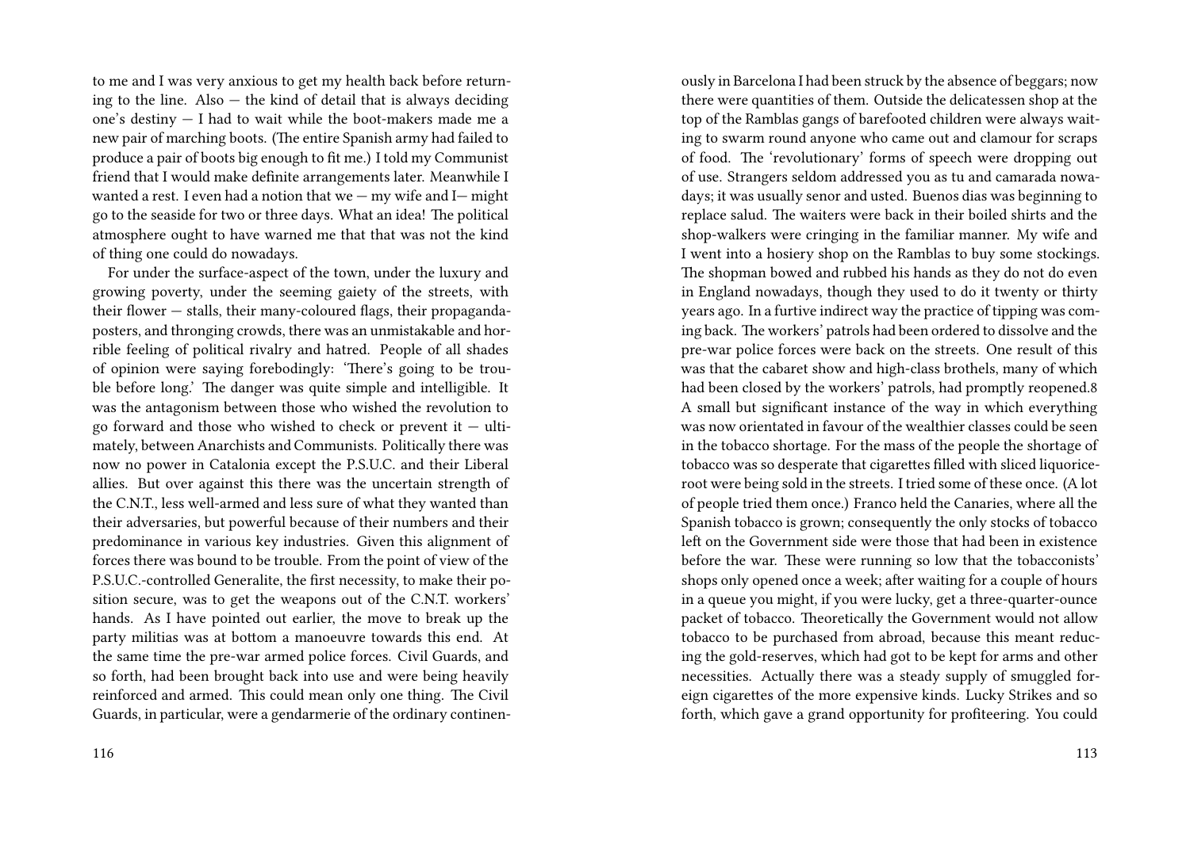to me and I was very anxious to get my health back before returning to the line. Also — the kind of detail that is always deciding one's destiny — I had to wait while the boot-makers made me a new pair of marching boots. (The entire Spanish army had failed to produce a pair of boots big enough to fit me.) I told my Communist friend that I would make definite arrangements later. Meanwhile I wanted a rest. I even had a notion that we — my wife and I— might go to the seaside for two or three days. What an idea! The political atmosphere ought to have warned me that that was not the kind of thing one could do nowadays.

For under the surface-aspect of the town, under the luxury and growing poverty, under the seeming gaiety of the streets, with their flower — stalls, their many-coloured flags, their propaganda-posters, and thronging crowds, there was an unmistakable and horrible feeling of political rivalry and hatred. People of all shades of opinion were saying forebodingly: 'There's going to be trouble before long.' The danger was quite simple and intelligible. It was the antagonism between those who wished the revolution to go forward and those who wished to check or prevent it — ultimately, between Anarchists and Communists. Politically there was now no power in Catalonia except the P.S.U.C. and their Liberal allies. But over against this there was the uncertain strength of the C.N.T., less well-armed and less sure of what they wanted than their adversaries, but powerful because of their numbers and their predominance in various key industries. Given this alignment of forces there was bound to be trouble. From the point of view of the P.S.U.C.-controlled Generalite, the first necessity, to make their position secure, was to get the weapons out of the C.N.T. workers' hands. As I have pointed out earlier, the move to break up the party militias was at bottom a manoeuvre towards this end. At the same time the pre-war armed police forces. Civil Guards, and so forth, had been brought back into use and were being heavily reinforced and armed. This could mean only one thing. The Civil Guards, in particular, were a gendarmerie of the ordinary continen-

ously in Barcelona I had been struck by the absence of beggars; now there were quantities of them. Outside the delicatessen shop at the top of the Ramblas gangs of barefooted children were always waiting to swarm round anyone who came out and clamour for scraps of food. The 'revolutionary' forms of speech were dropping out of use. Strangers seldom addressed you as tu and camarada nowadays; it was usually senor and usted. Buenos dias was beginning to replace salud. The waiters were back in their boiled shirts and the shop-walkers were cringing in the familiar manner. My wife and I went into a hosiery shop on the Ramblas to buy some stockings. The shopman bowed and rubbed his hands as they do not do even in England nowadays, though they used to do it twenty or thirty years ago. In a furtive indirect way the practice of tipping was coming back. The workers' patrols had been ordered to dissolve and the pre-war police forces were back on the streets. One result of this was that the cabaret show and high-class brothels, many of which had been closed by the workers' patrols, had promptly reopened.8 A small but significant instance of the way in which everything was now orientated in favour of the wealthier classes could be seen in the tobacco shortage. For the mass of the people the shortage of tobacco was so desperate that cigarettes filled with sliced liquorice-root were being sold in the streets. I tried some of these once. (A lot of people tried them once.) Franco held the Canaries, where all the Spanish tobacco is grown; consequently the only stocks of tobacco left on the Government side were those that had been in existence before the war. These were running so low that the tobacconists' shops only opened once a week; after waiting for a couple of hours in a queue you might, if you were lucky, get a three-quarter-ounce packet of tobacco. Theoretically the Government would not allow tobacco to be purchased from abroad, because this meant reducing the gold-reserves, which had got to be kept for arms and other necessities. Actually there was a steady supply of smuggled foreign cigarettes of the more expensive kinds. Lucky Strikes and so forth, which gave a grand opportunity for profiteering. You could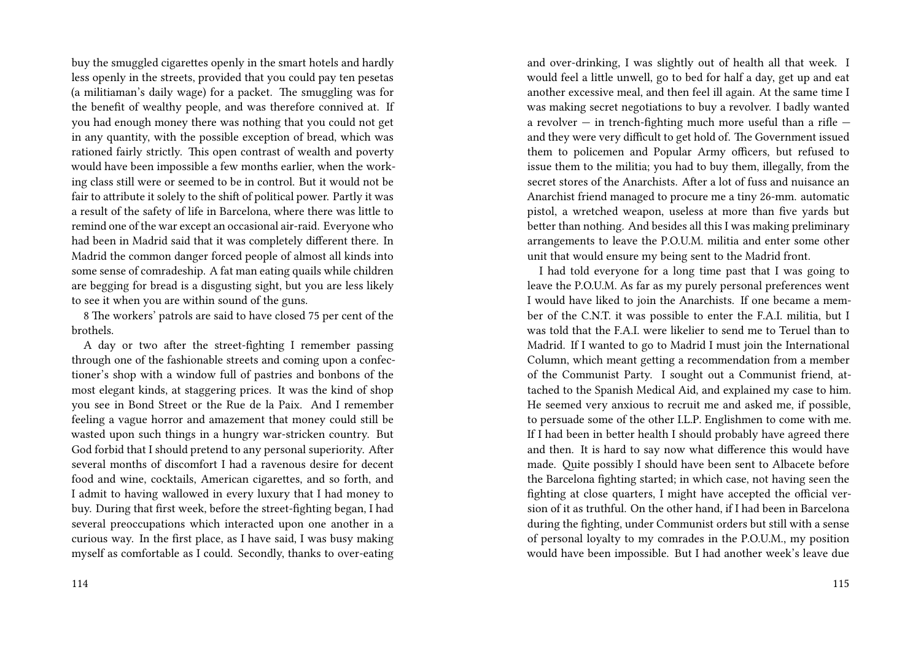buy the smuggled cigarettes openly in the smart hotels and hardly less openly in the streets, provided that you could pay ten pesetas (a militiaman's daily wage) for a packet. The smuggling was for the benefit of wealthy people, and was therefore connived at. If you had enough money there was nothing that you could not get in any quantity, with the possible exception of bread, which was rationed fairly strictly. This open contrast of wealth and poverty would have been impossible a few months earlier, when the working class still were or seemed to be in control. But it would not be fair to attribute it solely to the shift of political power. Partly it was a result of the safety of life in Barcelona, where there was little to remind one of the war except an occasional air-raid. Everyone who had been in Madrid said that it was completely different there. In Madrid the common danger forced people of almost all kinds into some sense of comradeship. A fat man eating quails while children are begging for bread is a disgusting sight, but you are less likely to see it when you are within sound of the guns.

8 The workers' patrols are said to have closed 75 per cent of the brothels.

A day or two after the street-fighting I remember passing through one of the fashionable streets and coming upon a confectioner's shop with a window full of pastries and bonbons of the most elegant kinds, at staggering prices. It was the kind of shop you see in Bond Street or the Rue de la Paix. And I remember feeling a vague horror and amazement that money could still be wasted upon such things in a hungry war-stricken country. But God forbid that I should pretend to any personal superiority. After several months of discomfort I had a ravenous desire for decent food and wine, cocktails, American cigarettes, and so forth, and I admit to having wallowed in every luxury that I had money to buy. During that first week, before the street-fighting began, I had several preoccupations which interacted upon one another in a curious way. In the first place, as I have said, I was busy making myself as comfortable as I could. Secondly, thanks to over-eating and over-drinking, I was slightly out of health all that week. I would feel a little unwell, go to bed for half a day, get up and eat another excessive meal, and then feel ill again. At the same time I was making secret negotiations to buy a revolver. I badly wanted a revolver — in trench-fighting much more useful than a rifle — and they were very difficult to get hold of. The Government issued them to policemen and Popular Army officers, but refused to issue them to the militia; you had to buy them, illegally, from the secret stores of the Anarchists. After a lot of fuss and nuisance an Anarchist friend managed to procure me a tiny 26-mm. automatic pistol, a wretched weapon, useless at more than five yards but better than nothing. And besides all this I was making preliminary arrangements to leave the P.O.U.M. militia and enter some other unit that would ensure my being sent to the Madrid front.

I had told everyone for a long time past that I was going to leave the P.O.U.M. As far as my purely personal preferences went I would have liked to join the Anarchists. If one became a member of the C.N.T. it was possible to enter the F.A.I. militia, but I was told that the F.A.I. were likelier to send me to Teruel than to Madrid. If I wanted to go to Madrid I must join the International Column, which meant getting a recommendation from a member of the Communist Party. I sought out a Communist friend, attached to the Spanish Medical Aid, and explained my case to him. He seemed very anxious to recruit me and asked me, if possible, to persuade some of the other I.L.P. Englishmen to come with me. If I had been in better health I should probably have agreed there and then. It is hard to say now what difference this would have made. Quite possibly I should have been sent to Albacete before the Barcelona fighting started; in which case, not having seen the fighting at close quarters, I might have accepted the official version of it as truthful. On the other hand, if I had been in Barcelona during the fighting, under Communist orders but still with a sense of personal loyalty to my comrades in the P.O.U.M., my position would have been impossible. But I had another week's leave due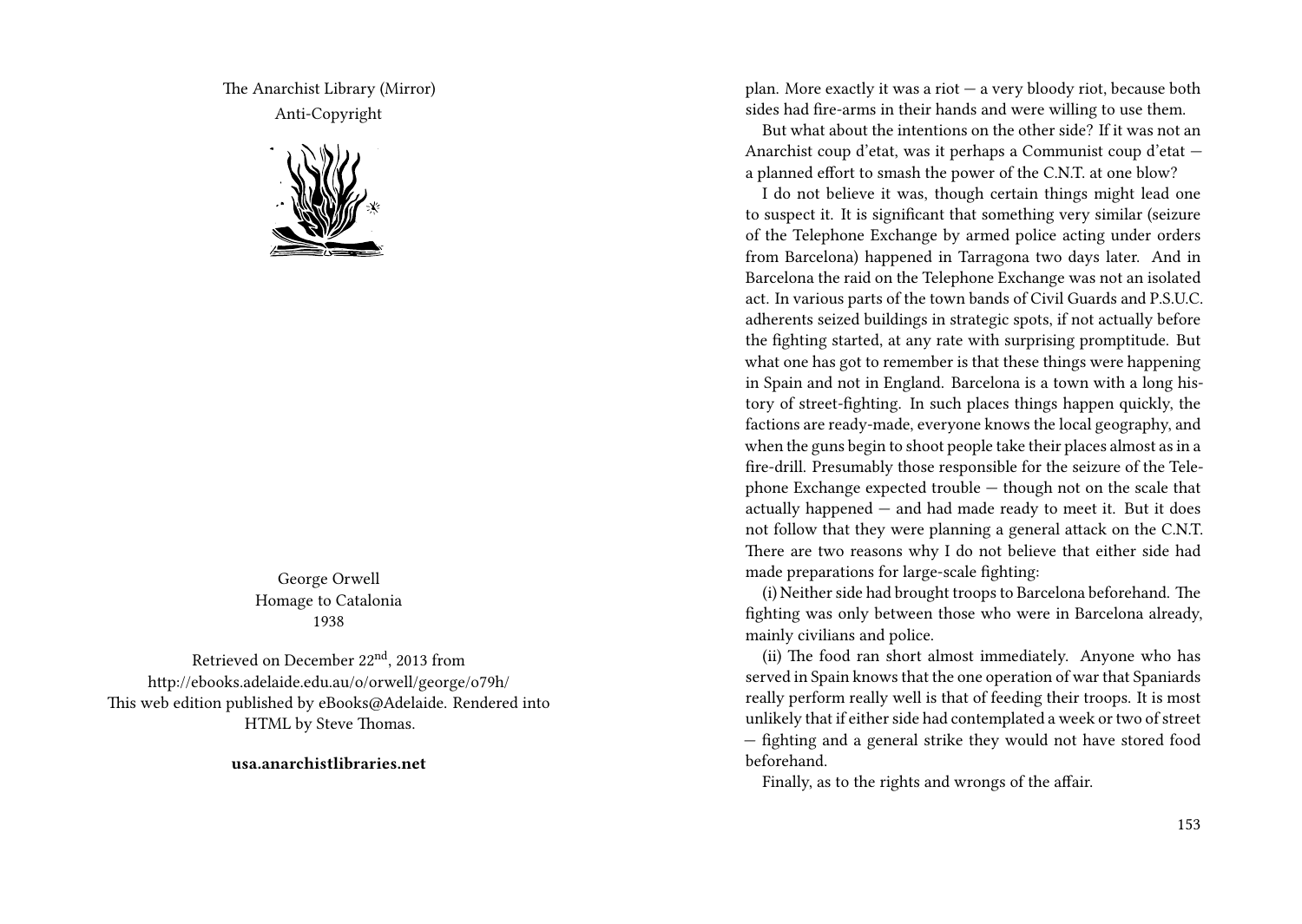The Anarchist Library (Mirror)
Anti-Copyright

George Orwell
Homage to Catalonia
1938

Retrieved on December 22[nd], 2013 from http://ebooks.adelaide.edu.au/o/orwell/george/o79h/
This web edition published by eBooks@Adelaide. Rendered into HTML by Steve Thomas.

**usa.anarchistlibraries.net**

plan. More exactly it was a riot — a very bloody riot, because both sides had fire-arms in their hands and were willing to use them.

But what about the intentions on the other side? If it was not an Anarchist coup d'etat, was it perhaps a Communist coup d'etat — a planned effort to smash the power of the C.N.T. at one blow?

I do not believe it was, though certain things might lead one to suspect it. It is significant that something very similar (seizure of the Telephone Exchange by armed police acting under orders from Barcelona) happened in Tarragona two days later. And in Barcelona the raid on the Telephone Exchange was not an isolated act. In various parts of the town bands of Civil Guards and P.S.U.C. adherents seized buildings in strategic spots, if not actually before the fighting started, at any rate with surprising promptitude. But what one has got to remember is that these things were happening in Spain and not in England. Barcelona is a town with a long history of street-fighting. In such places things happen quickly, the factions are ready-made, everyone knows the local geography, and when the guns begin to shoot people take their places almost as in a fire-drill. Presumably those responsible for the seizure of the Telephone Exchange expected trouble — though not on the scale that actually happened — and had made ready to meet it. But it does not follow that they were planning a general attack on the C.N.T. There are two reasons why I do not believe that either side had made preparations for large-scale fighting:

(i) Neither side had brought troops to Barcelona beforehand. The fighting was only between those who were in Barcelona already, mainly civilians and police.

(ii) The food ran short almost immediately. Anyone who has served in Spain knows that the one operation of war that Spaniards really perform really well is that of feeding their troops. It is most unlikely that if either side had contemplated a week or two of street — fighting and a general strike they would not have stored food beforehand.

Finally, as to the rights and wrongs of the affair.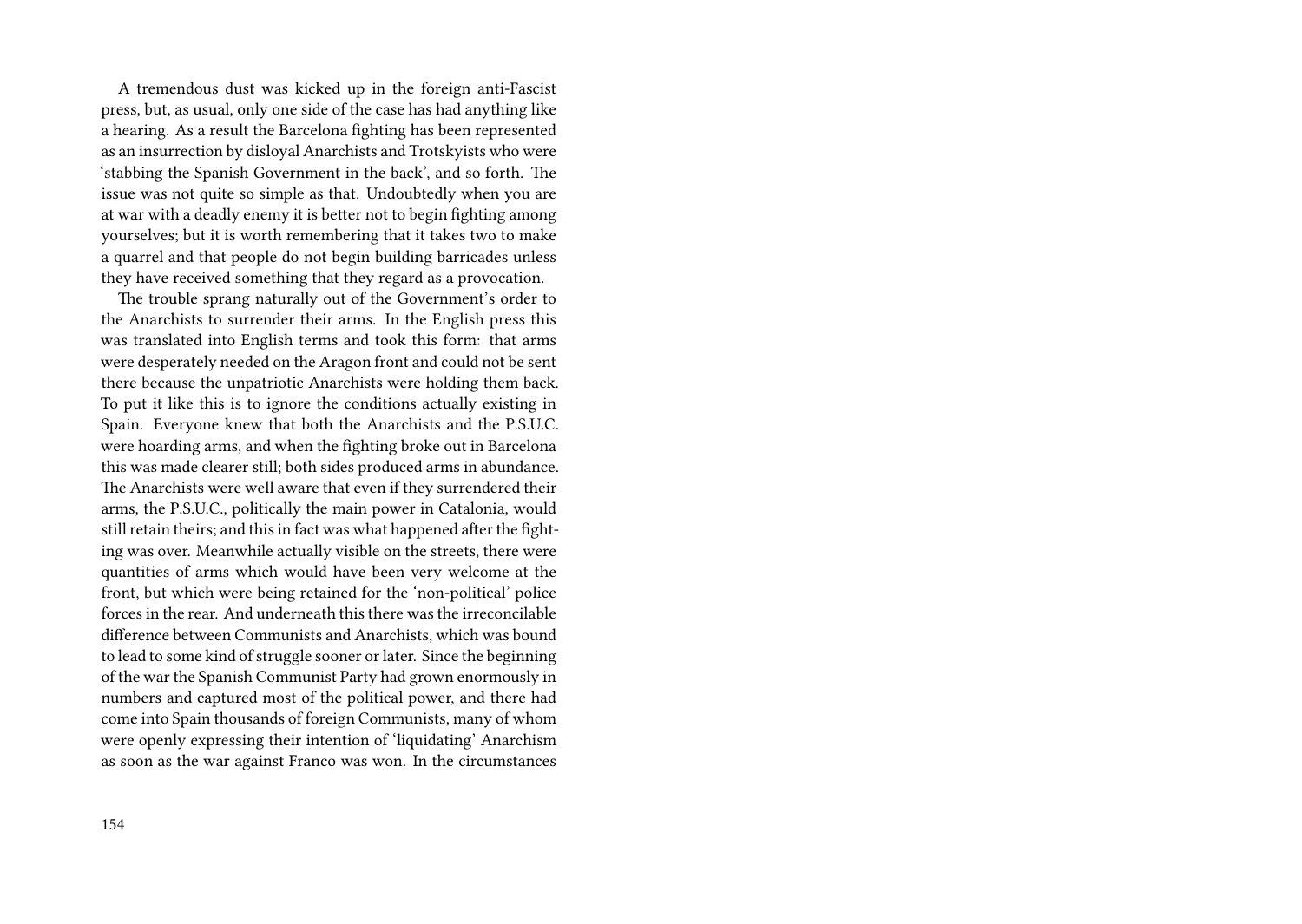A tremendous dust was kicked up in the foreign anti-Fascist press, but, as usual, only one side of the case has had anything like a hearing. As a result the Barcelona fighting has been represented as an insurrection by disloyal Anarchists and Trotskyists who were 'stabbing the Spanish Government in the back', and so forth. The issue was not quite so simple as that. Undoubtedly when you are at war with a deadly enemy it is better not to begin fighting among yourselves; but it is worth remembering that it takes two to make a quarrel and that people do not begin building barricades unless they have received something that they regard as a provocation.

The trouble sprang naturally out of the Government's order to the Anarchists to surrender their arms. In the English press this was translated into English terms and took this form: that arms were desperately needed on the Aragon front and could not be sent there because the unpatriotic Anarchists were holding them back. To put it like this is to ignore the conditions actually existing in Spain. Everyone knew that both the Anarchists and the P.S.U.C. were hoarding arms, and when the fighting broke out in Barcelona this was made clearer still; both sides produced arms in abundance. The Anarchists were well aware that even if they surrendered their arms, the P.S.U.C., politically the main power in Catalonia, would still retain theirs; and this in fact was what happened after the fighting was over. Meanwhile actually visible on the streets, there were quantities of arms which would have been very welcome at the front, but which were being retained for the 'non-political' police forces in the rear. And underneath this there was the irreconcilable difference between Communists and Anarchists, which was bound to lead to some kind of struggle sooner or later. Since the beginning of the war the Spanish Communist Party had grown enormously in numbers and captured most of the political power, and there had come into Spain thousands of foreign Communists, many of whom were openly expressing their intention of 'liquidating' Anarchism as soon as the war against Franco was won. In the circumstances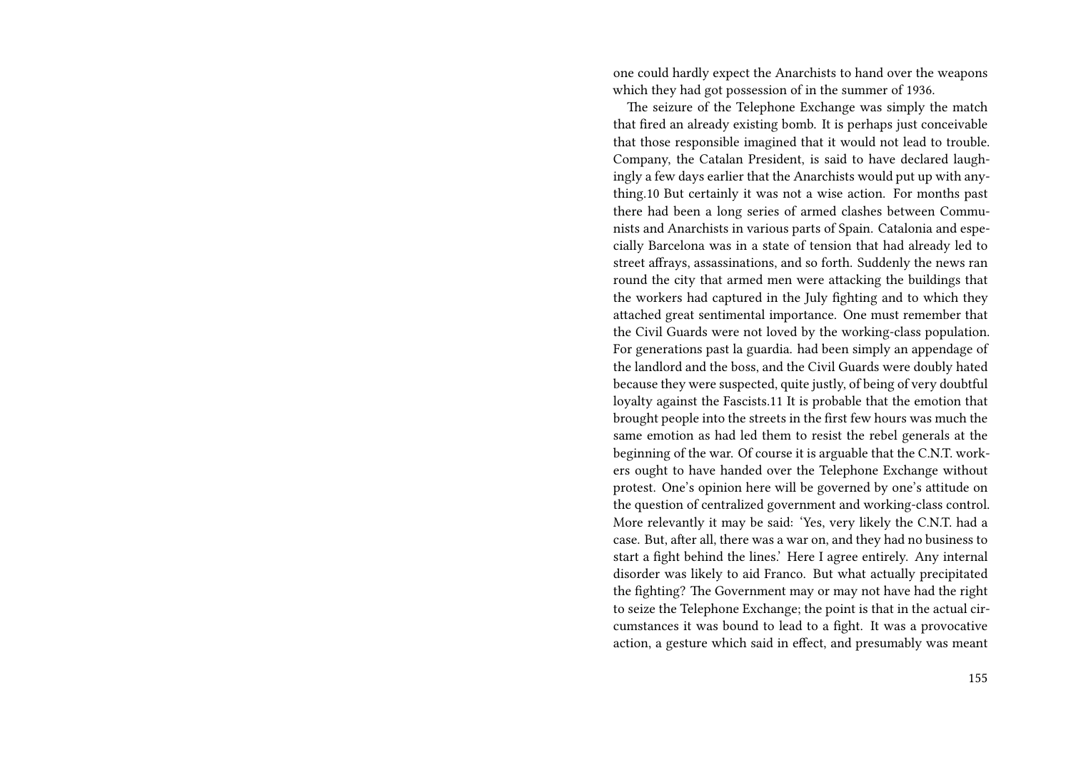one could hardly expect the Anarchists to hand over the weapons which they had got possession of in the summer of 1936.

The seizure of the Telephone Exchange was simply the match that fired an already existing bomb. It is perhaps just conceivable that those responsible imagined that it would not lead to trouble. Company, the Catalan President, is said to have declared laughingly a few days earlier that the Anarchists would put up with anything.[10] But certainly it was not a wise action. For months past there had been a long series of armed clashes between Communists and Anarchists in various parts of Spain. Catalonia and especially Barcelona was in a state of tension that had already led to street affrays, assassinations, and so forth. Suddenly the news ran round the city that armed men were attacking the buildings that the workers had captured in the July fighting and to which they attached great sentimental importance. One must remember that the Civil Guards were not loved by the working-class population. For generations past la guardia. had been simply an appendage of the landlord and the boss, and the Civil Guards were doubly hated because they were suspected, quite justly, of being of very doubtful loyalty against the Fascists.[11] It is probable that the emotion that brought people into the streets in the first few hours was much the same emotion as had led them to resist the rebel generals at the beginning of the war. Of course it is arguable that the C.N.T. workers ought to have handed over the Telephone Exchange without protest. One's opinion here will be governed by one's attitude on the question of centralized government and working-class control. More relevantly it may be said: 'Yes, very likely the C.N.T. had a case. But, after all, there was a war on, and they had no business to start a fight behind the lines.' Here I agree entirely. Any internal disorder was likely to aid Franco. But what actually precipitated the fighting? The Government may or may not have had the right to seize the Telephone Exchange; the point is that in the actual circumstances it was bound to lead to a fight. It was a provocative action, a gesture which said in effect, and presumably was meant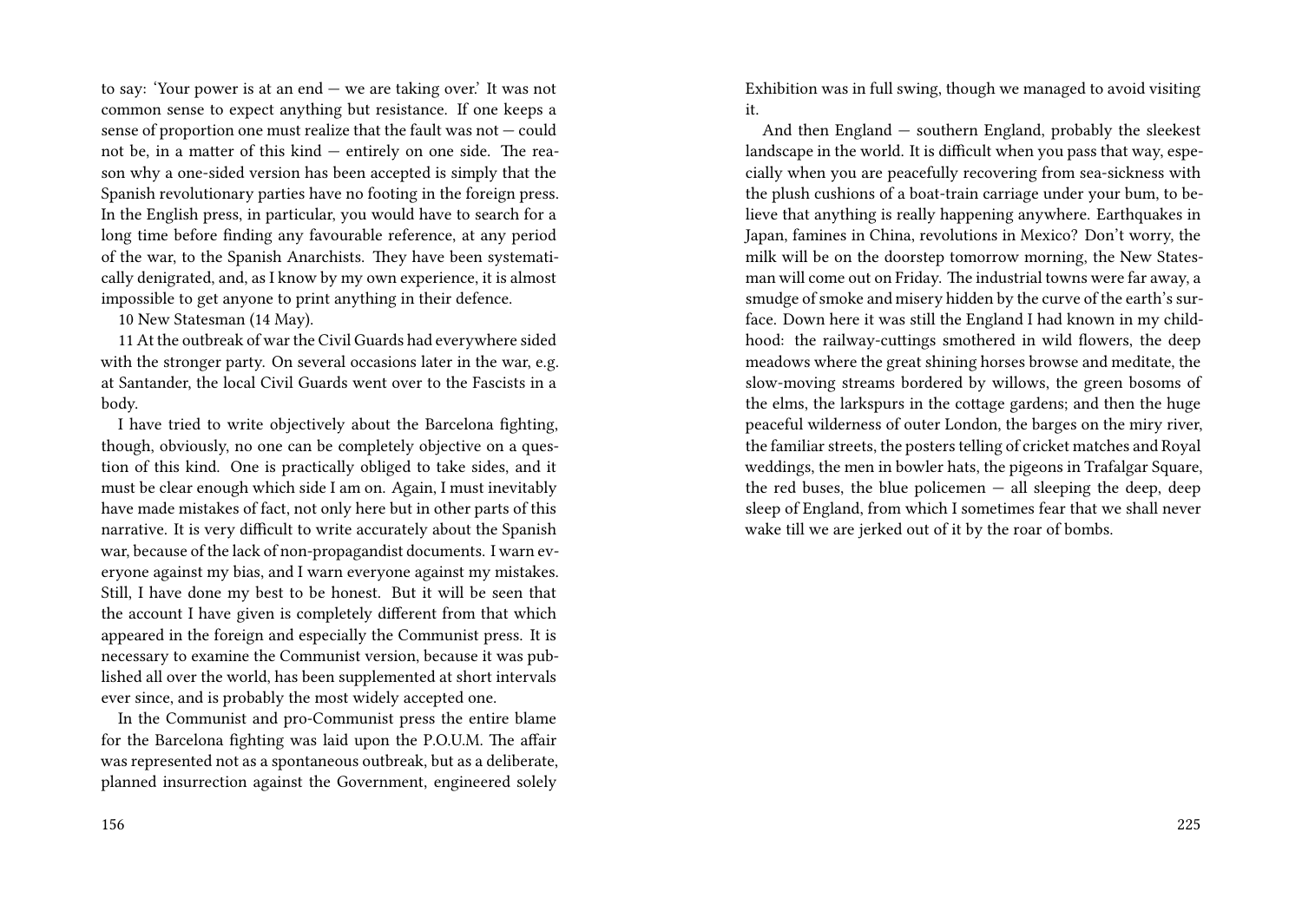to say: 'Your power is at an end — we are taking over.' It was not common sense to expect anything but resistance. If one keeps a sense of proportion one must realize that the fault was not — could not be, in a matter of this kind — entirely on one side. The reason why a one-sided version has been accepted is simply that the Spanish revolutionary parties have no footing in the foreign press. In the English press, in particular, you would have to search for a long time before finding any favourable reference, at any period of the war, to the Spanish Anarchists. They have been systematically denigrated, and, as I know by my own experience, it is almost impossible to get anyone to print anything in their defence.

10 New Statesman (14 May).

11 At the outbreak of war the Civil Guards had everywhere sided with the stronger party. On several occasions later in the war, e.g. at Santander, the local Civil Guards went over to the Fascists in a body.

I have tried to write objectively about the Barcelona fighting, though, obviously, no one can be completely objective on a question of this kind. One is practically obliged to take sides, and it must be clear enough which side I am on. Again, I must inevitably have made mistakes of fact, not only here but in other parts of this narrative. It is very difficult to write accurately about the Spanish war, because of the lack of non-propagandist documents. I warn everyone against my bias, and I warn everyone against my mistakes. Still, I have done my best to be honest. But it will be seen that the account I have given is completely different from that which appeared in the foreign and especially the Communist press. It is necessary to examine the Communist version, because it was published all over the world, has been supplemented at short intervals ever since, and is probably the most widely accepted one.

In the Communist and pro-Communist press the entire blame for the Barcelona fighting was laid upon the P.O.U.M. The affair was represented not as a spontaneous outbreak, but as a deliberate, planned insurrection against the Government, engineered solely

Exhibition was in full swing, though we managed to avoid visiting it.

And then England — southern England, probably the sleekest landscape in the world. It is difficult when you pass that way, especially when you are peacefully recovering from sea-sickness with the plush cushions of a boat-train carriage under your bum, to believe that anything is really happening anywhere. Earthquakes in Japan, famines in China, revolutions in Mexico? Don't worry, the milk will be on the doorstep tomorrow morning, the New Statesman will come out on Friday. The industrial towns were far away, a smudge of smoke and misery hidden by the curve of the earth's surface. Down here it was still the England I had known in my childhood: the railway-cuttings smothered in wild flowers, the deep meadows where the great shining horses browse and meditate, the slow-moving streams bordered by willows, the green bosoms of the elms, the larkspurs in the cottage gardens; and then the huge peaceful wilderness of outer London, the barges on the miry river, the familiar streets, the posters telling of cricket matches and Royal weddings, the men in bowler hats, the pigeons in Trafalgar Square, the red buses, the blue policemen — all sleeping the deep, deep sleep of England, from which I sometimes fear that we shall never wake till we are jerked out of it by the roar of bombs.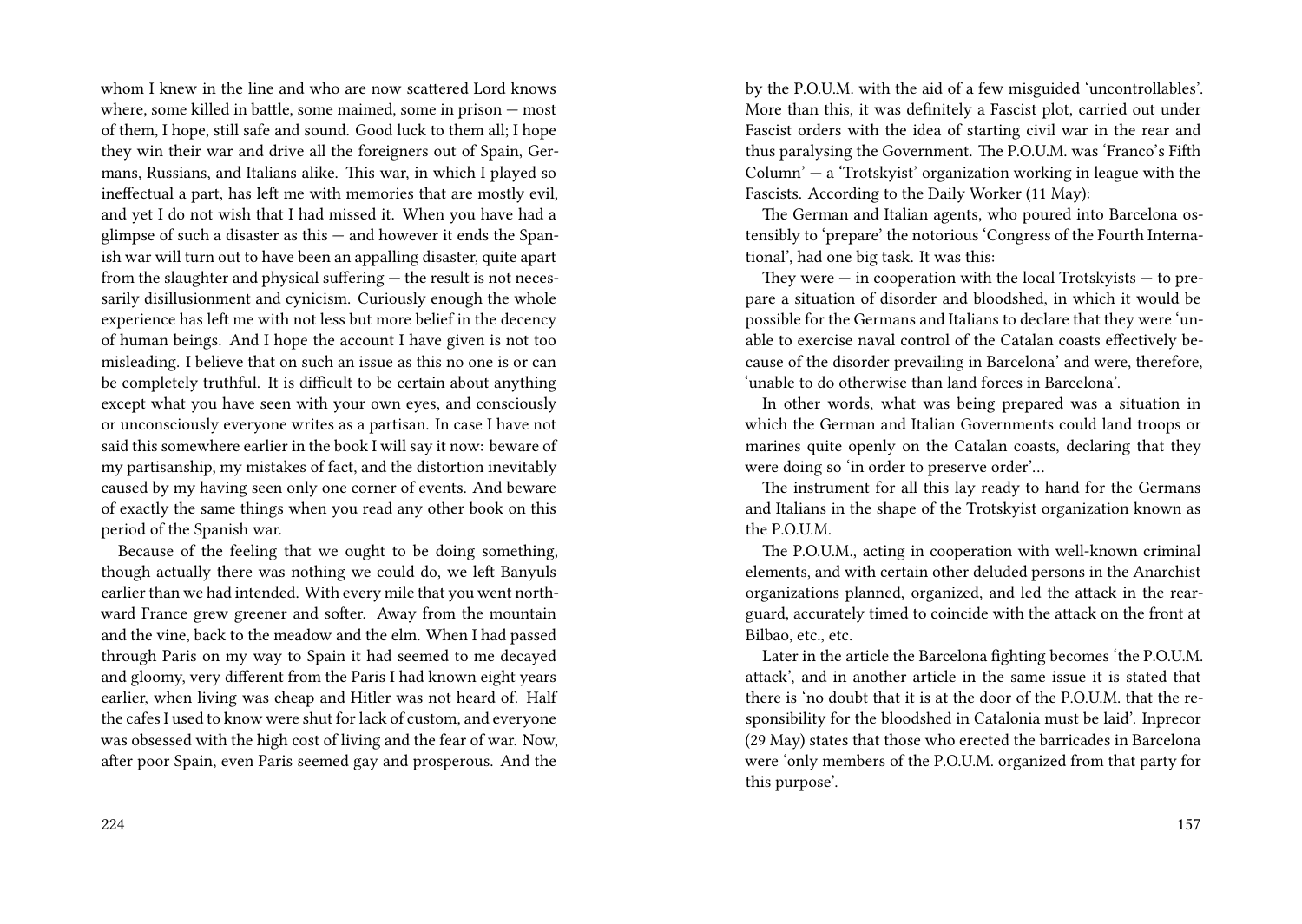whom I knew in the line and who are now scattered Lord knows where, some killed in battle, some maimed, some in prison — most of them, I hope, still safe and sound. Good luck to them all; I hope they win their war and drive all the foreigners out of Spain, Germans, Russians, and Italians alike. This war, in which I played so ineffectual a part, has left me with memories that are mostly evil, and yet I do not wish that I had missed it. When you have had a glimpse of such a disaster as this — and however it ends the Spanish war will turn out to have been an appalling disaster, quite apart from the slaughter and physical suffering — the result is not necessarily disillusionment and cynicism. Curiously enough the whole experience has left me with not less but more belief in the decency of human beings. And I hope the account I have given is not too misleading. I believe that on such an issue as this no one is or can be completely truthful. It is difficult to be certain about anything except what you have seen with your own eyes, and consciously or unconsciously everyone writes as a partisan. In case I have not said this somewhere earlier in the book I will say it now: beware of my partisanship, my mistakes of fact, and the distortion inevitably caused by my having seen only one corner of events. And beware of exactly the same things when you read any other book on this period of the Spanish war.

Because of the feeling that we ought to be doing something, though actually there was nothing we could do, we left Banyuls earlier than we had intended. With every mile that you went northward France grew greener and softer. Away from the mountain and the vine, back to the meadow and the elm. When I had passed through Paris on my way to Spain it had seemed to me decayed and gloomy, very different from the Paris I had known eight years earlier, when living was cheap and Hitler was not heard of. Half the cafes I used to know were shut for lack of custom, and everyone was obsessed with the high cost of living and the fear of war. Now, after poor Spain, even Paris seemed gay and prosperous. And the

by the P.O.U.M. with the aid of a few misguided 'uncontrollables'. More than this, it was definitely a Fascist plot, carried out under Fascist orders with the idea of starting civil war in the rear and thus paralysing the Government. The P.O.U.M. was 'Franco's Fifth Column' — a 'Trotskyist' organization working in league with the Fascists. According to the Daily Worker (11 May):

The German and Italian agents, who poured into Barcelona ostensibly to 'prepare' the notorious 'Congress of the Fourth International', had one big task. It was this:

They were — in cooperation with the local Trotskyists — to prepare a situation of disorder and bloodshed, in which it would be possible for the Germans and Italians to declare that they were 'unable to exercise naval control of the Catalan coasts effectively because of the disorder prevailing in Barcelona' and were, therefore, 'unable to do otherwise than land forces in Barcelona'.

In other words, what was being prepared was a situation in which the German and Italian Governments could land troops or marines quite openly on the Catalan coasts, declaring that they were doing so 'in order to preserve order'…

The instrument for all this lay ready to hand for the Germans and Italians in the shape of the Trotskyist organization known as the P.O.U.M.

The P.O.U.M., acting in cooperation with well-known criminal elements, and with certain other deluded persons in the Anarchist organizations planned, organized, and led the attack in the rearguard, accurately timed to coincide with the attack on the front at Bilbao, etc., etc.

Later in the article the Barcelona fighting becomes 'the P.O.U.M. attack', and in another article in the same issue it is stated that there is 'no doubt that it is at the door of the P.O.U.M. that the responsibility for the bloodshed in Catalonia must be laid'. Inprecor (29 May) states that those who erected the barricades in Barcelona were 'only members of the P.O.U.M. organized from that party for this purpose'.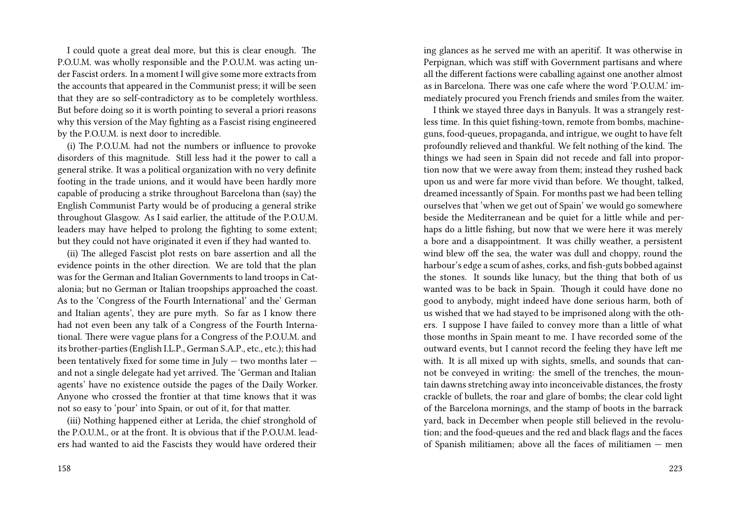I could quote a great deal more, but this is clear enough. The P.O.U.M. was wholly responsible and the P.O.U.M. was acting under Fascist orders. In a moment I will give some more extracts from the accounts that appeared in the Communist press; it will be seen that they are so self-contradictory as to be completely worthless. But before doing so it is worth pointing to several a priori reasons why this version of the May fighting as a Fascist rising engineered by the P.O.U.M. is next door to incredible.

(i) The P.O.U.M. had not the numbers or influence to provoke disorders of this magnitude. Still less had it the power to call a general strike. It was a political organization with no very definite footing in the trade unions, and it would have been hardly more capable of producing a strike throughout Barcelona than (say) the English Communist Party would be of producing a general strike throughout Glasgow. As I said earlier, the attitude of the P.O.U.M. leaders may have helped to prolong the fighting to some extent; but they could not have originated it even if they had wanted to.

(ii) The alleged Fascist plot rests on bare assertion and all the evidence points in the other direction. We are told that the plan was for the German and Italian Governments to land troops in Catalonia; but no German or Italian troopships approached the coast. As to the 'Congress of the Fourth International' and the' German and Italian agents', they are pure myth. So far as I know there had not even been any talk of a Congress of the Fourth International. There were vague plans for a Congress of the P.O.U.M. and its brother-parties (English I.L.P., German S.A.P., etc., etc.); this had been tentatively fixed for some time in July — two months later — and not a single delegate had yet arrived. The 'German and Italian agents' have no existence outside the pages of the Daily Worker. Anyone who crossed the frontier at that time knows that it was not so easy to 'pour' into Spain, or out of it, for that matter.

(iii) Nothing happened either at Lerida, the chief stronghold of the P.O.U.M., or at the front. It is obvious that if the P.O.U.M. leaders had wanted to aid the Fascists they would have ordered their

ing glances as he served me with an aperitif. It was otherwise in Perpignan, which was stiff with Government partisans and where all the different factions were caballing against one another almost as in Barcelona. There was one cafe where the word 'P.O.U.M.' immediately procured you French friends and smiles from the waiter.

I think we stayed three days in Banyuls. It was a strangely restless time. In this quiet fishing-town, remote from bombs, machine-guns, food-queues, propaganda, and intrigue, we ought to have felt profoundly relieved and thankful. We felt nothing of the kind. The things we had seen in Spain did not recede and fall into proportion now that we were away from them; instead they rushed back upon us and were far more vivid than before. We thought, talked, dreamed incessantly of Spain. For months past we had been telling ourselves that 'when we get out of Spain' we would go somewhere beside the Mediterranean and be quiet for a little while and perhaps do a little fishing, but now that we were here it was merely a bore and a disappointment. It was chilly weather, a persistent wind blew off the sea, the water was dull and choppy, round the harbour's edge a scum of ashes, corks, and fish-guts bobbed against the stones. It sounds like lunacy, but the thing that both of us wanted was to be back in Spain. Though it could have done no good to anybody, might indeed have done serious harm, both of us wished that we had stayed to be imprisoned along with the others. I suppose I have failed to convey more than a little of what those months in Spain meant to me. I have recorded some of the outward events, but I cannot record the feeling they have left me with. It is all mixed up with sights, smells, and sounds that cannot be conveyed in writing: the smell of the trenches, the mountain dawns stretching away into inconceivable distances, the frosty crackle of bullets, the roar and glare of bombs; the clear cold light of the Barcelona mornings, and the stamp of boots in the barrack yard, back in December when people still believed in the revolution; and the food-queues and the red and black flags and the faces of Spanish militiamen; above all the faces of militiamen — men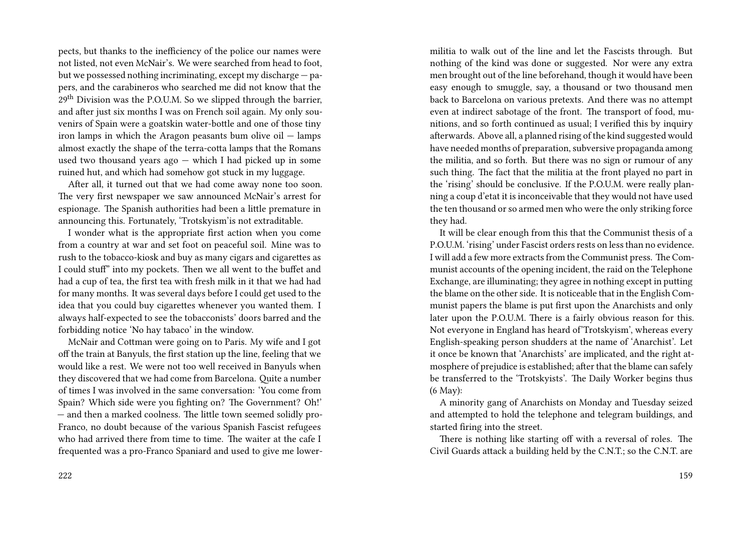pects, but thanks to the inefficiency of the police our names were not listed, not even McNair's. We were searched from head to foot, but we possessed nothing incriminating, except my discharge — papers, and the carabineros who searched me did not know that the 29th Division was the P.O.U.M. So we slipped through the barrier, and after just six months I was on French soil again. My only souvenirs of Spain were a goatskin water-bottle and one of those tiny iron lamps in which the Aragon peasants bum olive oil — lamps almost exactly the shape of the terra-cotta lamps that the Romans used two thousand years ago — which I had picked up in some ruined hut, and which had somehow got stuck in my luggage.

After all, it turned out that we had come away none too soon. The very first newspaper we saw announced McNair's arrest for espionage. The Spanish authorities had been a little premature in announcing this. Fortunately, 'Trotskyism'is not extraditable.

I wonder what is the appropriate first action when you come from a country at war and set foot on peaceful soil. Mine was to rush to the tobacco-kiosk and buy as many cigars and cigarettes as I could stuff" into my pockets. Then we all went to the buffet and had a cup of tea, the first tea with fresh milk in it that we had had for many months. It was several days before I could get used to the idea that you could buy cigarettes whenever you wanted them. I always half-expected to see the tobacconists' doors barred and the forbidding notice 'No hay tabaco' in the window.

McNair and Cottman were going on to Paris. My wife and I got off the train at Banyuls, the first station up the line, feeling that we would like a rest. We were not too well received in Banyuls when they discovered that we had come from Barcelona. Quite a number of times I was involved in the same conversation: 'You come from Spain? Which side were you fighting on? The Government? Oh!' — and then a marked coolness. The little town seemed solidly pro-Franco, no doubt because of the various Spanish Fascist refugees who had arrived there from time to time. The waiter at the cafe I frequented was a pro-Franco Spaniard and used to give me lower-

militia to walk out of the line and let the Fascists through. But nothing of the kind was done or suggested. Nor were any extra men brought out of the line beforehand, though it would have been easy enough to smuggle, say, a thousand or two thousand men back to Barcelona on various pretexts. And there was no attempt even at indirect sabotage of the front. The transport of food, munitions, and so forth continued as usual; I verified this by inquiry afterwards. Above all, a planned rising of the kind suggested would have needed months of preparation, subversive propaganda among the militia, and so forth. But there was no sign or rumour of any such thing. The fact that the militia at the front played no part in the 'rising' should be conclusive. If the P.O.U.M. were really planning a coup d'etat it is inconceivable that they would not have used the ten thousand or so armed men who were the only striking force they had.

It will be clear enough from this that the Communist thesis of a P.O.U.M. 'rising' under Fascist orders rests on less than no evidence. I will add a few more extracts from the Communist press. The Communist accounts of the opening incident, the raid on the Telephone Exchange, are illuminating; they agree in nothing except in putting the blame on the other side. It is noticeable that in the English Communist papers the blame is put first upon the Anarchists and only later upon the P.O.U.M. There is a fairly obvious reason for this. Not everyone in England has heard of'Trotskyism', whereas every English-speaking person shudders at the name of 'Anarchist'. Let it once be known that 'Anarchists' are implicated, and the right atmosphere of prejudice is established; after that the blame can safely be transferred to the 'Trotskyists'. The Daily Worker begins thus (6 May):

A minority gang of Anarchists on Monday and Tuesday seized and attempted to hold the telephone and telegram buildings, and started firing into the street.

There is nothing like starting off with a reversal of roles. The Civil Guards attack a building held by the C.N.T.; so the C.N.T. are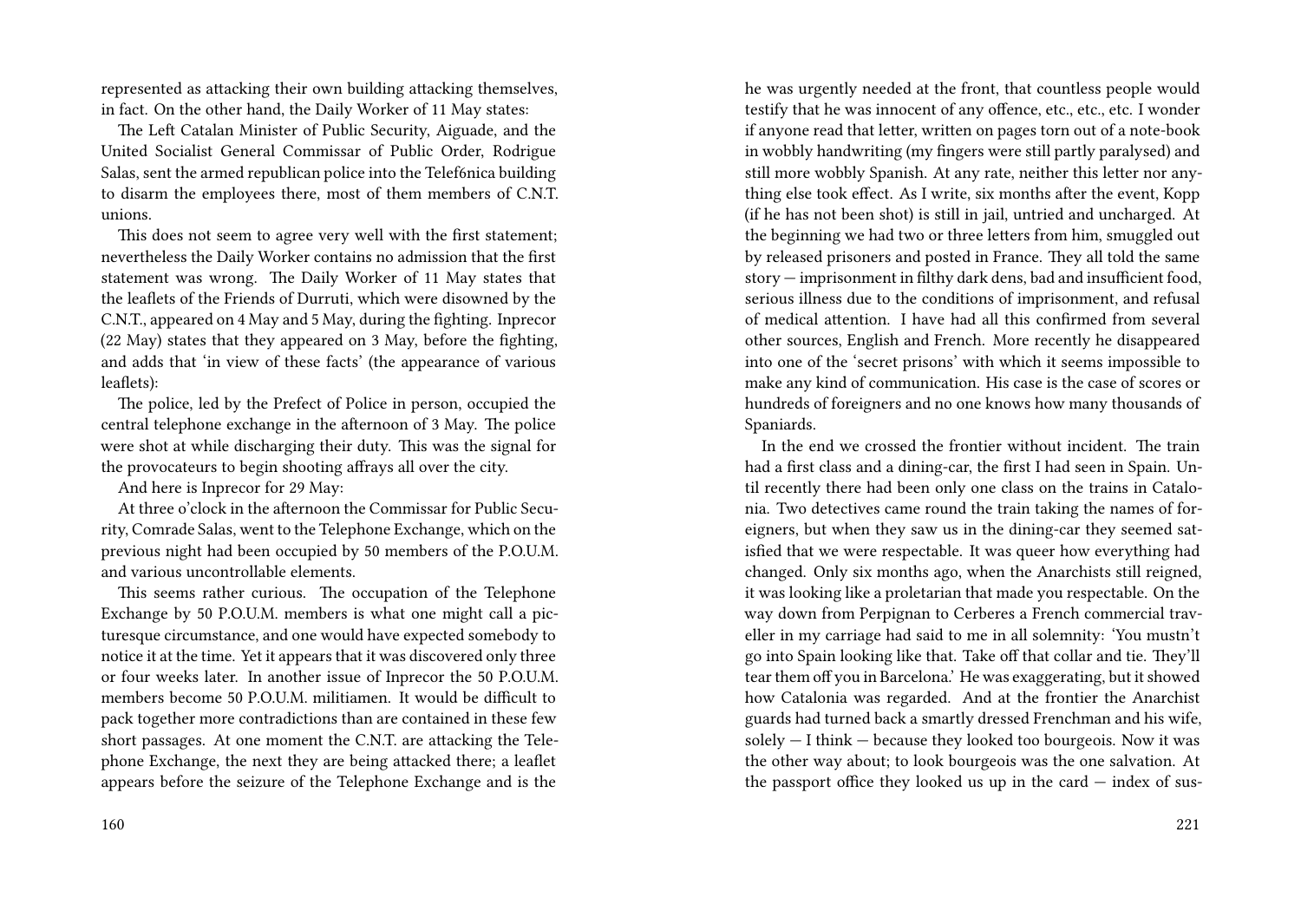represented as attacking their own building attacking themselves, in fact. On the other hand, the Daily Worker of 11 May states:

The Left Catalan Minister of Public Security, Aiguade, and the United Socialist General Commissar of Public Order, Rodrigue Salas, sent the armed republican police into the Telef6nica building to disarm the employees there, most of them members of C.N.T. unions.

This does not seem to agree very well with the first statement; nevertheless the Daily Worker contains no admission that the first statement was wrong. The Daily Worker of 11 May states that the leaflets of the Friends of Durruti, which were disowned by the C.N.T., appeared on 4 May and 5 May, during the fighting. Inprecor (22 May) states that they appeared on 3 May, before the fighting, and adds that 'in view of these facts' (the appearance of various leaflets):

The police, led by the Prefect of Police in person, occupied the central telephone exchange in the afternoon of 3 May. The police were shot at while discharging their duty. This was the signal for the provocateurs to begin shooting affrays all over the city.

And here is Inprecor for 29 May:

At three o'clock in the afternoon the Commissar for Public Security, Comrade Salas, went to the Telephone Exchange, which on the previous night had been occupied by 50 members of the P.O.U.M. and various uncontrollable elements.

This seems rather curious. The occupation of the Telephone Exchange by 50 P.O.U.M. members is what one might call a picturesque circumstance, and one would have expected somebody to notice it at the time. Yet it appears that it was discovered only three or four weeks later. In another issue of Inprecor the 50 P.O.U.M. members become 50 P.O.U.M. militiamen. It would be difficult to pack together more contradictions than are contained in these few short passages. At one moment the C.N.T. are attacking the Telephone Exchange, the next they are being attacked there; a leaflet appears before the seizure of the Telephone Exchange and is the

he was urgently needed at the front, that countless people would testify that he was innocent of any offence, etc., etc., etc. I wonder if anyone read that letter, written on pages torn out of a note-book in wobbly handwriting (my fingers were still partly paralysed) and still more wobbly Spanish. At any rate, neither this letter nor anything else took effect. As I write, six months after the event, Kopp (if he has not been shot) is still in jail, untried and uncharged. At the beginning we had two or three letters from him, smuggled out by released prisoners and posted in France. They all told the same story — imprisonment in filthy dark dens, bad and insufficient food, serious illness due to the conditions of imprisonment, and refusal of medical attention. I have had all this confirmed from several other sources, English and French. More recently he disappeared into one of the 'secret prisons' with which it seems impossible to make any kind of communication. His case is the case of scores or hundreds of foreigners and no one knows how many thousands of Spaniards.

In the end we crossed the frontier without incident. The train had a first class and a dining-car, the first I had seen in Spain. Until recently there had been only one class on the trains in Catalonia. Two detectives came round the train taking the names of foreigners, but when they saw us in the dining-car they seemed satisfied that we were respectable. It was queer how everything had changed. Only six months ago, when the Anarchists still reigned, it was looking like a proletarian that made you respectable. On the way down from Perpignan to Cerberes a French commercial traveller in my carriage had said to me in all solemnity: 'You mustn't go into Spain looking like that. Take off that collar and tie. They'll tear them off you in Barcelona.' He was exaggerating, but it showed how Catalonia was regarded. And at the frontier the Anarchist guards had turned back a smartly dressed Frenchman and his wife, solely — I think — because they looked too bourgeois. Now it was the other way about; to look bourgeois was the one salvation. At the passport office they looked us up in the card — index of sus-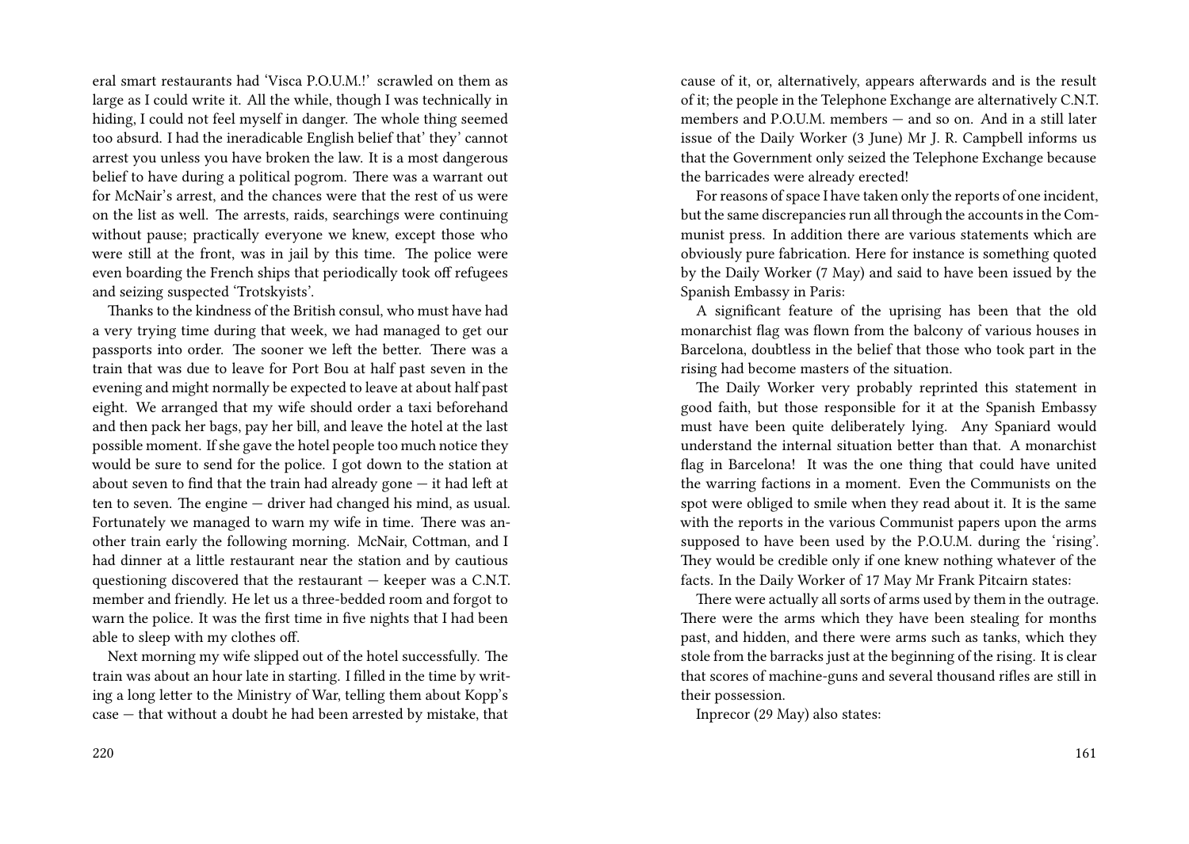eral smart restaurants had 'Visca P.O.U.M.!' scrawled on them as large as I could write it. All the while, though I was technically in hiding, I could not feel myself in danger. The whole thing seemed too absurd. I had the ineradicable English belief that' they' cannot arrest you unless you have broken the law. It is a most dangerous belief to have during a political pogrom. There was a warrant out for McNair's arrest, and the chances were that the rest of us were on the list as well. The arrests, raids, searchings were continuing without pause; practically everyone we knew, except those who were still at the front, was in jail by this time. The police were even boarding the French ships that periodically took off refugees and seizing suspected 'Trotskyists'.

Thanks to the kindness of the British consul, who must have had a very trying time during that week, we had managed to get our passports into order. The sooner we left the better. There was a train that was due to leave for Port Bou at half past seven in the evening and might normally be expected to leave at about half past eight. We arranged that my wife should order a taxi beforehand and then pack her bags, pay her bill, and leave the hotel at the last possible moment. If she gave the hotel people too much notice they would be sure to send for the police. I got down to the station at about seven to find that the train had already gone — it had left at ten to seven. The engine — driver had changed his mind, as usual. Fortunately we managed to warn my wife in time. There was another train early the following morning. McNair, Cottman, and I had dinner at a little restaurant near the station and by cautious questioning discovered that the restaurant — keeper was a C.N.T. member and friendly. He let us a three-bedded room and forgot to warn the police. It was the first time in five nights that I had been able to sleep with my clothes off.

Next morning my wife slipped out of the hotel successfully. The train was about an hour late in starting. I filled in the time by writing a long letter to the Ministry of War, telling them about Kopp's case — that without a doubt he had been arrested by mistake, that

cause of it, or, alternatively, appears afterwards and is the result of it; the people in the Telephone Exchange are alternatively C.N.T. members and P.O.U.M. members — and so on. And in a still later issue of the Daily Worker (3 June) Mr J. R. Campbell informs us that the Government only seized the Telephone Exchange because the barricades were already erected!

For reasons of space I have taken only the reports of one incident, but the same discrepancies run all through the accounts in the Communist press. In addition there are various statements which are obviously pure fabrication. Here for instance is something quoted by the Daily Worker (7 May) and said to have been issued by the Spanish Embassy in Paris:

A significant feature of the uprising has been that the old monarchist flag was flown from the balcony of various houses in Barcelona, doubtless in the belief that those who took part in the rising had become masters of the situation.

The Daily Worker very probably reprinted this statement in good faith, but those responsible for it at the Spanish Embassy must have been quite deliberately lying. Any Spaniard would understand the internal situation better than that. A monarchist flag in Barcelona! It was the one thing that could have united the warring factions in a moment. Even the Communists on the spot were obliged to smile when they read about it. It is the same with the reports in the various Communist papers upon the arms supposed to have been used by the P.O.U.M. during the 'rising'. They would be credible only if one knew nothing whatever of the facts. In the Daily Worker of 17 May Mr Frank Pitcairn states:

There were actually all sorts of arms used by them in the outrage. There were the arms which they have been stealing for months past, and hidden, and there were arms such as tanks, which they stole from the barracks just at the beginning of the rising. It is clear that scores of machine-guns and several thousand rifles are still in their possession.

Inprecor (29 May) also states: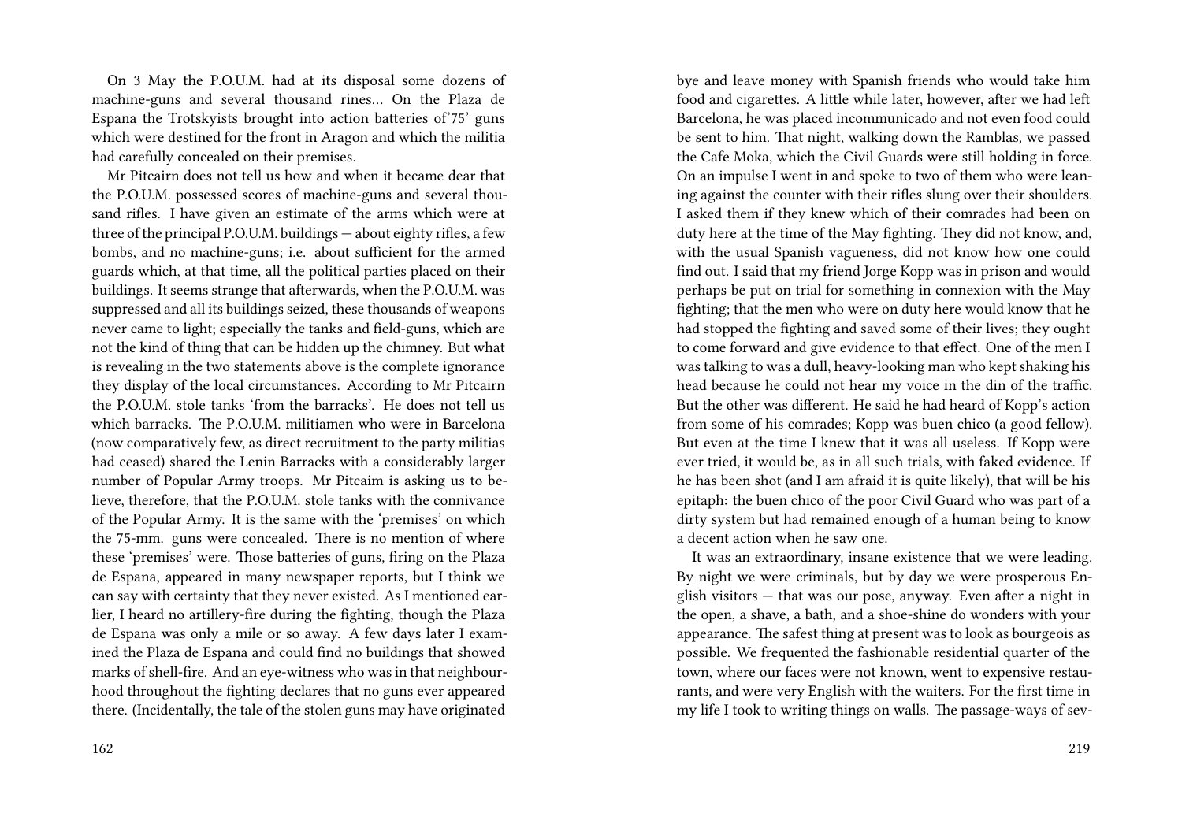On 3 May the P.O.U.M. had at its disposal some dozens of machine-guns and several thousand rines… On the Plaza de Espana the Trotskyists brought into action batteries of'75' guns which were destined for the front in Aragon and which the militia had carefully concealed on their premises.

Mr Pitcairn does not tell us how and when it became dear that the P.O.U.M. possessed scores of machine-guns and several thousand rifles. I have given an estimate of the arms which were at three of the principal P.O.U.M. buildings — about eighty rifles, a few bombs, and no machine-guns; i.e. about sufficient for the armed guards which, at that time, all the political parties placed on their buildings. It seems strange that afterwards, when the P.O.U.M. was suppressed and all its buildings seized, these thousands of weapons never came to light; especially the tanks and field-guns, which are not the kind of thing that can be hidden up the chimney. But what is revealing in the two statements above is the complete ignorance they display of the local circumstances. According to Mr Pitcairn the P.O.U.M. stole tanks 'from the barracks'. He does not tell us which barracks. The P.O.U.M. militiamen who were in Barcelona (now comparatively few, as direct recruitment to the party militias had ceased) shared the Lenin Barracks with a considerably larger number of Popular Army troops. Mr Pitcaim is asking us to believe, therefore, that the P.O.U.M. stole tanks with the connivance of the Popular Army. It is the same with the 'premises' on which the 75-mm. guns were concealed. There is no mention of where these 'premises' were. Those batteries of guns, firing on the Plaza de Espana, appeared in many newspaper reports, but I think we can say with certainty that they never existed. As I mentioned earlier, I heard no artillery-fire during the fighting, though the Plaza de Espana was only a mile or so away. A few days later I examined the Plaza de Espana and could find no buildings that showed marks of shell-fire. And an eye-witness who was in that neighbourhood throughout the fighting declares that no guns ever appeared there. (Incidentally, the tale of the stolen guns may have originated

bye and leave money with Spanish friends who would take him food and cigarettes. A little while later, however, after we had left Barcelona, he was placed incommunicado and not even food could be sent to him. That night, walking down the Ramblas, we passed the Cafe Moka, which the Civil Guards were still holding in force. On an impulse I went in and spoke to two of them who were leaning against the counter with their rifles slung over their shoulders. I asked them if they knew which of their comrades had been on duty here at the time of the May fighting. They did not know, and, with the usual Spanish vagueness, did not know how one could find out. I said that my friend Jorge Kopp was in prison and would perhaps be put on trial for something in connexion with the May fighting; that the men who were on duty here would know that he had stopped the fighting and saved some of their lives; they ought to come forward and give evidence to that effect. One of the men I was talking to was a dull, heavy-looking man who kept shaking his head because he could not hear my voice in the din of the traffic. But the other was different. He said he had heard of Kopp's action from some of his comrades; Kopp was buen chico (a good fellow). But even at the time I knew that it was all useless. If Kopp were ever tried, it would be, as in all such trials, with faked evidence. If he has been shot (and I am afraid it is quite likely), that will be his epitaph: the buen chico of the poor Civil Guard who was part of a dirty system but had remained enough of a human being to know a decent action when he saw one.

It was an extraordinary, insane existence that we were leading. By night we were criminals, but by day we were prosperous English visitors — that was our pose, anyway. Even after a night in the open, a shave, a bath, and a shoe-shine do wonders with your appearance. The safest thing at present was to look as bourgeois as possible. We frequented the fashionable residential quarter of the town, where our faces were not known, went to expensive restaurants, and were very English with the waiters. For the first time in my life I took to writing things on walls. The passage-ways of sev-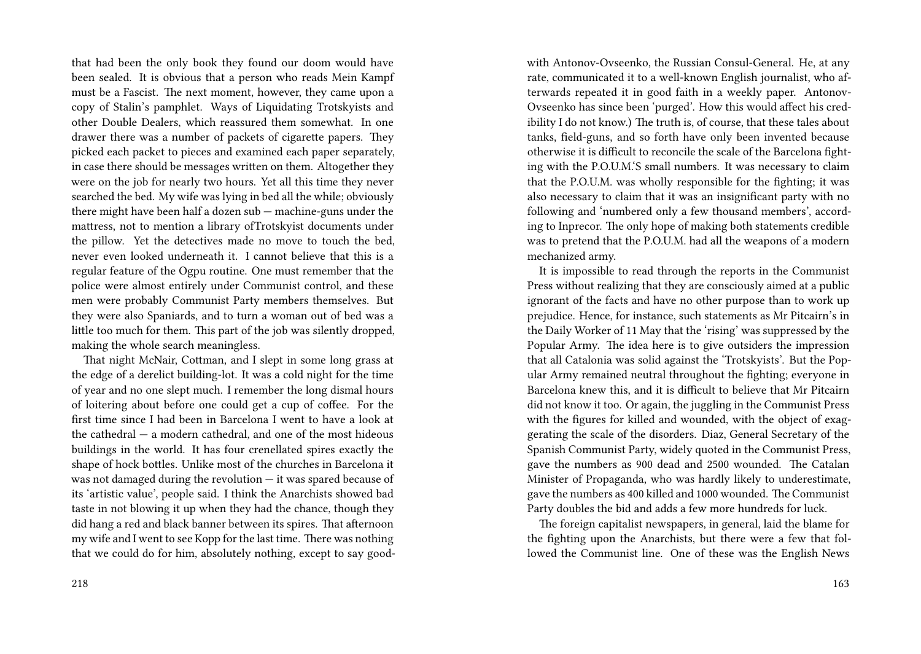that had been the only book they found our doom would have been sealed. It is obvious that a person who reads Mein Kampf must be a Fascist. The next moment, however, they came upon a copy of Stalin's pamphlet. Ways of Liquidating Trotskyists and other Double Dealers, which reassured them somewhat. In one drawer there was a number of packets of cigarette papers. They picked each packet to pieces and examined each paper separately, in case there should be messages written on them. Altogether they were on the job for nearly two hours. Yet all this time they never searched the bed. My wife was lying in bed all the while; obviously there might have been half a dozen sub — machine-guns under the mattress, not to mention a library ofTrotskyist documents under the pillow. Yet the detectives made no move to touch the bed, never even looked underneath it. I cannot believe that this is a regular feature of the Ogpu routine. One must remember that the police were almost entirely under Communist control, and these men were probably Communist Party members themselves. But they were also Spaniards, and to turn a woman out of bed was a little too much for them. This part of the job was silently dropped, making the whole search meaningless.

That night McNair, Cottman, and I slept in some long grass at the edge of a derelict building-lot. It was a cold night for the time of year and no one slept much. I remember the long dismal hours of loitering about before one could get a cup of coffee. For the first time since I had been in Barcelona I went to have a look at the cathedral — a modern cathedral, and one of the most hideous buildings in the world. It has four crenellated spires exactly the shape of hock bottles. Unlike most of the churches in Barcelona it was not damaged during the revolution — it was spared because of its 'artistic value', people said. I think the Anarchists showed bad taste in not blowing it up when they had the chance, though they did hang a red and black banner between its spires. That afternoon my wife and I went to see Kopp for the last time. There was nothing that we could do for him, absolutely nothing, except to say good-

with Antonov-Ovseenko, the Russian Consul-General. He, at any rate, communicated it to a well-known English journalist, who afterwards repeated it in good faith in a weekly paper. Antonov-Ovseenko has since been 'purged'. How this would affect his credibility I do not know.) The truth is, of course, that these tales about tanks, field-guns, and so forth have only been invented because otherwise it is difficult to reconcile the scale of the Barcelona fighting with the P.O.U.M.'S small numbers. It was necessary to claim that the P.O.U.M. was wholly responsible for the fighting; it was also necessary to claim that it was an insignificant party with no following and 'numbered only a few thousand members', according to Inprecor. The only hope of making both statements credible was to pretend that the P.O.U.M. had all the weapons of a modern mechanized army.

It is impossible to read through the reports in the Communist Press without realizing that they are consciously aimed at a public ignorant of the facts and have no other purpose than to work up prejudice. Hence, for instance, such statements as Mr Pitcairn's in the Daily Worker of 11 May that the 'rising' was suppressed by the Popular Army. The idea here is to give outsiders the impression that all Catalonia was solid against the 'Trotskyists'. But the Popular Army remained neutral throughout the fighting; everyone in Barcelona knew this, and it is difficult to believe that Mr Pitcairn did not know it too. Or again, the juggling in the Communist Press with the figures for killed and wounded, with the object of exaggerating the scale of the disorders. Diaz, General Secretary of the Spanish Communist Party, widely quoted in the Communist Press, gave the numbers as 900 dead and 2500 wounded. The Catalan Minister of Propaganda, who was hardly likely to underestimate, gave the numbers as 400 killed and 1000 wounded. The Communist Party doubles the bid and adds a few more hundreds for luck.

The foreign capitalist newspapers, in general, laid the blame for the fighting upon the Anarchists, but there were a few that followed the Communist line. One of these was the English News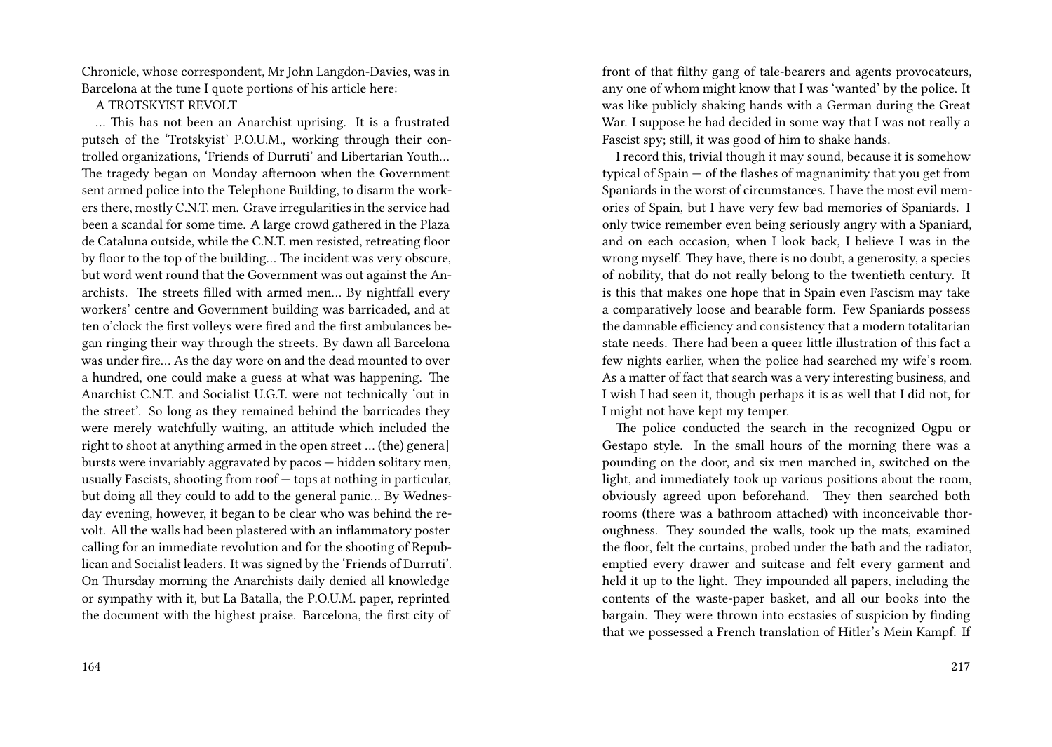Chronicle, whose correspondent, Mr John Langdon-Davies, was in Barcelona at the tune I quote portions of his article here:

A TROTSKYIST REVOLT

… This has not been an Anarchist uprising. It is a frustrated putsch of the 'Trotskyist' P.O.U.M., working through their controlled organizations, 'Friends of Durruti' and Libertarian Youth… The tragedy began on Monday afternoon when the Government sent armed police into the Telephone Building, to disarm the workers there, mostly C.N.T. men. Grave irregularities in the service had been a scandal for some time. A large crowd gathered in the Plaza de Cataluna outside, while the C.N.T. men resisted, retreating floor by floor to the top of the building… The incident was very obscure, but word went round that the Government was out against the Anarchists. The streets filled with armed men… By nightfall every workers' centre and Government building was barricaded, and at ten o'clock the first volleys were fired and the first ambulances began ringing their way through the streets. By dawn all Barcelona was under fire… As the day wore on and the dead mounted to over a hundred, one could make a guess at what was happening. The Anarchist C.N.T. and Socialist U.G.T. were not technically 'out in the street'. So long as they remained behind the barricades they were merely watchfully waiting, an attitude which included the right to shoot at anything armed in the open street … (the) genera] bursts were invariably aggravated by pacos — hidden solitary men, usually Fascists, shooting from roof — tops at nothing in particular, but doing all they could to add to the general panic… By Wednesday evening, however, it began to be clear who was behind the revolt. All the walls had been plastered with an inflammatory poster calling for an immediate revolution and for the shooting of Republican and Socialist leaders. It was signed by the 'Friends of Durruti'. On Thursday morning the Anarchists daily denied all knowledge or sympathy with it, but La Batalla, the P.O.U.M. paper, reprinted the document with the highest praise. Barcelona, the first city of

front of that filthy gang of tale-bearers and agents provocateurs, any one of whom might know that I was 'wanted' by the police. It was like publicly shaking hands with a German during the Great War. I suppose he had decided in some way that I was not really a Fascist spy; still, it was good of him to shake hands.

I record this, trivial though it may sound, because it is somehow typical of Spain — of the flashes of magnanimity that you get from Spaniards in the worst of circumstances. I have the most evil memories of Spain, but I have very few bad memories of Spaniards. I only twice remember even being seriously angry with a Spaniard, and on each occasion, when I look back, I believe I was in the wrong myself. They have, there is no doubt, a generosity, a species of nobility, that do not really belong to the twentieth century. It is this that makes one hope that in Spain even Fascism may take a comparatively loose and bearable form. Few Spaniards possess the damnable efficiency and consistency that a modern totalitarian state needs. There had been a queer little illustration of this fact a few nights earlier, when the police had searched my wife's room. As a matter of fact that search was a very interesting business, and I wish I had seen it, though perhaps it is as well that I did not, for I might not have kept my temper.

The police conducted the search in the recognized Ogpu or Gestapo style. In the small hours of the morning there was a pounding on the door, and six men marched in, switched on the light, and immediately took up various positions about the room, obviously agreed upon beforehand. They then searched both rooms (there was a bathroom attached) with inconceivable thoroughness. They sounded the walls, took up the mats, examined the floor, felt the curtains, probed under the bath and the radiator, emptied every drawer and suitcase and felt every garment and held it up to the light. They impounded all papers, including the contents of the waste-paper basket, and all our books into the bargain. They were thrown into ecstasies of suspicion by finding that we possessed a French translation of Hitler's Mein Kampf. If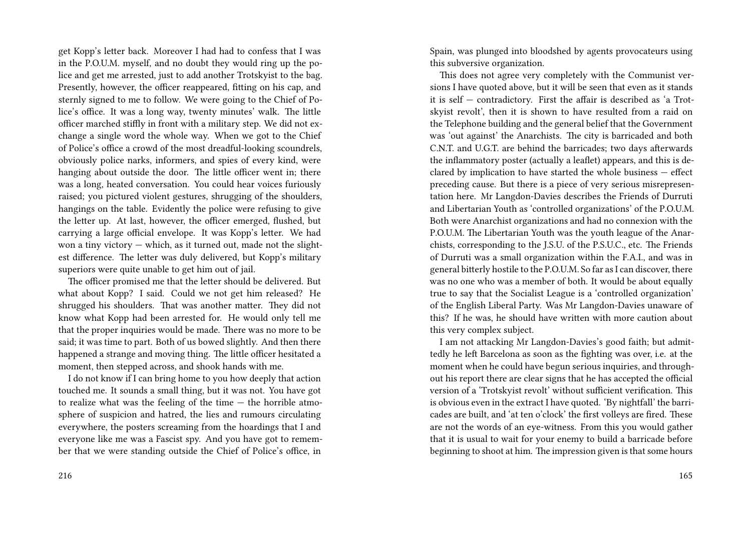get Kopp's letter back. Moreover I had had to confess that I was in the P.O.U.M. myself, and no doubt they would ring up the police and get me arrested, just to add another Trotskyist to the bag. Presently, however, the officer reappeared, fitting on his cap, and sternly signed to me to follow. We were going to the Chief of Police's office. It was a long way, twenty minutes' walk. The little officer marched stiffly in front with a military step. We did not exchange a single word the whole way. When we got to the Chief of Police's office a crowd of the most dreadful-looking scoundrels, obviously police narks, informers, and spies of every kind, were hanging about outside the door. The little officer went in; there was a long, heated conversation. You could hear voices furiously raised; you pictured violent gestures, shrugging of the shoulders, hangings on the table. Evidently the police were refusing to give the letter up. At last, however, the officer emerged, flushed, but carrying a large official envelope. It was Kopp's letter. We had won a tiny victory — which, as it turned out, made not the slightest difference. The letter was duly delivered, but Kopp's military superiors were quite unable to get him out of jail.

The officer promised me that the letter should be delivered. But what about Kopp? I said. Could we not get him released? He shrugged his shoulders. That was another matter. They did not know what Kopp had been arrested for. He would only tell me that the proper inquiries would be made. There was no more to be said; it was time to part. Both of us bowed slightly. And then there happened a strange and moving thing. The little officer hesitated a moment, then stepped across, and shook hands with me.

I do not know if I can bring home to you how deeply that action touched me. It sounds a small thing, but it was not. You have got to realize what was the feeling of the time — the horrible atmosphere of suspicion and hatred, the lies and rumours circulating everywhere, the posters screaming from the hoardings that I and everyone like me was a Fascist spy. And you have got to remember that we were standing outside the Chief of Police's office, in

Spain, was plunged into bloodshed by agents provocateurs using this subversive organization.

This does not agree very completely with the Communist versions I have quoted above, but it will be seen that even as it stands it is self — contradictory. First the affair is described as 'a Trotskyist revolt', then it is shown to have resulted from a raid on the Telephone building and the general belief that the Government was 'out against' the Anarchists. The city is barricaded and both C.N.T. and U.G.T. are behind the barricades; two days afterwards the inflammatory poster (actually a leaflet) appears, and this is declared by implication to have started the whole business — effect preceding cause. But there is a piece of very serious misrepresentation here. Mr Langdon-Davies describes the Friends of Durruti and Libertarian Youth as 'controlled organizations' of the P.O.U.M. Both were Anarchist organizations and had no connexion with the P.O.U.M. The Libertarian Youth was the youth league of the Anarchists, corresponding to the J.S.U. of the P.S.U.C., etc. The Friends of Durruti was a small organization within the F.A.I., and was in general bitterly hostile to the P.O.U.M. So far as I can discover, there was no one who was a member of both. It would be about equally true to say that the Socialist League is a 'controlled organization' of the English Liberal Party. Was Mr Langdon-Davies unaware of this? If he was, he should have written with more caution about this very complex subject.

I am not attacking Mr Langdon-Davies's good faith; but admittedly he left Barcelona as soon as the fighting was over, i.e. at the moment when he could have begun serious inquiries, and throughout his report there are clear signs that he has accepted the official version of a 'Trotskyist revolt' without sufficient verification. This is obvious even in the extract I have quoted. 'By nightfall' the barricades are built, and 'at ten o'clock' the first volleys are fired. These are not the words of an eye-witness. From this you would gather that it is usual to wait for your enemy to build a barricade before beginning to shoot at him. The impression given is that some hours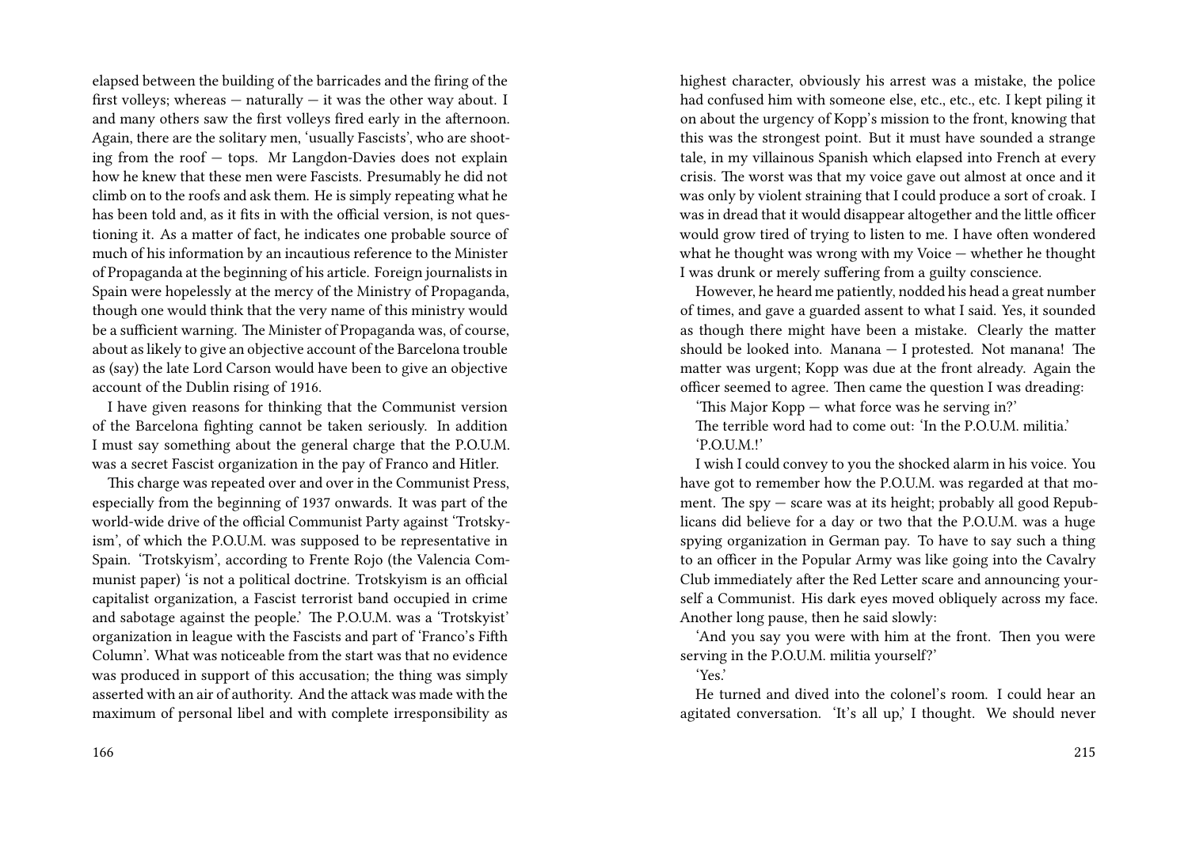elapsed between the building of the barricades and the firing of the first volleys; whereas — naturally — it was the other way about. I and many others saw the first volleys fired early in the afternoon. Again, there are the solitary men, 'usually Fascists', who are shooting from the roof — tops. Mr Langdon-Davies does not explain how he knew that these men were Fascists. Presumably he did not climb on to the roofs and ask them. He is simply repeating what he has been told and, as it fits in with the official version, is not questioning it. As a matter of fact, he indicates one probable source of much of his information by an incautious reference to the Minister of Propaganda at the beginning of his article. Foreign journalists in Spain were hopelessly at the mercy of the Ministry of Propaganda, though one would think that the very name of this ministry would be a sufficient warning. The Minister of Propaganda was, of course, about as likely to give an objective account of the Barcelona trouble as (say) the late Lord Carson would have been to give an objective account of the Dublin rising of 1916.

I have given reasons for thinking that the Communist version of the Barcelona fighting cannot be taken seriously. In addition I must say something about the general charge that the P.O.U.M. was a secret Fascist organization in the pay of Franco and Hitler.

This charge was repeated over and over in the Communist Press, especially from the beginning of 1937 onwards. It was part of the world-wide drive of the official Communist Party against 'Trotskyism', of which the P.O.U.M. was supposed to be representative in Spain. 'Trotskyism', according to Frente Rojo (the Valencia Communist paper) 'is not a political doctrine. Trotskyism is an official capitalist organization, a Fascist terrorist band occupied in crime and sabotage against the people.' The P.O.U.M. was a 'Trotskyist' organization in league with the Fascists and part of 'Franco's Fifth Column'. What was noticeable from the start was that no evidence was produced in support of this accusation; the thing was simply asserted with an air of authority. And the attack was made with the maximum of personal libel and with complete irresponsibility as

highest character, obviously his arrest was a mistake, the police had confused him with someone else, etc., etc., etc. I kept piling it on about the urgency of Kopp's mission to the front, knowing that this was the strongest point. But it must have sounded a strange tale, in my villainous Spanish which elapsed into French at every crisis. The worst was that my voice gave out almost at once and it was only by violent straining that I could produce a sort of croak. I was in dread that it would disappear altogether and the little officer would grow tired of trying to listen to me. I have often wondered what he thought was wrong with my Voice — whether he thought I was drunk or merely suffering from a guilty conscience.

However, he heard me patiently, nodded his head a great number of times, and gave a guarded assent to what I said. Yes, it sounded as though there might have been a mistake. Clearly the matter should be looked into. Manana — I protested. Not manana! The matter was urgent; Kopp was due at the front already. Again the officer seemed to agree. Then came the question I was dreading:

'This Major Kopp — what force was he serving in?'

The terrible word had to come out: 'In the P.O.U.M. militia.'

'P.O.U.M.!'

I wish I could convey to you the shocked alarm in his voice. You have got to remember how the P.O.U.M. was regarded at that moment. The spy — scare was at its height; probably all good Republicans did believe for a day or two that the P.O.U.M. was a huge spying organization in German pay. To have to say such a thing to an officer in the Popular Army was like going into the Cavalry Club immediately after the Red Letter scare and announcing yourself a Communist. His dark eyes moved obliquely across my face. Another long pause, then he said slowly:

'And you say you were with him at the front. Then you were serving in the P.O.U.M. militia yourself?'

'Yes.'

He turned and dived into the colonel's room. I could hear an agitated conversation. 'It's all up,' I thought. We should never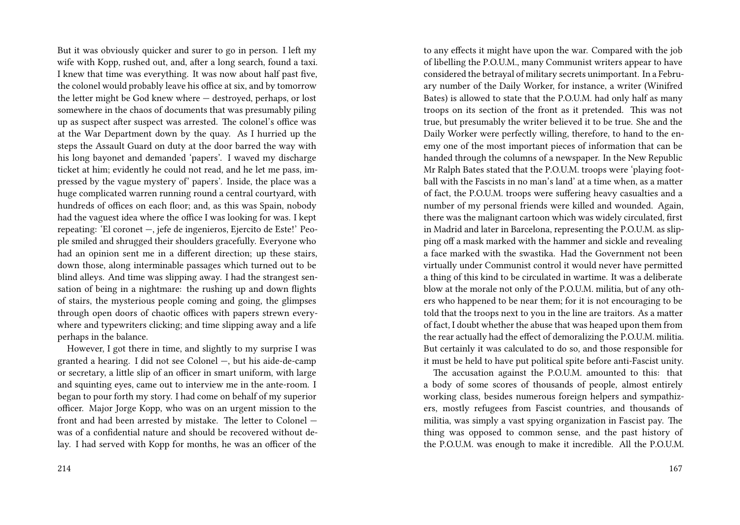But it was obviously quicker and surer to go in person. I left my wife with Kopp, rushed out, and, after a long search, found a taxi. I knew that time was everything. It was now about half past five, the colonel would probably leave his office at six, and by tomorrow the letter might be God knew where — destroyed, perhaps, or lost somewhere in the chaos of documents that was presumably piling up as suspect after suspect was arrested. The colonel's office was at the War Department down by the quay. As I hurried up the steps the Assault Guard on duty at the door barred the way with his long bayonet and demanded 'papers'. I waved my discharge ticket at him; evidently he could not read, and he let me pass, impressed by the vague mystery of' papers'. Inside, the place was a huge complicated warren running round a central courtyard, with hundreds of offices on each floor; and, as this was Spain, nobody had the vaguest idea where the office I was looking for was. I kept repeating: 'El coronet —, jefe de ingenieros, Ejercito de Este!' People smiled and shrugged their shoulders gracefully. Everyone who had an opinion sent me in a different direction; up these stairs, down those, along interminable passages which turned out to be blind alleys. And time was slipping away. I had the strangest sensation of being in a nightmare: the rushing up and down flights of stairs, the mysterious people coming and going, the glimpses through open doors of chaotic offices with papers strewn everywhere and typewriters clicking; and time slipping away and a life perhaps in the balance.

However, I got there in time, and slightly to my surprise I was granted a hearing. I did not see Colonel —, but his aide-de-camp or secretary, a little slip of an officer in smart uniform, with large and squinting eyes, came out to interview me in the ante-room. I began to pour forth my story. I had come on behalf of my superior officer. Major Jorge Kopp, who was on an urgent mission to the front and had been arrested by mistake. The letter to Colonel — was of a confidential nature and should be recovered without delay. I had served with Kopp for months, he was an officer of the

to any effects it might have upon the war. Compared with the job of libelling the P.O.U.M., many Communist writers appear to have considered the betrayal of military secrets unimportant. In a February number of the Daily Worker, for instance, a writer (Winifred Bates) is allowed to state that the P.O.U.M. had only half as many troops on its section of the front as it pretended. This was not true, but presumably the writer believed it to be true. She and the Daily Worker were perfectly willing, therefore, to hand to the enemy one of the most important pieces of information that can be handed through the columns of a newspaper. In the New Republic Mr Ralph Bates stated that the P.O.U.M. troops were 'playing football with the Fascists in no man's land' at a time when, as a matter of fact, the P.O.U.M. troops were suffering heavy casualties and a number of my personal friends were killed and wounded. Again, there was the malignant cartoon which was widely circulated, first in Madrid and later in Barcelona, representing the P.O.U.M. as slipping off a mask marked with the hammer and sickle and revealing a face marked with the swastika. Had the Government not been virtually under Communist control it would never have permitted a thing of this kind to be circulated in wartime. It was a deliberate blow at the morale not only of the P.O.U.M. militia, but of any others who happened to be near them; for it is not encouraging to be told that the troops next to you in the line are traitors. As a matter of fact, I doubt whether the abuse that was heaped upon them from the rear actually had the effect of demoralizing the P.O.U.M. militia. But certainly it was calculated to do so, and those responsible for it must be held to have put political spite before anti-Fascist unity.

The accusation against the P.O.U.M. amounted to this: that a body of some scores of thousands of people, almost entirely working class, besides numerous foreign helpers and sympathizers, mostly refugees from Fascist countries, and thousands of militia, was simply a vast spying organization in Fascist pay. The thing was opposed to common sense, and the past history of the P.O.U.M. was enough to make it incredible. All the P.O.U.M.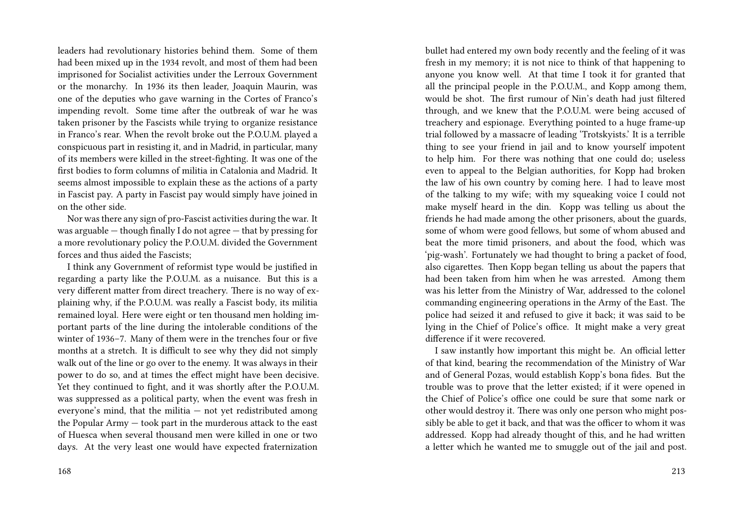leaders had revolutionary histories behind them. Some of them had been mixed up in the 1934 revolt, and most of them had been imprisoned for Socialist activities under the Lerroux Government or the monarchy. In 1936 its then leader, Joaquin Maurin, was one of the deputies who gave warning in the Cortes of Franco's impending revolt. Some time after the outbreak of war he was taken prisoner by the Fascists while trying to organize resistance in Franco's rear. When the revolt broke out the P.O.U.M. played a conspicuous part in resisting it, and in Madrid, in particular, many of its members were killed in the street-fighting. It was one of the first bodies to form columns of militia in Catalonia and Madrid. It seems almost impossible to explain these as the actions of a party in Fascist pay. A party in Fascist pay would simply have joined in on the other side.

Nor was there any sign of pro-Fascist activities during the war. It was arguable — though finally I do not agree — that by pressing for a more revolutionary policy the P.O.U.M. divided the Government forces and thus aided the Fascists;

I think any Government of reformist type would be justified in regarding a party like the P.O.U.M. as a nuisance. But this is a very different matter from direct treachery. There is no way of explaining why, if the P.O.U.M. was really a Fascist body, its militia remained loyal. Here were eight or ten thousand men holding important parts of the line during the intolerable conditions of the winter of 1936–7. Many of them were in the trenches four or five months at a stretch. It is difficult to see why they did not simply walk out of the line or go over to the enemy. It was always in their power to do so, and at times the effect might have been decisive. Yet they continued to fight, and it was shortly after the P.O.U.M. was suppressed as a political party, when the event was fresh in everyone's mind, that the militia — not yet redistributed among the Popular Army — took part in the murderous attack to the east of Huesca when several thousand men were killed in one or two days. At the very least one would have expected fraternization

bullet had entered my own body recently and the feeling of it was fresh in my memory; it is not nice to think of that happening to anyone you know well. At that time I took it for granted that all the principal people in the P.O.U.M., and Kopp among them, would be shot. The first rumour of Nin's death had just filtered through, and we knew that the P.O.U.M. were being accused of treachery and espionage. Everything pointed to a huge frame-up trial followed by a massacre of leading 'Trotskyists.' It is a terrible thing to see your friend in jail and to know yourself impotent to help him. For there was nothing that one could do; useless even to appeal to the Belgian authorities, for Kopp had broken the law of his own country by coming here. I had to leave most of the talking to my wife; with my squeaking voice I could not make myself heard in the din. Kopp was telling us about the friends he had made among the other prisoners, about the guards, some of whom were good fellows, but some of whom abused and beat the more timid prisoners, and about the food, which was 'pig-wash'. Fortunately we had thought to bring a packet of food, also cigarettes. Then Kopp began telling us about the papers that had been taken from him when he was arrested. Among them was his letter from the Ministry of War, addressed to the colonel commanding engineering operations in the Army of the East. The police had seized it and refused to give it back; it was said to be lying in the Chief of Police's office. It might make a very great difference if it were recovered.

I saw instantly how important this might be. An official letter of that kind, bearing the recommendation of the Ministry of War and of General Pozas, would establish Kopp's bona fides. But the trouble was to prove that the letter existed; if it were opened in the Chief of Police's office one could be sure that some nark or other would destroy it. There was only one person who might possibly be able to get it back, and that was the officer to whom it was addressed. Kopp had already thought of this, and he had written a letter which he wanted me to smuggle out of the jail and post.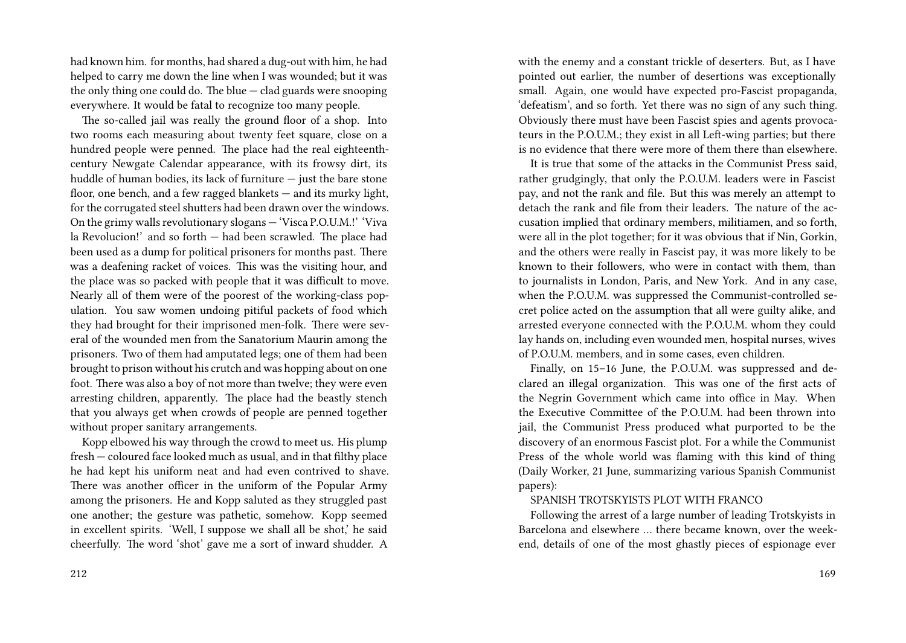had known him. for months, had shared a dug-out with him, he had helped to carry me down the line when I was wounded; but it was the only thing one could do. The blue — clad guards were snooping everywhere. It would be fatal to recognize too many people.

The so-called jail was really the ground floor of a shop. Into two rooms each measuring about twenty feet square, close on a hundred people were penned. The place had the real eighteenth-century Newgate Calendar appearance, with its frowsy dirt, its huddle of human bodies, its lack of furniture — just the bare stone floor, one bench, and a few ragged blankets — and its murky light, for the corrugated steel shutters had been drawn over the windows. On the grimy walls revolutionary slogans — 'Visca P.O.U.M.!' 'Viva la Revolucion!' and so forth — had been scrawled. The place had been used as a dump for political prisoners for months past. There was a deafening racket of voices. This was the visiting hour, and the place was so packed with people that it was difficult to move. Nearly all of them were of the poorest of the working-class population. You saw women undoing pitiful packets of food which they had brought for their imprisoned men-folk. There were several of the wounded men from the Sanatorium Maurin among the prisoners. Two of them had amputated legs; one of them had been brought to prison without his crutch and was hopping about on one foot. There was also a boy of not more than twelve; they were even arresting children, apparently. The place had the beastly stench that you always get when crowds of people are penned together without proper sanitary arrangements.

Kopp elbowed his way through the crowd to meet us. His plump fresh — coloured face looked much as usual, and in that filthy place he had kept his uniform neat and had even contrived to shave. There was another officer in the uniform of the Popular Army among the prisoners. He and Kopp saluted as they struggled past one another; the gesture was pathetic, somehow. Kopp seemed in excellent spirits. 'Well, I suppose we shall all be shot,' he said cheerfully. The word 'shot' gave me a sort of inward shudder. A

with the enemy and a constant trickle of deserters. But, as I have pointed out earlier, the number of desertions was exceptionally small. Again, one would have expected pro-Fascist propaganda, 'defeatism', and so forth. Yet there was no sign of any such thing. Obviously there must have been Fascist spies and agents provocateurs in the P.O.U.M.; they exist in all Left-wing parties; but there is no evidence that there were more of them there than elsewhere.

It is true that some of the attacks in the Communist Press said, rather grudgingly, that only the P.O.U.M. leaders were in Fascist pay, and not the rank and file. But this was merely an attempt to detach the rank and file from their leaders. The nature of the accusation implied that ordinary members, militiamen, and so forth, were all in the plot together; for it was obvious that if Nin, Gorkin, and the others were really in Fascist pay, it was more likely to be known to their followers, who were in contact with them, than to journalists in London, Paris, and New York. And in any case, when the P.O.U.M. was suppressed the Communist-controlled secret police acted on the assumption that all were guilty alike, and arrested everyone connected with the P.O.U.M. whom they could lay hands on, including even wounded men, hospital nurses, wives of P.O.U.M. members, and in some cases, even children.

Finally, on 15–16 June, the P.O.U.M. was suppressed and declared an illegal organization. This was one of the first acts of the Negrin Government which came into office in May. When the Executive Committee of the P.O.U.M. had been thrown into jail, the Communist Press produced what purported to be the discovery of an enormous Fascist plot. For a while the Communist Press of the whole world was flaming with this kind of thing (Daily Worker, 21 June, summarizing various Spanish Communist papers):

SPANISH TROTSKYISTS PLOT WITH FRANCO

Following the arrest of a large number of leading Trotskyists in Barcelona and elsewhere … there became known, over the weekend, details of one of the most ghastly pieces of espionage ever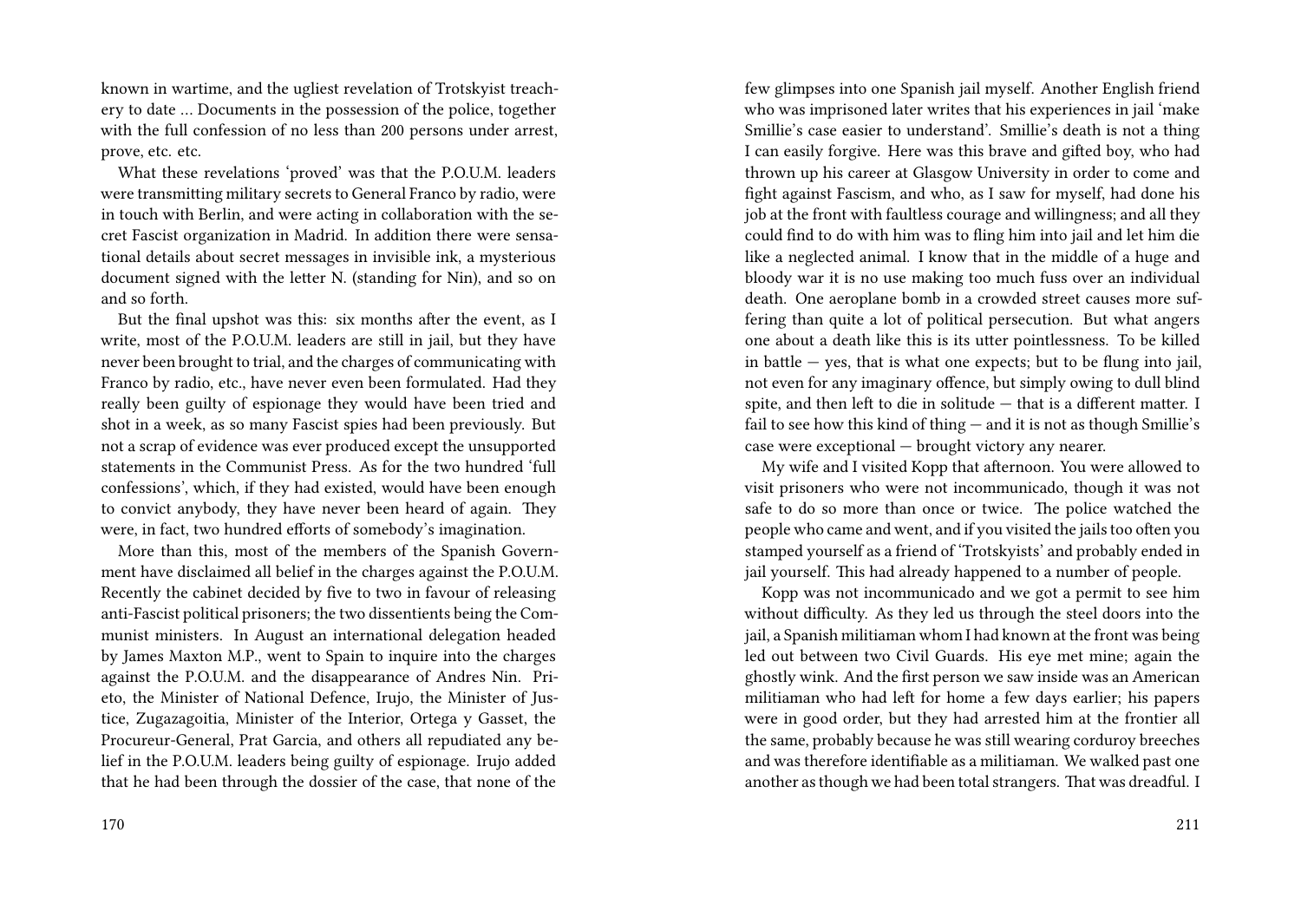known in wartime, and the ugliest revelation of Trotskyist treachery to date … Documents in the possession of the police, together with the full confession of no less than 200 persons under arrest, prove, etc. etc.

What these revelations 'proved' was that the P.O.U.M. leaders were transmitting military secrets to General Franco by radio, were in touch with Berlin, and were acting in collaboration with the secret Fascist organization in Madrid. In addition there were sensational details about secret messages in invisible ink, a mysterious document signed with the letter N. (standing for Nin), and so on and so forth.

But the final upshot was this: six months after the event, as I write, most of the P.O.U.M. leaders are still in jail, but they have never been brought to trial, and the charges of communicating with Franco by radio, etc., have never even been formulated. Had they really been guilty of espionage they would have been tried and shot in a week, as so many Fascist spies had been previously. But not a scrap of evidence was ever produced except the unsupported statements in the Communist Press. As for the two hundred 'full confessions', which, if they had existed, would have been enough to convict anybody, they have never been heard of again. They were, in fact, two hundred efforts of somebody's imagination.

More than this, most of the members of the Spanish Government have disclaimed all belief in the charges against the P.O.U.M. Recently the cabinet decided by five to two in favour of releasing anti-Fascist political prisoners; the two dissentients being the Communist ministers. In August an international delegation headed by James Maxton M.P., went to Spain to inquire into the charges against the P.O.U.M. and the disappearance of Andres Nin. Prieto, the Minister of National Defence, Irujo, the Minister of Justice, Zugazagoitia, Minister of the Interior, Ortega y Gasset, the Procureur-General, Prat Garcia, and others all repudiated any belief in the P.O.U.M. leaders being guilty of espionage. Irujo added that he had been through the dossier of the case, that none of the

few glimpses into one Spanish jail myself. Another English friend who was imprisoned later writes that his experiences in jail 'make Smillie's case easier to understand'. Smillie's death is not a thing I can easily forgive. Here was this brave and gifted boy, who had thrown up his career at Glasgow University in order to come and fight against Fascism, and who, as I saw for myself, had done his job at the front with faultless courage and willingness; and all they could find to do with him was to fling him into jail and let him die like a neglected animal. I know that in the middle of a huge and bloody war it is no use making too much fuss over an individual death. One aeroplane bomb in a crowded street causes more suffering than quite a lot of political persecution. But what angers one about a death like this is its utter pointlessness. To be killed in battle — yes, that is what one expects; but to be flung into jail, not even for any imaginary offence, but simply owing to dull blind spite, and then left to die in solitude — that is a different matter. I fail to see how this kind of thing — and it is not as though Smillie's case were exceptional — brought victory any nearer.

My wife and I visited Kopp that afternoon. You were allowed to visit prisoners who were not incommunicado, though it was not safe to do so more than once or twice. The police watched the people who came and went, and if you visited the jails too often you stamped yourself as a friend of 'Trotskyists' and probably ended in jail yourself. This had already happened to a number of people.

Kopp was not incommunicado and we got a permit to see him without difficulty. As they led us through the steel doors into the jail, a Spanish militiaman whom I had known at the front was being led out between two Civil Guards. His eye met mine; again the ghostly wink. And the first person we saw inside was an American militiaman who had left for home a few days earlier; his papers were in good order, but they had arrested him at the frontier all the same, probably because he was still wearing corduroy breeches and was therefore identifiable as a militiaman. We walked past one another as though we had been total strangers. That was dreadful. I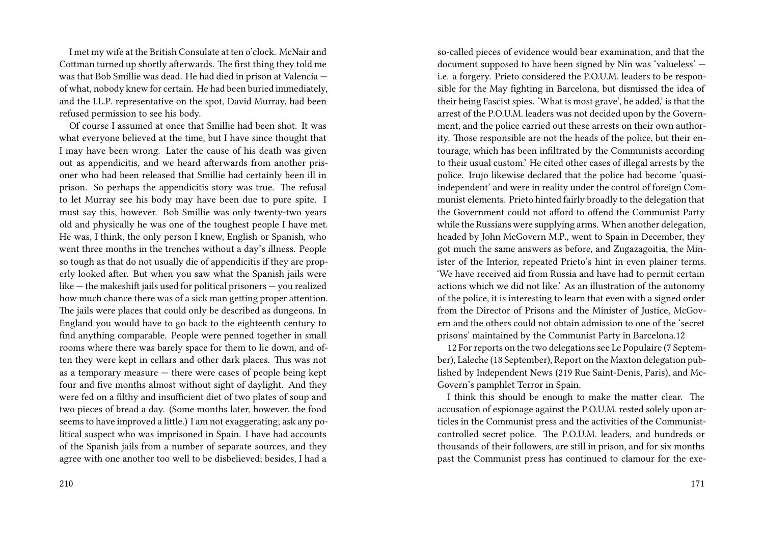I met my wife at the British Consulate at ten o'clock. McNair and Cottman turned up shortly afterwards. The first thing they told me was that Bob Smillie was dead. He had died in prison at Valencia — of what, nobody knew for certain. He had been buried immediately, and the I.L.P. representative on the spot, David Murray, had been refused permission to see his body.

Of course I assumed at once that Smillie had been shot. It was what everyone believed at the time, but I have since thought that I may have been wrong. Later the cause of his death was given out as appendicitis, and we heard afterwards from another prisoner who had been released that Smillie had certainly been ill in prison. So perhaps the appendicitis story was true. The refusal to let Murray see his body may have been due to pure spite. I must say this, however. Bob Smillie was only twenty-two years old and physically he was one of the toughest people I have met. He was, I think, the only person I knew, English or Spanish, who went three months in the trenches without a day's illness. People so tough as that do not usually die of appendicitis if they are properly looked after. But when you saw what the Spanish jails were like — the makeshift jails used for political prisoners — you realized how much chance there was of a sick man getting proper attention. The jails were places that could only be described as dungeons. In England you would have to go back to the eighteenth century to find anything comparable. People were penned together in small rooms where there was barely space for them to lie down, and often they were kept in cellars and other dark places. This was not as a temporary measure — there were cases of people being kept four and five months almost without sight of daylight. And they were fed on a filthy and insufficient diet of two plates of soup and two pieces of bread a day. (Some months later, however, the food seems to have improved a little.) I am not exaggerating; ask any political suspect who was imprisoned in Spain. I have had accounts of the Spanish jails from a number of separate sources, and they agree with one another too well to be disbelieved; besides, I had a

so-called pieces of evidence would bear examination, and that the document supposed to have been signed by Nin was 'valueless' — i.e. a forgery. Prieto considered the P.O.U.M. leaders to be responsible for the May fighting in Barcelona, but dismissed the idea of their being Fascist spies. 'What is most grave', he added,' is that the arrest of the P.O.U.M. leaders was not decided upon by the Government, and the police carried out these arrests on their own authority. Those responsible are not the heads of the police, but their entourage, which has been infiltrated by the Communists according to their usual custom.' He cited other cases of illegal arrests by the police. Irujo likewise declared that the police had become 'quasi-independent' and were in reality under the control of foreign Communist elements. Prieto hinted fairly broadly to the delegation that the Government could not afford to offend the Communist Party while the Russians were supplying arms. When another delegation, headed by John McGovern M.P., went to Spain in December, they got much the same answers as before, and Zugazagoitia, the Minister of the Interior, repeated Prieto's hint in even plainer terms. 'We have received aid from Russia and have had to permit certain actions which we did not like.' As an illustration of the autonomy of the police, it is interesting to learn that even with a signed order from the Director of Prisons and the Minister of Justice, McGovern and the others could not obtain admission to one of the 'secret prisons' maintained by the Communist Party in Barcelona.[12]

[12] For reports on the two delegations see Le Populaire (7 September), Laleche (18 September), Report on the Maxton delegation published by Independent News (219 Rue Saint-Denis, Paris), and McGovern's pamphlet Terror in Spain.

I think this should be enough to make the matter clear. The accusation of espionage against the P.O.U.M. rested solely upon articles in the Communist press and the activities of the Communist-controlled secret police. The P.O.U.M. leaders, and hundreds or thousands of their followers, are still in prison, and for six months past the Communist press has continued to clamour for the exe-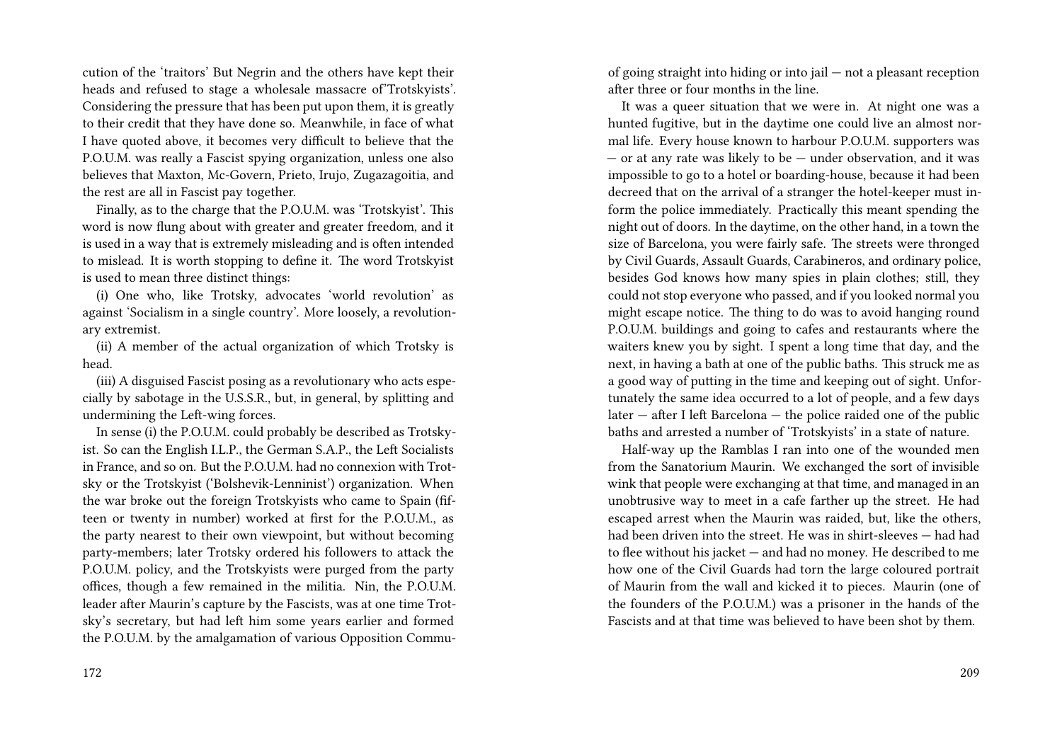cution of the 'traitors' But Negrin and the others have kept their heads and refused to stage a wholesale massacre of'Trotskyists'. Considering the pressure that has been put upon them, it is greatly to their credit that they have done so. Meanwhile, in face of what I have quoted above, it becomes very difficult to believe that the P.O.U.M. was really a Fascist spying organization, unless one also believes that Maxton, Mc-Govern, Prieto, Irujo, Zugazagoitia, and the rest are all in Fascist pay together.

Finally, as to the charge that the P.O.U.M. was 'Trotskyist'. This word is now flung about with greater and greater freedom, and it is used in a way that is extremely misleading and is often intended to mislead. It is worth stopping to define it. The word Trotskyist is used to mean three distinct things:

(i) One who, like Trotsky, advocates 'world revolution' as against 'Socialism in a single country'. More loosely, a revolutionary extremist.

(ii) A member of the actual organization of which Trotsky is head.

(iii) A disguised Fascist posing as a revolutionary who acts especially by sabotage in the U.S.S.R., but, in general, by splitting and undermining the Left-wing forces.

In sense (i) the P.O.U.M. could probably be described as Trotskyist. So can the English I.L.P., the German S.A.P., the Left Socialists in France, and so on. But the P.O.U.M. had no connexion with Trotsky or the Trotskyist ('Bolshevik-Lenninist') organization. When the war broke out the foreign Trotskyists who came to Spain (fifteen or twenty in number) worked at first for the P.O.U.M., as the party nearest to their own viewpoint, but without becoming party-members; later Trotsky ordered his followers to attack the P.O.U.M. policy, and the Trotskyists were purged from the party offices, though a few remained in the militia. Nin, the P.O.U.M. leader after Maurin's capture by the Fascists, was at one time Trotsky's secretary, but had left him some years earlier and formed the P.O.U.M. by the amalgamation of various Opposition Commu-

of going straight into hiding or into jail — not a pleasant reception after three or four months in the line.

It was a queer situation that we were in. At night one was a hunted fugitive, but in the daytime one could live an almost normal life. Every house known to harbour P.O.U.M. supporters was — or at any rate was likely to be — under observation, and it was impossible to go to a hotel or boarding-house, because it had been decreed that on the arrival of a stranger the hotel-keeper must inform the police immediately. Practically this meant spending the night out of doors. In the daytime, on the other hand, in a town the size of Barcelona, you were fairly safe. The streets were thronged by Civil Guards, Assault Guards, Carabineros, and ordinary police, besides God knows how many spies in plain clothes; still, they could not stop everyone who passed, and if you looked normal you might escape notice. The thing to do was to avoid hanging round P.O.U.M. buildings and going to cafes and restaurants where the waiters knew you by sight. I spent a long time that day, and the next, in having a bath at one of the public baths. This struck me as a good way of putting in the time and keeping out of sight. Unfortunately the same idea occurred to a lot of people, and a few days later — after I left Barcelona — the police raided one of the public baths and arrested a number of 'Trotskyists' in a state of nature.

Half-way up the Ramblas I ran into one of the wounded men from the Sanatorium Maurin. We exchanged the sort of invisible wink that people were exchanging at that time, and managed in an unobtrusive way to meet in a cafe farther up the street. He had escaped arrest when the Maurin was raided, but, like the others, had been driven into the street. He was in shirt-sleeves — had had to flee without his jacket — and had no money. He described to me how one of the Civil Guards had torn the large coloured portrait of Maurin from the wall and kicked it to pieces. Maurin (one of the founders of the P.O.U.M.) was a prisoner in the hands of the Fascists and at that time was believed to have been shot by them.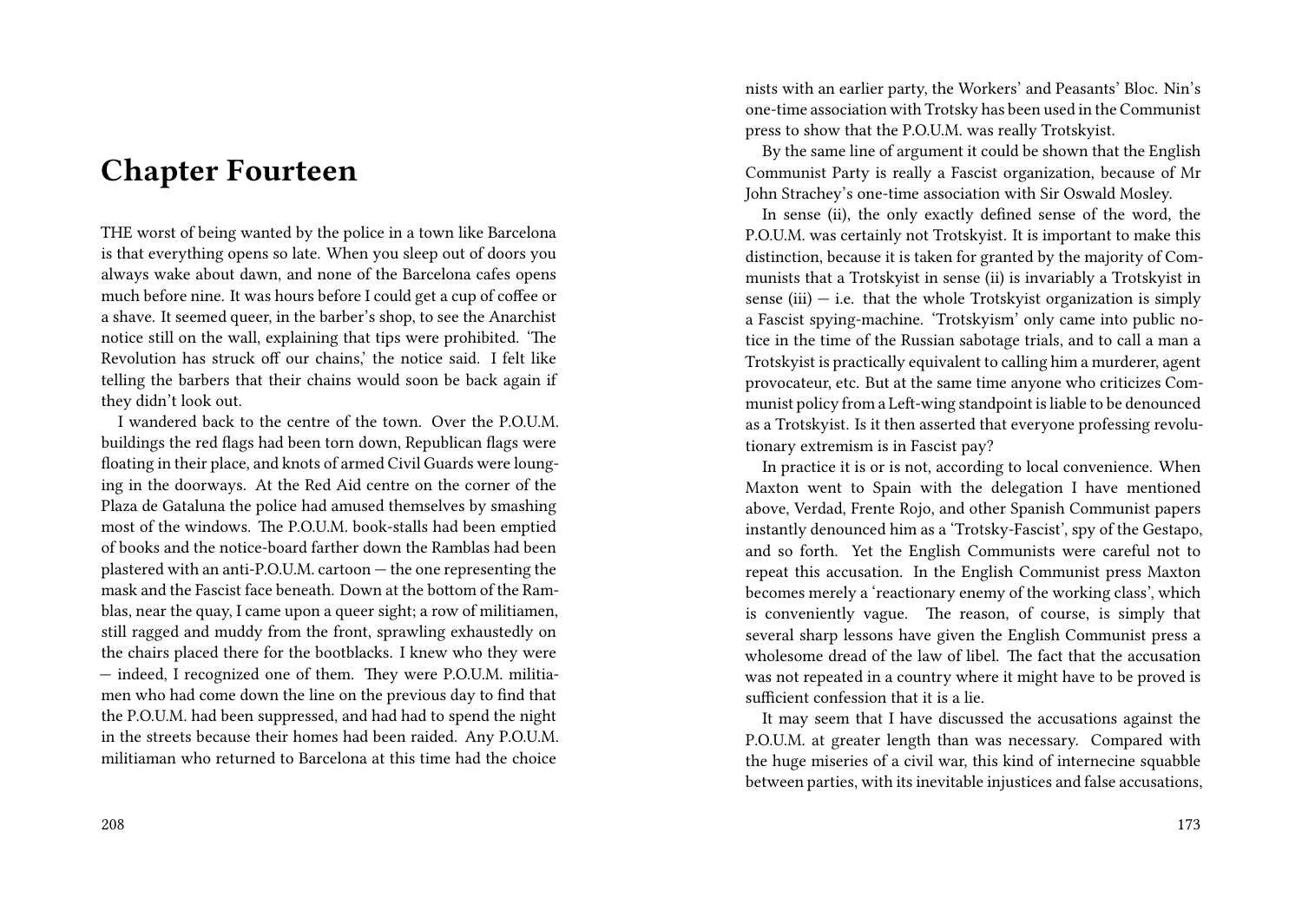# Chapter Fourteen

THE worst of being wanted by the police in a town like Barcelona is that everything opens so late. When you sleep out of doors you always wake about dawn, and none of the Barcelona cafes opens much before nine. It was hours before I could get a cup of coffee or a shave. It seemed queer, in the barber's shop, to see the Anarchist notice still on the wall, explaining that tips were prohibited. 'The Revolution has struck off our chains,' the notice said. I felt like telling the barbers that their chains would soon be back again if they didn't look out.

I wandered back to the centre of the town. Over the P.O.U.M. buildings the red flags had been torn down, Republican flags were floating in their place, and knots of armed Civil Guards were lounging in the doorways. At the Red Aid centre on the corner of the Plaza de Gataluna the police had amused themselves by smashing most of the windows. The P.O.U.M. book-stalls had been emptied of books and the notice-board farther down the Ramblas had been plastered with an anti-P.O.U.M. cartoon — the one representing the mask and the Fascist face beneath. Down at the bottom of the Ramblas, near the quay, I came upon a queer sight; a row of militiamen, still ragged and muddy from the front, sprawling exhaustedly on the chairs placed there for the bootblacks. I knew who they were — indeed, I recognized one of them. They were P.O.U.M. militiamen who had come down the line on the previous day to find that the P.O.U.M. had been suppressed, and had had to spend the night in the streets because their homes had been raided. Any P.O.U.M. militiaman who returned to Barcelona at this time had the choice

nists with an earlier party, the Workers' and Peasants' Bloc. Nin's one-time association with Trotsky has been used in the Communist press to show that the P.O.U.M. was really Trotskyist.

By the same line of argument it could be shown that the English Communist Party is really a Fascist organization, because of Mr John Strachey's one-time association with Sir Oswald Mosley.

In sense (ii), the only exactly defined sense of the word, the P.O.U.M. was certainly not Trotskyist. It is important to make this distinction, because it is taken for granted by the majority of Communists that a Trotskyist in sense (ii) is invariably a Trotskyist in sense (iii) — i.e. that the whole Trotskyist organization is simply a Fascist spying-machine. 'Trotskyism' only came into public notice in the time of the Russian sabotage trials, and to call a man a Trotskyist is practically equivalent to calling him a murderer, agent provocateur, etc. But at the same time anyone who criticizes Communist policy from a Left-wing standpoint is liable to be denounced as a Trotskyist. Is it then asserted that everyone professing revolutionary extremism is in Fascist pay?

In practice it is or is not, according to local convenience. When Maxton went to Spain with the delegation I have mentioned above, Verdad, Frente Rojo, and other Spanish Communist papers instantly denounced him as a 'Trotsky-Fascist', spy of the Gestapo, and so forth. Yet the English Communists were careful not to repeat this accusation. In the English Communist press Maxton becomes merely a 'reactionary enemy of the working class', which is conveniently vague. The reason, of course, is simply that several sharp lessons have given the English Communist press a wholesome dread of the law of libel. The fact that the accusation was not repeated in a country where it might have to be proved is sufficient confession that it is a lie.

It may seem that I have discussed the accusations against the P.O.U.M. at greater length than was necessary. Compared with the huge miseries of a civil war, this kind of internecine squabble between parties, with its inevitable injustices and false accusations,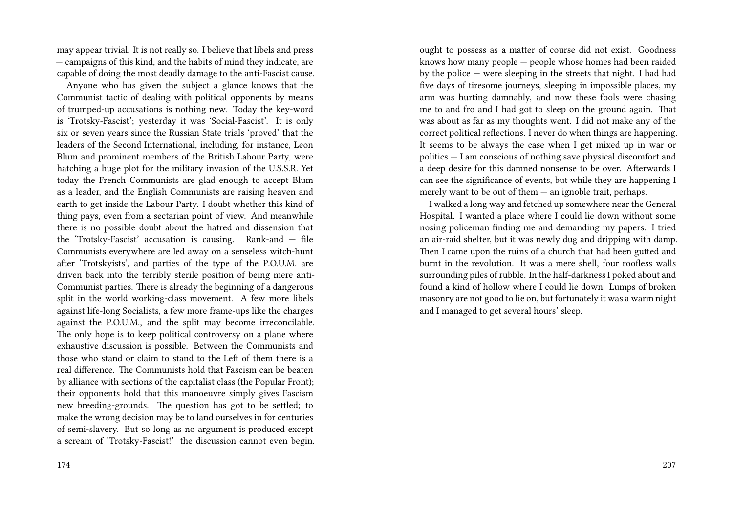may appear trivial. It is not really so. I believe that libels and press — campaigns of this kind, and the habits of mind they indicate, are capable of doing the most deadly damage to the anti-Fascist cause.

Anyone who has given the subject a glance knows that the Communist tactic of dealing with political opponents by means of trumped-up accusations is nothing new. Today the key-word is 'Trotsky-Fascist'; yesterday it was 'Social-Fascist'. It is only six or seven years since the Russian State trials 'proved' that the leaders of the Second International, including, for instance, Leon Blum and prominent members of the British Labour Party, were hatching a huge plot for the military invasion of the U.S.S.R. Yet today the French Communists are glad enough to accept Blum as a leader, and the English Communists are raising heaven and earth to get inside the Labour Party. I doubt whether this kind of thing pays, even from a sectarian point of view. And meanwhile there is no possible doubt about the hatred and dissension that the 'Trotsky-Fascist' accusation is causing. Rank-and — file Communists everywhere are led away on a senseless witch-hunt after 'Trotskyists', and parties of the type of the P.O.U.M. are driven back into the terribly sterile position of being mere anti-Communist parties. There is already the beginning of a dangerous split in the world working-class movement. A few more libels against life-long Socialists, a few more frame-ups like the charges against the P.O.U.M., and the split may become irreconcilable. The only hope is to keep political controversy on a plane where exhaustive discussion is possible. Between the Communists and those who stand or claim to stand to the Left of them there is a real difference. The Communists hold that Fascism can be beaten by alliance with sections of the capitalist class (the Popular Front); their opponents hold that this manoeuvre simply gives Fascism new breeding-grounds. The question has got to be settled; to make the wrong decision may be to land ourselves in for centuries of semi-slavery. But so long as no argument is produced except a scream of 'Trotsky-Fascist!' the discussion cannot even begin.

ought to possess as a matter of course did not exist. Goodness knows how many people — people whose homes had been raided by the police — were sleeping in the streets that night. I had had five days of tiresome journeys, sleeping in impossible places, my arm was hurting damnably, and now these fools were chasing me to and fro and I had got to sleep on the ground again. That was about as far as my thoughts went. I did not make any of the correct political reflections. I never do when things are happening. It seems to be always the case when I get mixed up in war or politics — I am conscious of nothing save physical discomfort and a deep desire for this damned nonsense to be over. Afterwards I can see the significance of events, but while they are happening I merely want to be out of them — an ignoble trait, perhaps.

I walked a long way and fetched up somewhere near the General Hospital. I wanted a place where I could lie down without some nosing policeman finding me and demanding my papers. I tried an air-raid shelter, but it was newly dug and dripping with damp. Then I came upon the ruins of a church that had been gutted and burnt in the revolution. It was a mere shell, four roofless walls surrounding piles of rubble. In the half-darkness I poked about and found a kind of hollow where I could lie down. Lumps of broken masonry are not good to lie on, but fortunately it was a warm night and I managed to get several hours' sleep.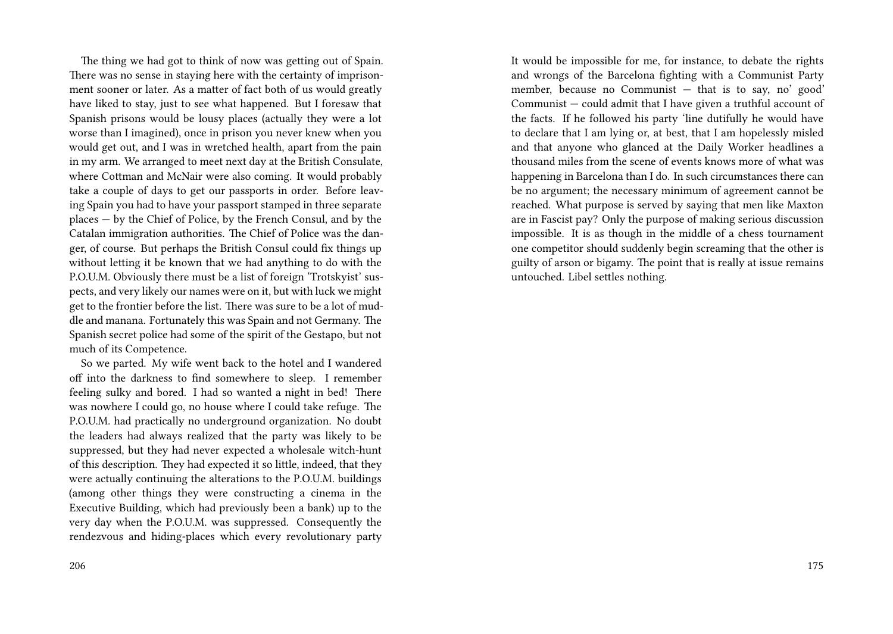The thing we had got to think of now was getting out of Spain. There was no sense in staying here with the certainty of imprisonment sooner or later. As a matter of fact both of us would greatly have liked to stay, just to see what happened. But I foresaw that Spanish prisons would be lousy places (actually they were a lot worse than I imagined), once in prison you never knew when you would get out, and I was in wretched health, apart from the pain in my arm. We arranged to meet next day at the British Consulate, where Cottman and McNair were also coming. It would probably take a couple of days to get our passports in order. Before leaving Spain you had to have your passport stamped in three separate places — by the Chief of Police, by the French Consul, and by the Catalan immigration authorities. The Chief of Police was the danger, of course. But perhaps the British Consul could fix things up without letting it be known that we had anything to do with the P.O.U.M. Obviously there must be a list of foreign 'Trotskyist' suspects, and very likely our names were on it, but with luck we might get to the frontier before the list. There was sure to be a lot of muddle and manana. Fortunately this was Spain and not Germany. The Spanish secret police had some of the spirit of the Gestapo, but not much of its Competence.

So we parted. My wife went back to the hotel and I wandered off into the darkness to find somewhere to sleep. I remember feeling sulky and bored. I had so wanted a night in bed! There was nowhere I could go, no house where I could take refuge. The P.O.U.M. had practically no underground organization. No doubt the leaders had always realized that the party was likely to be suppressed, but they had never expected a wholesale witch-hunt of this description. They had expected it so little, indeed, that they were actually continuing the alterations to the P.O.U.M. buildings (among other things they were constructing a cinema in the Executive Building, which had previously been a bank) up to the very day when the P.O.U.M. was suppressed. Consequently the rendezvous and hiding-places which every revolutionary party

It would be impossible for me, for instance, to debate the rights and wrongs of the Barcelona fighting with a Communist Party member, because no Communist — that is to say, no' good' Communist — could admit that I have given a truthful account of the facts. If he followed his party 'line dutifully he would have to declare that I am lying or, at best, that I am hopelessly misled and that anyone who glanced at the Daily Worker headlines a thousand miles from the scene of events knows more of what was happening in Barcelona than I do. In such circumstances there can be no argument; the necessary minimum of agreement cannot be reached. What purpose is served by saying that men like Maxton are in Fascist pay? Only the purpose of making serious discussion impossible. It is as though in the middle of a chess tournament one competitor should suddenly begin screaming that the other is guilty of arson or bigamy. The point that is really at issue remains untouched. Libel settles nothing.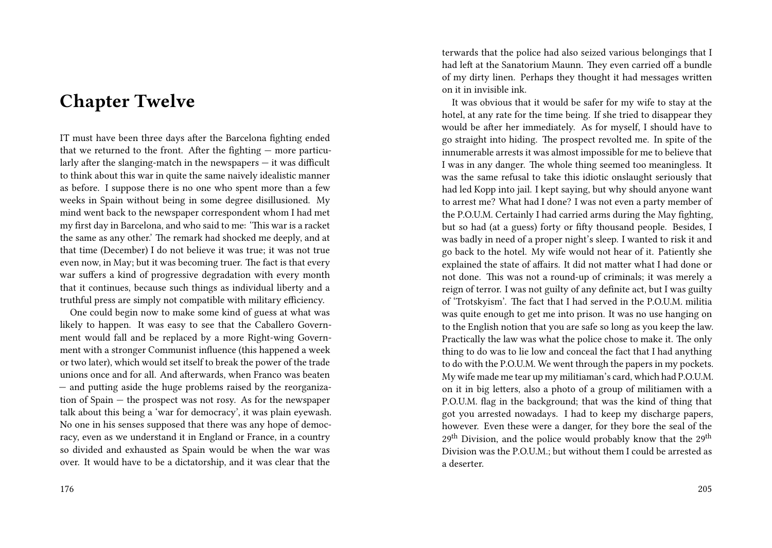# Chapter Twelve

IT must have been three days after the Barcelona fighting ended that we returned to the front. After the fighting — more particularly after the slanging-match in the newspapers — it was difficult to think about this war in quite the same naively idealistic manner as before. I suppose there is no one who spent more than a few weeks in Spain without being in some degree disillusioned. My mind went back to the newspaper correspondent whom I had met my first day in Barcelona, and who said to me: 'This war is a racket the same as any other.' The remark had shocked me deeply, and at that time (December) I do not believe it was true; it was not true even now, in May; but it was becoming truer. The fact is that every war suffers a kind of progressive degradation with every month that it continues, because such things as individual liberty and a truthful press are simply not compatible with military efficiency.

One could begin now to make some kind of guess at what was likely to happen. It was easy to see that the Caballero Government would fall and be replaced by a more Right-wing Government with a stronger Communist influence (this happened a week or two later), which would set itself to break the power of the trade unions once and for all. And afterwards, when Franco was beaten — and putting aside the huge problems raised by the reorganization of Spain — the prospect was not rosy. As for the newspaper talk about this being a 'war for democracy', it was plain eyewash. No one in his senses supposed that there was any hope of democracy, even as we understand it in England or France, in a country so divided and exhausted as Spain would be when the war was over. It would have to be a dictatorship, and it was clear that the

terwards that the police had also seized various belongings that I had left at the Sanatorium Maunn. They even carried off a bundle of my dirty linen. Perhaps they thought it had messages written on it in invisible ink.

It was obvious that it would be safer for my wife to stay at the hotel, at any rate for the time being. If she tried to disappear they would be after her immediately. As for myself, I should have to go straight into hiding. The prospect revolted me. In spite of the innumerable arrests it was almost impossible for me to believe that I was in any danger. The whole thing seemed too meaningless. It was the same refusal to take this idiotic onslaught seriously that had led Kopp into jail. I kept saying, but why should anyone want to arrest me? What had I done? I was not even a party member of the P.O.U.M. Certainly I had carried arms during the May fighting, but so had (at a guess) forty or fifty thousand people. Besides, I was badly in need of a proper night's sleep. I wanted to risk it and go back to the hotel. My wife would not hear of it. Patiently she explained the state of affairs. It did not matter what I had done or not done. This was not a round-up of criminals; it was merely a reign of terror. I was not guilty of any definite act, but I was guilty of 'Trotskyism'. The fact that I had served in the P.O.U.M. militia was quite enough to get me into prison. It was no use hanging on to the English notion that you are safe so long as you keep the law. Practically the law was what the police chose to make it. The only thing to do was to lie low and conceal the fact that I had anything to do with the P.O.U.M. We went through the papers in my pockets. My wife made me tear up my militiaman's card, which had P.O.U.M. on it in big letters, also a photo of a group of militiamen with a P.O.U.M. flag in the background; that was the kind of thing that got you arrested nowadays. I had to keep my discharge papers, however. Even these were a danger, for they bore the seal of the 29th Division, and the police would probably know that the 29th Division was the P.O.U.M.; but without them I could be arrested as a deserter.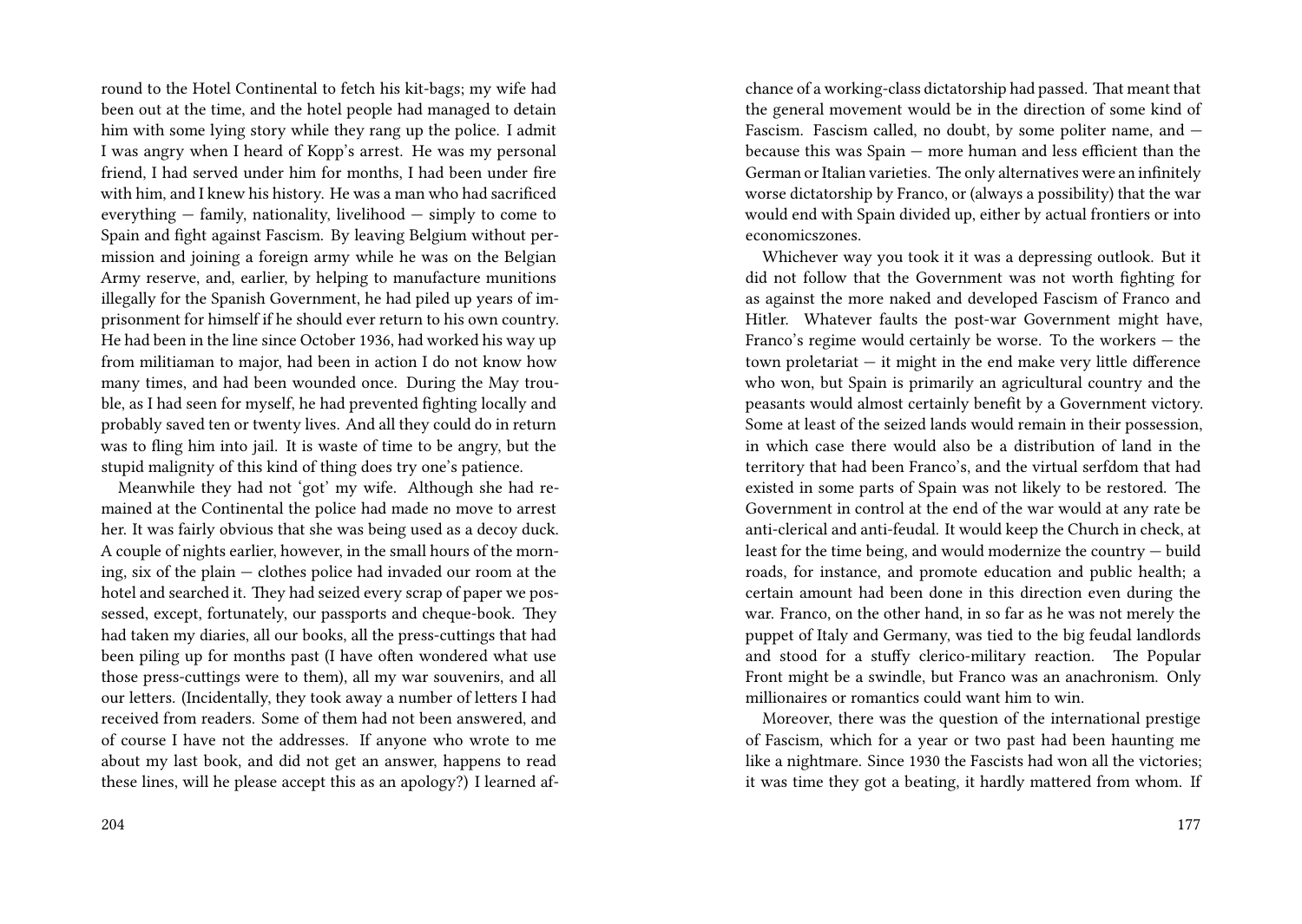round to the Hotel Continental to fetch his kit-bags; my wife had been out at the time, and the hotel people had managed to detain him with some lying story while they rang up the police. I admit I was angry when I heard of Kopp's arrest. He was my personal friend, I had served under him for months, I had been under fire with him, and I knew his history. He was a man who had sacrificed everything — family, nationality, livelihood — simply to come to Spain and fight against Fascism. By leaving Belgium without permission and joining a foreign army while he was on the Belgian Army reserve, and, earlier, by helping to manufacture munitions illegally for the Spanish Government, he had piled up years of imprisonment for himself if he should ever return to his own country. He had been in the line since October 1936, had worked his way up from militiaman to major, had been in action I do not know how many times, and had been wounded once. During the May trouble, as I had seen for myself, he had prevented fighting locally and probably saved ten or twenty lives. And all they could do in return was to fling him into jail. It is waste of time to be angry, but the stupid malignity of this kind of thing does try one's patience.

Meanwhile they had not 'got' my wife. Although she had remained at the Continental the police had made no move to arrest her. It was fairly obvious that she was being used as a decoy duck. A couple of nights earlier, however, in the small hours of the morning, six of the plain — clothes police had invaded our room at the hotel and searched it. They had seized every scrap of paper we possessed, except, fortunately, our passports and cheque-book. They had taken my diaries, all our books, all the press-cuttings that had been piling up for months past (I have often wondered what use those press-cuttings were to them), all my war souvenirs, and all our letters. (Incidentally, they took away a number of letters I had received from readers. Some of them had not been answered, and of course I have not the addresses. If anyone who wrote to me about my last book, and did not get an answer, happens to read these lines, will he please accept this as an apology?) I learned af-

chance of a working-class dictatorship had passed. That meant that the general movement would be in the direction of some kind of Fascism. Fascism called, no doubt, by some politer name, and — because this was Spain — more human and less efficient than the German or Italian varieties. The only alternatives were an infinitely worse dictatorship by Franco, or (always a possibility) that the war would end with Spain divided up, either by actual frontiers or into economicszones.

Whichever way you took it it was a depressing outlook. But it did not follow that the Government was not worth fighting for as against the more naked and developed Fascism of Franco and Hitler. Whatever faults the post-war Government might have, Franco's regime would certainly be worse. To the workers — the town proletariat — it might in the end make very little difference who won, but Spain is primarily an agricultural country and the peasants would almost certainly benefit by a Government victory. Some at least of the seized lands would remain in their possession, in which case there would also be a distribution of land in the territory that had been Franco's, and the virtual serfdom that had existed in some parts of Spain was not likely to be restored. The Government in control at the end of the war would at any rate be anti-clerical and anti-feudal. It would keep the Church in check, at least for the time being, and would modernize the country — build roads, for instance, and promote education and public health; a certain amount had been done in this direction even during the war. Franco, on the other hand, in so far as he was not merely the puppet of Italy and Germany, was tied to the big feudal landlords and stood for a stuffy clerico-military reaction. The Popular Front might be a swindle, but Franco was an anachronism. Only millionaires or romantics could want him to win.

Moreover, there was the question of the international prestige of Fascism, which for a year or two past had been haunting me like a nightmare. Since 1930 the Fascists had won all the victories; it was time they got a beating, it hardly mattered from whom. If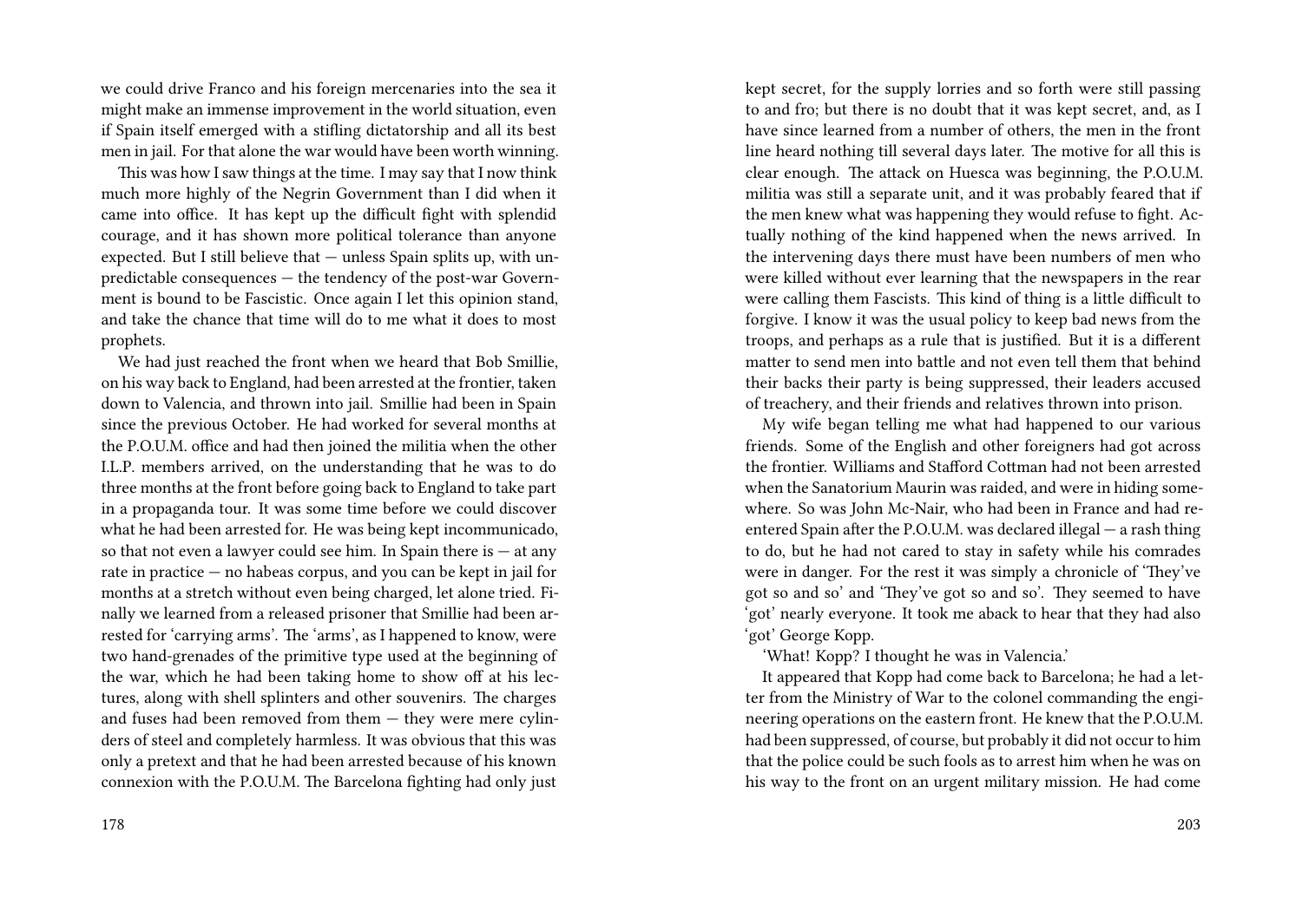we could drive Franco and his foreign mercenaries into the sea it might make an immense improvement in the world situation, even if Spain itself emerged with a stifling dictatorship and all its best men in jail. For that alone the war would have been worth winning.

This was how I saw things at the time. I may say that I now think much more highly of the Negrin Government than I did when it came into office. It has kept up the difficult fight with splendid courage, and it has shown more political tolerance than anyone expected. But I still believe that — unless Spain splits up, with unpredictable consequences — the tendency of the post-war Government is bound to be Fascistic. Once again I let this opinion stand, and take the chance that time will do to me what it does to most prophets.

We had just reached the front when we heard that Bob Smillie, on his way back to England, had been arrested at the frontier, taken down to Valencia, and thrown into jail. Smillie had been in Spain since the previous October. He had worked for several months at the P.O.U.M. office and had then joined the militia when the other I.L.P. members arrived, on the understanding that he was to do three months at the front before going back to England to take part in a propaganda tour. It was some time before we could discover what he had been arrested for. He was being kept incommunicado, so that not even a lawyer could see him. In Spain there is — at any rate in practice — no habeas corpus, and you can be kept in jail for months at a stretch without even being charged, let alone tried. Finally we learned from a released prisoner that Smillie had been arrested for 'carrying arms'. The 'arms', as I happened to know, were two hand-grenades of the primitive type used at the beginning of the war, which he had been taking home to show off at his lectures, along with shell splinters and other souvenirs. The charges and fuses had been removed from them — they were mere cylinders of steel and completely harmless. It was obvious that this was only a pretext and that he had been arrested because of his known connexion with the P.O.U.M. The Barcelona fighting had only just

kept secret, for the supply lorries and so forth were still passing to and fro; but there is no doubt that it was kept secret, and, as I have since learned from a number of others, the men in the front line heard nothing till several days later. The motive for all this is clear enough. The attack on Huesca was beginning, the P.O.U.M. militia was still a separate unit, and it was probably feared that if the men knew what was happening they would refuse to fight. Actually nothing of the kind happened when the news arrived. In the intervening days there must have been numbers of men who were killed without ever learning that the newspapers in the rear were calling them Fascists. This kind of thing is a little difficult to forgive. I know it was the usual policy to keep bad news from the troops, and perhaps as a rule that is justified. But it is a different matter to send men into battle and not even tell them that behind their backs their party is being suppressed, their leaders accused of treachery, and their friends and relatives thrown into prison.

My wife began telling me what had happened to our various friends. Some of the English and other foreigners had got across the frontier. Williams and Stafford Cottman had not been arrested when the Sanatorium Maurin was raided, and were in hiding somewhere. So was John Mc-Nair, who had been in France and had re-entered Spain after the P.O.U.M. was declared illegal — a rash thing to do, but he had not cared to stay in safety while his comrades were in danger. For the rest it was simply a chronicle of 'They've got so and so' and 'They've got so and so'. They seemed to have 'got' nearly everyone. It took me aback to hear that they had also 'got' George Kopp.

'What! Kopp? I thought he was in Valencia.'

It appeared that Kopp had come back to Barcelona; he had a letter from the Ministry of War to the colonel commanding the engineering operations on the eastern front. He knew that the P.O.U.M. had been suppressed, of course, but probably it did not occur to him that the police could be such fools as to arrest him when he was on his way to the front on an urgent military mission. He had come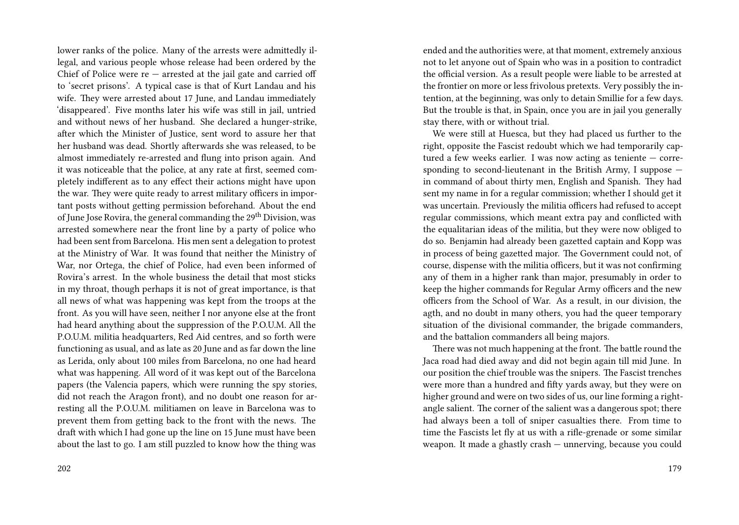lower ranks of the police. Many of the arrests were admittedly illegal, and various people whose release had been ordered by the Chief of Police were re — arrested at the jail gate and carried off to 'secret prisons'. A typical case is that of Kurt Landau and his wife. They were arrested about 17 June, and Landau immediately 'disappeared'. Five months later his wife was still in jail, untried and without news of her husband. She declared a hunger-strike, after which the Minister of Justice, sent word to assure her that her husband was dead. Shortly afterwards she was released, to be almost immediately re-arrested and flung into prison again. And it was noticeable that the police, at any rate at first, seemed completely indifferent as to any effect their actions might have upon the war. They were quite ready to arrest military officers in important posts without getting permission beforehand. About the end of June Jose Rovira, the general commanding the 29th Division, was arrested somewhere near the front line by a party of police who had been sent from Barcelona. His men sent a delegation to protest at the Ministry of War. It was found that neither the Ministry of War, nor Ortega, the chief of Police, had even been informed of Rovira's arrest. In the whole business the detail that most sticks in my throat, though perhaps it is not of great importance, is that all news of what was happening was kept from the troops at the front. As you will have seen, neither I nor anyone else at the front had heard anything about the suppression of the P.O.U.M. All the P.O.U.M. militia headquarters, Red Aid centres, and so forth were functioning as usual, and as late as 20 June and as far down the line as Lerida, only about 100 miles from Barcelona, no one had heard what was happening. All word of it was kept out of the Barcelona papers (the Valencia papers, which were running the spy stories, did not reach the Aragon front), and no doubt one reason for arresting all the P.O.U.M. militiamen on leave in Barcelona was to prevent them from getting back to the front with the news. The draft with which I had gone up the line on 15 June must have been about the last to go. I am still puzzled to know how the thing was

ended and the authorities were, at that moment, extremely anxious not to let anyone out of Spain who was in a position to contradict the official version. As a result people were liable to be arrested at the frontier on more or less frivolous pretexts. Very possibly the intention, at the beginning, was only to detain Smillie for a few days. But the trouble is that, in Spain, once you are in jail you generally stay there, with or without trial.

We were still at Huesca, but they had placed us further to the right, opposite the Fascist redoubt which we had temporarily captured a few weeks earlier. I was now acting as teniente — corresponding to second-lieutenant in the British Army, I suppose — in command of about thirty men, English and Spanish. They had sent my name in for a regular commission; whether I should get it was uncertain. Previously the militia officers had refused to accept regular commissions, which meant extra pay and conflicted with the equalitarian ideas of the militia, but they were now obliged to do so. Benjamin had already been gazetted captain and Kopp was in process of being gazetted major. The Government could not, of course, dispense with the militia officers, but it was not confirming any of them in a higher rank than major, presumably in order to keep the higher commands for Regular Army officers and the new officers from the School of War. As a result, in our division, the agth, and no doubt in many others, you had the queer temporary situation of the divisional commander, the brigade commanders, and the battalion commanders all being majors.

There was not much happening at the front. The battle round the Jaca road had died away and did not begin again till mid June. In our position the chief trouble was the snipers. The Fascist trenches were more than a hundred and fifty yards away, but they were on higher ground and were on two sides of us, our line forming a right-angle salient. The corner of the salient was a dangerous spot; there had always been a toll of sniper casualties there. From time to time the Fascists let fly at us with a rifle-grenade or some similar weapon. It made a ghastly crash — unnerving, because you could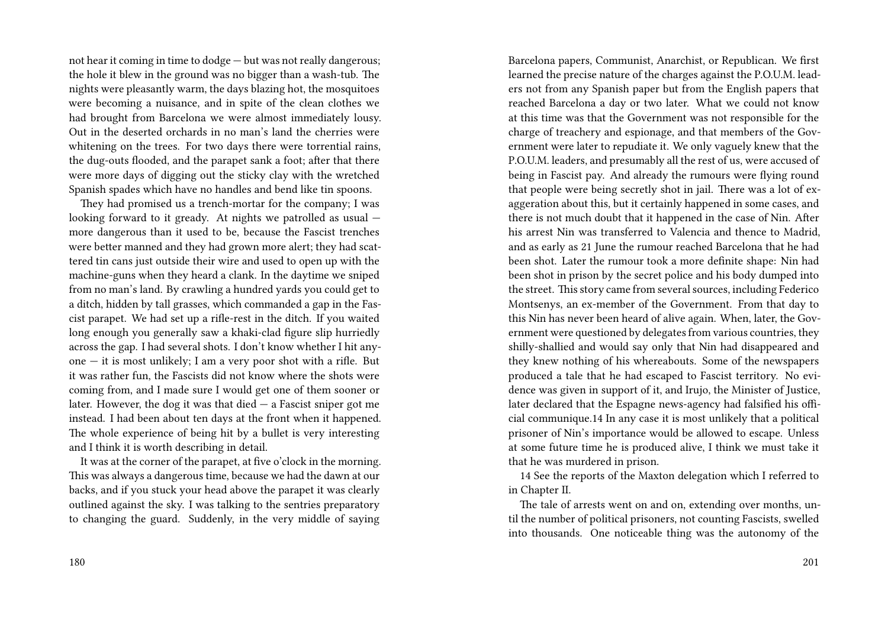not hear it coming in time to dodge — but was not really dangerous; the hole it blew in the ground was no bigger than a wash-tub. The nights were pleasantly warm, the days blazing hot, the mosquitoes were becoming a nuisance, and in spite of the clean clothes we had brought from Barcelona we were almost immediately lousy. Out in the deserted orchards in no man's land the cherries were whitening on the trees. For two days there were torrential rains, the dug-outs flooded, and the parapet sank a foot; after that there were more days of digging out the sticky clay with the wretched Spanish spades which have no handles and bend like tin spoons.

They had promised us a trench-mortar for the company; I was looking forward to it gready. At nights we patrolled as usual — more dangerous than it used to be, because the Fascist trenches were better manned and they had grown more alert; they had scattered tin cans just outside their wire and used to open up with the machine-guns when they heard a clank. In the daytime we sniped from no man's land. By crawling a hundred yards you could get to a ditch, hidden by tall grasses, which commanded a gap in the Fascist parapet. We had set up a rifle-rest in the ditch. If you waited long enough you generally saw a khaki-clad figure slip hurriedly across the gap. I had several shots. I don't know whether I hit anyone — it is most unlikely; I am a very poor shot with a rifle. But it was rather fun, the Fascists did not know where the shots were coming from, and I made sure I would get one of them sooner or later. However, the dog it was that died — a Fascist sniper got me instead. I had been about ten days at the front when it happened. The whole experience of being hit by a bullet is very interesting and I think it is worth describing in detail.

It was at the corner of the parapet, at five o'clock in the morning. This was always a dangerous time, because we had the dawn at our backs, and if you stuck your head above the parapet it was clearly outlined against the sky. I was talking to the sentries preparatory to changing the guard. Suddenly, in the very middle of saying

Barcelona papers, Communist, Anarchist, or Republican. We first learned the precise nature of the charges against the P.O.U.M. leaders not from any Spanish paper but from the English papers that reached Barcelona a day or two later. What we could not know at this time was that the Government was not responsible for the charge of treachery and espionage, and that members of the Government were later to repudiate it. We only vaguely knew that the P.O.U.M. leaders, and presumably all the rest of us, were accused of being in Fascist pay. And already the rumours were flying round that people were being secretly shot in jail. There was a lot of exaggeration about this, but it certainly happened in some cases, and there is not much doubt that it happened in the case of Nin. After his arrest Nin was transferred to Valencia and thence to Madrid, and as early as 21 June the rumour reached Barcelona that he had been shot. Later the rumour took a more definite shape: Nin had been shot in prison by the secret police and his body dumped into the street. This story came from several sources, including Federico Montsenys, an ex-member of the Government. From that day to this Nin has never been heard of alive again. When, later, the Government were questioned by delegates from various countries, they shilly-shallied and would say only that Nin had disappeared and they knew nothing of his whereabouts. Some of the newspapers produced a tale that he had escaped to Fascist territory. No evidence was given in support of it, and Irujo, the Minister of Justice, later declared that the Espagne news-agency had falsified his official communique.[14] In any case it is most unlikely that a political prisoner of Nin's importance would be allowed to escape. Unless at some future time he is produced alive, I think we must take it that he was murdered in prison.

14 See the reports of the Maxton delegation which I referred to in Chapter II.

The tale of arrests went on and on, extending over months, until the number of political prisoners, not counting Fascists, swelled into thousands. One noticeable thing was the autonomy of the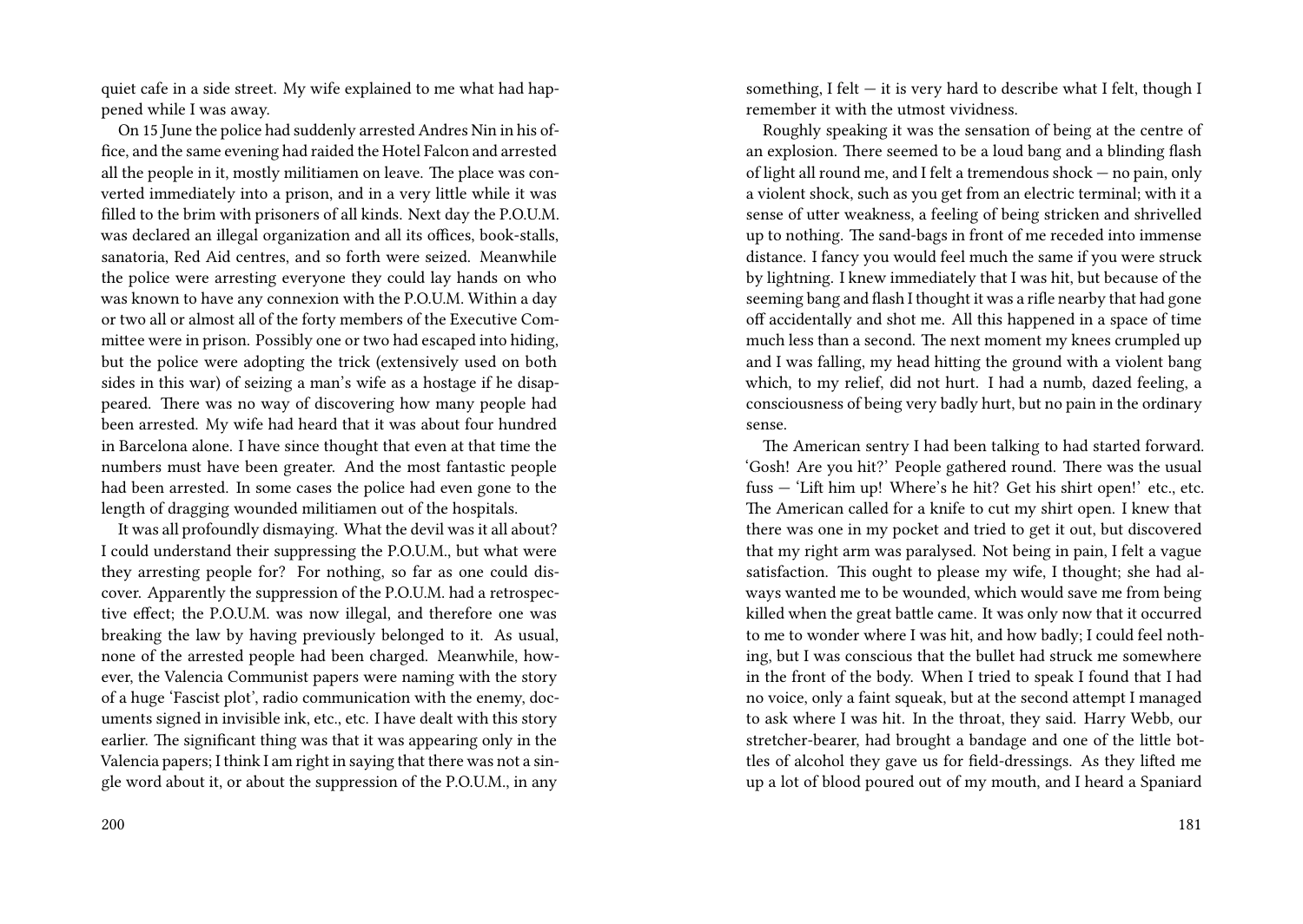quiet cafe in a side street. My wife explained to me what had happened while I was away.

On 15 June the police had suddenly arrested Andres Nin in his office, and the same evening had raided the Hotel Falcon and arrested all the people in it, mostly militiamen on leave. The place was converted immediately into a prison, and in a very little while it was filled to the brim with prisoners of all kinds. Next day the P.O.U.M. was declared an illegal organization and all its offices, book-stalls, sanatoria, Red Aid centres, and so forth were seized. Meanwhile the police were arresting everyone they could lay hands on who was known to have any connexion with the P.O.U.M. Within a day or two all or almost all of the forty members of the Executive Committee were in prison. Possibly one or two had escaped into hiding, but the police were adopting the trick (extensively used on both sides in this war) of seizing a man's wife as a hostage if he disappeared. There was no way of discovering how many people had been arrested. My wife had heard that it was about four hundred in Barcelona alone. I have since thought that even at that time the numbers must have been greater. And the most fantastic people had been arrested. In some cases the police had even gone to the length of dragging wounded militiamen out of the hospitals.

It was all profoundly dismaying. What the devil was it all about? I could understand their suppressing the P.O.U.M., but what were they arresting people for? For nothing, so far as one could discover. Apparently the suppression of the P.O.U.M. had a retrospective effect; the P.O.U.M. was now illegal, and therefore one was breaking the law by having previously belonged to it. As usual, none of the arrested people had been charged. Meanwhile, however, the Valencia Communist papers were naming with the story of a huge 'Fascist plot', radio communication with the enemy, documents signed in invisible ink, etc., etc. I have dealt with this story earlier. The significant thing was that it was appearing only in the Valencia papers; I think I am right in saying that there was not a single word about it, or about the suppression of the P.O.U.M., in any

something, I felt — it is very hard to describe what I felt, though I remember it with the utmost vividness.

Roughly speaking it was the sensation of being at the centre of an explosion. There seemed to be a loud bang and a blinding flash of light all round me, and I felt a tremendous shock — no pain, only a violent shock, such as you get from an electric terminal; with it a sense of utter weakness, a feeling of being stricken and shrivelled up to nothing. The sand-bags in front of me receded into immense distance. I fancy you would feel much the same if you were struck by lightning. I knew immediately that I was hit, but because of the seeming bang and flash I thought it was a rifle nearby that had gone off accidentally and shot me. All this happened in a space of time much less than a second. The next moment my knees crumpled up and I was falling, my head hitting the ground with a violent bang which, to my relief, did not hurt. I had a numb, dazed feeling, a consciousness of being very badly hurt, but no pain in the ordinary sense.

The American sentry I had been talking to had started forward. 'Gosh! Are you hit?' People gathered round. There was the usual fuss — 'Lift him up! Where's he hit? Get his shirt open!' etc., etc. The American called for a knife to cut my shirt open. I knew that there was one in my pocket and tried to get it out, but discovered that my right arm was paralysed. Not being in pain, I felt a vague satisfaction. This ought to please my wife, I thought; she had always wanted me to be wounded, which would save me from being killed when the great battle came. It was only now that it occurred to me to wonder where I was hit, and how badly; I could feel nothing, but I was conscious that the bullet had struck me somewhere in the front of the body. When I tried to speak I found that I had no voice, only a faint squeak, but at the second attempt I managed to ask where I was hit. In the throat, they said. Harry Webb, our stretcher-bearer, had brought a bandage and one of the little bottles of alcohol they gave us for field-dressings. As they lifted me up a lot of blood poured out of my mouth, and I heard a Spaniard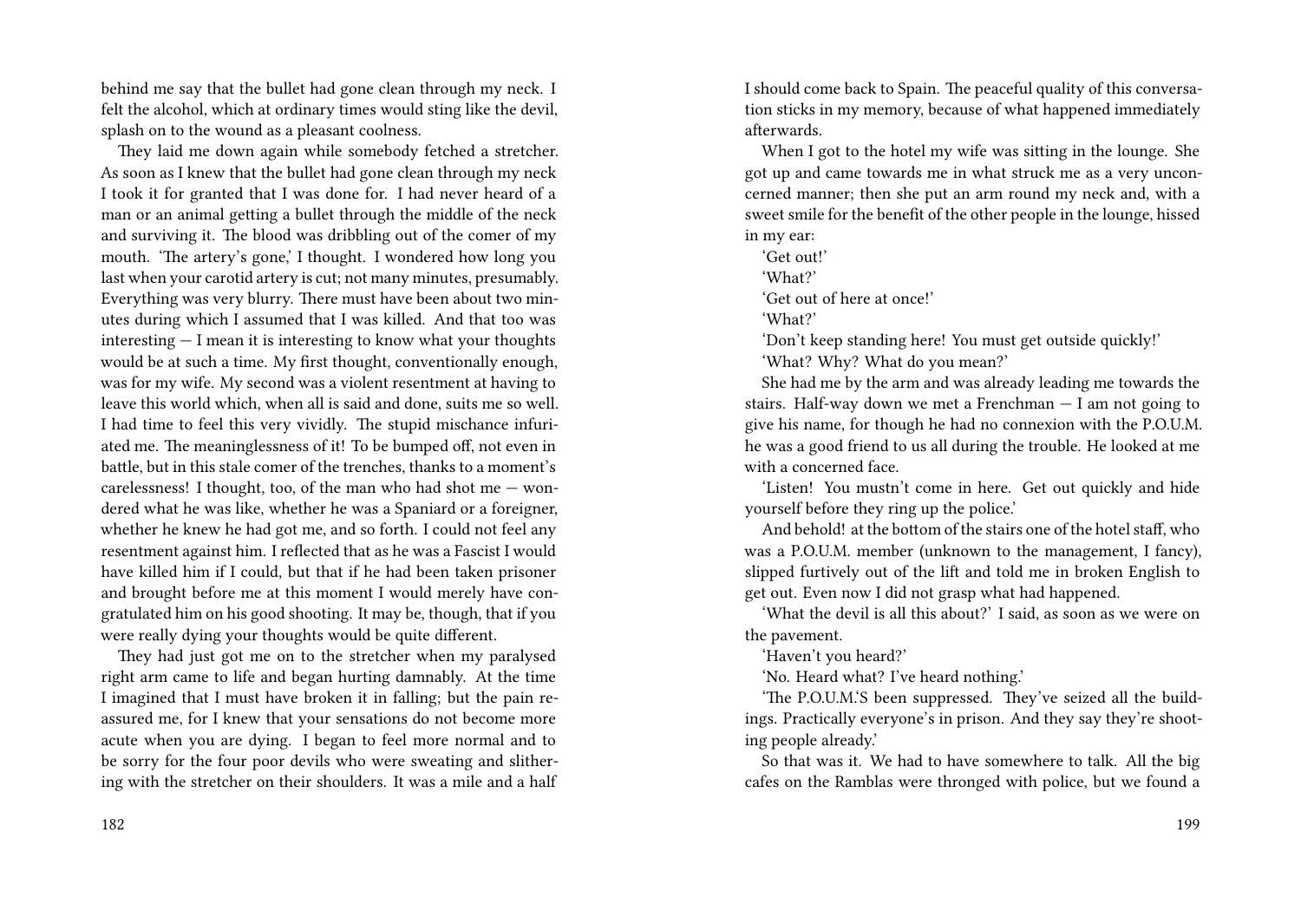behind me say that the bullet had gone clean through my neck. I felt the alcohol, which at ordinary times would sting like the devil, splash on to the wound as a pleasant coolness.

They laid me down again while somebody fetched a stretcher. As soon as I knew that the bullet had gone clean through my neck I took it for granted that I was done for. I had never heard of a man or an animal getting a bullet through the middle of the neck and surviving it. The blood was dribbling out of the comer of my mouth. 'The artery's gone,' I thought. I wondered how long you last when your carotid artery is cut; not many minutes, presumably. Everything was very blurry. There must have been about two minutes during which I assumed that I was killed. And that too was interesting — I mean it is interesting to know what your thoughts would be at such a time. My first thought, conventionally enough, was for my wife. My second was a violent resentment at having to leave this world which, when all is said and done, suits me so well. I had time to feel this very vividly. The stupid mischance infuriated me. The meaninglessness of it! To be bumped off, not even in battle, but in this stale comer of the trenches, thanks to a moment's carelessness! I thought, too, of the man who had shot me — wondered what he was like, whether he was a Spaniard or a foreigner, whether he knew he had got me, and so forth. I could not feel any resentment against him. I reflected that as he was a Fascist I would have killed him if I could, but that if he had been taken prisoner and brought before me at this moment I would merely have congratulated him on his good shooting. It may be, though, that if you were really dying your thoughts would be quite different.

They had just got me on to the stretcher when my paralysed right arm came to life and began hurting damnably. At the time I imagined that I must have broken it in falling; but the pain reassured me, for I knew that your sensations do not become more acute when you are dying. I began to feel more normal and to be sorry for the four poor devils who were sweating and slithering with the stretcher on their shoulders. It was a mile and a half

I should come back to Spain. The peaceful quality of this conversation sticks in my memory, because of what happened immediately afterwards.

When I got to the hotel my wife was sitting in the lounge. She got up and came towards me in what struck me as a very unconcerned manner; then she put an arm round my neck and, with a sweet smile for the benefit of the other people in the lounge, hissed in my ear:

'Get out!'

'What?'

'Get out of here at once!'

'What?'

'Don't keep standing here! You must get outside quickly!'

'What? Why? What do you mean?'

She had me by the arm and was already leading me towards the stairs. Half-way down we met a Frenchman — I am not going to give his name, for though he had no connexion with the P.O.U.M. he was a good friend to us all during the trouble. He looked at me with a concerned face.

'Listen! You mustn't come in here. Get out quickly and hide yourself before they ring up the police.'

And behold! at the bottom of the stairs one of the hotel staff, who was a P.O.U.M. member (unknown to the management, I fancy), slipped furtively out of the lift and told me in broken English to get out. Even now I did not grasp what had happened.

'What the devil is all this about?' I said, as soon as we were on the pavement.

'Haven't you heard?'

'No. Heard what? I've heard nothing.'

'The P.O.U.M.'S been suppressed. They've seized all the buildings. Practically everyone's in prison. And they say they're shooting people already.'

So that was it. We had to have somewhere to talk. All the big cafes on the Ramblas were thronged with police, but we found a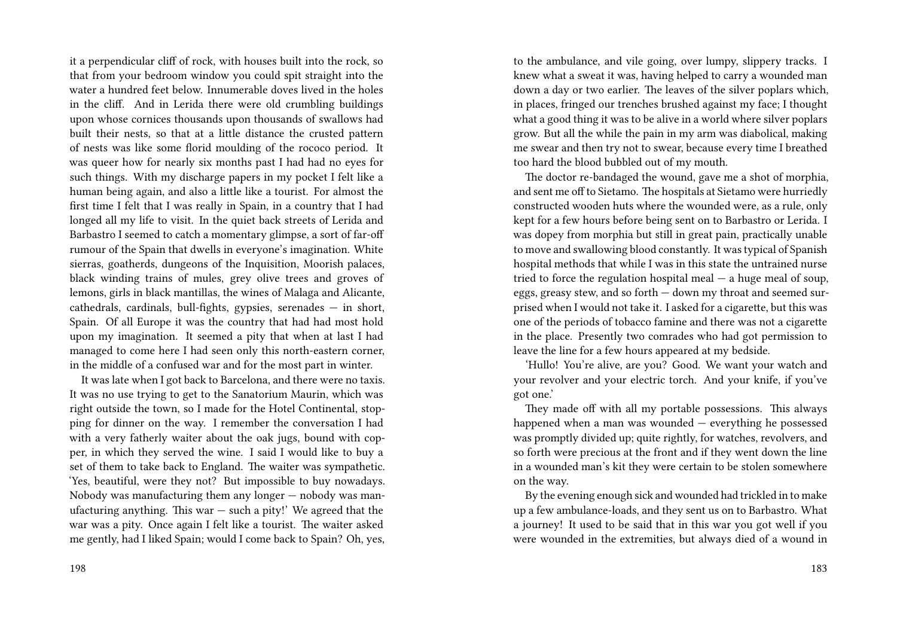it a perpendicular cliff of rock, with houses built into the rock, so that from your bedroom window you could spit straight into the water a hundred feet below. Innumerable doves lived in the holes in the cliff. And in Lerida there were old crumbling buildings upon whose cornices thousands upon thousands of swallows had built their nests, so that at a little distance the crusted pattern of nests was like some florid moulding of the rococo period. It was queer how for nearly six months past I had had no eyes for such things. With my discharge papers in my pocket I felt like a human being again, and also a little like a tourist. For almost the first time I felt that I was really in Spain, in a country that I had longed all my life to visit. In the quiet back streets of Lerida and Barbastro I seemed to catch a momentary glimpse, a sort of far-off rumour of the Spain that dwells in everyone's imagination. White sierras, goatherds, dungeons of the Inquisition, Moorish palaces, black winding trains of mules, grey olive trees and groves of lemons, girls in black mantillas, the wines of Malaga and Alicante, cathedrals, cardinals, bull-fights, gypsies, serenades — in short, Spain. Of all Europe it was the country that had had most hold upon my imagination. It seemed a pity that when at last I had managed to come here I had seen only this north-eastern corner, in the middle of a confused war and for the most part in winter.

It was late when I got back to Barcelona, and there were no taxis. It was no use trying to get to the Sanatorium Maurin, which was right outside the town, so I made for the Hotel Continental, stopping for dinner on the way. I remember the conversation I had with a very fatherly waiter about the oak jugs, bound with copper, in which they served the wine. I said I would like to buy a set of them to take back to England. The waiter was sympathetic. 'Yes, beautiful, were they not? But impossible to buy nowadays. Nobody was manufacturing them any longer — nobody was manufacturing anything. This war — such a pity!' We agreed that the war was a pity. Once again I felt like a tourist. The waiter asked me gently, had I liked Spain; would I come back to Spain? Oh, yes,

to the ambulance, and vile going, over lumpy, slippery tracks. I knew what a sweat it was, having helped to carry a wounded man down a day or two earlier. The leaves of the silver poplars which, in places, fringed our trenches brushed against my face; I thought what a good thing it was to be alive in a world where silver poplars grow. But all the while the pain in my arm was diabolical, making me swear and then try not to swear, because every time I breathed too hard the blood bubbled out of my mouth.

The doctor re-bandaged the wound, gave me a shot of morphia, and sent me off to Sietamo. The hospitals at Sietamo were hurriedly constructed wooden huts where the wounded were, as a rule, only kept for a few hours before being sent on to Barbastro or Lerida. I was dopey from morphia but still in great pain, practically unable to move and swallowing blood constantly. It was typical of Spanish hospital methods that while I was in this state the untrained nurse tried to force the regulation hospital meal — a huge meal of soup, eggs, greasy stew, and so forth — down my throat and seemed surprised when I would not take it. I asked for a cigarette, but this was one of the periods of tobacco famine and there was not a cigarette in the place. Presently two comrades who had got permission to leave the line for a few hours appeared at my bedside.

'Hullo! You're alive, are you? Good. We want your watch and your revolver and your electric torch. And your knife, if you've got one.'

They made off with all my portable possessions. This always happened when a man was wounded — everything he possessed was promptly divided up; quite rightly, for watches, revolvers, and so forth were precious at the front and if they went down the line in a wounded man's kit they were certain to be stolen somewhere on the way.

By the evening enough sick and wounded had trickled in to make up a few ambulance-loads, and they sent us on to Barbastro. What a journey! It used to be said that in this war you got well if you were wounded in the extremities, but always died of a wound in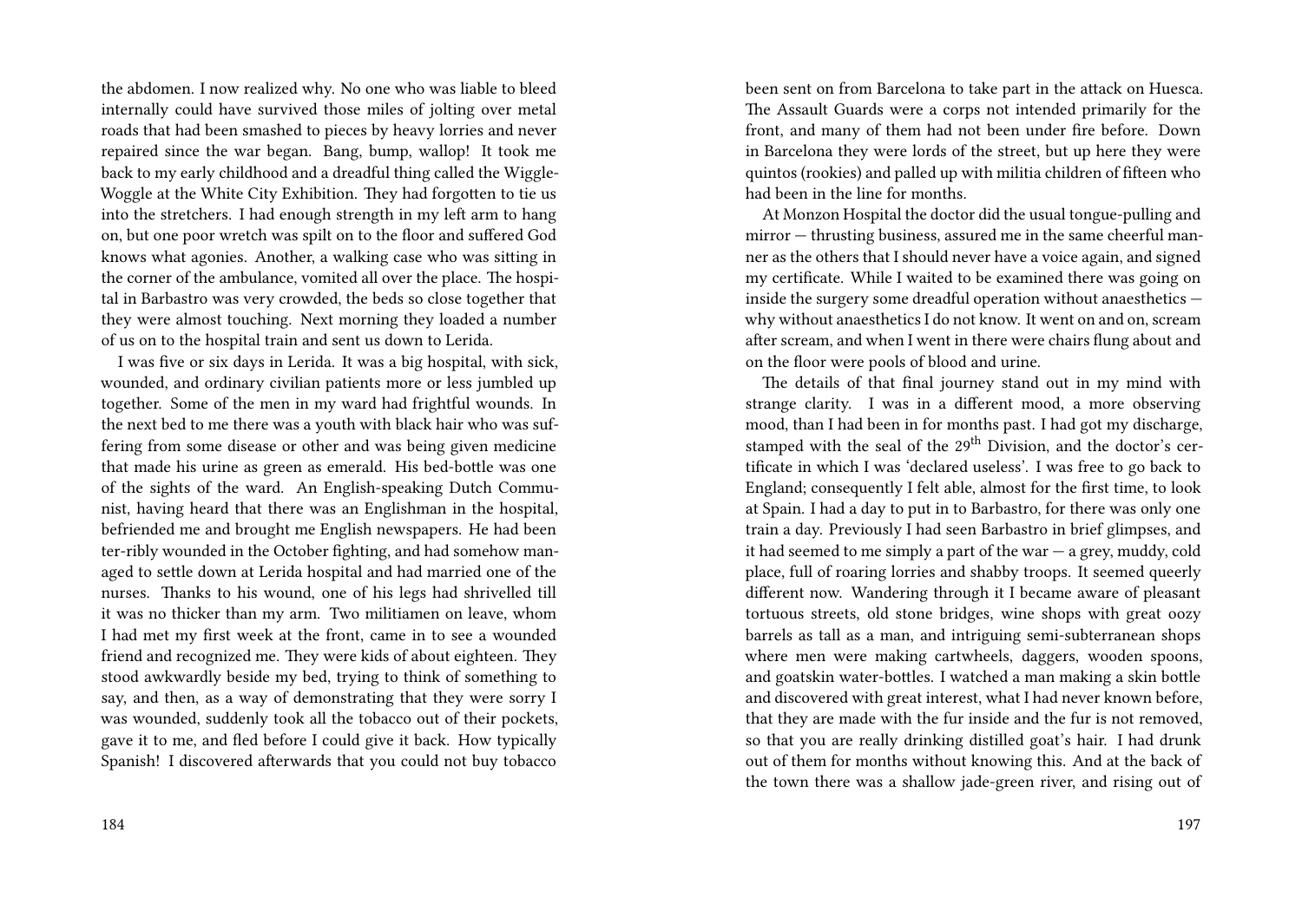the abdomen. I now realized why. No one who was liable to bleed internally could have survived those miles of jolting over metal roads that had been smashed to pieces by heavy lorries and never repaired since the war began. Bang, bump, wallop! It took me back to my early childhood and a dreadful thing called the Wiggle-Woggle at the White City Exhibition. They had forgotten to tie us into the stretchers. I had enough strength in my left arm to hang on, but one poor wretch was spilt on to the floor and suffered God knows what agonies. Another, a walking case who was sitting in the corner of the ambulance, vomited all over the place. The hospital in Barbastro was very crowded, the beds so close together that they were almost touching. Next morning they loaded a number of us on to the hospital train and sent us down to Lerida.

I was five or six days in Lerida. It was a big hospital, with sick, wounded, and ordinary civilian patients more or less jumbled up together. Some of the men in my ward had frightful wounds. In the next bed to me there was a youth with black hair who was suffering from some disease or other and was being given medicine that made his urine as green as emerald. His bed-bottle was one of the sights of the ward. An English-speaking Dutch Communist, having heard that there was an Englishman in the hospital, befriended me and brought me English newspapers. He had been ter-ribly wounded in the October fighting, and had somehow managed to settle down at Lerida hospital and had married one of the nurses. Thanks to his wound, one of his legs had shrivelled till it was no thicker than my arm. Two militiamen on leave, whom I had met my first week at the front, came in to see a wounded friend and recognized me. They were kids of about eighteen. They stood awkwardly beside my bed, trying to think of something to say, and then, as a way of demonstrating that they were sorry I was wounded, suddenly took all the tobacco out of their pockets, gave it to me, and fled before I could give it back. How typically Spanish! I discovered afterwards that you could not buy tobacco

been sent on from Barcelona to take part in the attack on Huesca. The Assault Guards were a corps not intended primarily for the front, and many of them had not been under fire before. Down in Barcelona they were lords of the street, but up here they were quintos (rookies) and palled up with militia children of fifteen who had been in the line for months.

At Monzon Hospital the doctor did the usual tongue-pulling and mirror — thrusting business, assured me in the same cheerful manner as the others that I should never have a voice again, and signed my certificate. While I waited to be examined there was going on inside the surgery some dreadful operation without anaesthetics — why without anaesthetics I do not know. It went on and on, scream after scream, and when I went in there were chairs flung about and on the floor were pools of blood and urine.

The details of that final journey stand out in my mind with strange clarity. I was in a different mood, a more observing mood, than I had been in for months past. I had got my discharge, stamped with the seal of the 29th Division, and the doctor's certificate in which I was 'declared useless'. I was free to go back to England; consequently I felt able, almost for the first time, to look at Spain. I had a day to put in to Barbastro, for there was only one train a day. Previously I had seen Barbastro in brief glimpses, and it had seemed to me simply a part of the war — a grey, muddy, cold place, full of roaring lorries and shabby troops. It seemed queerly different now. Wandering through it I became aware of pleasant tortuous streets, old stone bridges, wine shops with great oozy barrels as tall as a man, and intriguing semi-subterranean shops where men were making cartwheels, daggers, wooden spoons, and goatskin water-bottles. I watched a man making a skin bottle and discovered with great interest, what I had never known before, that they are made with the fur inside and the fur is not removed, so that you are really drinking distilled goat's hair. I had drunk out of them for months without knowing this. And at the back of the town there was a shallow jade-green river, and rising out of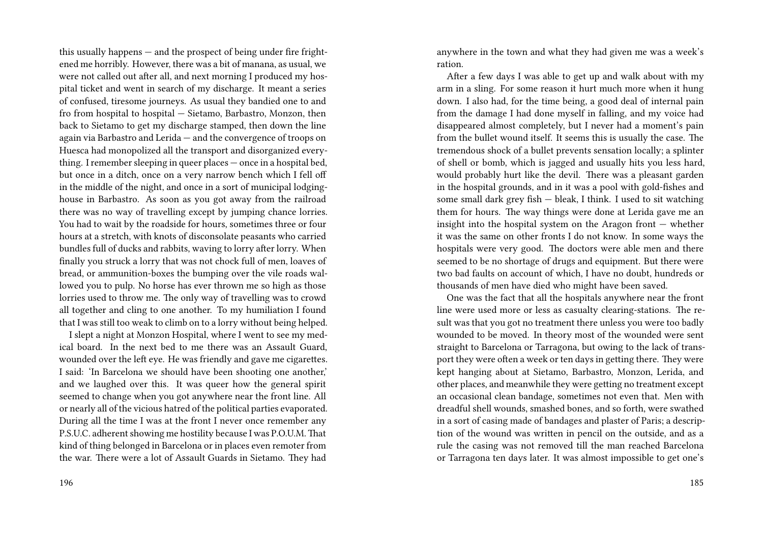this usually happens — and the prospect of being under fire frightened me horribly. However, there was a bit of manana, as usual, we were not called out after all, and next morning I produced my hospital ticket and went in search of my discharge. It meant a series of confused, tiresome journeys. As usual they bandied one to and fro from hospital to hospital — Sietamo, Barbastro, Monzon, then back to Sietamo to get my discharge stamped, then down the line again via Barbastro and Lerida — and the convergence of troops on Huesca had monopolized all the transport and disorganized everything. I remember sleeping in queer places — once in a hospital bed, but once in a ditch, once on a very narrow bench which I fell off in the middle of the night, and once in a sort of municipal lodging-house in Barbastro. As soon as you got away from the railroad there was no way of travelling except by jumping chance lorries. You had to wait by the roadside for hours, sometimes three or four hours at a stretch, with knots of disconsolate peasants who carried bundles full of ducks and rabbits, waving to lorry after lorry. When finally you struck a lorry that was not chock full of men, loaves of bread, or ammunition-boxes the bumping over the vile roads wallowed you to pulp. No horse has ever thrown me so high as those lorries used to throw me. The only way of travelling was to crowd all together and cling to one another. To my humiliation I found that I was still too weak to climb on to a lorry without being helped.

I slept a night at Monzon Hospital, where I went to see my medical board. In the next bed to me there was an Assault Guard, wounded over the left eye. He was friendly and gave me cigarettes. I said: 'In Barcelona we should have been shooting one another,' and we laughed over this. It was queer how the general spirit seemed to change when you got anywhere near the front line. All or nearly all of the vicious hatred of the political parties evaporated. During all the time I was at the front I never once remember any P.S.U.C. adherent showing me hostility because I was P.O.U.M. That kind of thing belonged in Barcelona or in places even remoter from the war. There were a lot of Assault Guards in Sietamo. They had

anywhere in the town and what they had given me was a week's ration.

After a few days I was able to get up and walk about with my arm in a sling. For some reason it hurt much more when it hung down. I also had, for the time being, a good deal of internal pain from the damage I had done myself in falling, and my voice had disappeared almost completely, but I never had a moment's pain from the bullet wound itself. It seems this is usually the case. The tremendous shock of a bullet prevents sensation locally; a splinter of shell or bomb, which is jagged and usually hits you less hard, would probably hurt like the devil. There was a pleasant garden in the hospital grounds, and in it was a pool with gold-fishes and some small dark grey fish — bleak, I think. I used to sit watching them for hours. The way things were done at Lerida gave me an insight into the hospital system on the Aragon front — whether it was the same on other fronts I do not know. In some ways the hospitals were very good. The doctors were able men and there seemed to be no shortage of drugs and equipment. But there were two bad faults on account of which, I have no doubt, hundreds or thousands of men have died who might have been saved.

One was the fact that all the hospitals anywhere near the front line were used more or less as casualty clearing-stations. The result was that you got no treatment there unless you were too badly wounded to be moved. In theory most of the wounded were sent straight to Barcelona or Tarragona, but owing to the lack of transport they were often a week or ten days in getting there. They were kept hanging about at Sietamo, Barbastro, Monzon, Lerida, and other places, and meanwhile they were getting no treatment except an occasional clean bandage, sometimes not even that. Men with dreadful shell wounds, smashed bones, and so forth, were swathed in a sort of casing made of bandages and plaster of Paris; a description of the wound was written in pencil on the outside, and as a rule the casing was not removed till the man reached Barcelona or Tarragona ten days later. It was almost impossible to get one's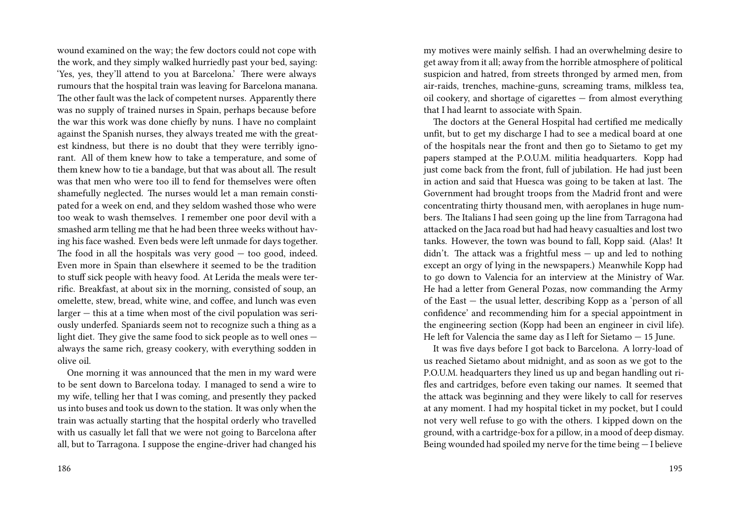wound examined on the way; the few doctors could not cope with the work, and they simply walked hurriedly past your bed, saying: 'Yes, yes, they'll attend to you at Barcelona.' There were always rumours that the hospital train was leaving for Barcelona manana. The other fault was the lack of competent nurses. Apparently there was no supply of trained nurses in Spain, perhaps because before the war this work was done chiefly by nuns. I have no complaint against the Spanish nurses, they always treated me with the greatest kindness, but there is no doubt that they were terribly ignorant. All of them knew how to take a temperature, and some of them knew how to tie a bandage, but that was about all. The result was that men who were too ill to fend for themselves were often shamefully neglected. The nurses would let a man remain constipated for a week on end, and they seldom washed those who were too weak to wash themselves. I remember one poor devil with a smashed arm telling me that he had been three weeks without having his face washed. Even beds were left unmade for days together. The food in all the hospitals was very good — too good, indeed. Even more in Spain than elsewhere it seemed to be the tradition to stuff sick people with heavy food. At Lerida the meals were terrific. Breakfast, at about six in the morning, consisted of soup, an omelette, stew, bread, white wine, and coffee, and lunch was even larger — this at a time when most of the civil population was seriously underfed. Spaniards seem not to recognize such a thing as a light diet. They give the same food to sick people as to well ones — always the same rich, greasy cookery, with everything sodden in olive oil.

One morning it was announced that the men in my ward were to be sent down to Barcelona today. I managed to send a wire to my wife, telling her that I was coming, and presently they packed us into buses and took us down to the station. It was only when the train was actually starting that the hospital orderly who travelled with us casually let fall that we were not going to Barcelona after all, but to Tarragona. I suppose the engine-driver had changed his

my motives were mainly selfish. I had an overwhelming desire to get away from it all; away from the horrible atmosphere of political suspicion and hatred, from streets thronged by armed men, from air-raids, trenches, machine-guns, screaming trams, milkless tea, oil cookery, and shortage of cigarettes — from almost everything that I had learnt to associate with Spain.

The doctors at the General Hospital had certified me medically unfit, but to get my discharge I had to see a medical board at one of the hospitals near the front and then go to Sietamo to get my papers stamped at the P.O.U.M. militia headquarters. Kopp had just come back from the front, full of jubilation. He had just been in action and said that Huesca was going to be taken at last. The Government had brought troops from the Madrid front and were concentrating thirty thousand men, with aeroplanes in huge numbers. The Italians I had seen going up the line from Tarragona had attacked on the Jaca road but had had heavy casualties and lost two tanks. However, the town was bound to fall, Kopp said. (Alas! It didn't. The attack was a frightful mess — up and led to nothing except an orgy of lying in the newspapers.) Meanwhile Kopp had to go down to Valencia for an interview at the Ministry of War. He had a letter from General Pozas, now commanding the Army of the East — the usual letter, describing Kopp as a 'person of all confidence' and recommending him for a special appointment in the engineering section (Kopp had been an engineer in civil life). He left for Valencia the same day as I left for Sietamo — 15 June.

It was five days before I got back to Barcelona. A lorry-load of us reached Sietamo about midnight, and as soon as we got to the P.O.U.M. headquarters they lined us up and began handling out rifles and cartridges, before even taking our names. It seemed that the attack was beginning and they were likely to call for reserves at any moment. I had my hospital ticket in my pocket, but I could not very well refuse to go with the others. I kipped down on the ground, with a cartridge-box for a pillow, in a mood of deep dismay. Being wounded had spoiled my nerve for the time being — I believe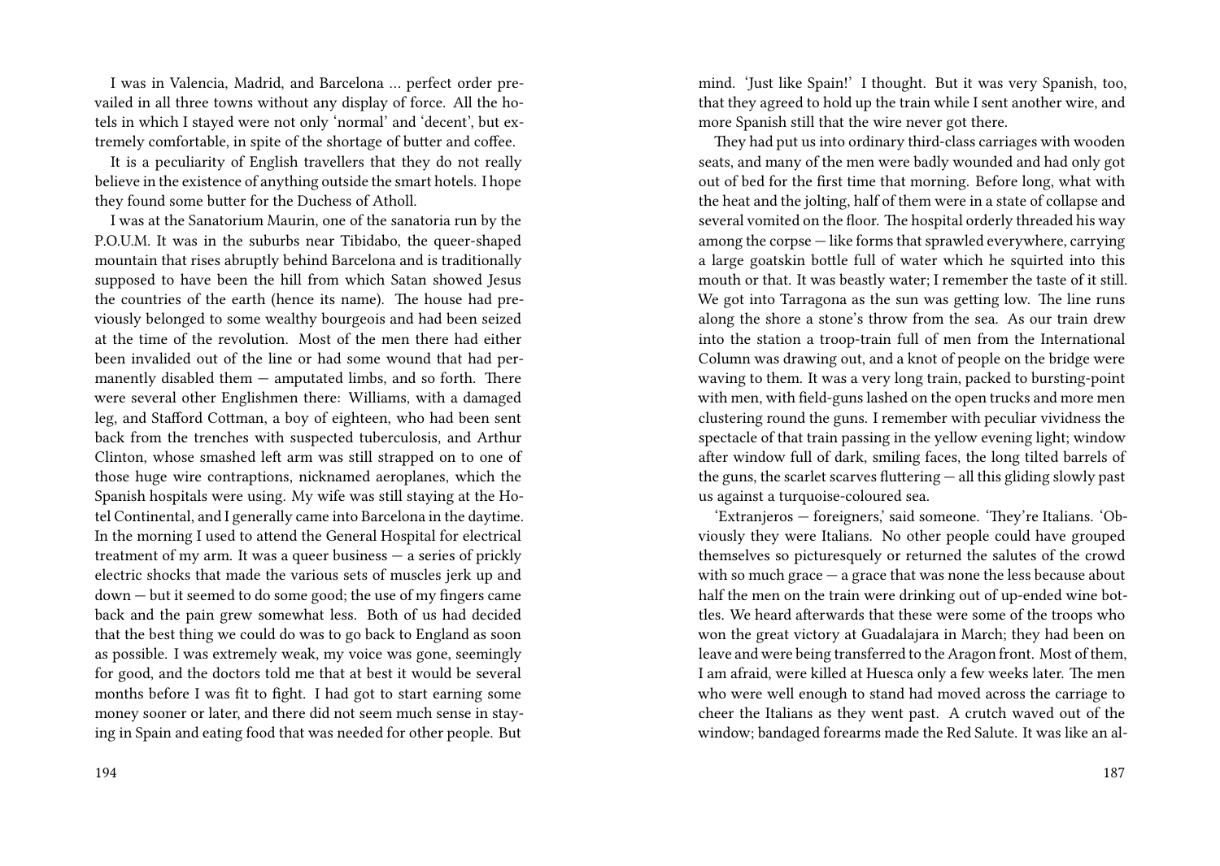I was in Valencia, Madrid, and Barcelona … perfect order prevailed in all three towns without any display of force. All the hotels in which I stayed were not only 'normal' and 'decent', but extremely comfortable, in spite of the shortage of butter and coffee.

It is a peculiarity of English travellers that they do not really believe in the existence of anything outside the smart hotels. I hope they found some butter for the Duchess of Atholl.

I was at the Sanatorium Maurin, one of the sanatoria run by the P.O.U.M. It was in the suburbs near Tibidabo, the queer-shaped mountain that rises abruptly behind Barcelona and is traditionally supposed to have been the hill from which Satan showed Jesus the countries of the earth (hence its name). The house had previously belonged to some wealthy bourgeois and had been seized at the time of the revolution. Most of the men there had either been invalided out of the line or had some wound that had permanently disabled them — amputated limbs, and so forth. There were several other Englishmen there: Williams, with a damaged leg, and Stafford Cottman, a boy of eighteen, who had been sent back from the trenches with suspected tuberculosis, and Arthur Clinton, whose smashed left arm was still strapped on to one of those huge wire contraptions, nicknamed aeroplanes, which the Spanish hospitals were using. My wife was still staying at the Hotel Continental, and I generally came into Barcelona in the daytime. In the morning I used to attend the General Hospital for electrical treatment of my arm. It was a queer business — a series of prickly electric shocks that made the various sets of muscles jerk up and down — but it seemed to do some good; the use of my fingers came back and the pain grew somewhat less. Both of us had decided that the best thing we could do was to go back to England as soon as possible. I was extremely weak, my voice was gone, seemingly for good, and the doctors told me that at best it would be several months before I was fit to fight. I had got to start earning some money sooner or later, and there did not seem much sense in staying in Spain and eating food that was needed for other people. But

mind. 'Just like Spain!' I thought. But it was very Spanish, too, that they agreed to hold up the train while I sent another wire, and more Spanish still that the wire never got there.

They had put us into ordinary third-class carriages with wooden seats, and many of the men were badly wounded and had only got out of bed for the first time that morning. Before long, what with the heat and the jolting, half of them were in a state of collapse and several vomited on the floor. The hospital orderly threaded his way among the corpse — like forms that sprawled everywhere, carrying a large goatskin bottle full of water which he squirted into this mouth or that. It was beastly water; I remember the taste of it still. We got into Tarragona as the sun was getting low. The line runs along the shore a stone's throw from the sea. As our train drew into the station a troop-train full of men from the International Column was drawing out, and a knot of people on the bridge were waving to them. It was a very long train, packed to bursting-point with men, with field-guns lashed on the open trucks and more men clustering round the guns. I remember with peculiar vividness the spectacle of that train passing in the yellow evening light; window after window full of dark, smiling faces, the long tilted barrels of the guns, the scarlet scarves fluttering — all this gliding slowly past us against a turquoise-coloured sea.

'Extranjeros — foreigners,' said someone. 'They're Italians. 'Obviously they were Italians. No other people could have grouped themselves so picturesquely or returned the salutes of the crowd with so much grace — a grace that was none the less because about half the men on the train were drinking out of up-ended wine bottles. We heard afterwards that these were some of the troops who won the great victory at Guadalajara in March; they had been on leave and were being transferred to the Aragon front. Most of them, I am afraid, were killed at Huesca only a few weeks later. The men who were well enough to stand had moved across the carriage to cheer the Italians as they went past. A crutch waved out of the window; bandaged forearms made the Red Salute. It was like an al-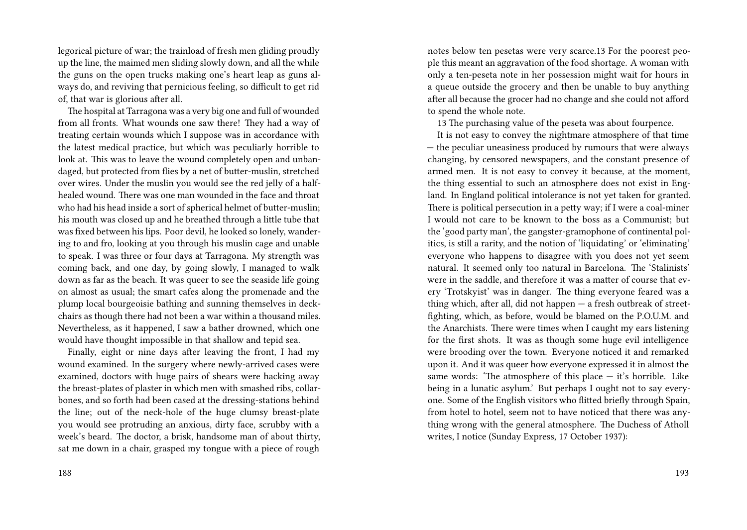legorical picture of war; the trainload of fresh men gliding proudly up the line, the maimed men sliding slowly down, and all the while the guns on the open trucks making one's heart leap as guns always do, and reviving that pernicious feeling, so difficult to get rid of, that war is glorious after all.

The hospital at Tarragona was a very big one and full of wounded from all fronts. What wounds one saw there! They had a way of treating certain wounds which I suppose was in accordance with the latest medical practice, but which was peculiarly horrible to look at. This was to leave the wound completely open and unbandaged, but protected from flies by a net of butter-muslin, stretched over wires. Under the muslin you would see the red jelly of a half-healed wound. There was one man wounded in the face and throat who had his head inside a sort of spherical helmet of butter-muslin; his mouth was closed up and he breathed through a little tube that was fixed between his lips. Poor devil, he looked so lonely, wandering to and fro, looking at you through his muslin cage and unable to speak. I was three or four days at Tarragona. My strength was coming back, and one day, by going slowly, I managed to walk down as far as the beach. It was queer to see the seaside life going on almost as usual; the smart cafes along the promenade and the plump local bourgeoisie bathing and sunning themselves in deckchairs as though there had not been a war within a thousand miles. Nevertheless, as it happened, I saw a bather drowned, which one would have thought impossible in that shallow and tepid sea.

Finally, eight or nine days after leaving the front, I had my wound examined. In the surgery where newly-arrived cases were examined, doctors with huge pairs of shears were hacking away the breast-plates of plaster in which men with smashed ribs, collarbones, and so forth had been cased at the dressing-stations behind the line; out of the neck-hole of the huge clumsy breast-plate you would see protruding an anxious, dirty face, scrubby with a week's beard. The doctor, a brisk, handsome man of about thirty, sat me down in a chair, grasped my tongue with a piece of rough

notes below ten pesetas were very scarce.[13] For the poorest people this meant an aggravation of the food shortage. A woman with only a ten-peseta note in her possession might wait for hours in a queue outside the grocery and then be unable to buy anything after all because the grocer had no change and she could not afford to spend the whole note.

[13] The purchasing value of the peseta was about fourpence.

It is not easy to convey the nightmare atmosphere of that time — the peculiar uneasiness produced by rumours that were always changing, by censored newspapers, and the constant presence of armed men. It is not easy to convey it because, at the moment, the thing essential to such an atmosphere does not exist in England. In England political intolerance is not yet taken for granted. There is political persecution in a petty way; if I were a coal-miner I would not care to be known to the boss as a Communist; but the 'good party man', the gangster-gramophone of continental politics, is still a rarity, and the notion of 'liquidating' or 'eliminating' everyone who happens to disagree with you does not yet seem natural. It seemed only too natural in Barcelona. The 'Stalinists' were in the saddle, and therefore it was a matter of course that every 'Trotskyist' was in danger. The thing everyone feared was a thing which, after all, did not happen — a fresh outbreak of street-fighting, which, as before, would be blamed on the P.O.U.M. and the Anarchists. There were times when I caught my ears listening for the first shots. It was as though some huge evil intelligence were brooding over the town. Everyone noticed it and remarked upon it. And it was queer how everyone expressed it in almost the same words: 'The atmosphere of this place — it's horrible. Like being in a lunatic asylum.' But perhaps I ought not to say everyone. Some of the English visitors who flitted briefly through Spain, from hotel to hotel, seem not to have noticed that there was anything wrong with the general atmosphere. The Duchess of Atholl writes, I notice (Sunday Express, 17 October 1937):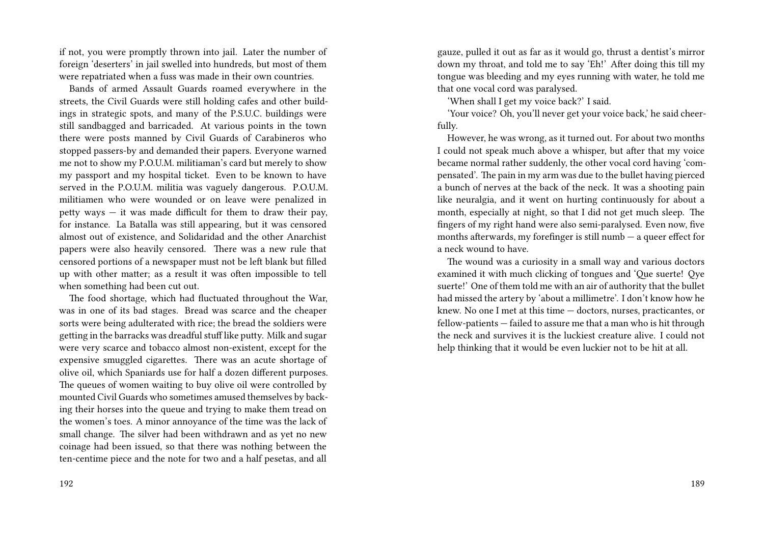if not, you were promptly thrown into jail. Later the number of foreign 'deserters' in jail swelled into hundreds, but most of them were repatriated when a fuss was made in their own countries.

Bands of armed Assault Guards roamed everywhere in the streets, the Civil Guards were still holding cafes and other buildings in strategic spots, and many of the P.S.U.C. buildings were still sandbagged and barricaded. At various points in the town there were posts manned by Civil Guards of Carabineros who stopped passers-by and demanded their papers. Everyone warned me not to show my P.O.U.M. militiaman's card but merely to show my passport and my hospital ticket. Even to be known to have served in the P.O.U.M. militia was vaguely dangerous. P.O.U.M. militiamen who were wounded or on leave were penalized in petty ways — it was made difficult for them to draw their pay, for instance. La Batalla was still appearing, but it was censored almost out of existence, and Solidaridad and the other Anarchist papers were also heavily censored. There was a new rule that censored portions of a newspaper must not be left blank but filled up with other matter; as a result it was often impossible to tell when something had been cut out.

The food shortage, which had fluctuated throughout the War, was in one of its bad stages. Bread was scarce and the cheaper sorts were being adulterated with rice; the bread the soldiers were getting in the barracks was dreadful stuff like putty. Milk and sugar were very scarce and tobacco almost non-existent, except for the expensive smuggled cigarettes. There was an acute shortage of olive oil, which Spaniards use for half a dozen different purposes. The queues of women waiting to buy olive oil were controlled by mounted Civil Guards who sometimes amused themselves by backing their horses into the queue and trying to make them tread on the women's toes. A minor annoyance of the time was the lack of small change. The silver had been withdrawn and as yet no new coinage had been issued, so that there was nothing between the ten-centime piece and the note for two and a half pesetas, and all

gauze, pulled it out as far as it would go, thrust a dentist's mirror down my throat, and told me to say 'Eh!' After doing this till my tongue was bleeding and my eyes running with water, he told me that one vocal cord was paralysed.

'When shall I get my voice back?' I said.

'Your voice? Oh, you'll never get your voice back,' he said cheerfully.

However, he was wrong, as it turned out. For about two months I could not speak much above a whisper, but after that my voice became normal rather suddenly, the other vocal cord having 'compensated'. The pain in my arm was due to the bullet having pierced a bunch of nerves at the back of the neck. It was a shooting pain like neuralgia, and it went on hurting continuously for about a month, especially at night, so that I did not get much sleep. The fingers of my right hand were also semi-paralysed. Even now, five months afterwards, my forefinger is still numb — a queer effect for a neck wound to have.

The wound was a curiosity in a small way and various doctors examined it with much clicking of tongues and 'Que suerte! Qye suerte!' One of them told me with an air of authority that the bullet had missed the artery by 'about a millimetre'. I don't know how he knew. No one I met at this time — doctors, nurses, practicantes, or fellow-patients — failed to assure me that a man who is hit through the neck and survives it is the luckiest creature alive. I could not help thinking that it would be even luckier not to be hit at all.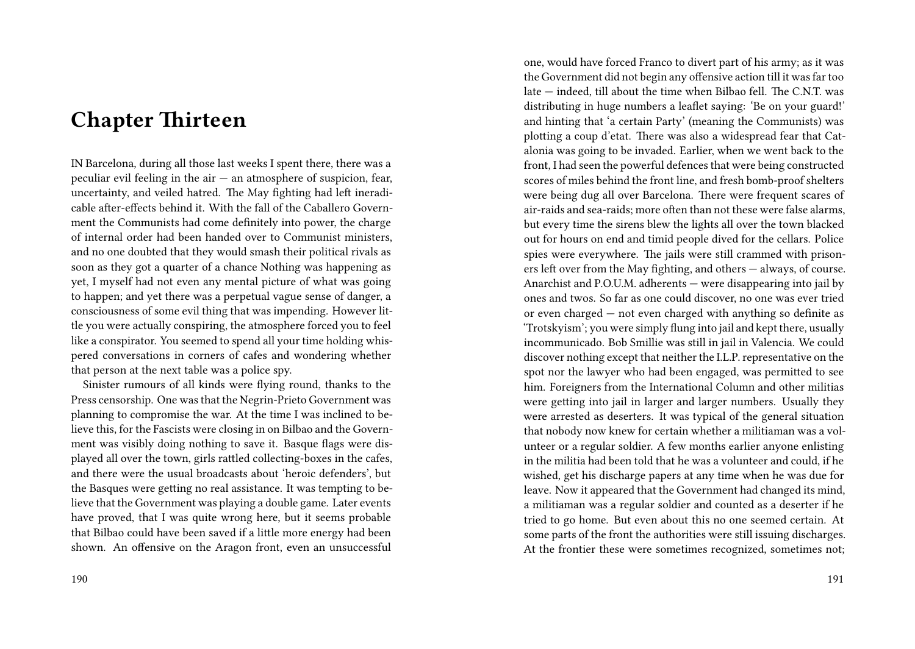# Chapter Thirteen

IN Barcelona, during all those last weeks I spent there, there was a peculiar evil feeling in the air — an atmosphere of suspicion, fear, uncertainty, and veiled hatred. The May fighting had left ineradicable after-effects behind it. With the fall of the Caballero Government the Communists had come definitely into power, the charge of internal order had been handed over to Communist ministers, and no one doubted that they would smash their political rivals as soon as they got a quarter of a chance Nothing was happening as yet, I myself had not even any mental picture of what was going to happen; and yet there was a perpetual vague sense of danger, a consciousness of some evil thing that was impending. However little you were actually conspiring, the atmosphere forced you to feel like a conspirator. You seemed to spend all your time holding whispered conversations in corners of cafes and wondering whether that person at the next table was a police spy.

Sinister rumours of all kinds were flying round, thanks to the Press censorship. One was that the Negrin-Prieto Government was planning to compromise the war. At the time I was inclined to believe this, for the Fascists were closing in on Bilbao and the Government was visibly doing nothing to save it. Basque flags were displayed all over the town, girls rattled collecting-boxes in the cafes, and there were the usual broadcasts about 'heroic defenders', but the Basques were getting no real assistance. It was tempting to believe that the Government was playing a double game. Later events have proved, that I was quite wrong here, but it seems probable that Bilbao could have been saved if a little more energy had been shown. An offensive on the Aragon front, even an unsuccessful one, would have forced Franco to divert part of his army; as it was the Government did not begin any offensive action till it was far too late — indeed, till about the time when Bilbao fell. The C.N.T. was distributing in huge numbers a leaflet saying: 'Be on your guard!' and hinting that 'a certain Party' (meaning the Communists) was plotting a coup d'etat. There was also a widespread fear that Catalonia was going to be invaded. Earlier, when we went back to the front, I had seen the powerful defences that were being constructed scores of miles behind the front line, and fresh bomb-proof shelters were being dug all over Barcelona. There were frequent scares of air-raids and sea-raids; more often than not these were false alarms, but every time the sirens blew the lights all over the town blacked out for hours on end and timid people dived for the cellars. Police spies were everywhere. The jails were still crammed with prisoners left over from the May fighting, and others — always, of course. Anarchist and P.O.U.M. adherents — were disappearing into jail by ones and twos. So far as one could discover, no one was ever tried or even charged — not even charged with anything so definite as 'Trotskyism'; you were simply flung into jail and kept there, usually incommunicado. Bob Smillie was still in jail in Valencia. We could discover nothing except that neither the I.L.P. representative on the spot nor the lawyer who had been engaged, was permitted to see him. Foreigners from the International Column and other militias were getting into jail in larger and larger numbers. Usually they were arrested as deserters. It was typical of the general situation that nobody now knew for certain whether a militiaman was a volunteer or a regular soldier. A few months earlier anyone enlisting in the militia had been told that he was a volunteer and could, if he wished, get his discharge papers at any time when he was due for leave. Now it appeared that the Government had changed its mind, a militiaman was a regular soldier and counted as a deserter if he tried to go home. But even about this no one seemed certain. At some parts of the front the authorities were still issuing discharges. At the frontier these were sometimes recognized, sometimes not;